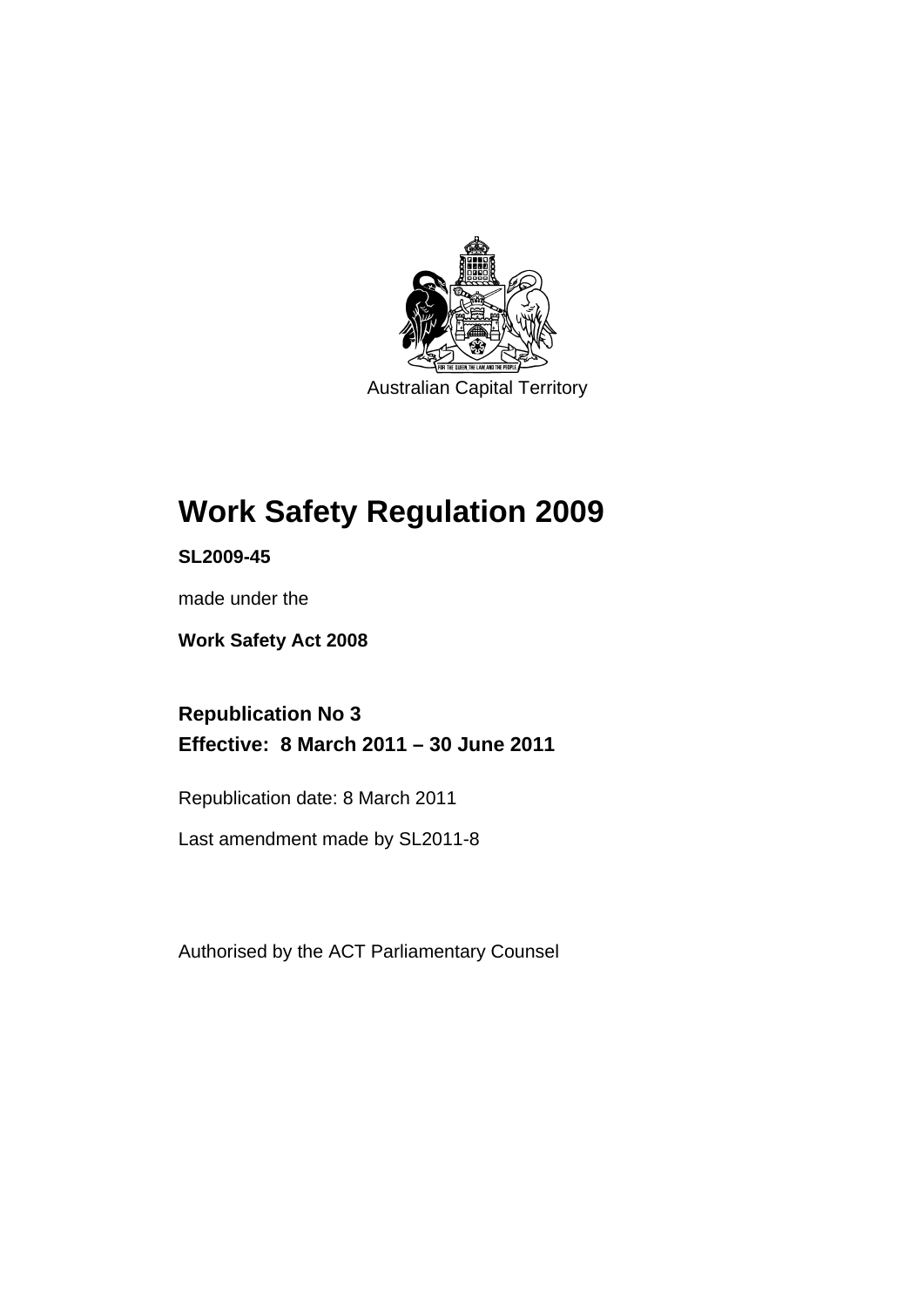Australian Capital Territory

# Work Safety Regulation 2009

**SL2009-45**

made under the

**Work Safety Act 2008**

## Republication No 3
## Effective: 8 March 2011 – 30 June 2011

Republication date: 8 March 2011

Last amendment made by SL2011-8

Authorised by the ACT Parliamentary Counsel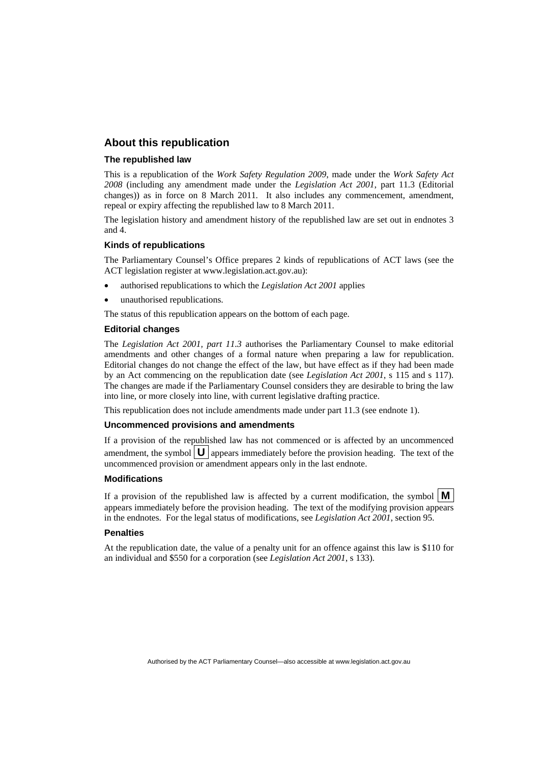## About this republication

### The republished law

This is a republication of the *Work Safety Regulation 2009*, made under the *Work Safety Act 2008* (including any amendment made under the *Legislation Act 2001*, part 11.3 (Editorial changes)) as in force on 8 March 2011. It also includes any commencement, amendment, repeal or expiry affecting the republished law to 8 March 2011.

The legislation history and amendment history of the republished law are set out in endnotes 3 and 4.

### Kinds of republications

The Parliamentary Counsel's Office prepares 2 kinds of republications of ACT laws (see the ACT legislation register at www.legislation.act.gov.au):

- authorised republications to which the *Legislation Act 2001* applies
- unauthorised republications.

The status of this republication appears on the bottom of each page.

### Editorial changes

The *Legislation Act 2001, part 11.3* authorises the Parliamentary Counsel to make editorial amendments and other changes of a formal nature when preparing a law for republication. Editorial changes do not change the effect of the law, but have effect as if they had been made by an Act commencing on the republication date (see *Legislation Act 2001*, s 115 and s 117). The changes are made if the Parliamentary Counsel considers they are desirable to bring the law into line, or more closely into line, with current legislative drafting practice.

This republication does not include amendments made under part 11.3 (see endnote 1).

### Uncommenced provisions and amendments

If a provision of the republished law has not commenced or is affected by an uncommenced amendment, the symbol **U** appears immediately before the provision heading. The text of the uncommenced provision or amendment appears only in the last endnote.

### Modifications

If a provision of the republished law is affected by a current modification, the symbol **M** appears immediately before the provision heading. The text of the modifying provision appears in the endnotes. For the legal status of modifications, see *Legislation Act 2001*, section 95.

### Penalties

At the republication date, the value of a penalty unit for an offence against this law is $110 for an individual and $550 for a corporation (see *Legislation Act 2001*, s 133).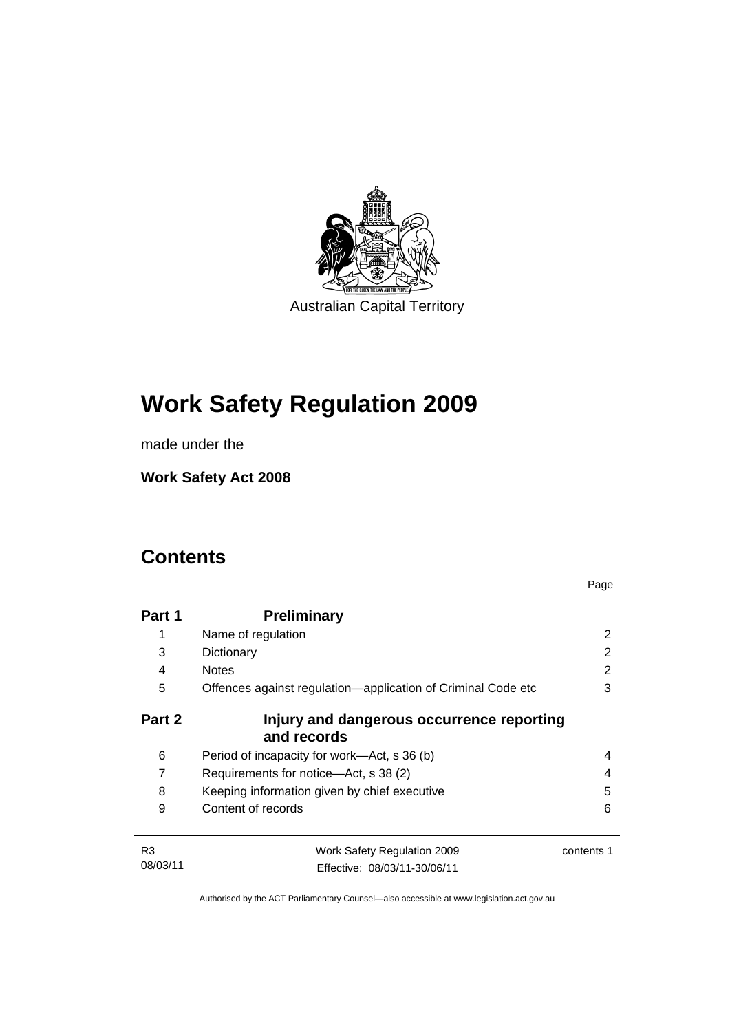Australian Capital Territory

# Work Safety Regulation 2009

made under the

**Work Safety Act 2008**

## Contents

| | | Page |
|---|---|---|
| **Part 1** | **Preliminary** | |
| 1 | Name of regulation | 2 |
| 3 | Dictionary | 2 |
| 4 | Notes | 2 |
| 5 | Offences against regulation—application of Criminal Code etc | 3 |
| **Part 2** | **Injury and dangerous occurrence reporting and records** | |
| 6 | Period of incapacity for work—Act, s 36 (b) | 4 |
| 7 | Requirements for notice—Act, s 38 (2) | 4 |
| 8 | Keeping information given by chief executive | 5 |
| 9 | Content of records | 6 |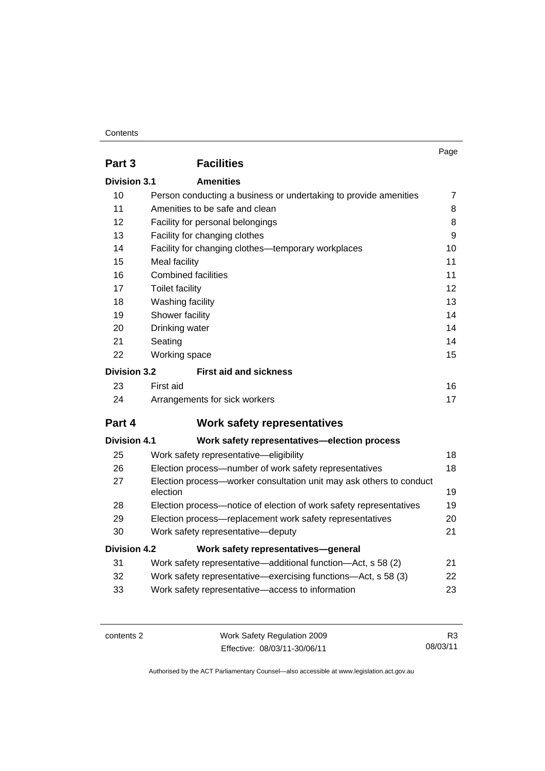| | | Page |
|---|---|---|
| **Part 3** | **Facilities** | |
| **Division 3.1** | **Amenities** | |
| 10 | Person conducting a business or undertaking to provide amenities | 7 |
| 11 | Amenities to be safe and clean | 8 |
| 12 | Facility for personal belongings | 8 |
| 13 | Facility for changing clothes | 9 |
| 14 | Facility for changing clothes—temporary workplaces | 10 |
| 15 | Meal facility | 11 |
| 16 | Combined facilities | 11 |
| 17 | Toilet facility | 12 |
| 18 | Washing facility | 13 |
| 19 | Shower facility | 14 |
| 20 | Drinking water | 14 |
| 21 | Seating | 14 |
| 22 | Working space | 15 |
| **Division 3.2** | **First aid and sickness** | |
| 23 | First aid | 16 |
| 24 | Arrangements for sick workers | 17 |
| **Part 4** | **Work safety representatives** | |
| **Division 4.1** | **Work safety representatives—election process** | |
| 25 | Work safety representative—eligibility | 18 |
| 26 | Election process—number of work safety representatives | 18 |
| 27 | Election process—worker consultation unit may ask others to conduct election | 19 |
| 28 | Election process—notice of election of work safety representatives | 19 |
| 29 | Election process—replacement work safety representatives | 20 |
| 30 | Work safety representative—deputy | 21 |
| **Division 4.2** | **Work safety representatives—general** | |
| 31 | Work safety representative—additional function—Act, s 58 (2) | 21 |
| 32 | Work safety representative—exercising functions—Act, s 58 (3) | 22 |
| 33 | Work safety representative—access to information | 23 |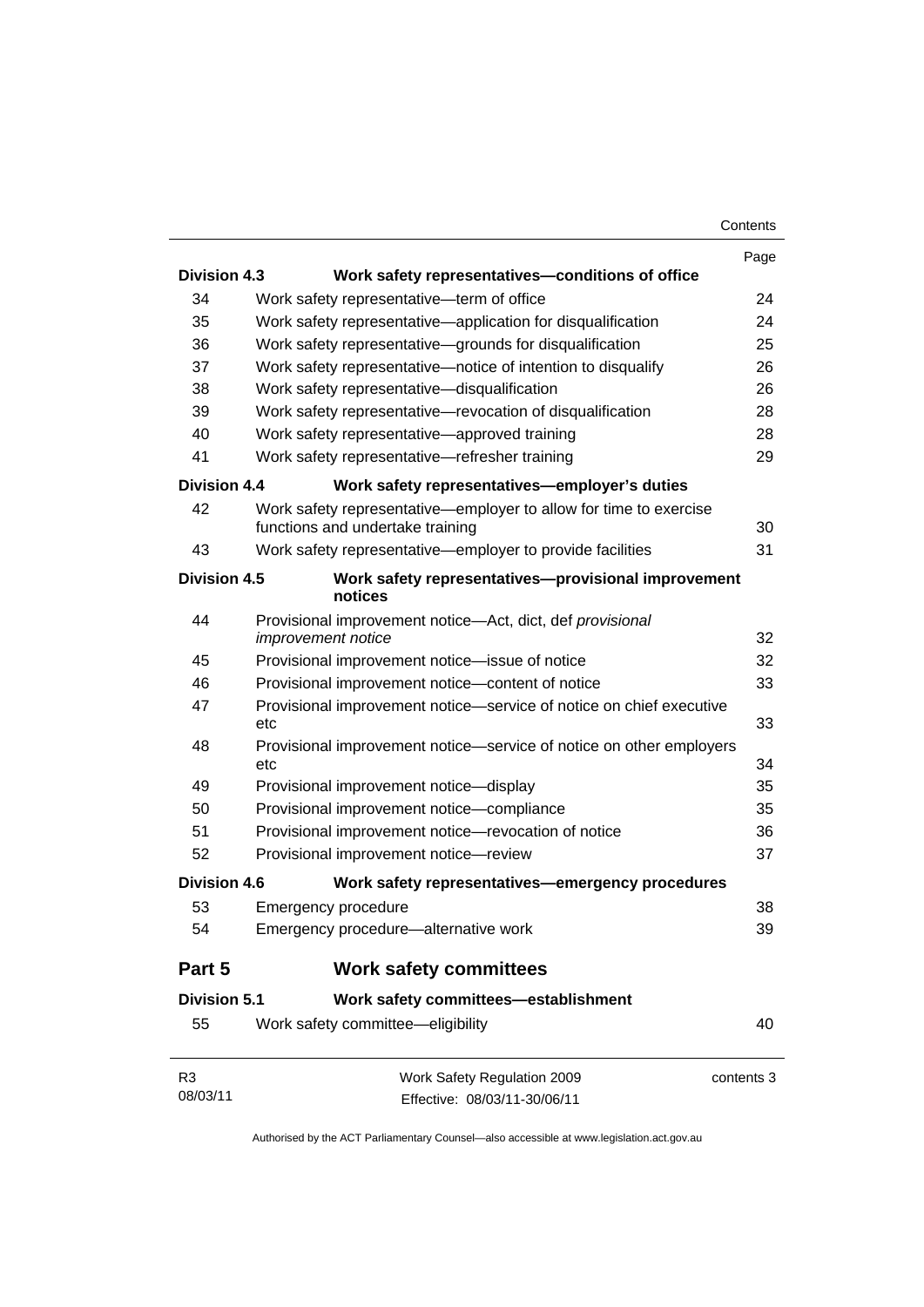| | | Page |
|---|---|---|
| **Division 4.3** | **Work safety representatives—conditions of office** | |
| 34 | Work safety representative—term of office | 24 |
| 35 | Work safety representative—application for disqualification | 24 |
| 36 | Work safety representative—grounds for disqualification | 25 |
| 37 | Work safety representative—notice of intention to disqualify | 26 |
| 38 | Work safety representative—disqualification | 26 |
| 39 | Work safety representative—revocation of disqualification | 28 |
| 40 | Work safety representative—approved training | 28 |
| 41 | Work safety representative—refresher training | 29 |
| **Division 4.4** | **Work safety representatives—employer's duties** | |
| 42 | Work safety representative—employer to allow for time to exercise functions and undertake training | 30 |
| 43 | Work safety representative—employer to provide facilities | 31 |
| **Division 4.5** | **Work safety representatives—provisional improvement notices** | |
| 44 | Provisional improvement notice—Act, dict, def *provisional improvement notice* | 32 |
| 45 | Provisional improvement notice—issue of notice | 32 |
| 46 | Provisional improvement notice—content of notice | 33 |
| 47 | Provisional improvement notice—service of notice on chief executive etc | 33 |
| 48 | Provisional improvement notice—service of notice on other employers etc | 34 |
| 49 | Provisional improvement notice—display | 35 |
| 50 | Provisional improvement notice—compliance | 35 |
| 51 | Provisional improvement notice—revocation of notice | 36 |
| 52 | Provisional improvement notice—review | 37 |
| **Division 4.6** | **Work safety representatives—emergency procedures** | |
| 53 | Emergency procedure | 38 |
| 54 | Emergency procedure—alternative work | 39 |
| **Part 5** | **Work safety committees** | |
| **Division 5.1** | **Work safety committees—establishment** | |
| 55 | Work safety committee—eligibility | 40 |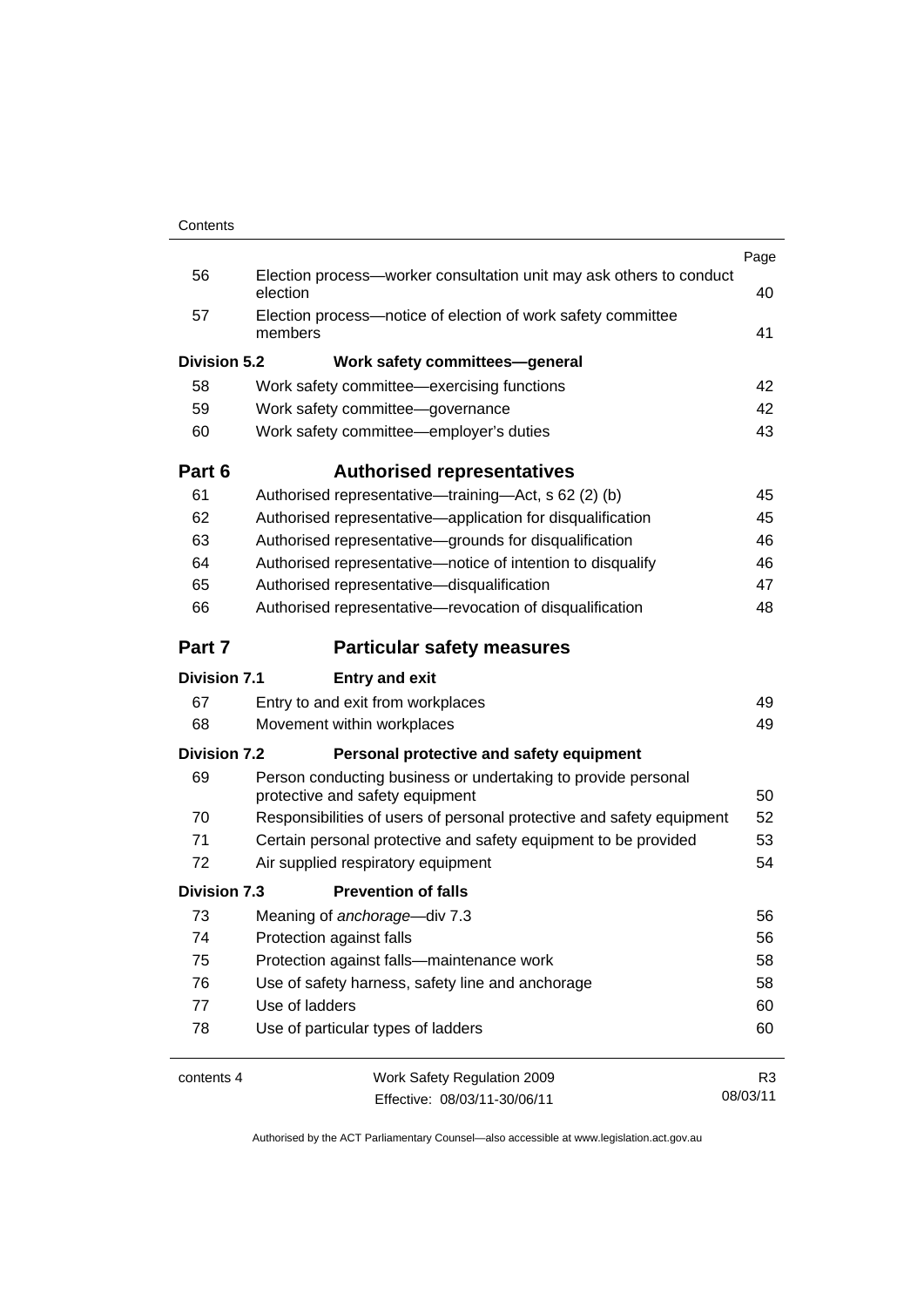| | | Page |
|---|---|---|
| 56 | Election process—worker consultation unit may ask others to conduct election | 40 |
| 57 | Election process—notice of election of work safety committee members | 41 |
| **Division 5.2** | **Work safety committees—general** | |
| 58 | Work safety committee—exercising functions | 42 |
| 59 | Work safety committee—governance | 42 |
| 60 | Work safety committee—employer's duties | 43 |
| **Part 6** | **Authorised representatives** | |
| 61 | Authorised representative—training—Act, s 62 (2) (b) | 45 |
| 62 | Authorised representative—application for disqualification | 45 |
| 63 | Authorised representative—grounds for disqualification | 46 |
| 64 | Authorised representative—notice of intention to disqualify | 46 |
| 65 | Authorised representative—disqualification | 47 |
| 66 | Authorised representative—revocation of disqualification | 48 |
| **Part 7** | **Particular safety measures** | |
| **Division 7.1** | **Entry and exit** | |
| 67 | Entry to and exit from workplaces | 49 |
| 68 | Movement within workplaces | 49 |
| **Division 7.2** | **Personal protective and safety equipment** | |
| 69 | Person conducting business or undertaking to provide personal protective and safety equipment | 50 |
| 70 | Responsibilities of users of personal protective and safety equipment | 52 |
| 71 | Certain personal protective and safety equipment to be provided | 53 |
| 72 | Air supplied respiratory equipment | 54 |
| **Division 7.3** | **Prevention of falls** | |
| 73 | Meaning of *anchorage*—div 7.3 | 56 |
| 74 | Protection against falls | 56 |
| 75 | Protection against falls—maintenance work | 58 |
| 76 | Use of safety harness, safety line and anchorage | 58 |
| 77 | Use of ladders | 60 |
| 78 | Use of particular types of ladders | 60 |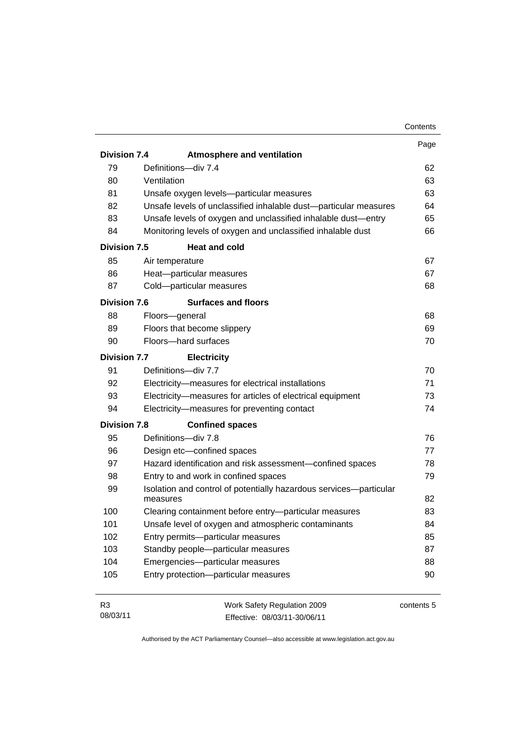| | | Page |
|---|---|---|
| **Division 7.4** | **Atmosphere and ventilation** | |
| 79 | Definitions—div 7.4 | 62 |
| 80 | Ventilation | 63 |
| 81 | Unsafe oxygen levels—particular measures | 63 |
| 82 | Unsafe levels of unclassified inhalable dust—particular measures | 64 |
| 83 | Unsafe levels of oxygen and unclassified inhalable dust—entry | 65 |
| 84 | Monitoring levels of oxygen and unclassified inhalable dust | 66 |
| **Division 7.5** | **Heat and cold** | |
| 85 | Air temperature | 67 |
| 86 | Heat—particular measures | 67 |
| 87 | Cold—particular measures | 68 |
| **Division 7.6** | **Surfaces and floors** | |
| 88 | Floors—general | 68 |
| 89 | Floors that become slippery | 69 |
| 90 | Floors—hard surfaces | 70 |
| **Division 7.7** | **Electricity** | |
| 91 | Definitions—div 7.7 | 70 |
| 92 | Electricity—measures for electrical installations | 71 |
| 93 | Electricity—measures for articles of electrical equipment | 73 |
| 94 | Electricity—measures for preventing contact | 74 |
| **Division 7.8** | **Confined spaces** | |
| 95 | Definitions—div 7.8 | 76 |
| 96 | Design etc—confined spaces | 77 |
| 97 | Hazard identification and risk assessment—confined spaces | 78 |
| 98 | Entry to and work in confined spaces | 79 |
| 99 | Isolation and control of potentially hazardous services—particular measures | 82 |
| 100 | Clearing containment before entry—particular measures | 83 |
| 101 | Unsafe level of oxygen and atmospheric contaminants | 84 |
| 102 | Entry permits—particular measures | 85 |
| 103 | Standby people—particular measures | 87 |
| 104 | Emergencies—particular measures | 88 |
| 105 | Entry protection—particular measures | 90 |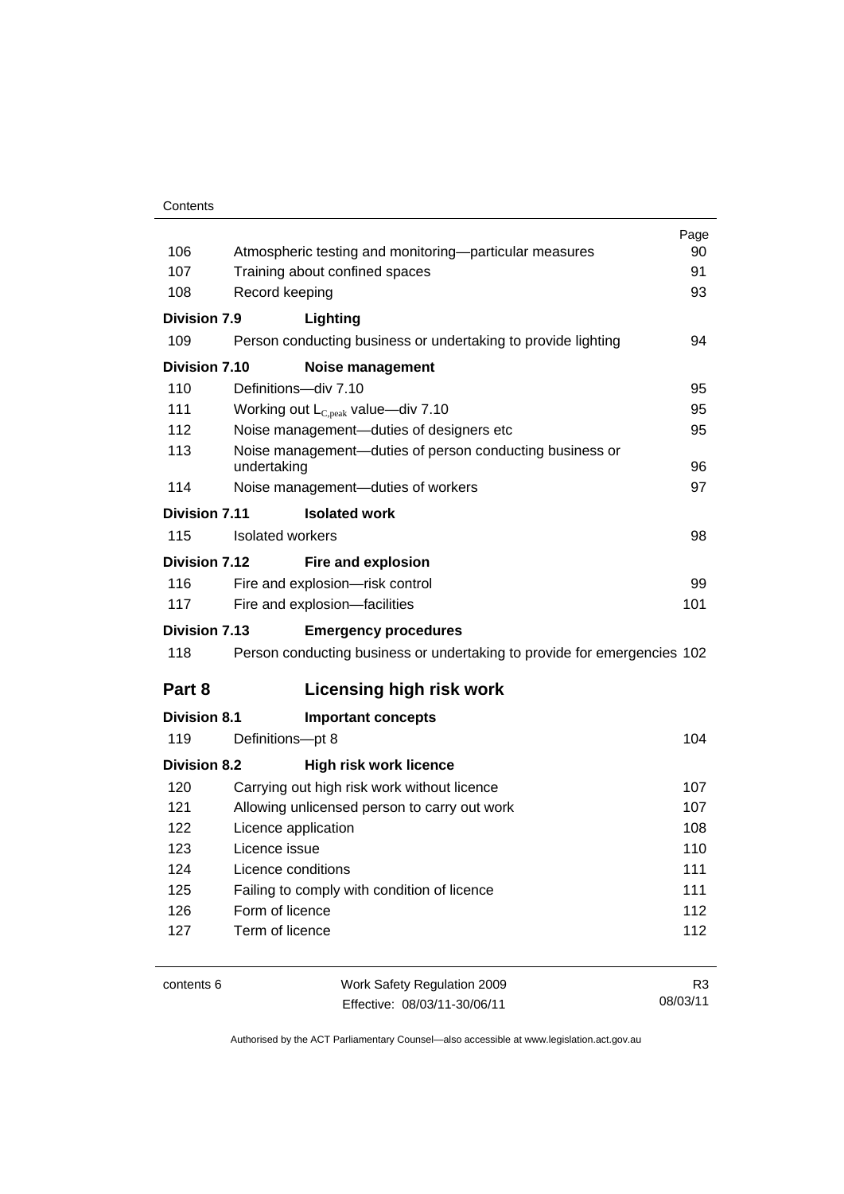| | | Page |
|---|---|---|
| 106 | Atmospheric testing and monitoring—particular measures | 90 |
| 107 | Training about confined spaces | 91 |
| 108 | Record keeping | 93 |
| **Division 7.9** | **Lighting** | |
| 109 | Person conducting business or undertaking to provide lighting | 94 |
| **Division 7.10** | **Noise management** | |
| 110 | Definitions—div 7.10 | 95 |
| 111 | Working out $L_{C,peak}$ value—div 7.10 | 95 |
| 112 | Noise management—duties of designers etc | 95 |
| 113 | Noise management—duties of person conducting business or undertaking | 96 |
| 114 | Noise management—duties of workers | 97 |
| **Division 7.11** | **Isolated work** | |
| 115 | Isolated workers | 98 |
| **Division 7.12** | **Fire and explosion** | |
| 116 | Fire and explosion—risk control | 99 |
| 117 | Fire and explosion—facilities | 101 |
| **Division 7.13** | **Emergency procedures** | |
| 118 | Person conducting business or undertaking to provide for emergencies | 102 |
| **Part 8** | **Licensing high risk work** | |
| **Division 8.1** | **Important concepts** | |
| 119 | Definitions—pt 8 | 104 |
| **Division 8.2** | **High risk work licence** | |
| 120 | Carrying out high risk work without licence | 107 |
| 121 | Allowing unlicensed person to carry out work | 107 |
| 122 | Licence application | 108 |
| 123 | Licence issue | 110 |
| 124 | Licence conditions | 111 |
| 125 | Failing to comply with condition of licence | 111 |
| 126 | Form of licence | 112 |
| 127 | Term of licence | 112 |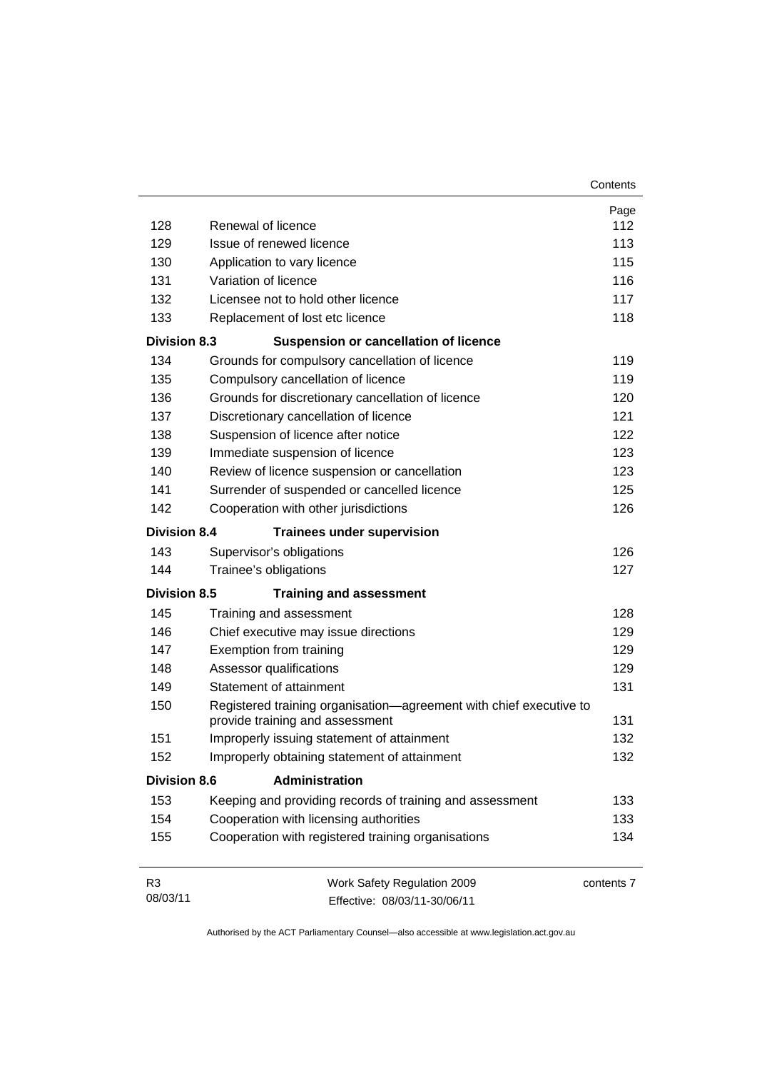| | | Page |
|---|---|---|
| 128 | Renewal of licence | 112 |
| 129 | Issue of renewed licence | 113 |
| 130 | Application to vary licence | 115 |
| 131 | Variation of licence | 116 |
| 132 | Licensee not to hold other licence | 117 |
| 133 | Replacement of lost etc licence | 118 |
| **Division 8.3** | **Suspension or cancellation of licence** | |
| 134 | Grounds for compulsory cancellation of licence | 119 |
| 135 | Compulsory cancellation of licence | 119 |
| 136 | Grounds for discretionary cancellation of licence | 120 |
| 137 | Discretionary cancellation of licence | 121 |
| 138 | Suspension of licence after notice | 122 |
| 139 | Immediate suspension of licence | 123 |
| 140 | Review of licence suspension or cancellation | 123 |
| 141 | Surrender of suspended or cancelled licence | 125 |
| 142 | Cooperation with other jurisdictions | 126 |
| **Division 8.4** | **Trainees under supervision** | |
| 143 | Supervisor's obligations | 126 |
| 144 | Trainee's obligations | 127 |
| **Division 8.5** | **Training and assessment** | |
| 145 | Training and assessment | 128 |
| 146 | Chief executive may issue directions | 129 |
| 147 | Exemption from training | 129 |
| 148 | Assessor qualifications | 129 |
| 149 | Statement of attainment | 131 |
| 150 | Registered training organisation—agreement with chief executive to provide training and assessment | 131 |
| 151 | Improperly issuing statement of attainment | 132 |
| 152 | Improperly obtaining statement of attainment | 132 |
| **Division 8.6** | **Administration** | |
| 153 | Keeping and providing records of training and assessment | 133 |
| 154 | Cooperation with licensing authorities | 133 |
| 155 | Cooperation with registered training organisations | 134 |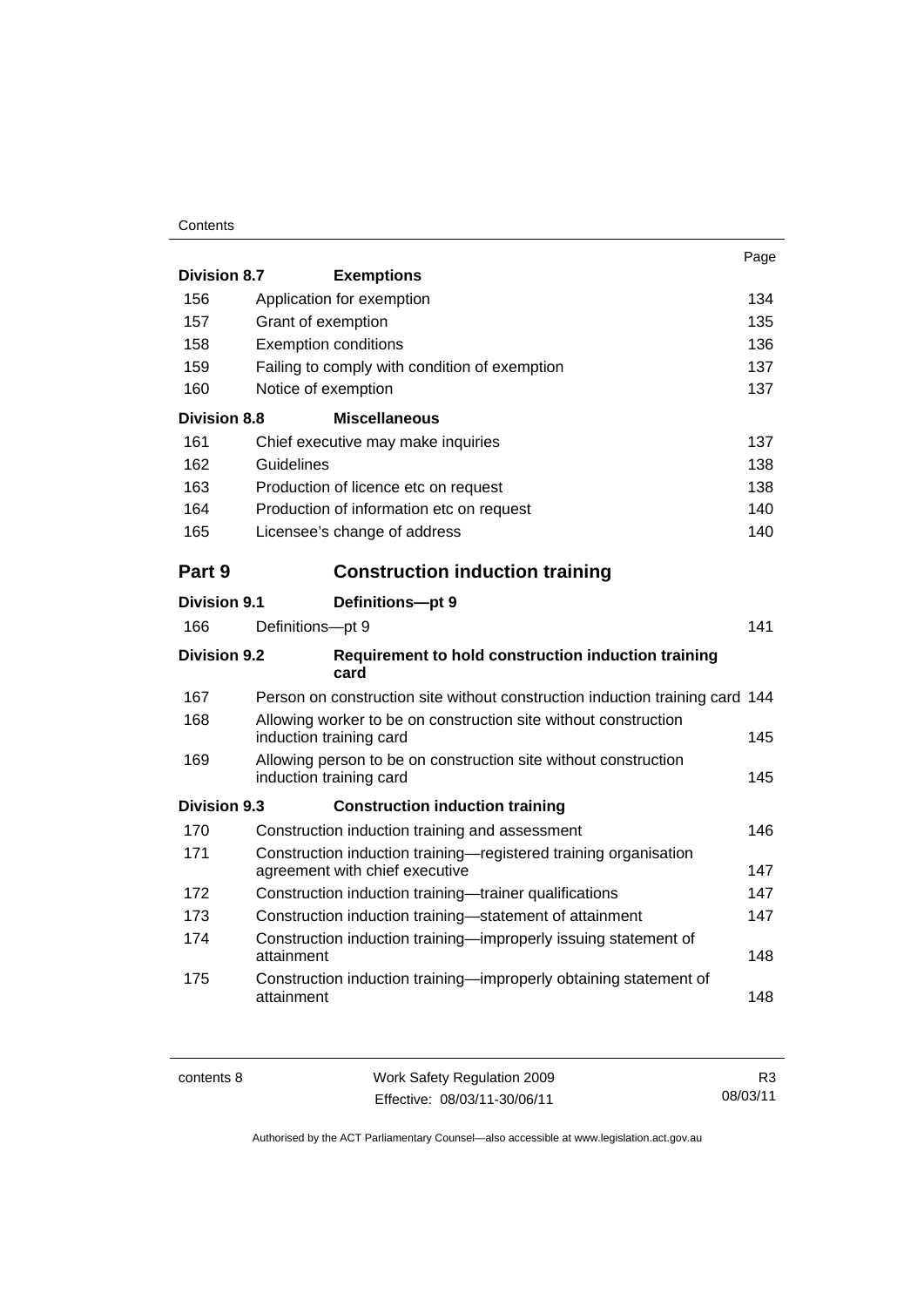| | | Page |
|---|---|---|
| **Division 8.7** | **Exemptions** | |
| 156 | Application for exemption | 134 |
| 157 | Grant of exemption | 135 |
| 158 | Exemption conditions | 136 |
| 159 | Failing to comply with condition of exemption | 137 |
| 160 | Notice of exemption | 137 |
| **Division 8.8** | **Miscellaneous** | |
| 161 | Chief executive may make inquiries | 137 |
| 162 | Guidelines | 138 |
| 163 | Production of licence etc on request | 138 |
| 164 | Production of information etc on request | 140 |
| 165 | Licensee's change of address | 140 |
| **Part 9** | **Construction induction training** | |
| **Division 9.1** | **Definitions—pt 9** | |
| 166 | Definitions—pt 9 | 141 |
| **Division 9.2** | **Requirement to hold construction induction training card** | |
| 167 | Person on construction site without construction induction training card | 144 |
| 168 | Allowing worker to be on construction site without construction induction training card | 145 |
| 169 | Allowing person to be on construction site without construction induction training card | 145 |
| **Division 9.3** | **Construction induction training** | |
| 170 | Construction induction training and assessment | 146 |
| 171 | Construction induction training—registered training organisation agreement with chief executive | 147 |
| 172 | Construction induction training—trainer qualifications | 147 |
| 173 | Construction induction training—statement of attainment | 147 |
| 174 | Construction induction training—improperly issuing statement of attainment | 148 |
| 175 | Construction induction training—improperly obtaining statement of attainment | 148 |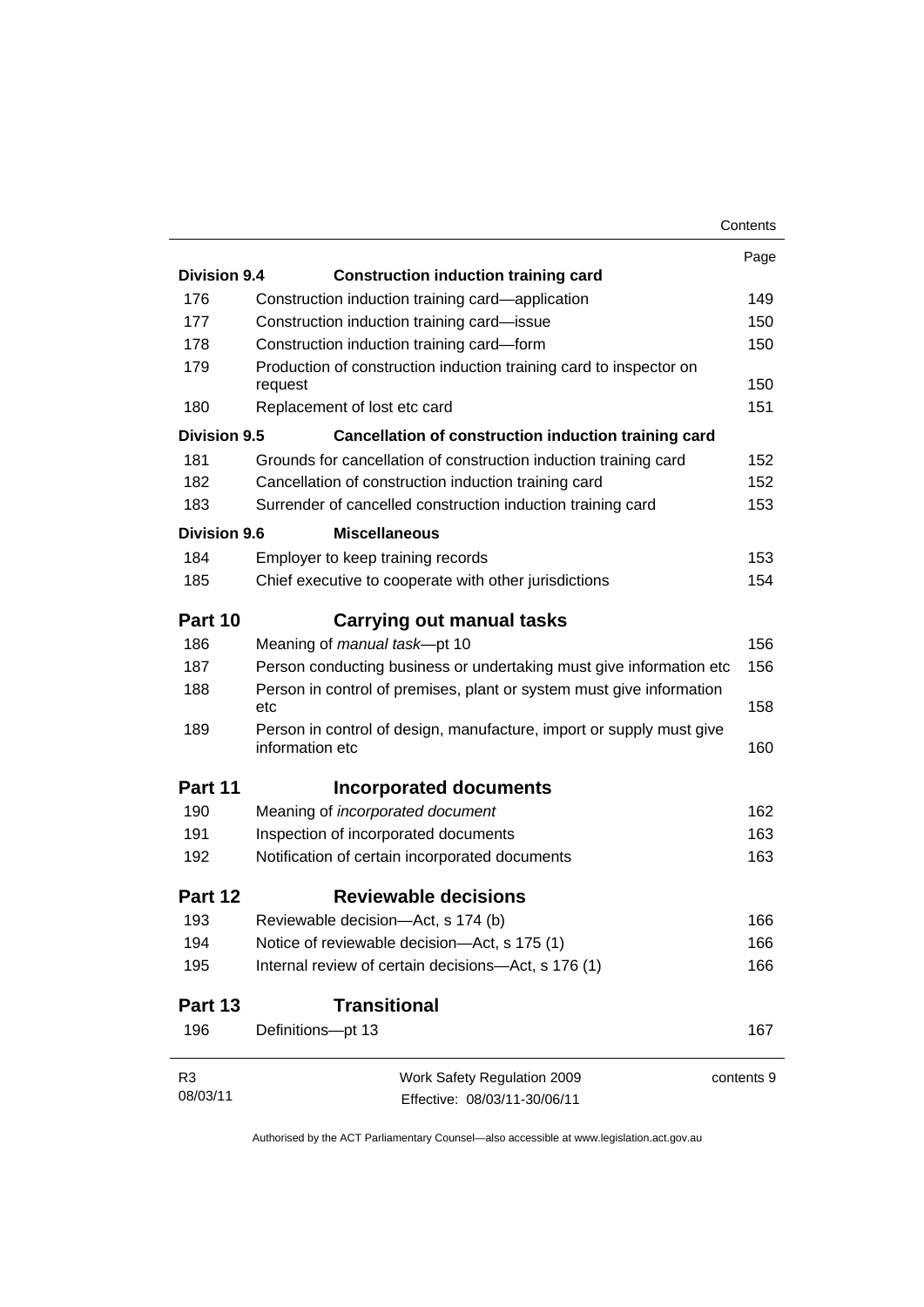| | | Page |
|---|---|---|
| **Division 9.4** | **Construction induction training card** | |
| 176 | Construction induction training card—application | 149 |
| 177 | Construction induction training card—issue | 150 |
| 178 | Construction induction training card—form | 150 |
| 179 | Production of construction induction training card to inspector on request | 150 |
| 180 | Replacement of lost etc card | 151 |
| **Division 9.5** | **Cancellation of construction induction training card** | |
| 181 | Grounds for cancellation of construction induction training card | 152 |
| 182 | Cancellation of construction induction training card | 152 |
| 183 | Surrender of cancelled construction induction training card | 153 |
| **Division 9.6** | **Miscellaneous** | |
| 184 | Employer to keep training records | 153 |
| 185 | Chief executive to cooperate with other jurisdictions | 154 |
| **Part 10** | **Carrying out manual tasks** | |
| 186 | Meaning of *manual task*—pt 10 | 156 |
| 187 | Person conducting business or undertaking must give information etc | 156 |
| 188 | Person in control of premises, plant or system must give information etc | 158 |
| 189 | Person in control of design, manufacture, import or supply must give information etc | 160 |
| **Part 11** | **Incorporated documents** | |
| 190 | Meaning of *incorporated document* | 162 |
| 191 | Inspection of incorporated documents | 163 |
| 192 | Notification of certain incorporated documents | 163 |
| **Part 12** | **Reviewable decisions** | |
| 193 | Reviewable decision—Act, s 174 (b) | 166 |
| 194 | Notice of reviewable decision—Act, s 175 (1) | 166 |
| 195 | Internal review of certain decisions—Act, s 176 (1) | 166 |
| **Part 13** | **Transitional** | |
| 196 | Definitions—pt 13 | 167 |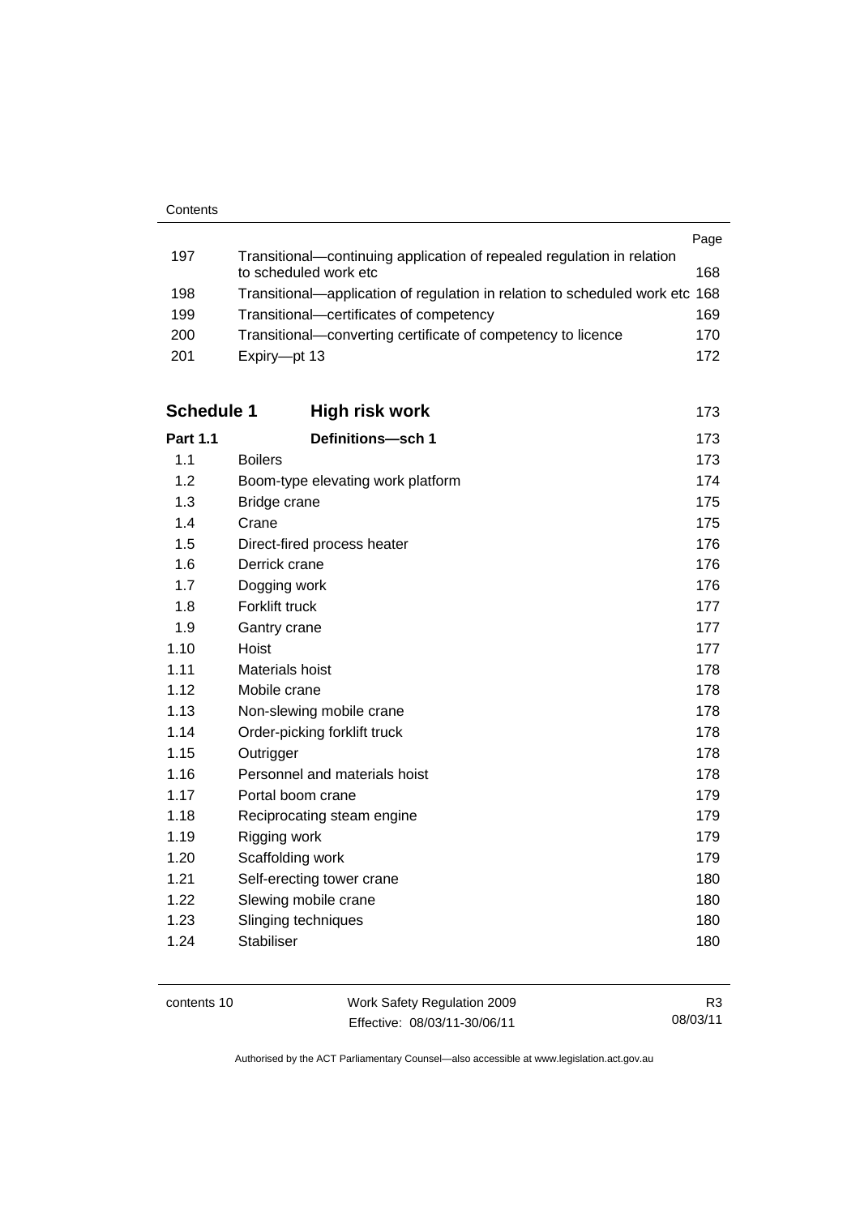| | | Page |
|---|---|---|
| 197 | Transitional—continuing application of repealed regulation in relation to scheduled work etc | 168 |
| 198 | Transitional—application of regulation in relation to scheduled work etc | 168 |
| 199 | Transitional—certificates of competency | 169 |
| 200 | Transitional—converting certificate of competency to licence | 170 |
| 201 | Expiry—pt 13 | 172 |

| | | |
|---|---|---|
| **Schedule 1** | **High risk work** | 173 |
| **Part 1.1** | **Definitions—sch 1** | 173 |
| 1.1 | Boilers | 173 |
| 1.2 | Boom-type elevating work platform | 174 |
| 1.3 | Bridge crane | 175 |
| 1.4 | Crane | 175 |
| 1.5 | Direct-fired process heater | 176 |
| 1.6 | Derrick crane | 176 |
| 1.7 | Dogging work | 176 |
| 1.8 | Forklift truck | 177 |
| 1.9 | Gantry crane | 177 |
| 1.10 | Hoist | 177 |
| 1.11 | Materials hoist | 178 |
| 1.12 | Mobile crane | 178 |
| 1.13 | Non-slewing mobile crane | 178 |
| 1.14 | Order-picking forklift truck | 178 |
| 1.15 | Outrigger | 178 |
| 1.16 | Personnel and materials hoist | 178 |
| 1.17 | Portal boom crane | 179 |
| 1.18 | Reciprocating steam engine | 179 |
| 1.19 | Rigging work | 179 |
| 1.20 | Scaffolding work | 179 |
| 1.21 | Self-erecting tower crane | 180 |
| 1.22 | Slewing mobile crane | 180 |
| 1.23 | Slinging techniques | 180 |
| 1.24 | Stabiliser | 180 |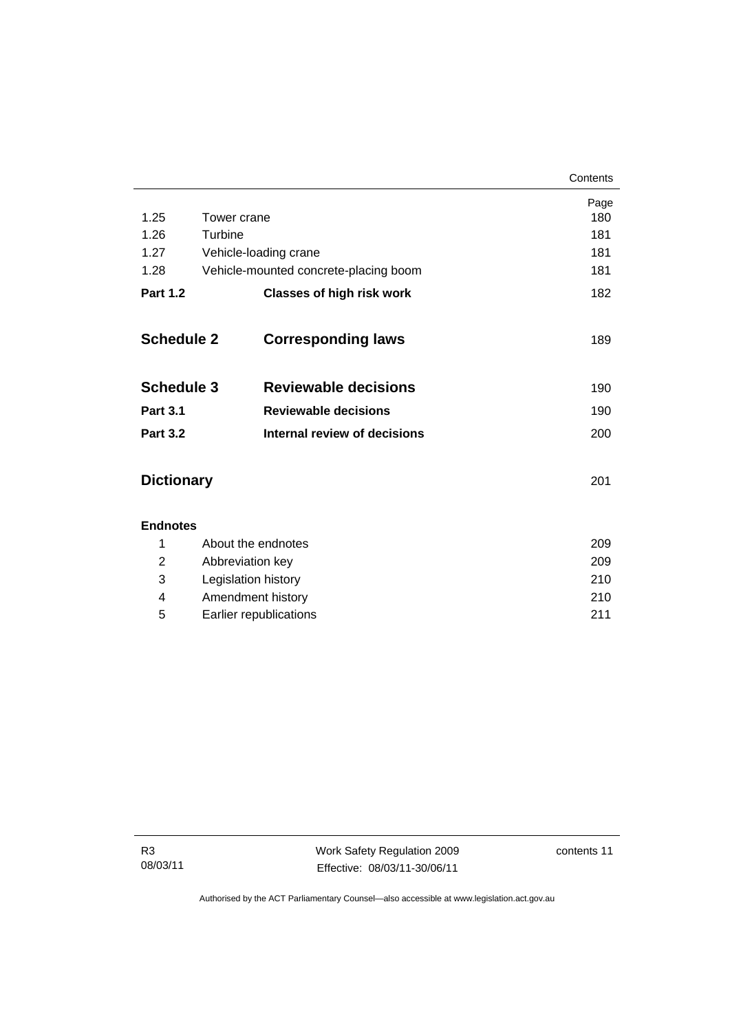| | | Page |
|---|---|---|
| 1.25 | Tower crane | 180 |
| 1.26 | Turbine | 181 |
| 1.27 | Vehicle-loading crane | 181 |
| 1.28 | Vehicle-mounted concrete-placing boom | 181 |
| **Part 1.2** | **Classes of high risk work** | 182 |

| | | |
|---|---|---|
| **Schedule 2** | **Corresponding laws** | 189 |

| | | |
|---|---|---|
| **Schedule 3** | **Reviewable decisions** | 190 |
| **Part 3.1** | **Reviewable decisions** | 190 |
| **Part 3.2** | **Internal review of decisions** | 200 |

| | |
|---|---|
| **Dictionary** | 201 |

**Endnotes**

| | | |
|---|---|---|
| 1 | About the endnotes | 209 |
| 2 | Abbreviation key | 209 |
| 3 | Legislation history | 210 |
| 4 | Amendment history | 210 |
| 5 | Earlier republications | 211 |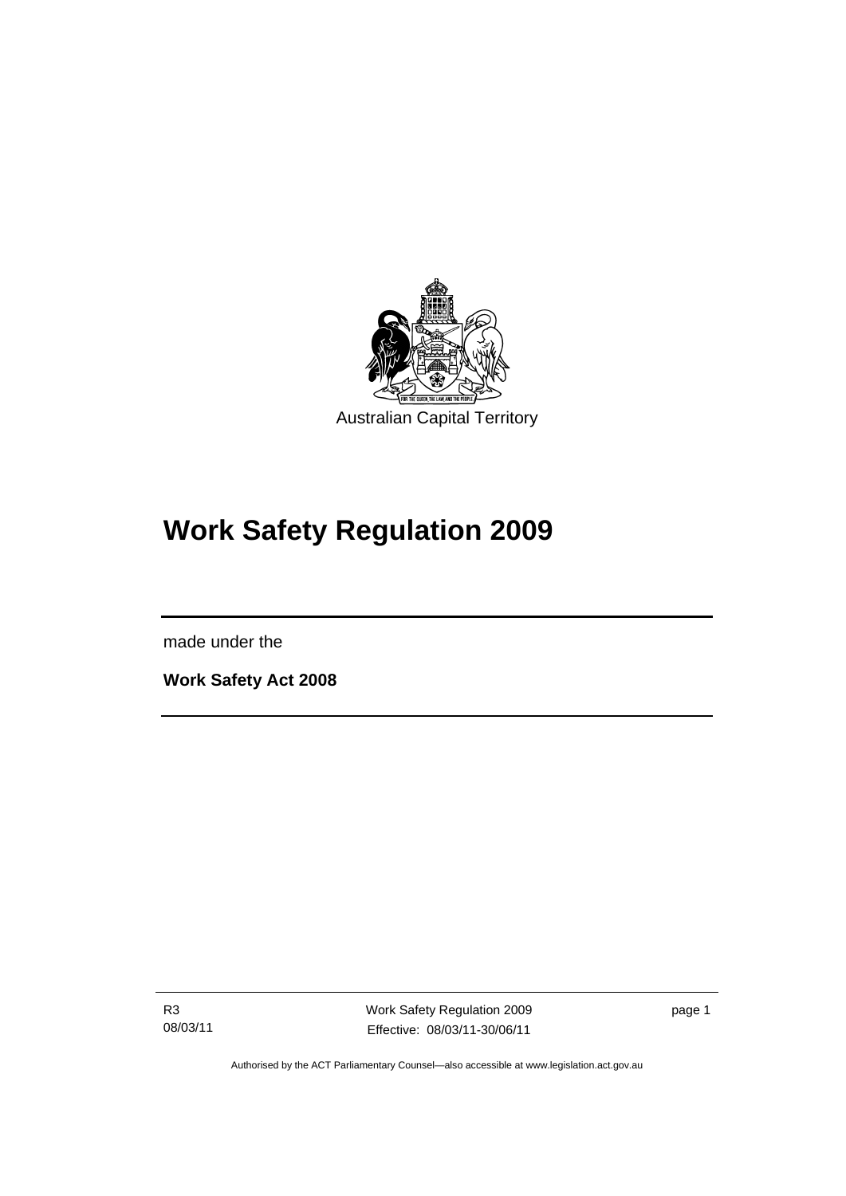Australian Capital Territory

# Work Safety Regulation 2009

made under the

**Work Safety Act 2008**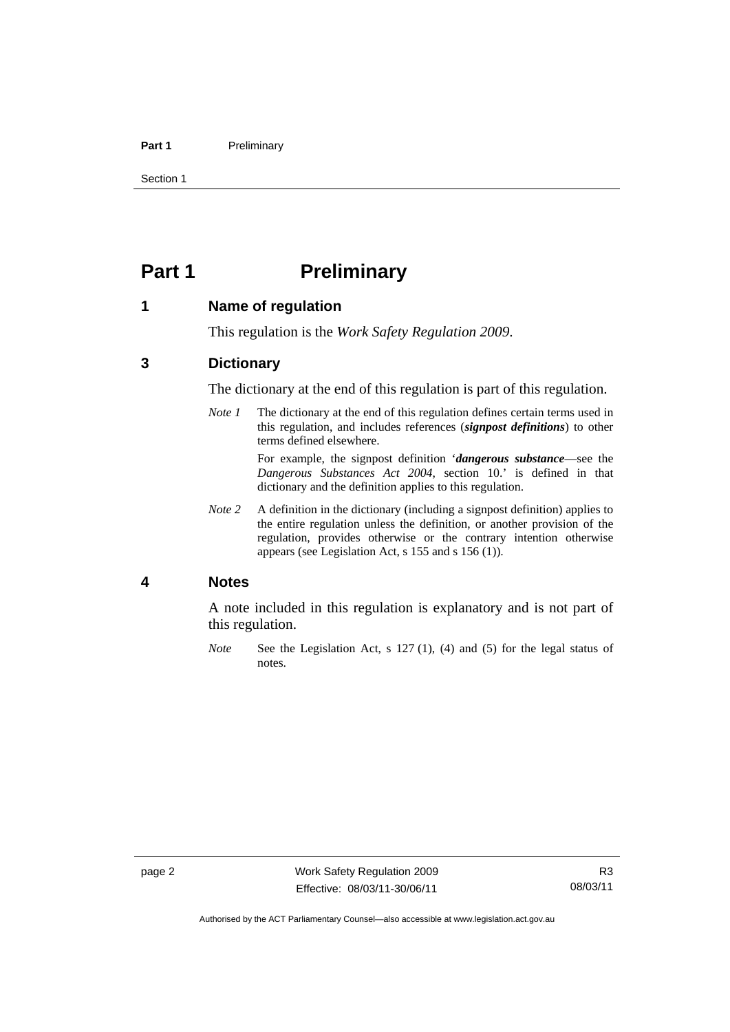# Part 1 Preliminary

## 1 Name of regulation

This regulation is the *Work Safety Regulation 2009*.

## 3 Dictionary

The dictionary at the end of this regulation is part of this regulation.

*Note 1* The dictionary at the end of this regulation defines certain terms used in this regulation, and includes references (***signpost definitions***) to other terms defined elsewhere.

For example, the signpost definition '***dangerous substance***—see the *Dangerous Substances Act 2004*, section 10.' is defined in that dictionary and the definition applies to this regulation.

*Note 2* A definition in the dictionary (including a signpost definition) applies to the entire regulation unless the definition, or another provision of the regulation, provides otherwise or the contrary intention otherwise appears (see Legislation Act, s 155 and s 156 (1)).

## 4 Notes

A note included in this regulation is explanatory and is not part of this regulation.

*Note* See the Legislation Act, s 127 (1), (4) and (5) for the legal status of notes.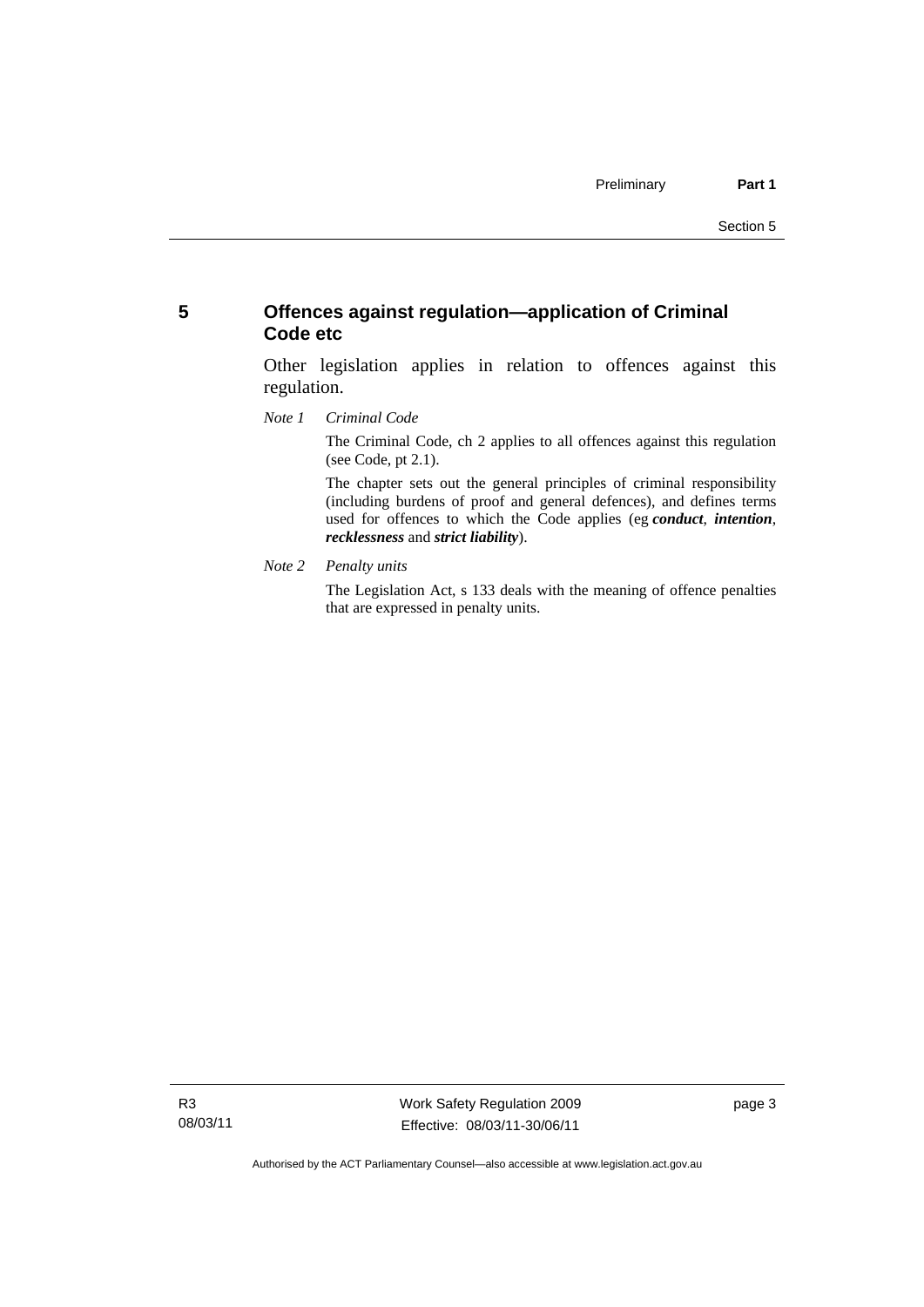## 5 Offences against regulation—application of Criminal Code etc

Other legislation applies in relation to offences against this regulation.

*Note 1 Criminal Code*

The Criminal Code, ch 2 applies to all offences against this regulation (see Code, pt 2.1).

The chapter sets out the general principles of criminal responsibility (including burdens of proof and general defences), and defines terms used for offences to which the Code applies (eg ***conduct***, ***intention***, ***recklessness*** and ***strict liability***).

*Note 2 Penalty units*

The Legislation Act, s 133 deals with the meaning of offence penalties that are expressed in penalty units.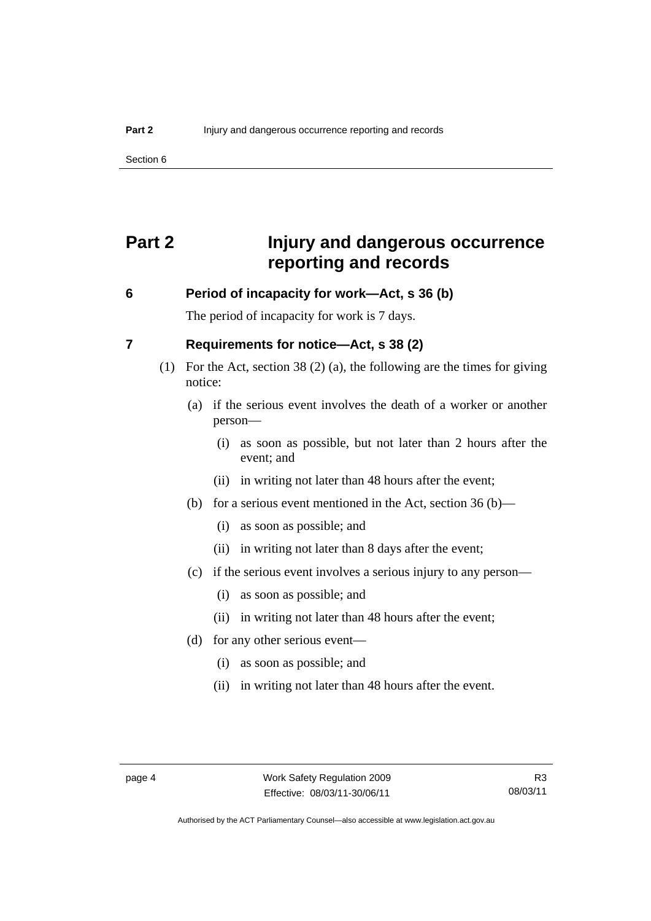# Part 2 Injury and dangerous occurrence reporting and records

## 6 Period of incapacity for work—Act, s 36 (b)

The period of incapacity for work is 7 days.

## 7 Requirements for notice—Act, s 38 (2)

(1) For the Act, section 38 (2) (a), the following are the times for giving notice:

(a) if the serious event involves the death of a worker or another person—

(i) as soon as possible, but not later than 2 hours after the event; and

(ii) in writing not later than 48 hours after the event;

(b) for a serious event mentioned in the Act, section 36 (b)—

(i) as soon as possible; and

(ii) in writing not later than 8 days after the event;

(c) if the serious event involves a serious injury to any person—

(i) as soon as possible; and

(ii) in writing not later than 48 hours after the event;

(d) for any other serious event—

(i) as soon as possible; and

(ii) in writing not later than 48 hours after the event.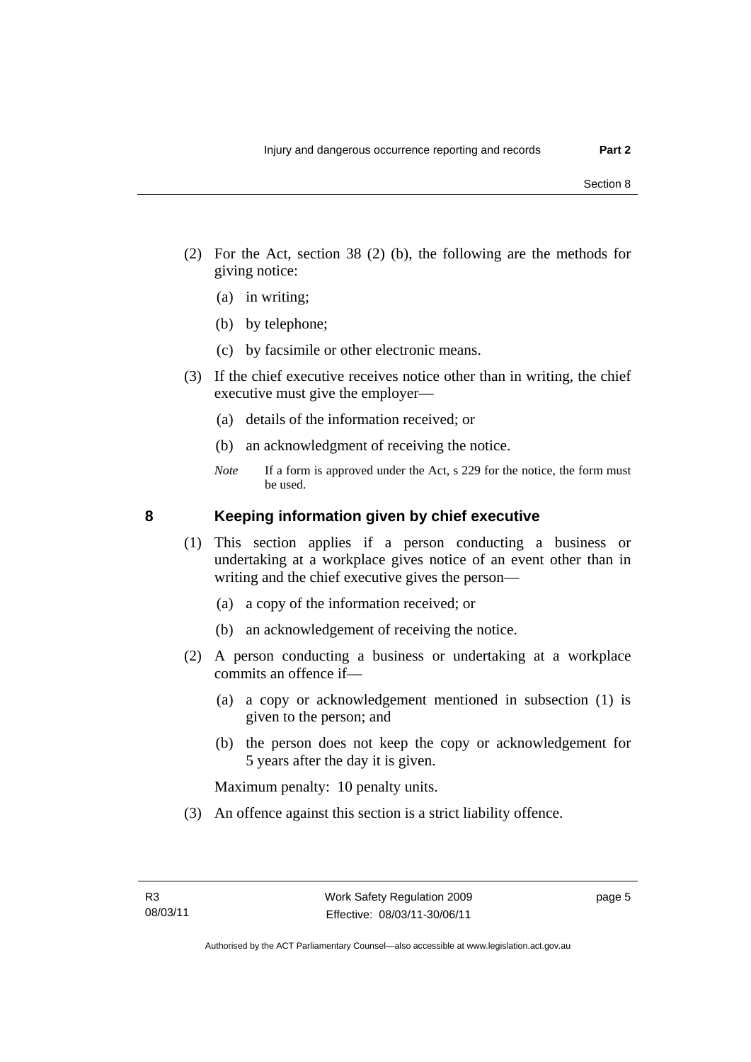(2) For the Act, section 38 (2) (b), the following are the methods for giving notice:

(a) in writing;

(b) by telephone;

(c) by facsimile or other electronic means.

(3) If the chief executive receives notice other than in writing, the chief executive must give the employer—

(a) details of the information received; or

(b) an acknowledgment of receiving the notice.

*Note* If a form is approved under the Act, s 229 for the notice, the form must be used.

## 8 Keeping information given by chief executive

(1) This section applies if a person conducting a business or undertaking at a workplace gives notice of an event other than in writing and the chief executive gives the person—

(a) a copy of the information received; or

(b) an acknowledgement of receiving the notice.

(2) A person conducting a business or undertaking at a workplace commits an offence if—

(a) a copy or acknowledgement mentioned in subsection (1) is given to the person; and

(b) the person does not keep the copy or acknowledgement for 5 years after the day it is given.

Maximum penalty: 10 penalty units.

(3) An offence against this section is a strict liability offence.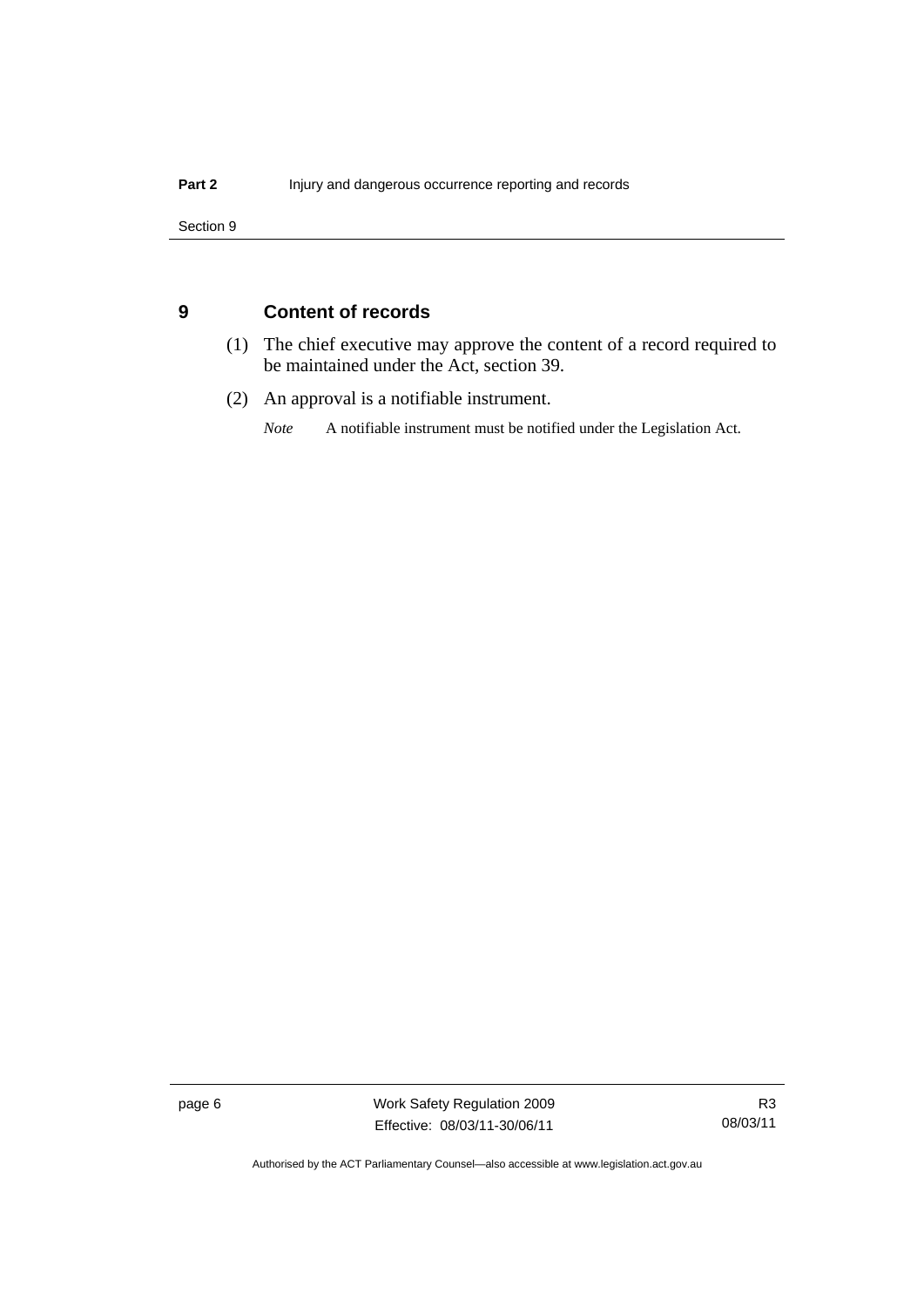## 9 Content of records

(1) The chief executive may approve the content of a record required to be maintained under the Act, section 39.

(2) An approval is a notifiable instrument.

*Note* A notifiable instrument must be notified under the Legislation Act.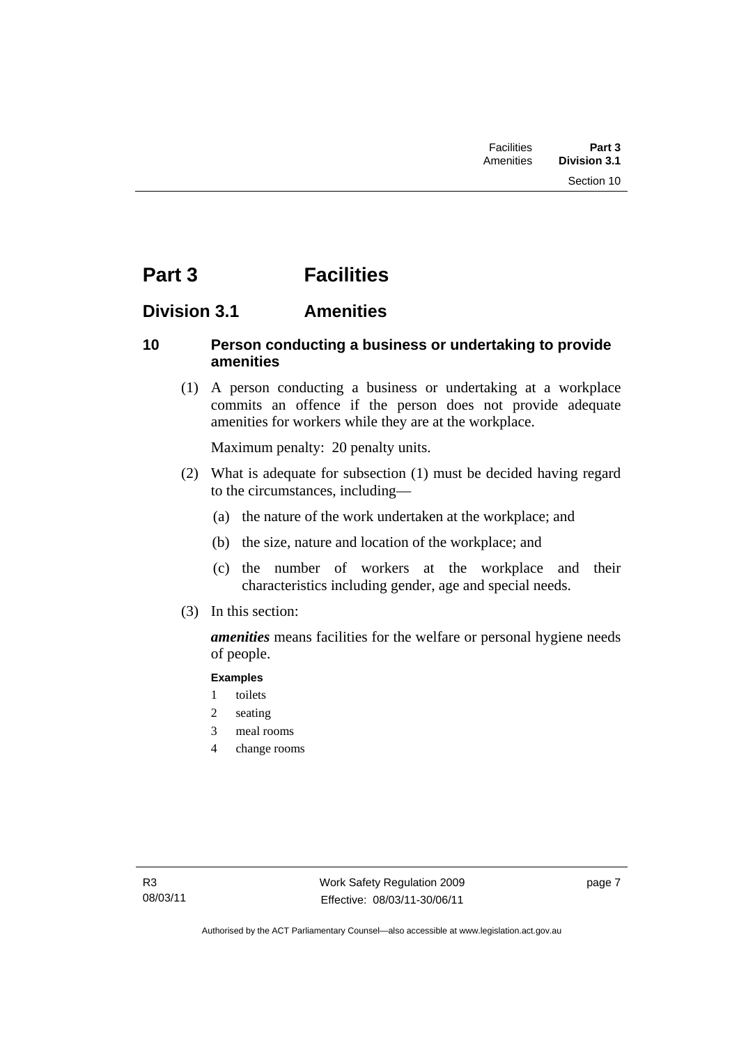# Part 3 Facilities

## Division 3.1 Amenities

### 10 Person conducting a business or undertaking to provide amenities

(1) A person conducting a business or undertaking at a workplace commits an offence if the person does not provide adequate amenities for workers while they are at the workplace.

Maximum penalty: 20 penalty units.

(2) What is adequate for subsection (1) must be decided having regard to the circumstances, including—

(a) the nature of the work undertaken at the workplace; and

(b) the size, nature and location of the workplace; and

(c) the number of workers at the workplace and their characteristics including gender, age and special needs.

(3) In this section:

***amenities*** means facilities for the welfare or personal hygiene needs of people.

**Examples**

1 toilets

2 seating

3 meal rooms

4 change rooms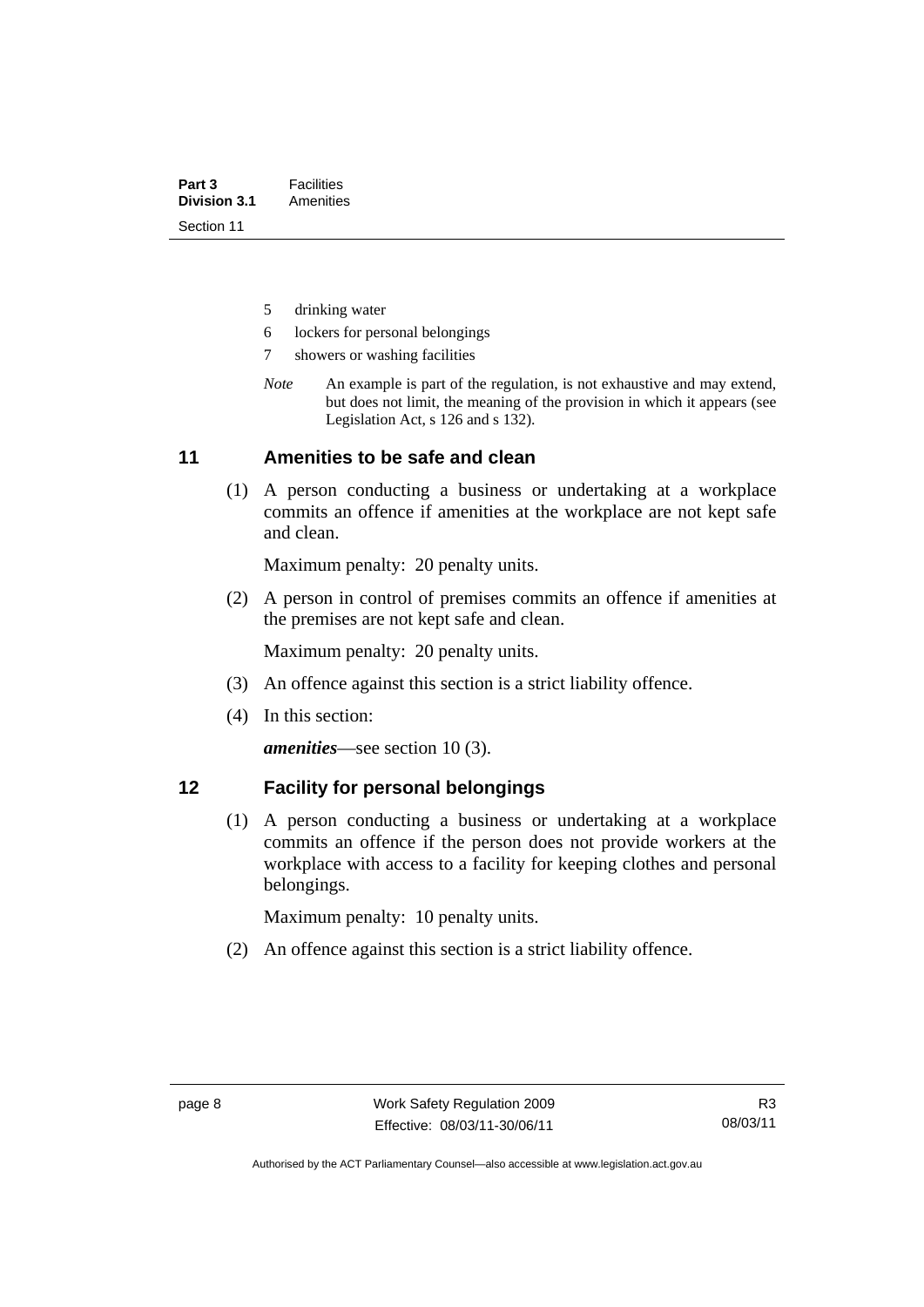5 drinking water

6 lockers for personal belongings

7 showers or washing facilities

*Note* An example is part of the regulation, is not exhaustive and may extend, but does not limit, the meaning of the provision in which it appears (see Legislation Act, s 126 and s 132).

## 11 Amenities to be safe and clean

(1) A person conducting a business or undertaking at a workplace commits an offence if amenities at the workplace are not kept safe and clean.

Maximum penalty: 20 penalty units.

(2) A person in control of premises commits an offence if amenities at the premises are not kept safe and clean.

Maximum penalty: 20 penalty units.

(3) An offence against this section is a strict liability offence.

(4) In this section:

***amenities***—see section 10 (3).

## 12 Facility for personal belongings

(1) A person conducting a business or undertaking at a workplace commits an offence if the person does not provide workers at the workplace with access to a facility for keeping clothes and personal belongings.

Maximum penalty: 10 penalty units.

(2) An offence against this section is a strict liability offence.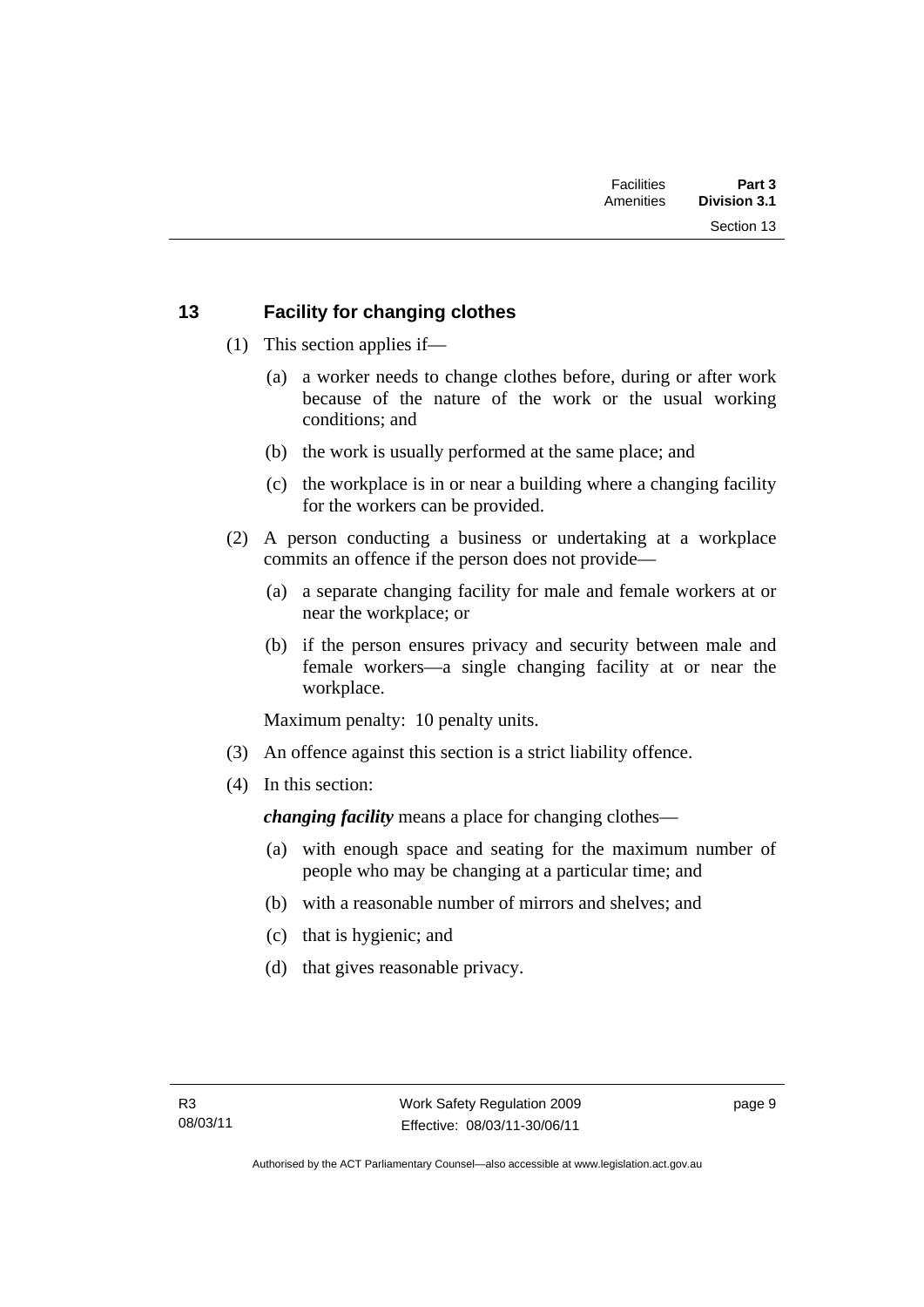## 13 Facility for changing clothes

(1) This section applies if—

(a) a worker needs to change clothes before, during or after work because of the nature of the work or the usual working conditions; and

(b) the work is usually performed at the same place; and

(c) the workplace is in or near a building where a changing facility for the workers can be provided.

(2) A person conducting a business or undertaking at a workplace commits an offence if the person does not provide—

(a) a separate changing facility for male and female workers at or near the workplace; or

(b) if the person ensures privacy and security between male and female workers—a single changing facility at or near the workplace.

Maximum penalty: 10 penalty units.

(3) An offence against this section is a strict liability offence.

(4) In this section:

***changing facility*** means a place for changing clothes—

(a) with enough space and seating for the maximum number of people who may be changing at a particular time; and

(b) with a reasonable number of mirrors and shelves; and

(c) that is hygienic; and

(d) that gives reasonable privacy.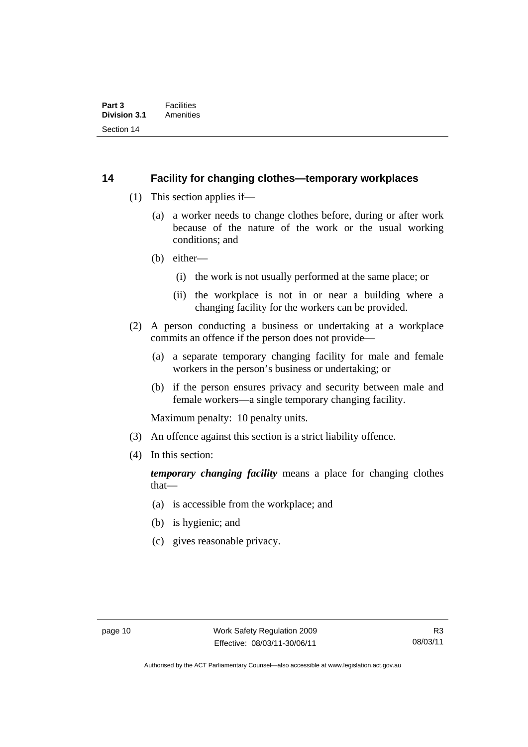## 14 Facility for changing clothes—temporary workplaces

(1) This section applies if—

(a) a worker needs to change clothes before, during or after work because of the nature of the work or the usual working conditions; and

(b) either—

(i) the work is not usually performed at the same place; or

(ii) the workplace is not in or near a building where a changing facility for the workers can be provided.

(2) A person conducting a business or undertaking at a workplace commits an offence if the person does not provide—

(a) a separate temporary changing facility for male and female workers in the person's business or undertaking; or

(b) if the person ensures privacy and security between male and female workers—a single temporary changing facility.

Maximum penalty: 10 penalty units.

(3) An offence against this section is a strict liability offence.

(4) In this section:

***temporary changing facility*** means a place for changing clothes that—

(a) is accessible from the workplace; and

(b) is hygienic; and

(c) gives reasonable privacy.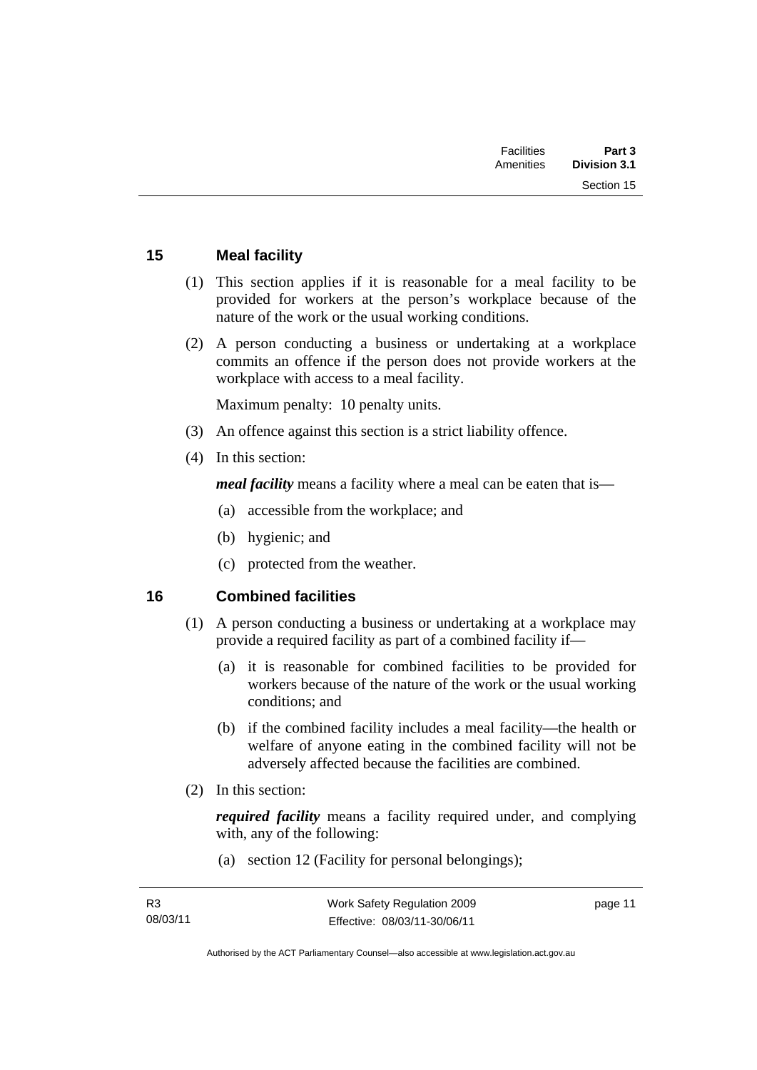## 15 Meal facility

(1) This section applies if it is reasonable for a meal facility to be provided for workers at the person's workplace because of the nature of the work or the usual working conditions.

(2) A person conducting a business or undertaking at a workplace commits an offence if the person does not provide workers at the workplace with access to a meal facility.

Maximum penalty: 10 penalty units.

(3) An offence against this section is a strict liability offence.

(4) In this section:

***meal facility*** means a facility where a meal can be eaten that is—

(a) accessible from the workplace; and

(b) hygienic; and

(c) protected from the weather.

## 16 Combined facilities

(1) A person conducting a business or undertaking at a workplace may provide a required facility as part of a combined facility if—

(a) it is reasonable for combined facilities to be provided for workers because of the nature of the work or the usual working conditions; and

(b) if the combined facility includes a meal facility—the health or welfare of anyone eating in the combined facility will not be adversely affected because the facilities are combined.

(2) In this section:

***required facility*** means a facility required under, and complying with, any of the following:

(a) section 12 (Facility for personal belongings);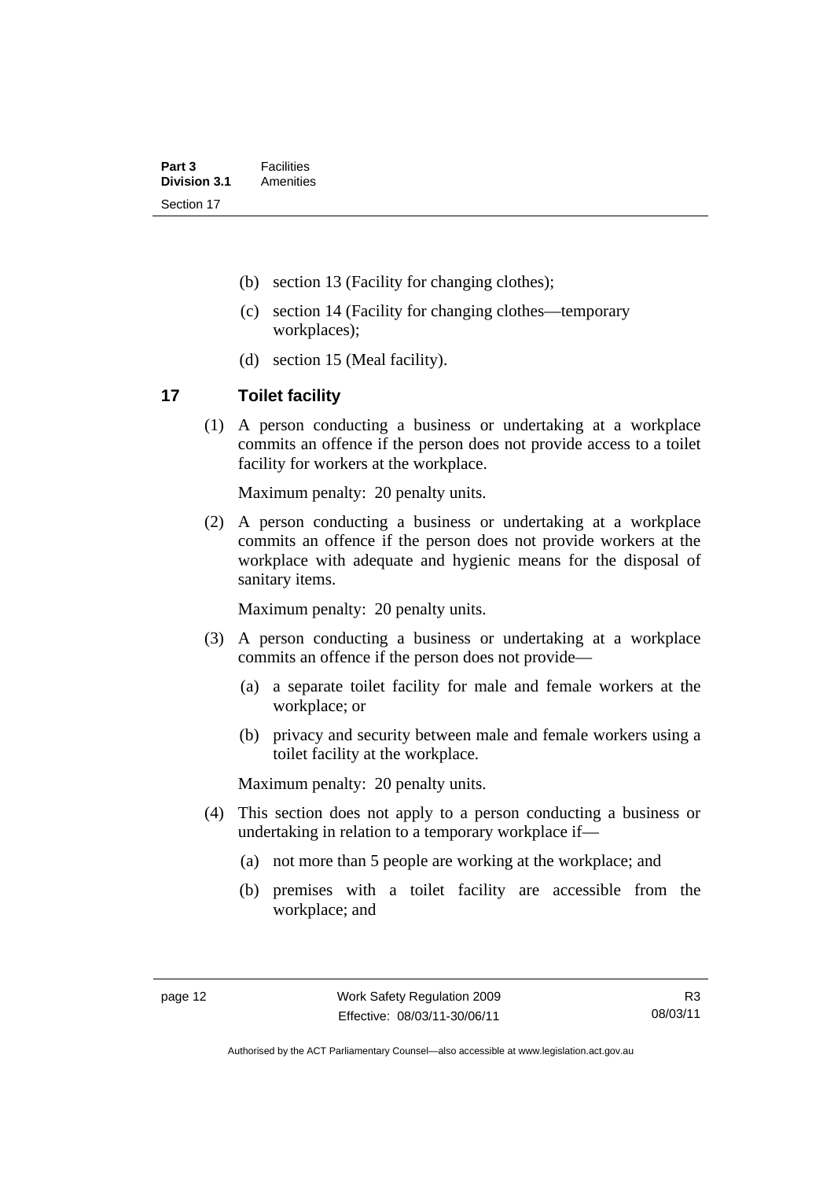(b) section 13 (Facility for changing clothes);

(c) section 14 (Facility for changing clothes—temporary workplaces);

(d) section 15 (Meal facility).

## 17 Toilet facility

(1) A person conducting a business or undertaking at a workplace commits an offence if the person does not provide access to a toilet facility for workers at the workplace.

Maximum penalty: 20 penalty units.

(2) A person conducting a business or undertaking at a workplace commits an offence if the person does not provide workers at the workplace with adequate and hygienic means for the disposal of sanitary items.

Maximum penalty: 20 penalty units.

(3) A person conducting a business or undertaking at a workplace commits an offence if the person does not provide—

(a) a separate toilet facility for male and female workers at the workplace; or

(b) privacy and security between male and female workers using a toilet facility at the workplace.

Maximum penalty: 20 penalty units.

(4) This section does not apply to a person conducting a business or undertaking in relation to a temporary workplace if—

(a) not more than 5 people are working at the workplace; and

(b) premises with a toilet facility are accessible from the workplace; and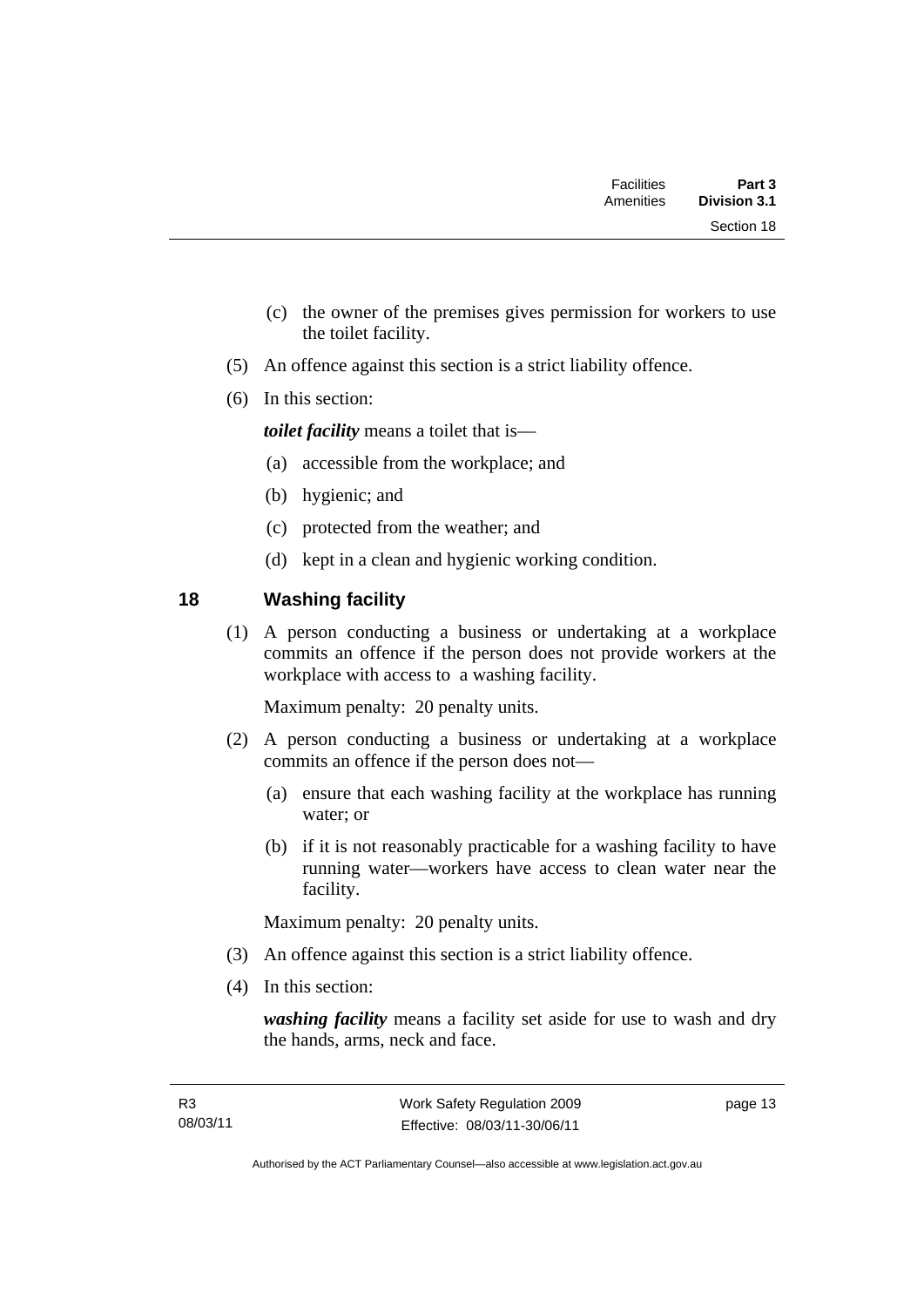(c) the owner of the premises gives permission for workers to use the toilet facility.

(5) An offence against this section is a strict liability offence.

(6) In this section:

***toilet facility*** means a toilet that is—

(a) accessible from the workplace; and

(b) hygienic; and

(c) protected from the weather; and

(d) kept in a clean and hygienic working condition.

## 18 Washing facility

(1) A person conducting a business or undertaking at a workplace commits an offence if the person does not provide workers at the workplace with access to a washing facility.

Maximum penalty: 20 penalty units.

(2) A person conducting a business or undertaking at a workplace commits an offence if the person does not—

(a) ensure that each washing facility at the workplace has running water; or

(b) if it is not reasonably practicable for a washing facility to have running water—workers have access to clean water near the facility.

Maximum penalty: 20 penalty units.

(3) An offence against this section is a strict liability offence.

(4) In this section:

***washing facility*** means a facility set aside for use to wash and dry the hands, arms, neck and face.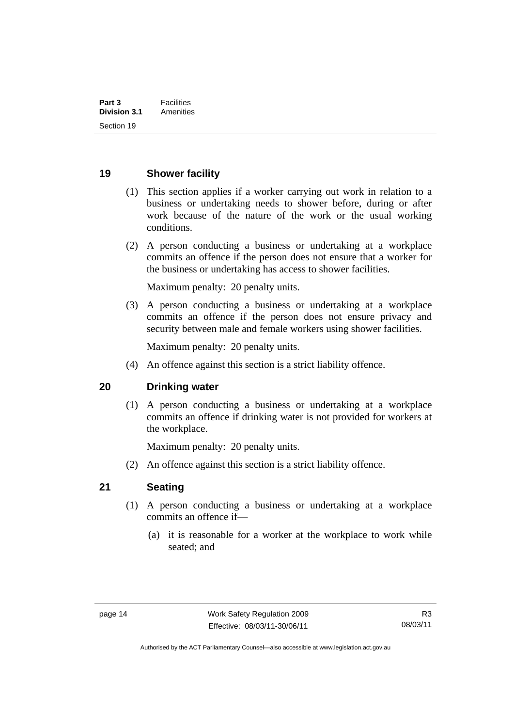### 19 Shower facility

(1) This section applies if a worker carrying out work in relation to a business or undertaking needs to shower before, during or after work because of the nature of the work or the usual working conditions.

(2) A person conducting a business or undertaking at a workplace commits an offence if the person does not ensure that a worker for the business or undertaking has access to shower facilities.

Maximum penalty: 20 penalty units.

(3) A person conducting a business or undertaking at a workplace commits an offence if the person does not ensure privacy and security between male and female workers using shower facilities.

Maximum penalty: 20 penalty units.

(4) An offence against this section is a strict liability offence.

### 20 Drinking water

(1) A person conducting a business or undertaking at a workplace commits an offence if drinking water is not provided for workers at the workplace.

Maximum penalty: 20 penalty units.

(2) An offence against this section is a strict liability offence.

### 21 Seating

(1) A person conducting a business or undertaking at a workplace commits an offence if—

(a) it is reasonable for a worker at the workplace to work while seated; and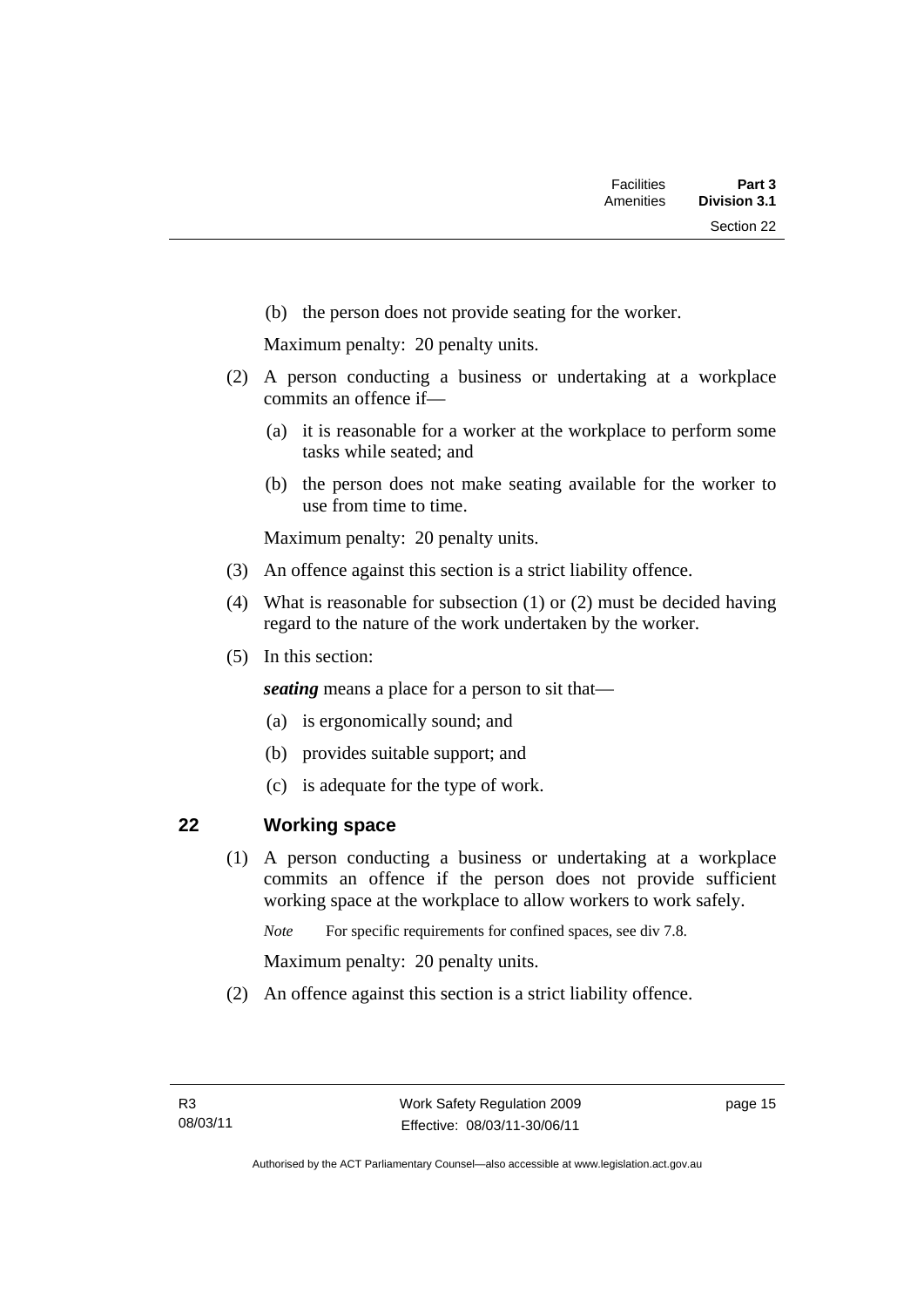(b) the person does not provide seating for the worker.

Maximum penalty: 20 penalty units.

(2) A person conducting a business or undertaking at a workplace commits an offence if—

(a) it is reasonable for a worker at the workplace to perform some tasks while seated; and

(b) the person does not make seating available for the worker to use from time to time.

Maximum penalty: 20 penalty units.

(3) An offence against this section is a strict liability offence.

(4) What is reasonable for subsection (1) or (2) must be decided having regard to the nature of the work undertaken by the worker.

(5) In this section:

***seating*** means a place for a person to sit that—

(a) is ergonomically sound; and

(b) provides suitable support; and

(c) is adequate for the type of work.

## 22 Working space

(1) A person conducting a business or undertaking at a workplace commits an offence if the person does not provide sufficient working space at the workplace to allow workers to work safely.

*Note* For specific requirements for confined spaces, see div 7.8.

Maximum penalty: 20 penalty units.

(2) An offence against this section is a strict liability offence.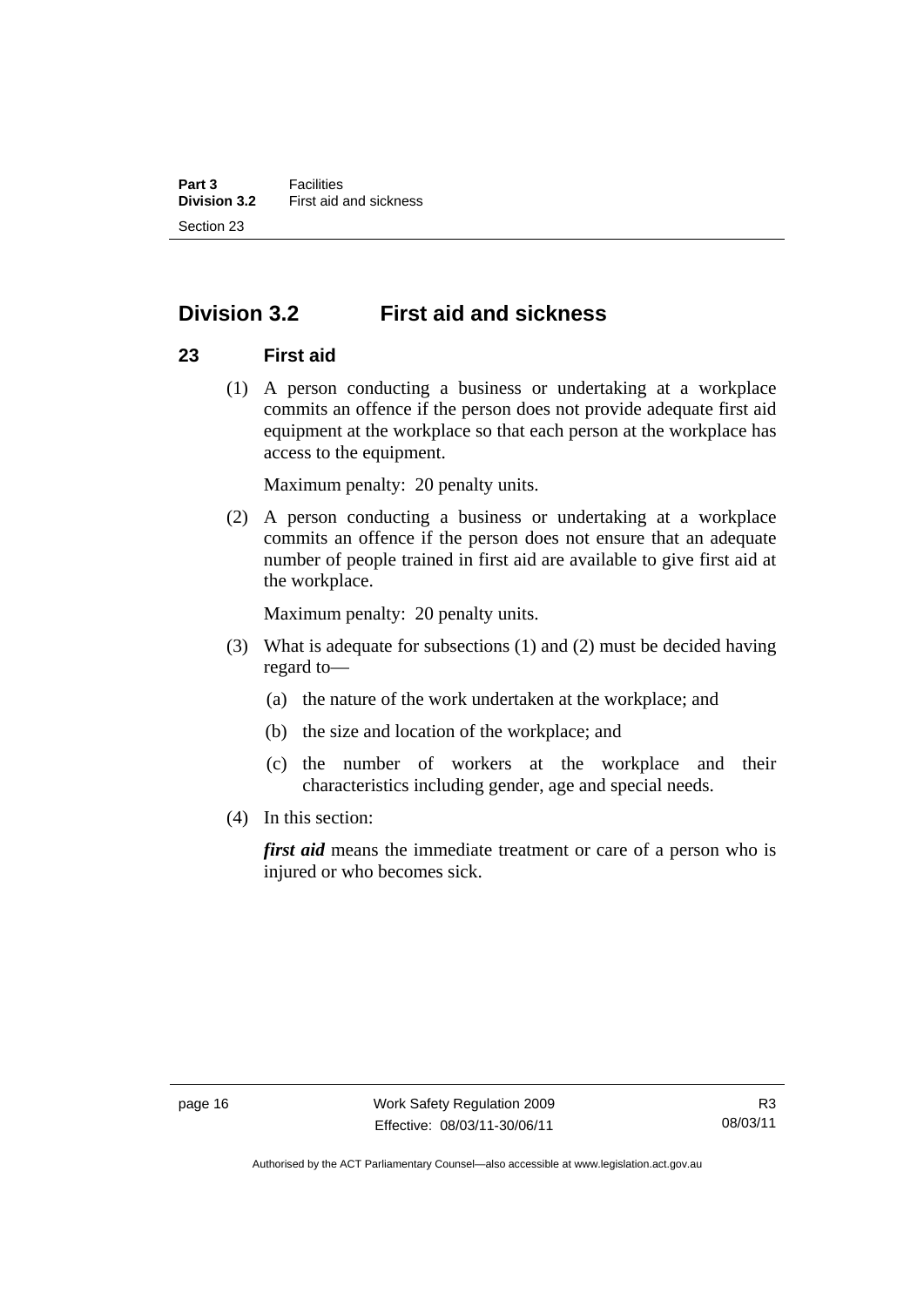## Division 3.2 First aid and sickness

### 23 First aid

(1) A person conducting a business or undertaking at a workplace commits an offence if the person does not provide adequate first aid equipment at the workplace so that each person at the workplace has access to the equipment.

Maximum penalty: 20 penalty units.

(2) A person conducting a business or undertaking at a workplace commits an offence if the person does not ensure that an adequate number of people trained in first aid are available to give first aid at the workplace.

Maximum penalty: 20 penalty units.

(3) What is adequate for subsections (1) and (2) must be decided having regard to—

(a) the nature of the work undertaken at the workplace; and

(b) the size and location of the workplace; and

(c) the number of workers at the workplace and their characteristics including gender, age and special needs.

(4) In this section:

***first aid*** means the immediate treatment or care of a person who is injured or who becomes sick.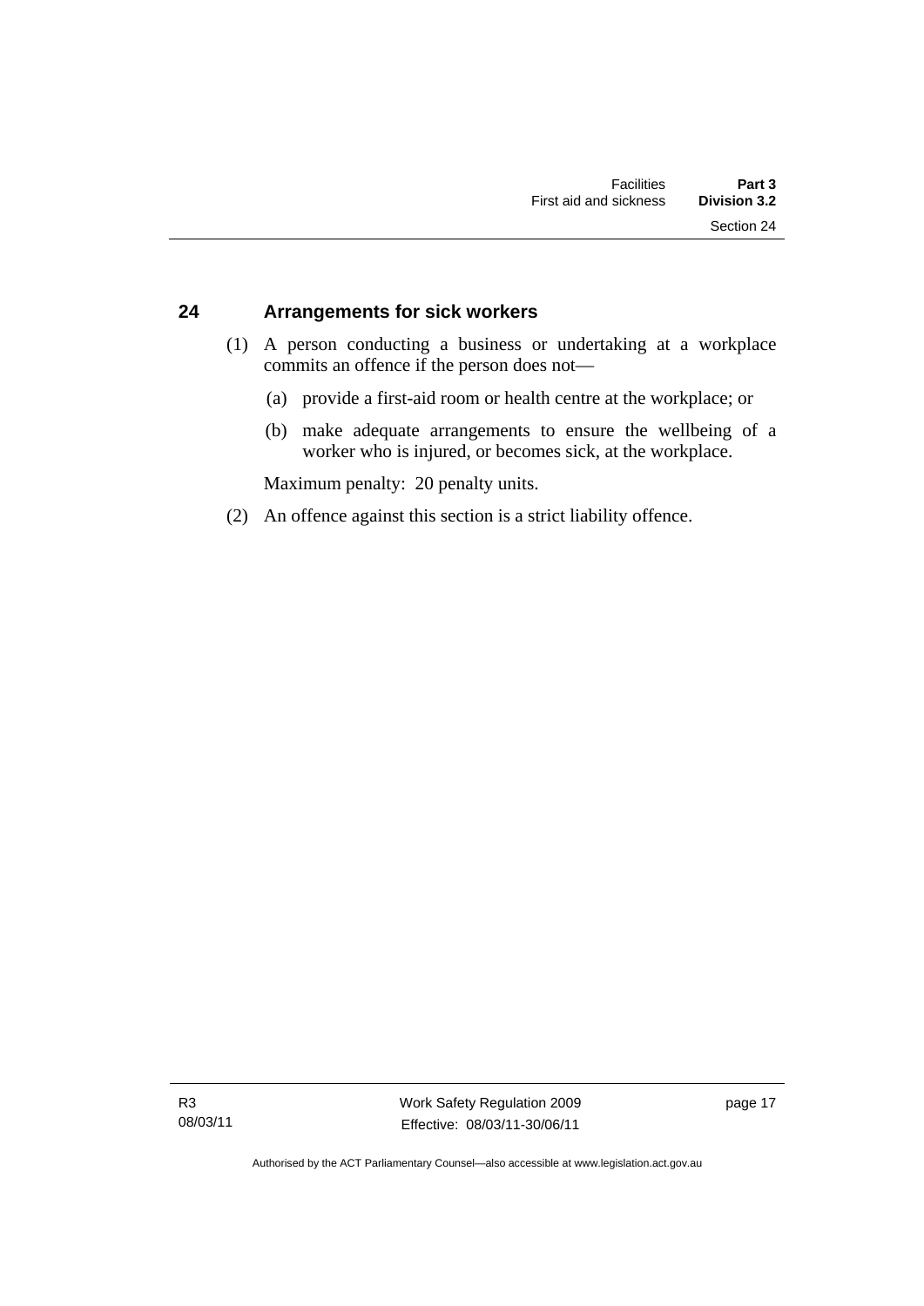## 24 Arrangements for sick workers

(1) A person conducting a business or undertaking at a workplace commits an offence if the person does not—

(a) provide a first-aid room or health centre at the workplace; or

(b) make adequate arrangements to ensure the wellbeing of a worker who is injured, or becomes sick, at the workplace.

Maximum penalty: 20 penalty units.

(2) An offence against this section is a strict liability offence.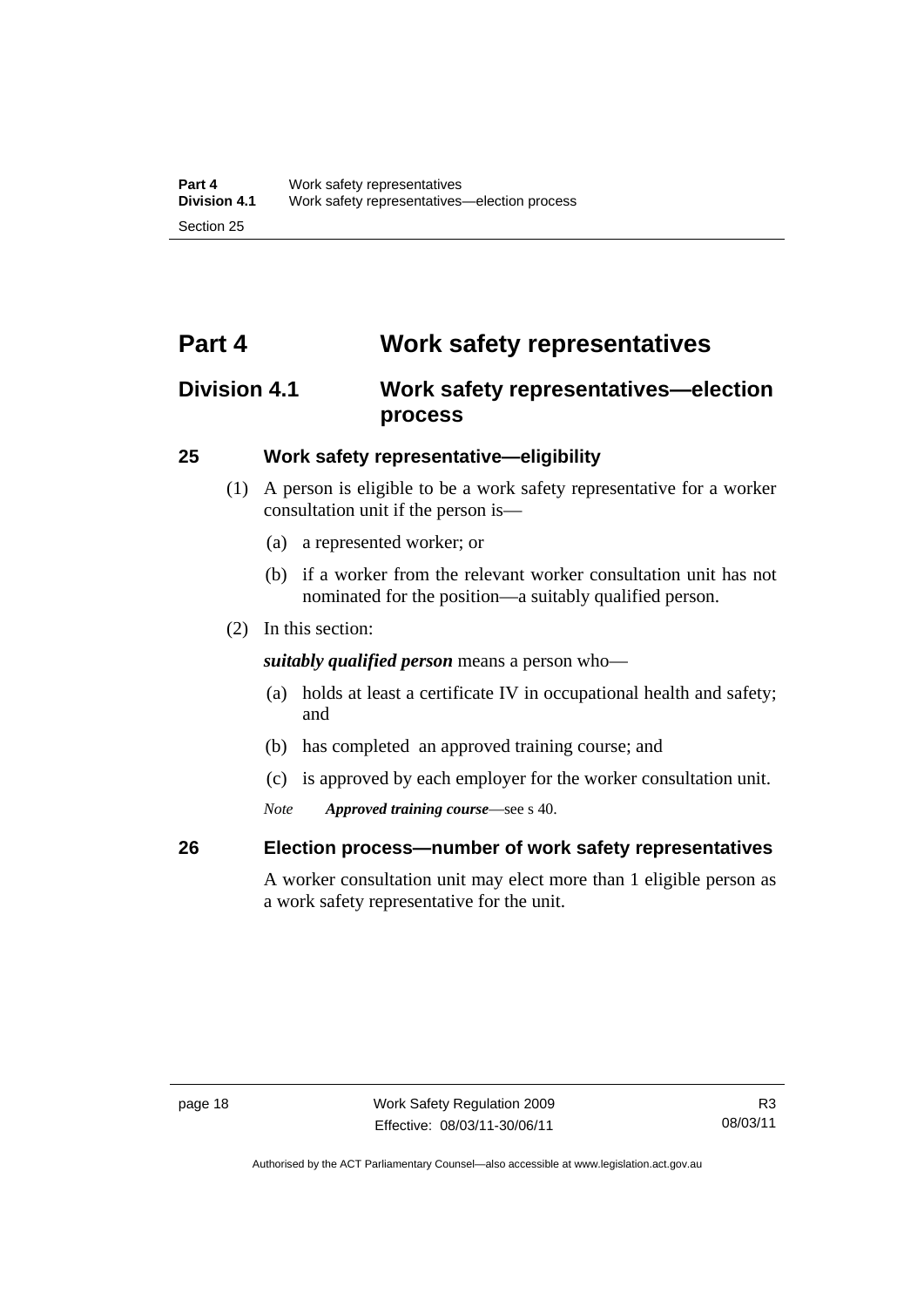# Part 4 Work safety representatives

## Division 4.1 Work safety representatives—election process

### 25 Work safety representative—eligibility

(1) A person is eligible to be a work safety representative for a worker consultation unit if the person is—

- (a) a represented worker; or
- (b) if a worker from the relevant worker consultation unit has not nominated for the position—a suitably qualified person.

(2) In this section:

***suitably qualified person*** means a person who—

- (a) holds at least a certificate IV in occupational health and safety; and
- (b) has completed an approved training course; and
- (c) is approved by each employer for the worker consultation unit.

*Note* ***Approved training course***—see s 40.

### 26 Election process—number of work safety representatives

A worker consultation unit may elect more than 1 eligible person as a work safety representative for the unit.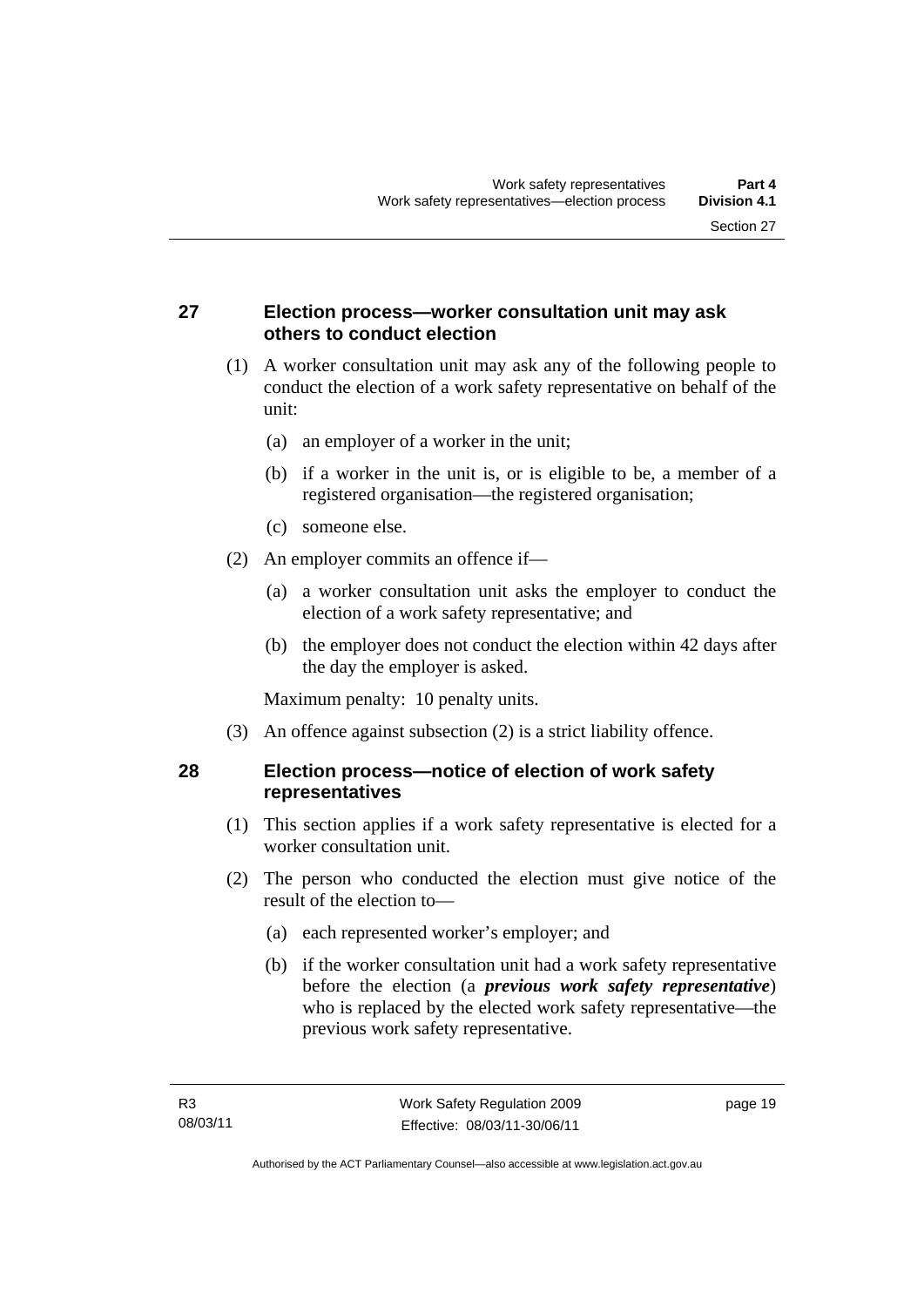## 27 Election process—worker consultation unit may ask others to conduct election

(1) A worker consultation unit may ask any of the following people to conduct the election of a work safety representative on behalf of the unit:

- (a) an employer of a worker in the unit;
- (b) if a worker in the unit is, or is eligible to be, a member of a registered organisation—the registered organisation;
- (c) someone else.

(2) An employer commits an offence if—

- (a) a worker consultation unit asks the employer to conduct the election of a work safety representative; and
- (b) the employer does not conduct the election within 42 days after the day the employer is asked.

Maximum penalty: 10 penalty units.

(3) An offence against subsection (2) is a strict liability offence.

## 28 Election process—notice of election of work safety representatives

(1) This section applies if a work safety representative is elected for a worker consultation unit.

(2) The person who conducted the election must give notice of the result of the election to—

- (a) each represented worker's employer; and
- (b) if the worker consultation unit had a work safety representative before the election (a ***previous work safety representative***) who is replaced by the elected work safety representative—the previous work safety representative.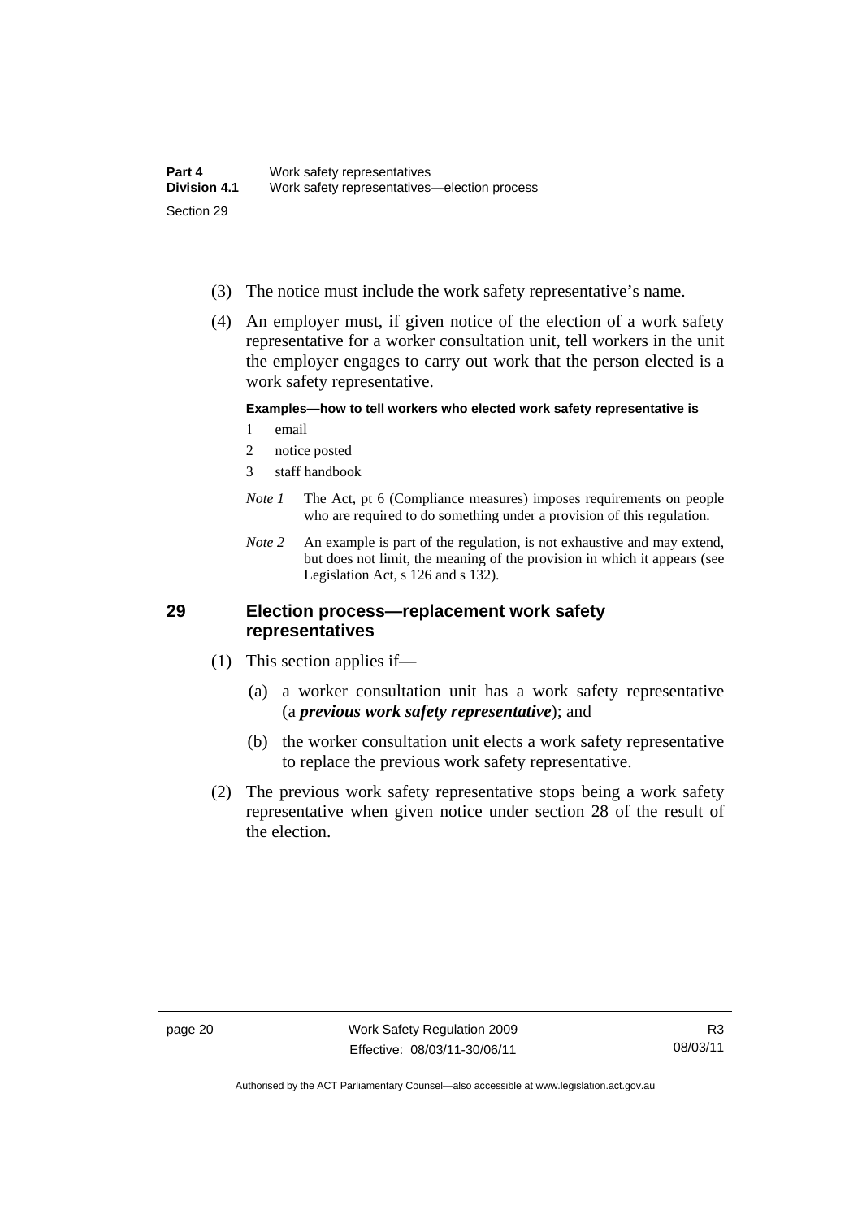(3) The notice must include the work safety representative's name.

(4) An employer must, if given notice of the election of a work safety representative for a worker consultation unit, tell workers in the unit the employer engages to carry out work that the person elected is a work safety representative.

**Examples—how to tell workers who elected work safety representative is**

1 email

2 notice posted

3 staff handbook

*Note 1* The Act, pt 6 (Compliance measures) imposes requirements on people who are required to do something under a provision of this regulation.

*Note 2* An example is part of the regulation, is not exhaustive and may extend, but does not limit, the meaning of the provision in which it appears (see Legislation Act, s 126 and s 132).

## 29 Election process—replacement work safety representatives

(1) This section applies if—

(a) a worker consultation unit has a work safety representative (a ***previous work safety representative***); and

(b) the worker consultation unit elects a work safety representative to replace the previous work safety representative.

(2) The previous work safety representative stops being a work safety representative when given notice under section 28 of the result of the election.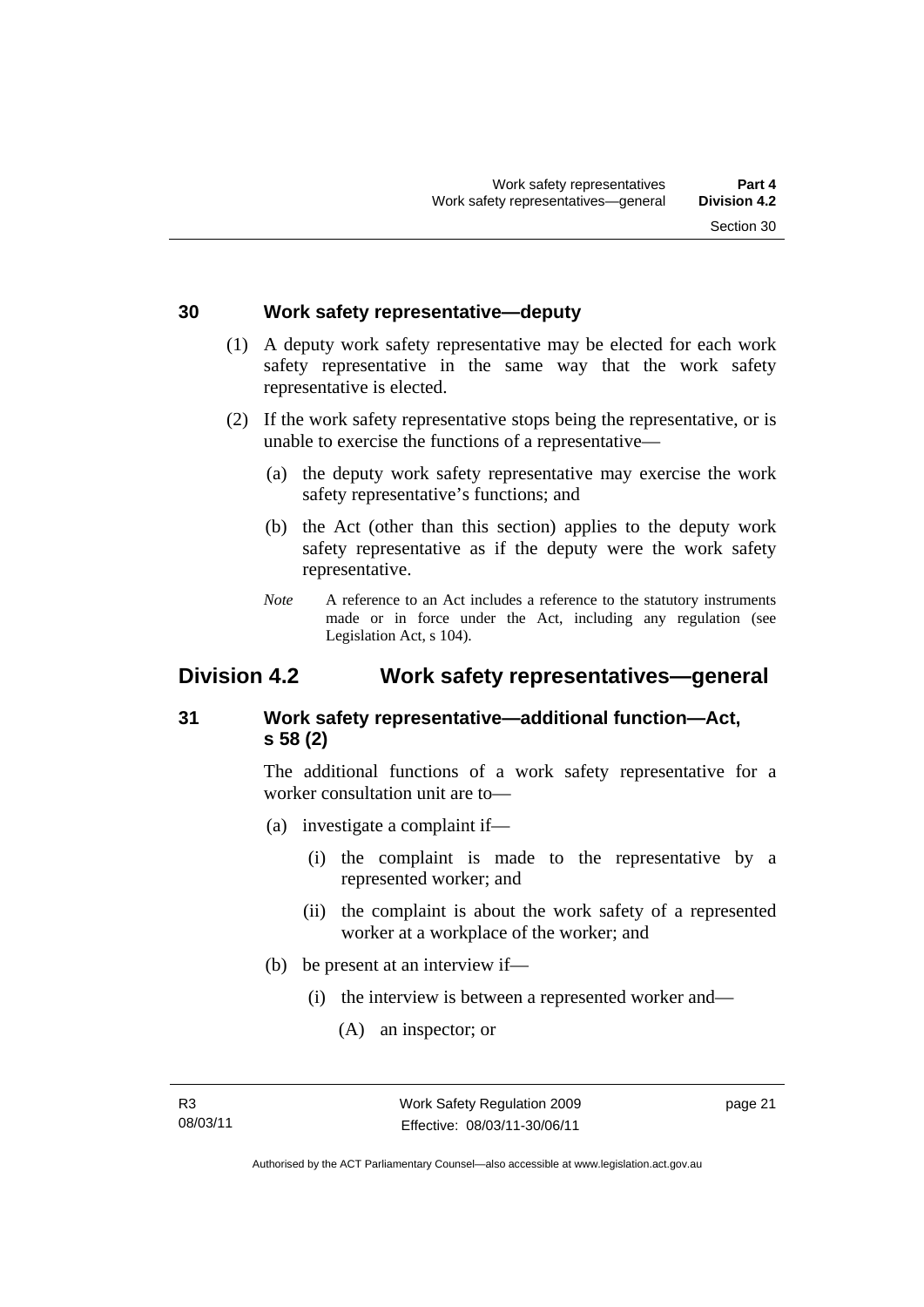### 30 Work safety representative—deputy

(1) A deputy work safety representative may be elected for each work safety representative in the same way that the work safety representative is elected.

(2) If the work safety representative stops being the representative, or is unable to exercise the functions of a representative—

(a) the deputy work safety representative may exercise the work safety representative's functions; and

(b) the Act (other than this section) applies to the deputy work safety representative as if the deputy were the work safety representative.

*Note* A reference to an Act includes a reference to the statutory instruments made or in force under the Act, including any regulation (see Legislation Act, s 104).

## Division 4.2 Work safety representatives—general

### 31 Work safety representative—additional function—Act, s 58 (2)

The additional functions of a work safety representative for a worker consultation unit are to—

(a) investigate a complaint if—

(i) the complaint is made to the representative by a represented worker; and

(ii) the complaint is about the work safety of a represented worker at a workplace of the worker; and

(b) be present at an interview if—

(i) the interview is between a represented worker and—

(A) an inspector; or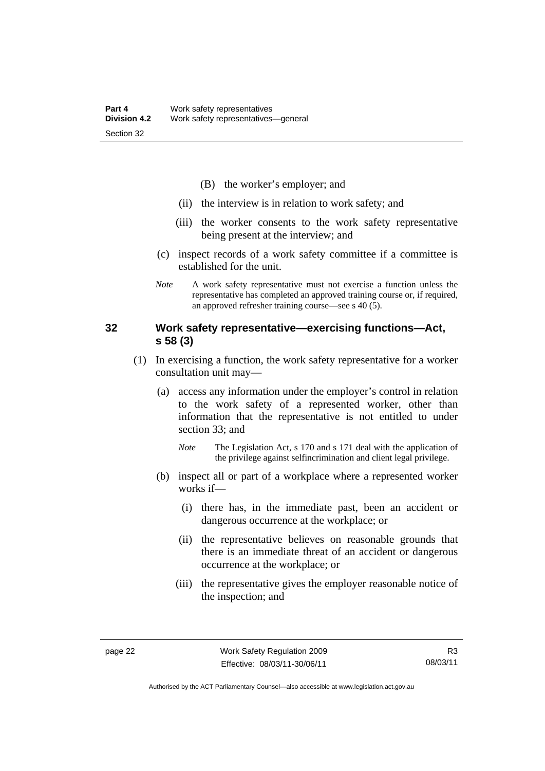(B) the worker's employer; and

(ii) the interview is in relation to work safety; and

(iii) the worker consents to the work safety representative being present at the interview; and

(c) inspect records of a work safety committee if a committee is established for the unit.

*Note* A work safety representative must not exercise a function unless the representative has completed an approved training course or, if required, an approved refresher training course—see s 40 (5).

## 32 Work safety representative—exercising functions—Act, s 58 (3)

(1) In exercising a function, the work safety representative for a worker consultation unit may—

(a) access any information under the employer's control in relation to the work safety of a represented worker, other than information that the representative is not entitled to under section 33; and

*Note* The Legislation Act, s 170 and s 171 deal with the application of the privilege against selfincrimination and client legal privilege.

(b) inspect all or part of a workplace where a represented worker works if—

(i) there has, in the immediate past, been an accident or dangerous occurrence at the workplace; or

(ii) the representative believes on reasonable grounds that there is an immediate threat of an accident or dangerous occurrence at the workplace; or

(iii) the representative gives the employer reasonable notice of the inspection; and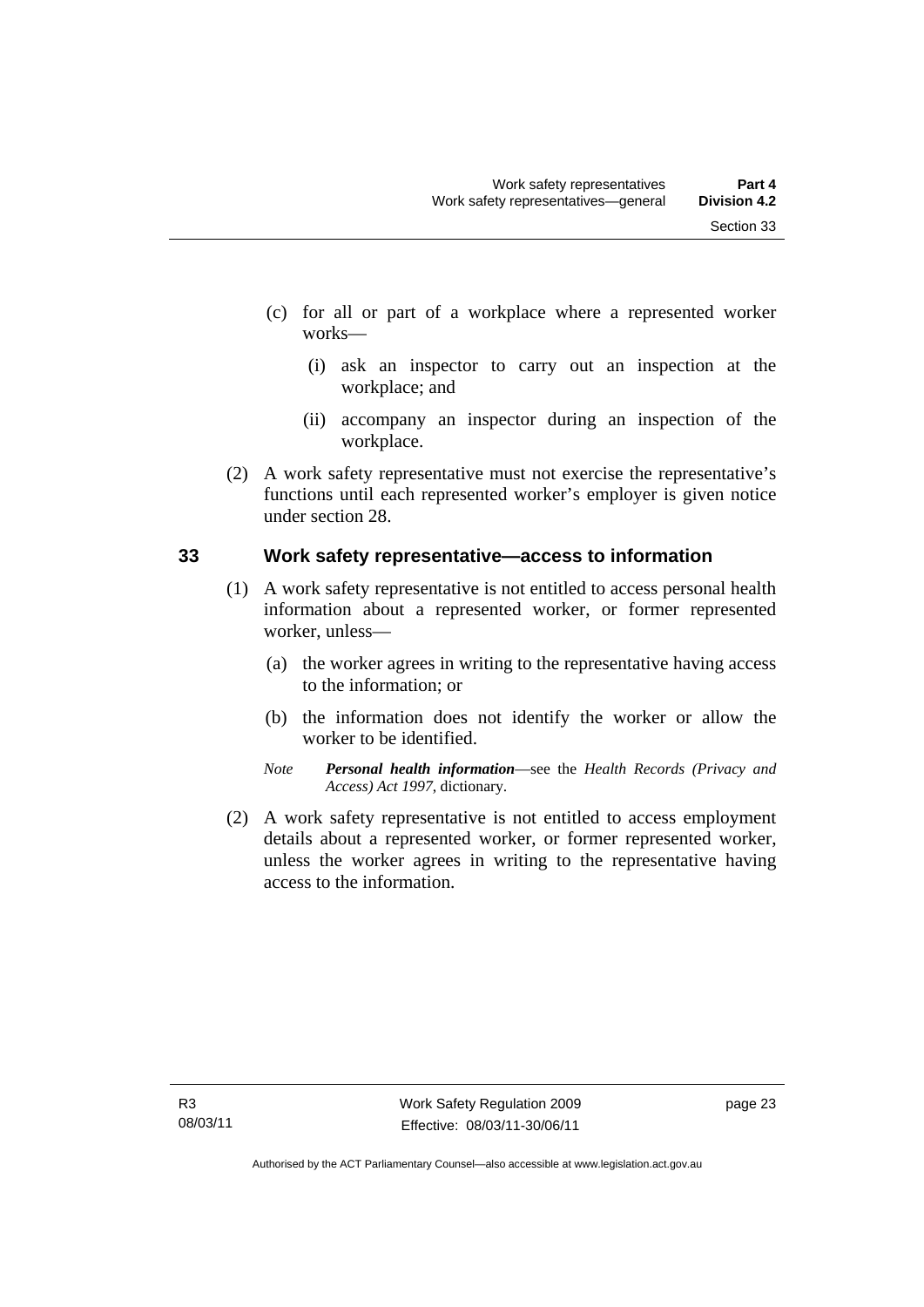(c) for all or part of a workplace where a represented worker works—

   (i) ask an inspector to carry out an inspection at the workplace; and

   (ii) accompany an inspector during an inspection of the workplace.

(2) A work safety representative must not exercise the representative's functions until each represented worker's employer is given notice under section 28.

## 33 Work safety representative—access to information

(1) A work safety representative is not entitled to access personal health information about a represented worker, or former represented worker, unless—

   (a) the worker agrees in writing to the representative having access to the information; or

   (b) the information does not identify the worker or allow the worker to be identified.

   *Note* ***Personal health information***—see the *Health Records (Privacy and Access) Act 1997*, dictionary.

(2) A work safety representative is not entitled to access employment details about a represented worker, or former represented worker, unless the worker agrees in writing to the representative having access to the information.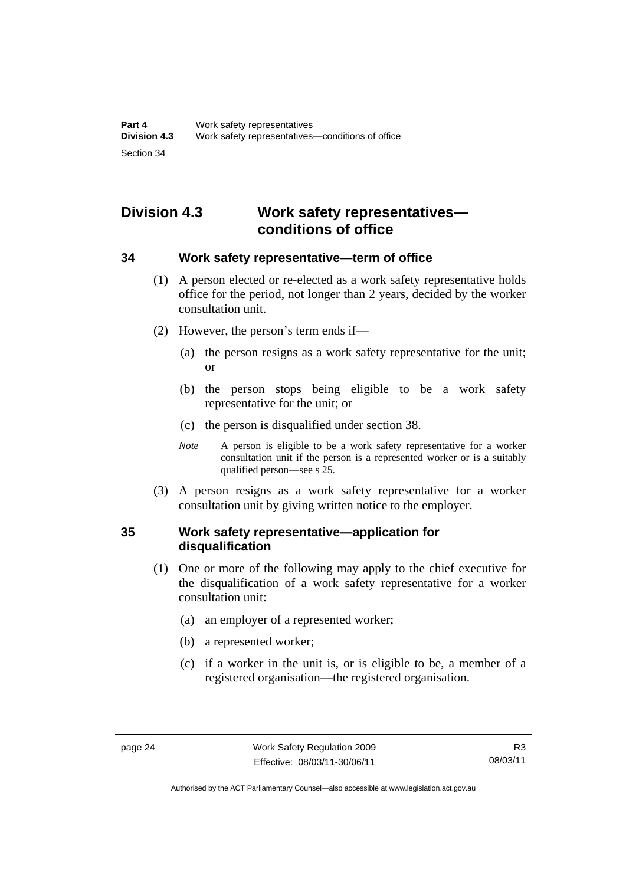## Division 4.3 Work safety representatives—conditions of office

### 34 Work safety representative—term of office

(1) A person elected or re-elected as a work safety representative holds office for the period, not longer than 2 years, decided by the worker consultation unit.

(2) However, the person's term ends if—

(a) the person resigns as a work safety representative for the unit; or

(b) the person stops being eligible to be a work safety representative for the unit; or

(c) the person is disqualified under section 38.

*Note* A person is eligible to be a work safety representative for a worker consultation unit if the person is a represented worker or is a suitably qualified person—see s 25.

(3) A person resigns as a work safety representative for a worker consultation unit by giving written notice to the employer.

### 35 Work safety representative—application for disqualification

(1) One or more of the following may apply to the chief executive for the disqualification of a work safety representative for a worker consultation unit:

(a) an employer of a represented worker;

(b) a represented worker;

(c) if a worker in the unit is, or is eligible to be, a member of a registered organisation—the registered organisation.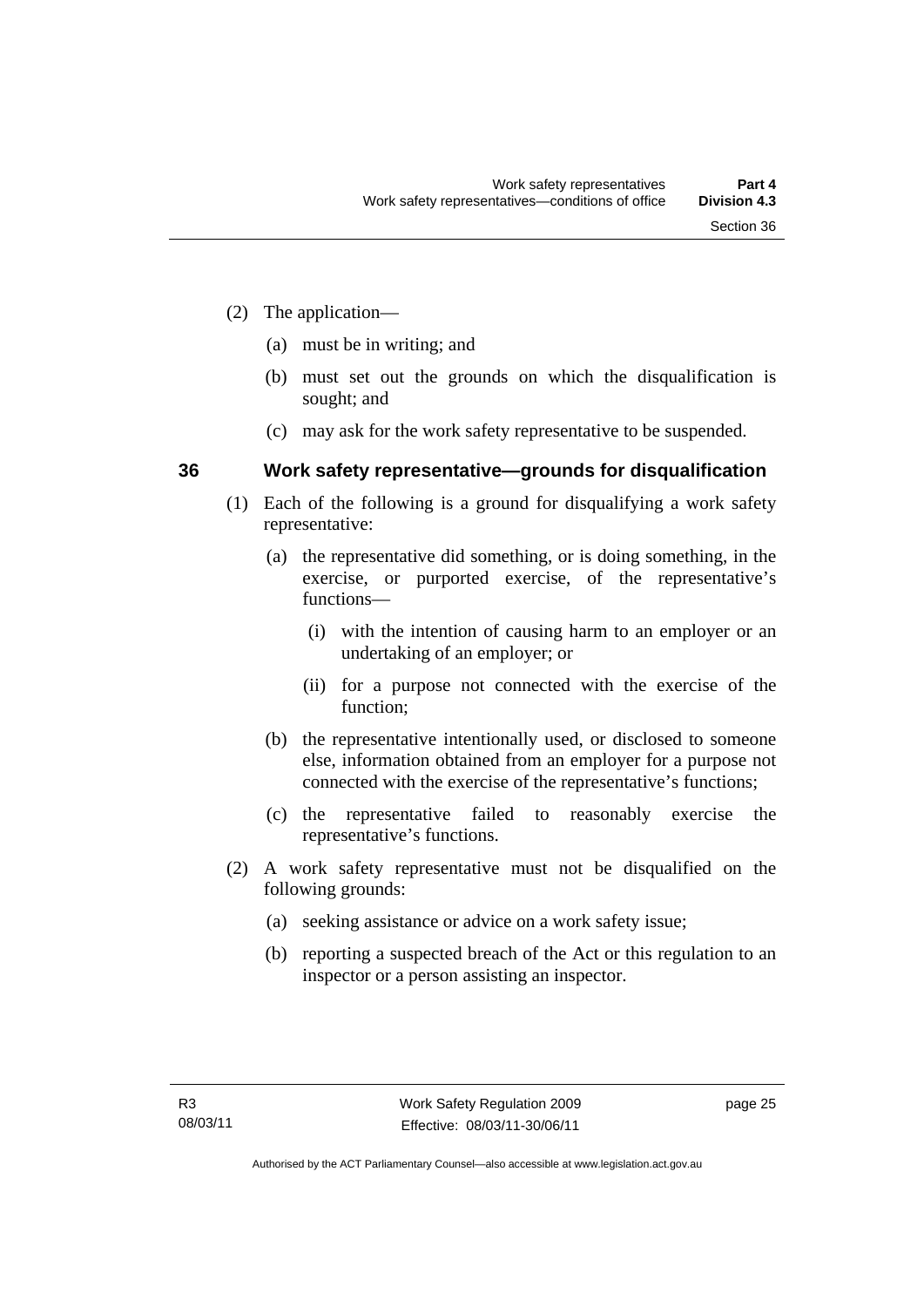(2) The application—

(a) must be in writing; and

(b) must set out the grounds on which the disqualification is sought; and

(c) may ask for the work safety representative to be suspended.

### 36 Work safety representative—grounds for disqualification

(1) Each of the following is a ground for disqualifying a work safety representative:

(a) the representative did something, or is doing something, in the exercise, or purported exercise, of the representative's functions—

(i) with the intention of causing harm to an employer or an undertaking of an employer; or

(ii) for a purpose not connected with the exercise of the function;

(b) the representative intentionally used, or disclosed to someone else, information obtained from an employer for a purpose not connected with the exercise of the representative's functions;

(c) the representative failed to reasonably exercise the representative's functions.

(2) A work safety representative must not be disqualified on the following grounds:

(a) seeking assistance or advice on a work safety issue;

(b) reporting a suspected breach of the Act or this regulation to an inspector or a person assisting an inspector.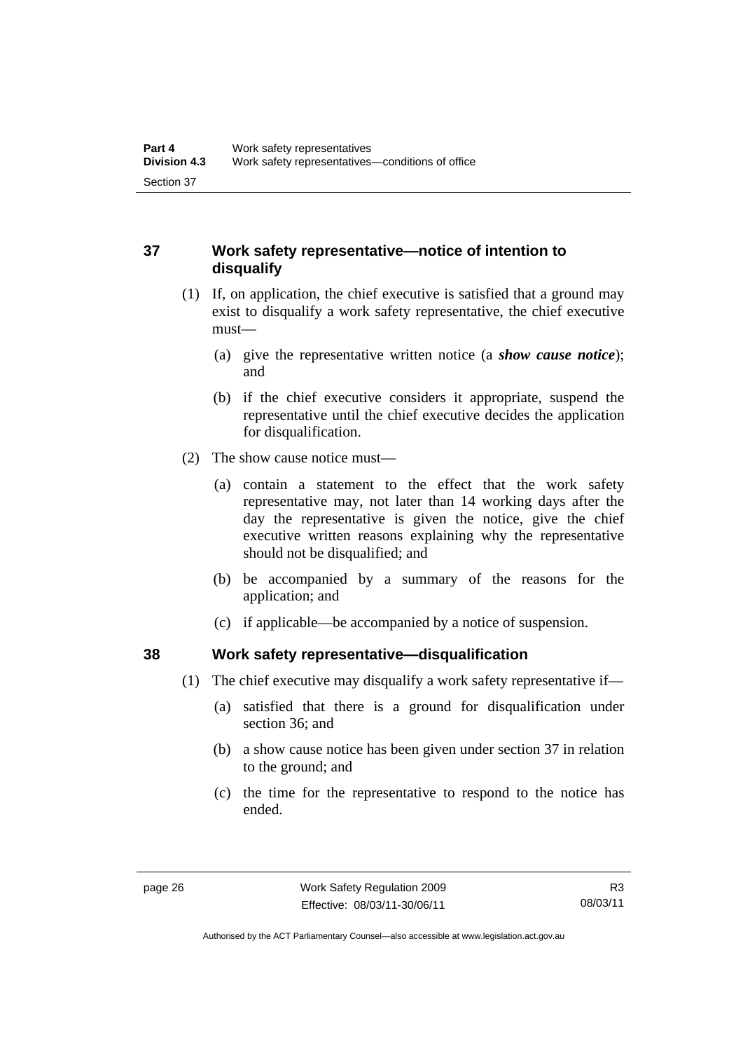## 37 Work safety representative—notice of intention to disqualify

(1) If, on application, the chief executive is satisfied that a ground may exist to disqualify a work safety representative, the chief executive must—

(a) give the representative written notice (a ***show cause notice***); and

(b) if the chief executive considers it appropriate, suspend the representative until the chief executive decides the application for disqualification.

(2) The show cause notice must—

(a) contain a statement to the effect that the work safety representative may, not later than 14 working days after the day the representative is given the notice, give the chief executive written reasons explaining why the representative should not be disqualified; and

(b) be accompanied by a summary of the reasons for the application; and

(c) if applicable—be accompanied by a notice of suspension.

## 38 Work safety representative—disqualification

(1) The chief executive may disqualify a work safety representative if—

(a) satisfied that there is a ground for disqualification under section 36; and

(b) a show cause notice has been given under section 37 in relation to the ground; and

(c) the time for the representative to respond to the notice has ended.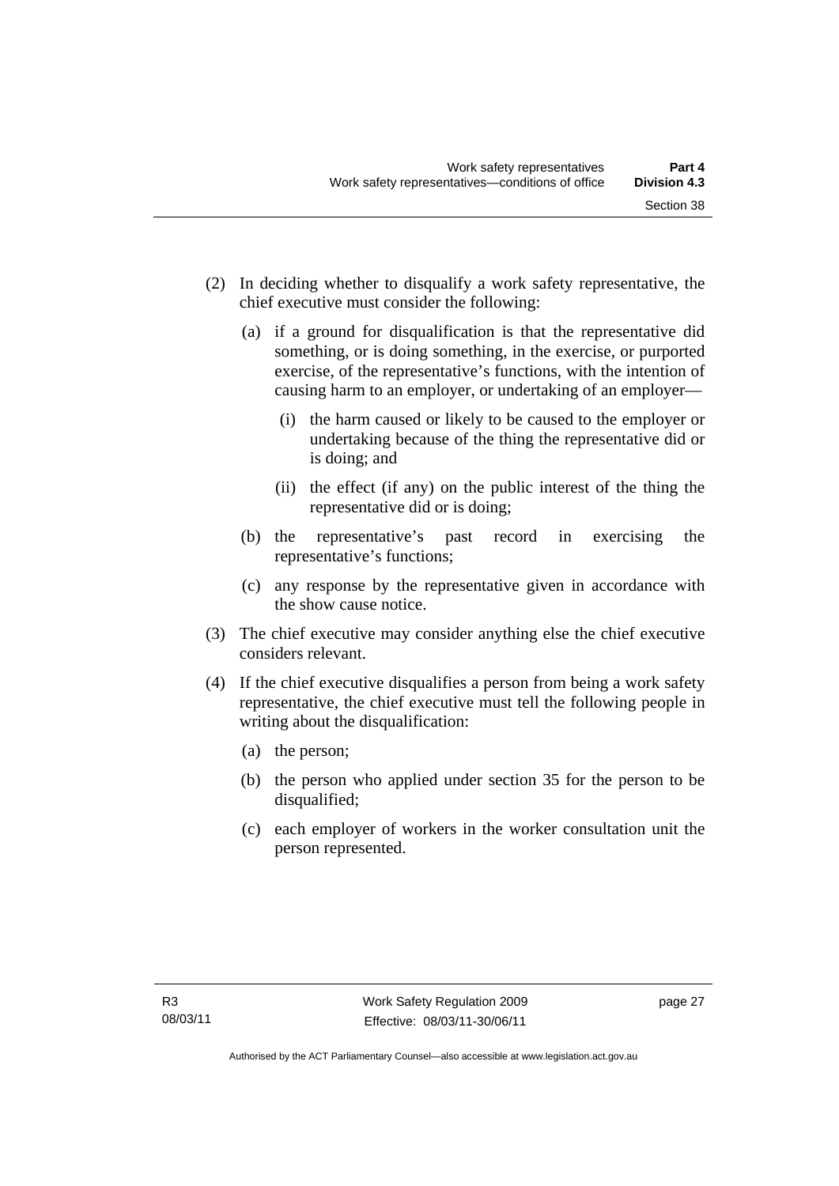(2) In deciding whether to disqualify a work safety representative, the chief executive must consider the following:

(a) if a ground for disqualification is that the representative did something, or is doing something, in the exercise, or purported exercise, of the representative's functions, with the intention of causing harm to an employer, or undertaking of an employer—

(i) the harm caused or likely to be caused to the employer or undertaking because of the thing the representative did or is doing; and

(ii) the effect (if any) on the public interest of the thing the representative did or is doing;

(b) the representative's past record in exercising the representative's functions;

(c) any response by the representative given in accordance with the show cause notice.

(3) The chief executive may consider anything else the chief executive considers relevant.

(4) If the chief executive disqualifies a person from being a work safety representative, the chief executive must tell the following people in writing about the disqualification:

(a) the person;

(b) the person who applied under section 35 for the person to be disqualified;

(c) each employer of workers in the worker consultation unit the person represented.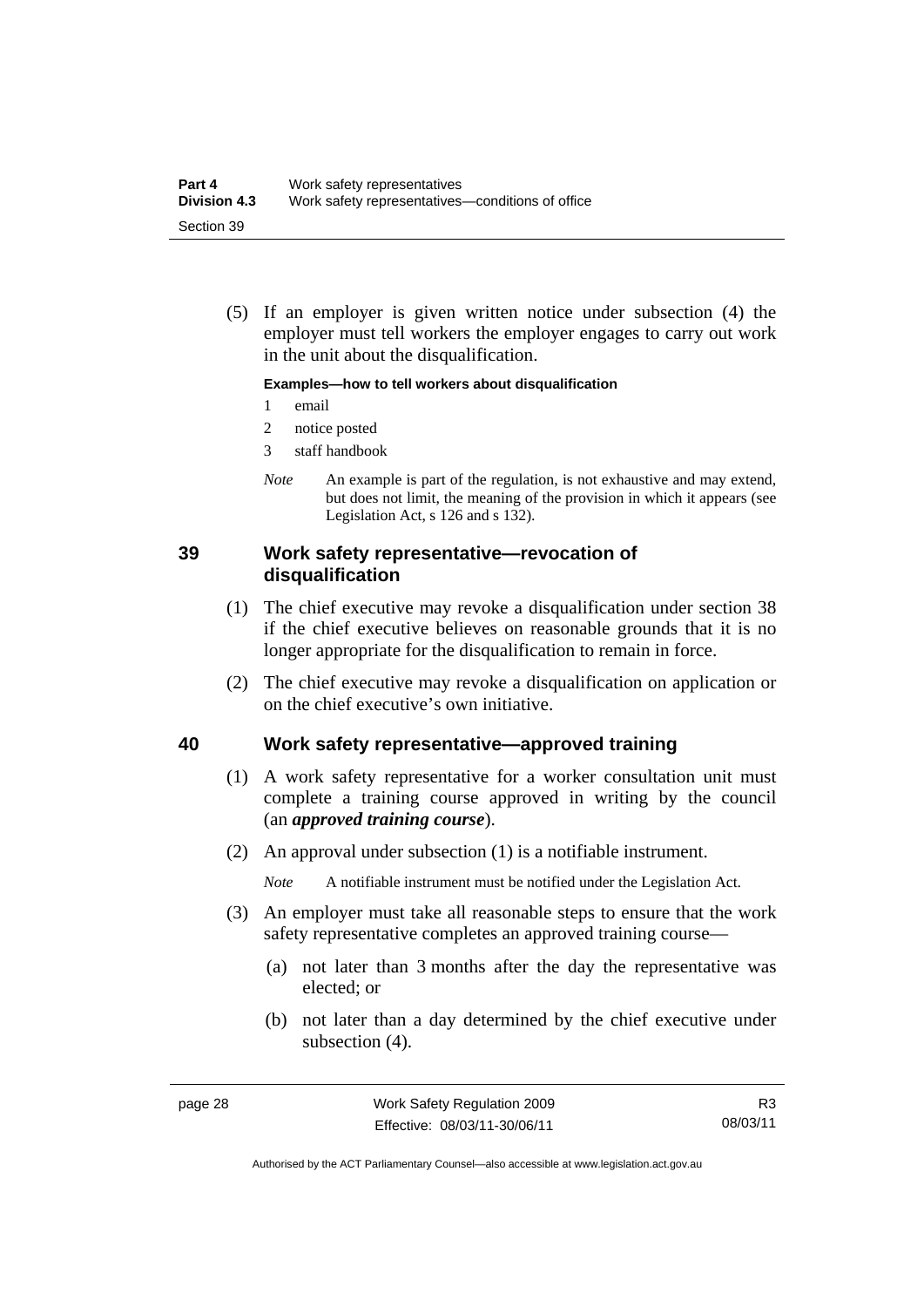(5) If an employer is given written notice under subsection (4) the employer must tell workers the employer engages to carry out work in the unit about the disqualification.

**Examples—how to tell workers about disqualification**

1 email

2 notice posted

3 staff handbook

*Note* An example is part of the regulation, is not exhaustive and may extend, but does not limit, the meaning of the provision in which it appears (see Legislation Act, s 126 and s 132).

## 39 Work safety representative—revocation of disqualification

(1) The chief executive may revoke a disqualification under section 38 if the chief executive believes on reasonable grounds that it is no longer appropriate for the disqualification to remain in force.

(2) The chief executive may revoke a disqualification on application or on the chief executive's own initiative.

## 40 Work safety representative—approved training

(1) A work safety representative for a worker consultation unit must complete a training course approved in writing by the council (an ***approved training course***).

(2) An approval under subsection (1) is a notifiable instrument.

*Note* A notifiable instrument must be notified under the Legislation Act.

(3) An employer must take all reasonable steps to ensure that the work safety representative completes an approved training course—

(a) not later than 3 months after the day the representative was elected; or

(b) not later than a day determined by the chief executive under subsection (4).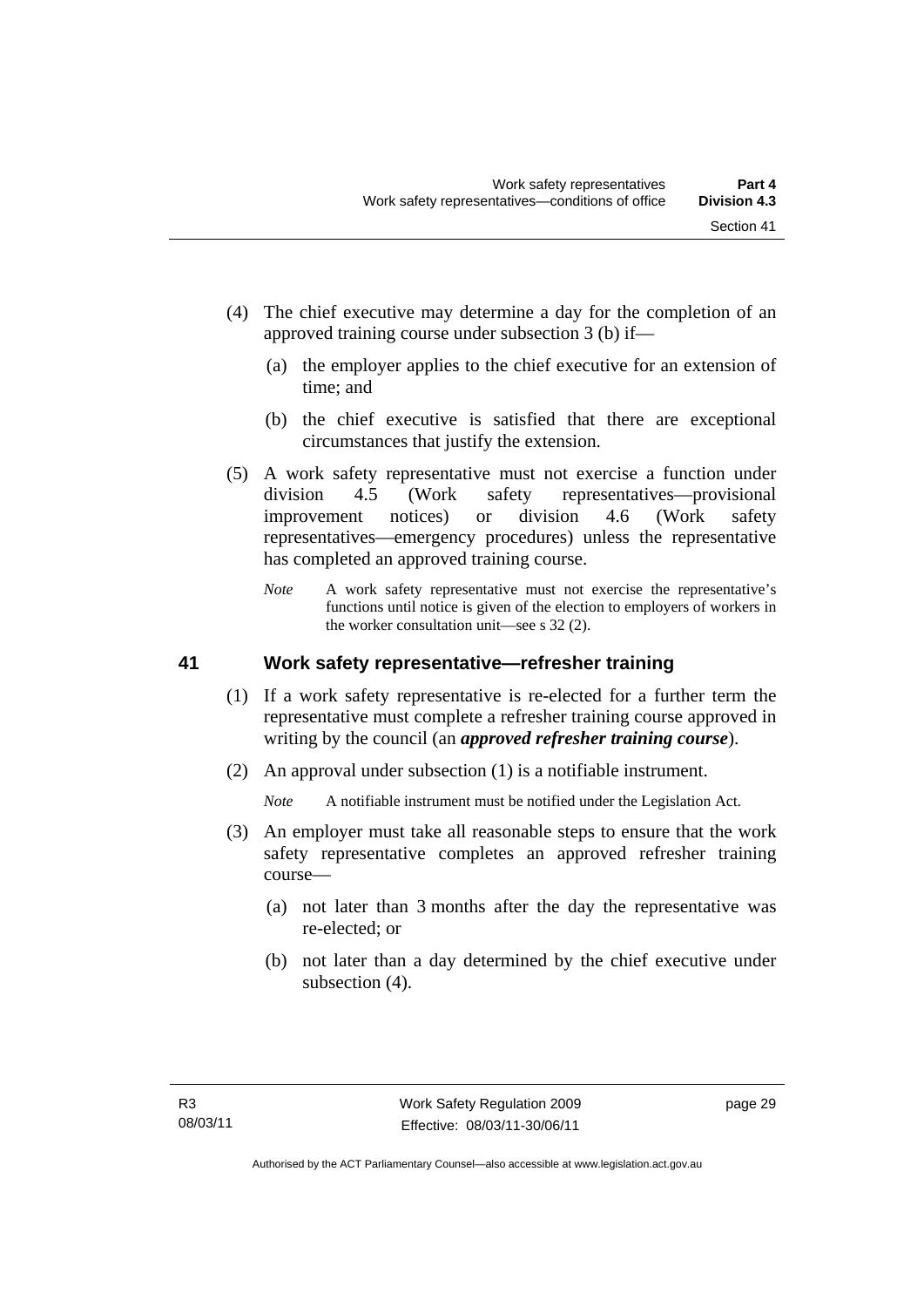(4) The chief executive may determine a day for the completion of an approved training course under subsection 3 (b) if—

   (a) the employer applies to the chief executive for an extension of time; and

   (b) the chief executive is satisfied that there are exceptional circumstances that justify the extension.

(5) A work safety representative must not exercise a function under division 4.5 (Work safety representatives—provisional improvement notices) or division 4.6 (Work safety representatives—emergency procedures) unless the representative has completed an approved training course.

   *Note* A work safety representative must not exercise the representative's functions until notice is given of the election to employers of workers in the worker consultation unit—see s 32 (2).

## 41 Work safety representative—refresher training

(1) If a work safety representative is re-elected for a further term the representative must complete a refresher training course approved in writing by the council (an ***approved refresher training course***).

(2) An approval under subsection (1) is a notifiable instrument.

   *Note* A notifiable instrument must be notified under the Legislation Act.

(3) An employer must take all reasonable steps to ensure that the work safety representative completes an approved refresher training course—

   (a) not later than 3 months after the day the representative was re-elected; or

   (b) not later than a day determined by the chief executive under subsection (4).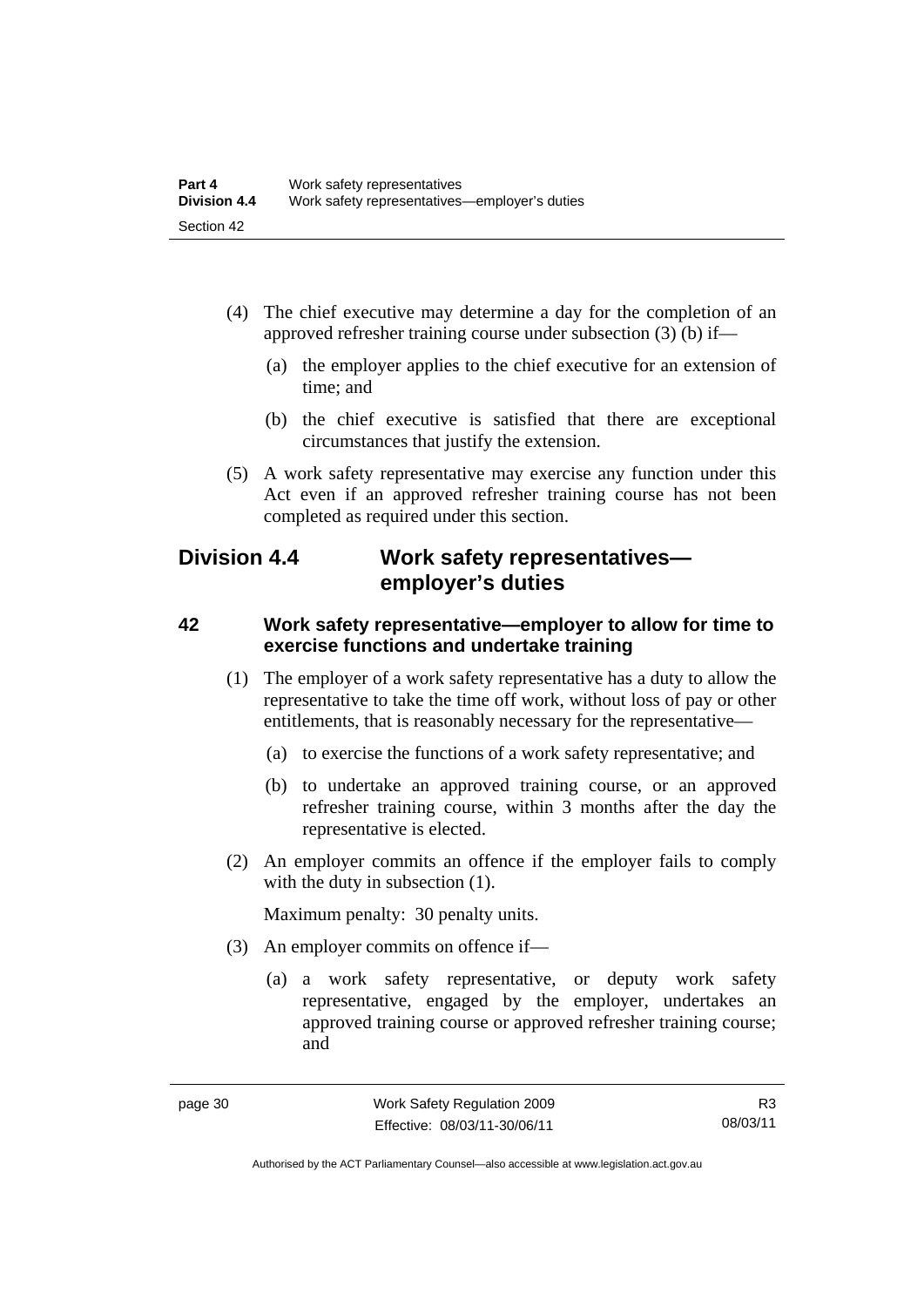(4) The chief executive may determine a day for the completion of an approved refresher training course under subsection (3) (b) if—

(a) the employer applies to the chief executive for an extension of time; and

(b) the chief executive is satisfied that there are exceptional circumstances that justify the extension.

(5) A work safety representative may exercise any function under this Act even if an approved refresher training course has not been completed as required under this section.

## Division 4.4 Work safety representatives—employer's duties

### 42 Work safety representative—employer to allow for time to exercise functions and undertake training

(1) The employer of a work safety representative has a duty to allow the representative to take the time off work, without loss of pay or other entitlements, that is reasonably necessary for the representative—

(a) to exercise the functions of a work safety representative; and

(b) to undertake an approved training course, or an approved refresher training course, within 3 months after the day the representative is elected.

(2) An employer commits an offence if the employer fails to comply with the duty in subsection (1).

Maximum penalty: 30 penalty units.

(3) An employer commits on offence if—

(a) a work safety representative, or deputy work safety representative, engaged by the employer, undertakes an approved training course or approved refresher training course; and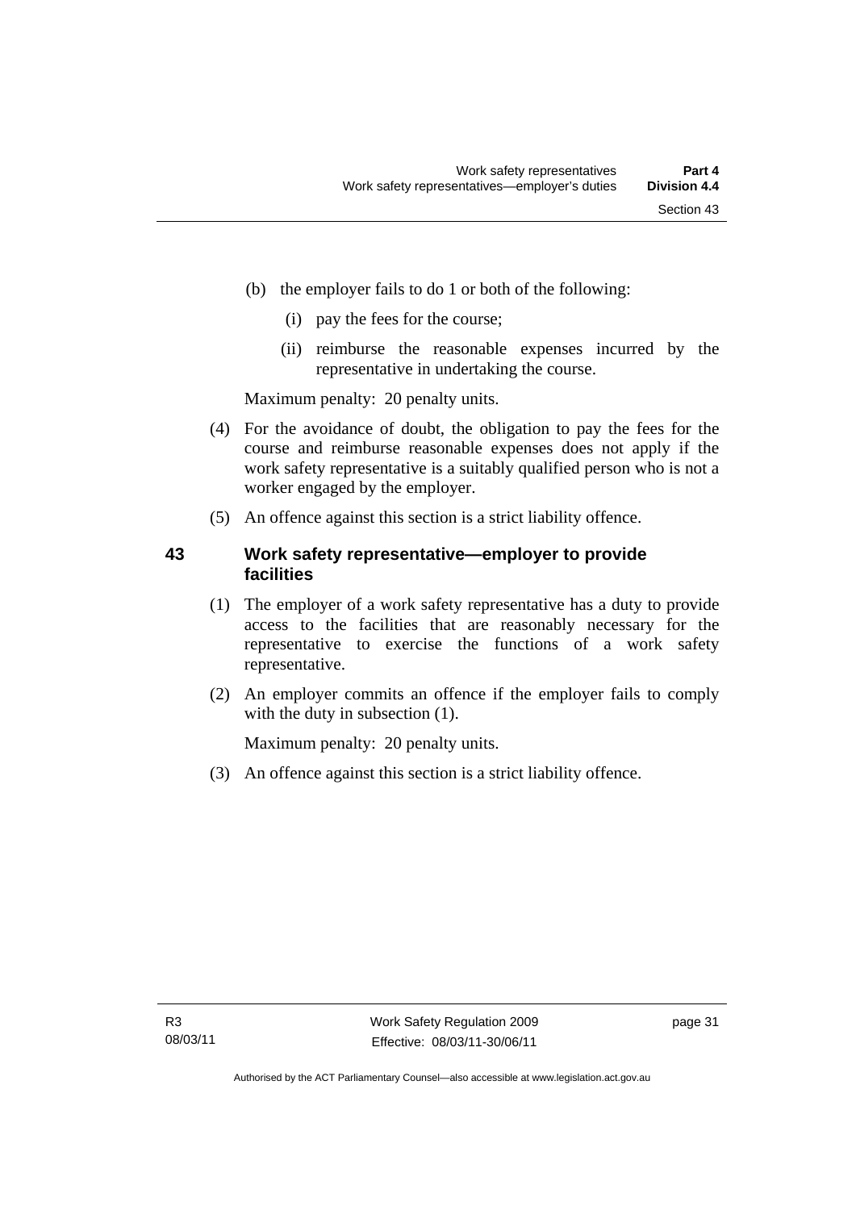(b) the employer fails to do 1 or both of the following:

  (i) pay the fees for the course;

  (ii) reimburse the reasonable expenses incurred by the representative in undertaking the course.

Maximum penalty: 20 penalty units.

(4) For the avoidance of doubt, the obligation to pay the fees for the course and reimburse reasonable expenses does not apply if the work safety representative is a suitably qualified person who is not a worker engaged by the employer.

(5) An offence against this section is a strict liability offence.

### 43 Work safety representative—employer to provide facilities

(1) The employer of a work safety representative has a duty to provide access to the facilities that are reasonably necessary for the representative to exercise the functions of a work safety representative.

(2) An employer commits an offence if the employer fails to comply with the duty in subsection (1).

Maximum penalty: 20 penalty units.

(3) An offence against this section is a strict liability offence.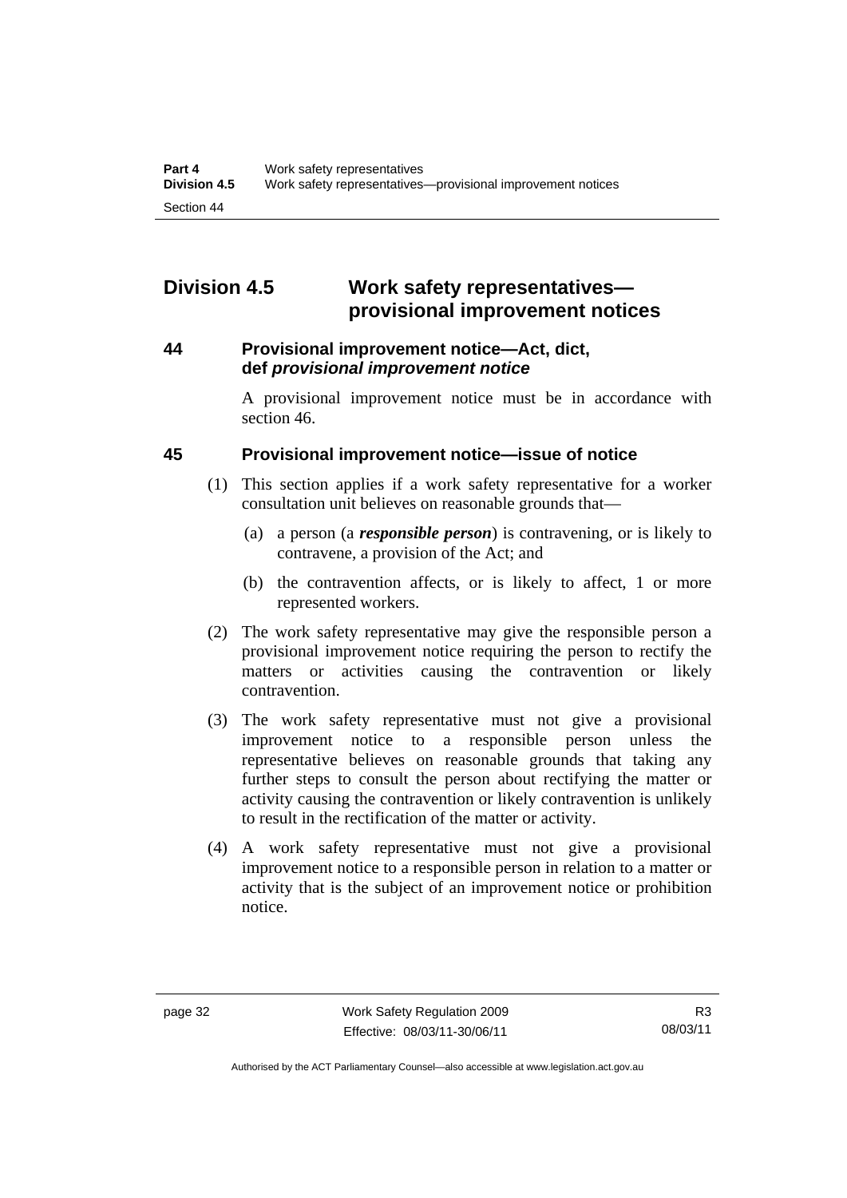## Division 4.5 Work safety representatives—provisional improvement notices

### 44 Provisional improvement notice—Act, dict, def *provisional improvement notice*

A provisional improvement notice must be in accordance with section 46.

### 45 Provisional improvement notice—issue of notice

(1) This section applies if a work safety representative for a worker consultation unit believes on reasonable grounds that—

(a) a person (a ***responsible person***) is contravening, or is likely to contravene, a provision of the Act; and

(b) the contravention affects, or is likely to affect, 1 or more represented workers.

(2) The work safety representative may give the responsible person a provisional improvement notice requiring the person to rectify the matters or activities causing the contravention or likely contravention.

(3) The work safety representative must not give a provisional improvement notice to a responsible person unless the representative believes on reasonable grounds that taking any further steps to consult the person about rectifying the matter or activity causing the contravention or likely contravention is unlikely to result in the rectification of the matter or activity.

(4) A work safety representative must not give a provisional improvement notice to a responsible person in relation to a matter or activity that is the subject of an improvement notice or prohibition notice.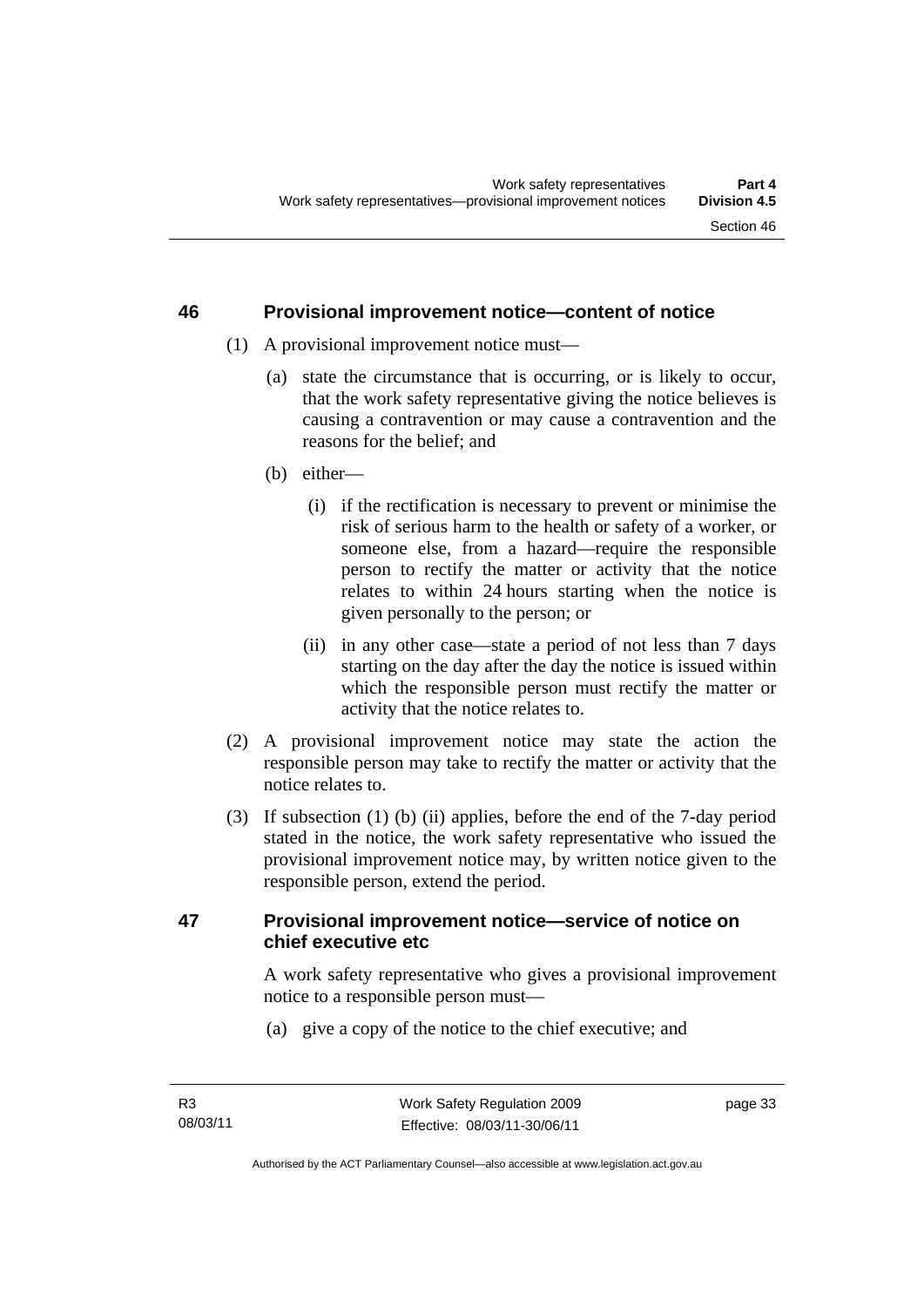## 46 Provisional improvement notice—content of notice

(1) A provisional improvement notice must—

(a) state the circumstance that is occurring, or is likely to occur, that the work safety representative giving the notice believes is causing a contravention or may cause a contravention and the reasons for the belief; and

(b) either—

(i) if the rectification is necessary to prevent or minimise the risk of serious harm to the health or safety of a worker, or someone else, from a hazard—require the responsible person to rectify the matter or activity that the notice relates to within 24 hours starting when the notice is given personally to the person; or

(ii) in any other case—state a period of not less than 7 days starting on the day after the day the notice is issued within which the responsible person must rectify the matter or activity that the notice relates to.

(2) A provisional improvement notice may state the action the responsible person may take to rectify the matter or activity that the notice relates to.

(3) If subsection (1) (b) (ii) applies, before the end of the 7-day period stated in the notice, the work safety representative who issued the provisional improvement notice may, by written notice given to the responsible person, extend the period.

## 47 Provisional improvement notice—service of notice on chief executive etc

A work safety representative who gives a provisional improvement notice to a responsible person must—

(a) give a copy of the notice to the chief executive; and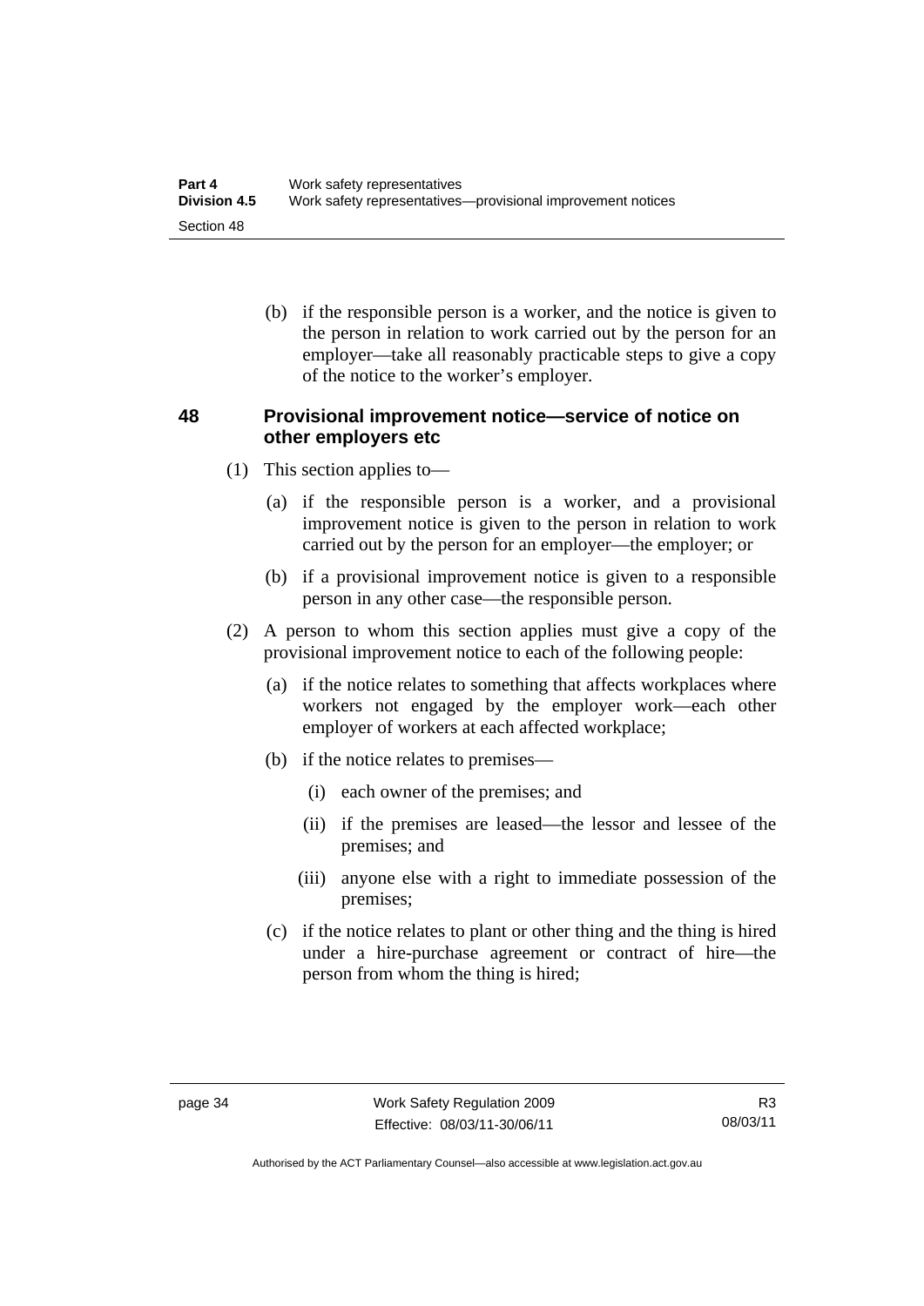(b) if the responsible person is a worker, and the notice is given to the person in relation to work carried out by the person for an employer—take all reasonably practicable steps to give a copy of the notice to the worker's employer.

## 48 Provisional improvement notice—service of notice on other employers etc

(1) This section applies to—

(a) if the responsible person is a worker, and a provisional improvement notice is given to the person in relation to work carried out by the person for an employer—the employer; or

(b) if a provisional improvement notice is given to a responsible person in any other case—the responsible person.

(2) A person to whom this section applies must give a copy of the provisional improvement notice to each of the following people:

(a) if the notice relates to something that affects workplaces where workers not engaged by the employer work—each other employer of workers at each affected workplace;

(b) if the notice relates to premises—

(i) each owner of the premises; and

(ii) if the premises are leased—the lessor and lessee of the premises; and

(iii) anyone else with a right to immediate possession of the premises;

(c) if the notice relates to plant or other thing and the thing is hired under a hire-purchase agreement or contract of hire—the person from whom the thing is hired;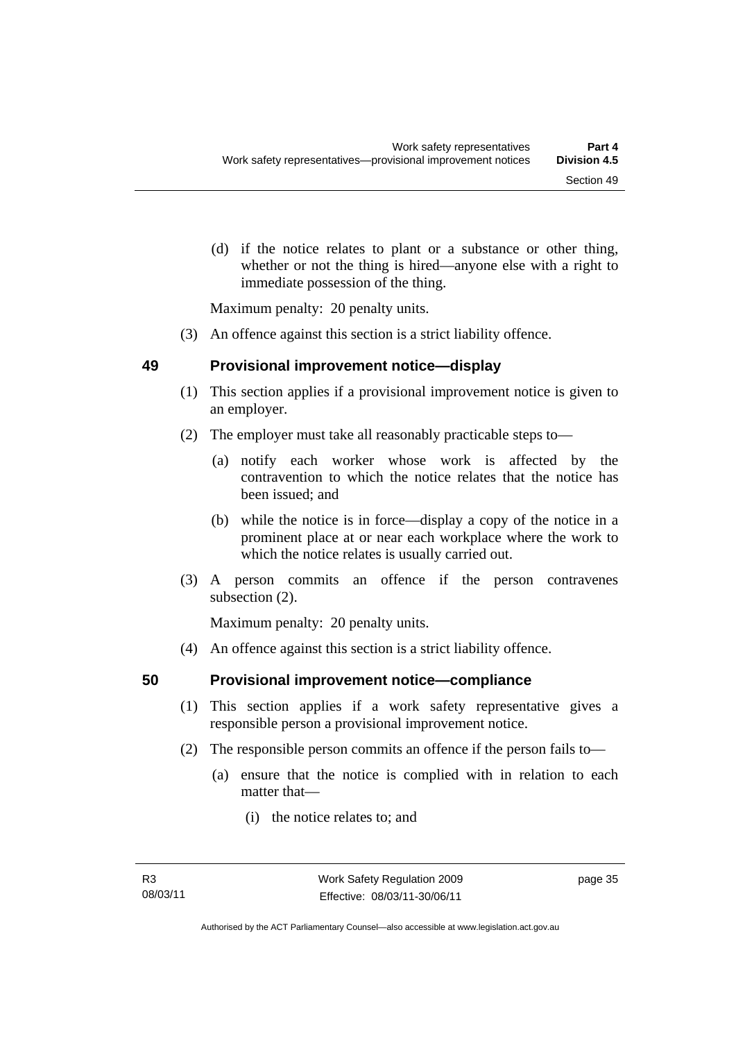(d) if the notice relates to plant or a substance or other thing, whether or not the thing is hired—anyone else with a right to immediate possession of the thing.

Maximum penalty: 20 penalty units.

(3) An offence against this section is a strict liability offence.

## 49 Provisional improvement notice—display

(1) This section applies if a provisional improvement notice is given to an employer.

(2) The employer must take all reasonably practicable steps to—

(a) notify each worker whose work is affected by the contravention to which the notice relates that the notice has been issued; and

(b) while the notice is in force—display a copy of the notice in a prominent place at or near each workplace where the work to which the notice relates is usually carried out.

(3) A person commits an offence if the person contravenes subsection (2).

Maximum penalty: 20 penalty units.

(4) An offence against this section is a strict liability offence.

## 50 Provisional improvement notice—compliance

(1) This section applies if a work safety representative gives a responsible person a provisional improvement notice.

(2) The responsible person commits an offence if the person fails to—

(a) ensure that the notice is complied with in relation to each matter that—

(i) the notice relates to; and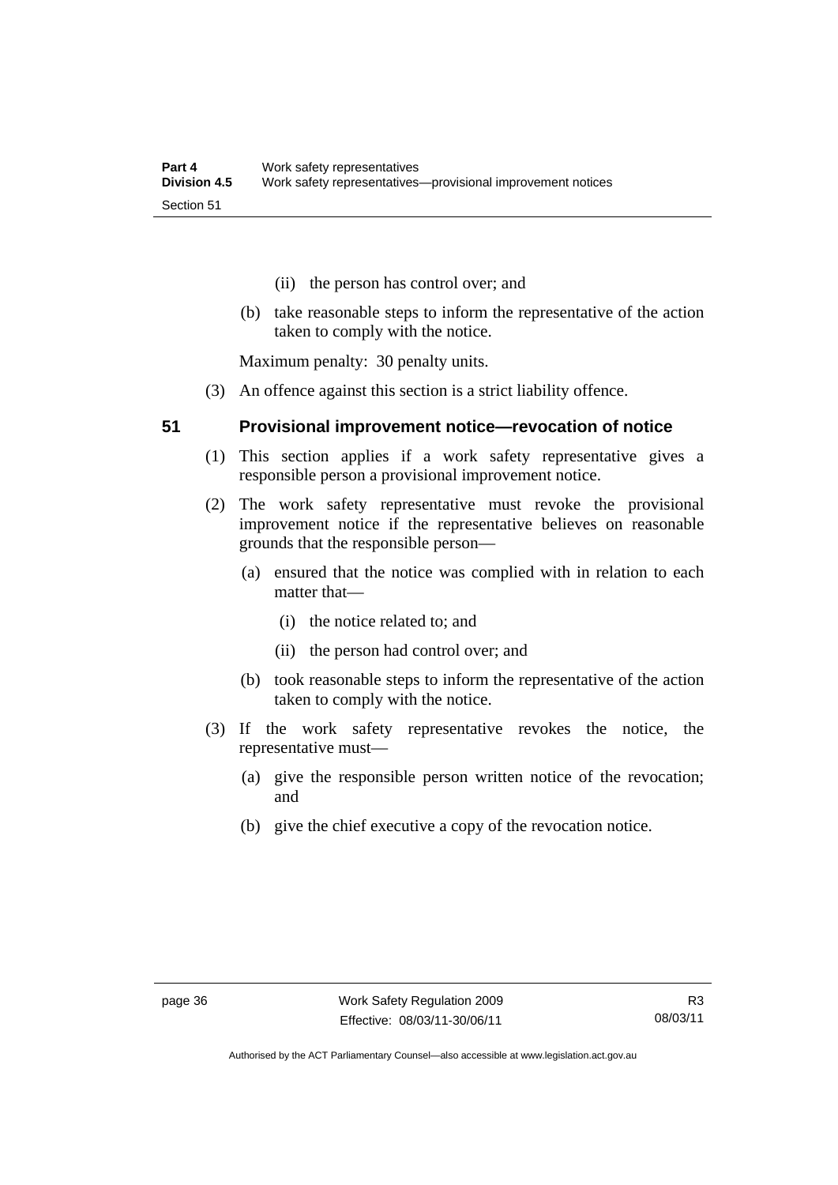(ii) the person has control over; and

(b) take reasonable steps to inform the representative of the action taken to comply with the notice.

Maximum penalty: 30 penalty units.

(3) An offence against this section is a strict liability offence.

## 51 Provisional improvement notice—revocation of notice

(1) This section applies if a work safety representative gives a responsible person a provisional improvement notice.

(2) The work safety representative must revoke the provisional improvement notice if the representative believes on reasonable grounds that the responsible person—

(a) ensured that the notice was complied with in relation to each matter that—

(i) the notice related to; and

(ii) the person had control over; and

(b) took reasonable steps to inform the representative of the action taken to comply with the notice.

(3) If the work safety representative revokes the notice, the representative must—

(a) give the responsible person written notice of the revocation; and

(b) give the chief executive a copy of the revocation notice.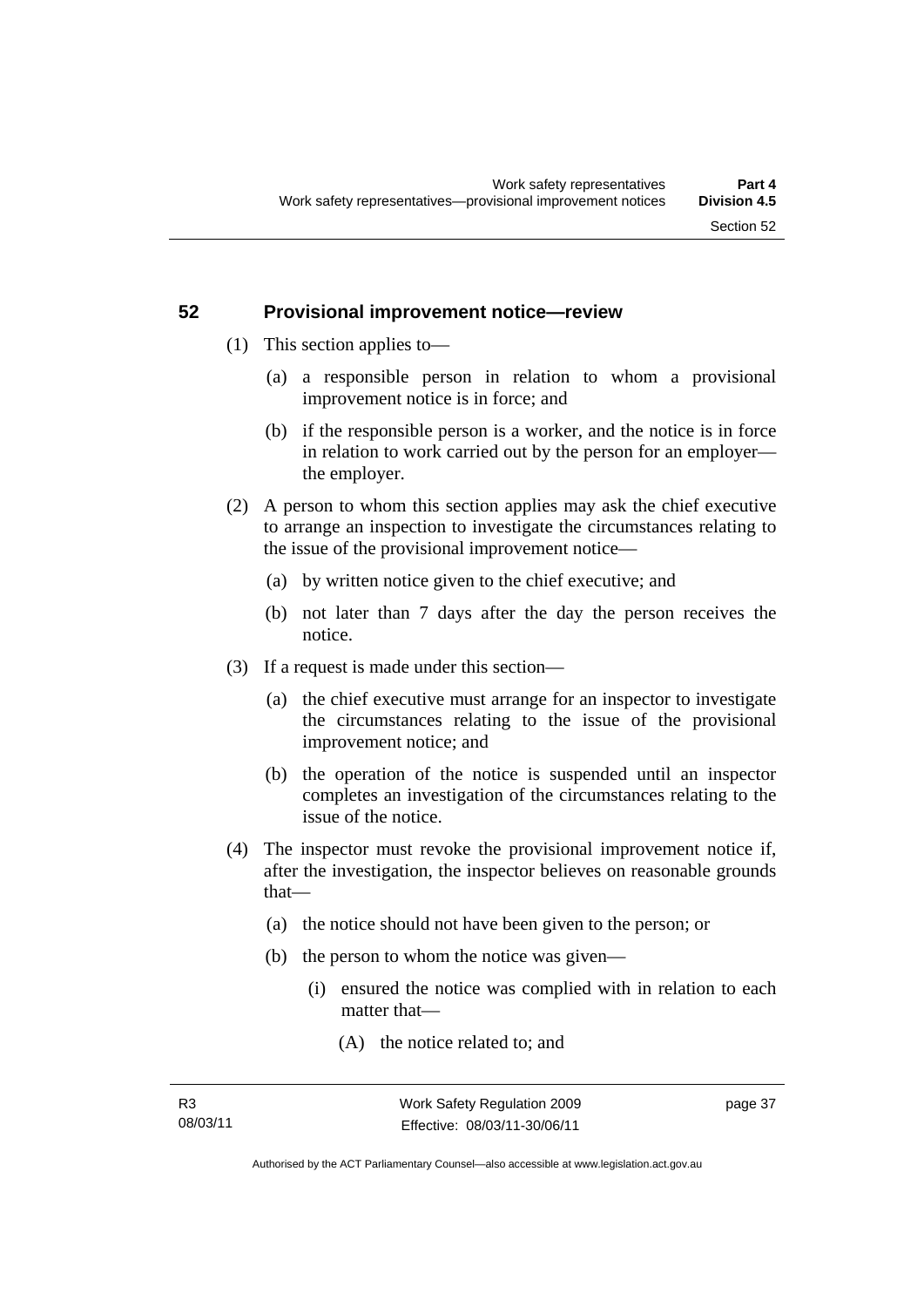## 52 Provisional improvement notice—review

(1) This section applies to—

(a) a responsible person in relation to whom a provisional improvement notice is in force; and

(b) if the responsible person is a worker, and the notice is in force in relation to work carried out by the person for an employer—the employer.

(2) A person to whom this section applies may ask the chief executive to arrange an inspection to investigate the circumstances relating to the issue of the provisional improvement notice—

(a) by written notice given to the chief executive; and

(b) not later than 7 days after the day the person receives the notice.

(3) If a request is made under this section—

(a) the chief executive must arrange for an inspector to investigate the circumstances relating to the issue of the provisional improvement notice; and

(b) the operation of the notice is suspended until an inspector completes an investigation of the circumstances relating to the issue of the notice.

(4) The inspector must revoke the provisional improvement notice if, after the investigation, the inspector believes on reasonable grounds that—

(a) the notice should not have been given to the person; or

(b) the person to whom the notice was given—

(i) ensured the notice was complied with in relation to each matter that—

(A) the notice related to; and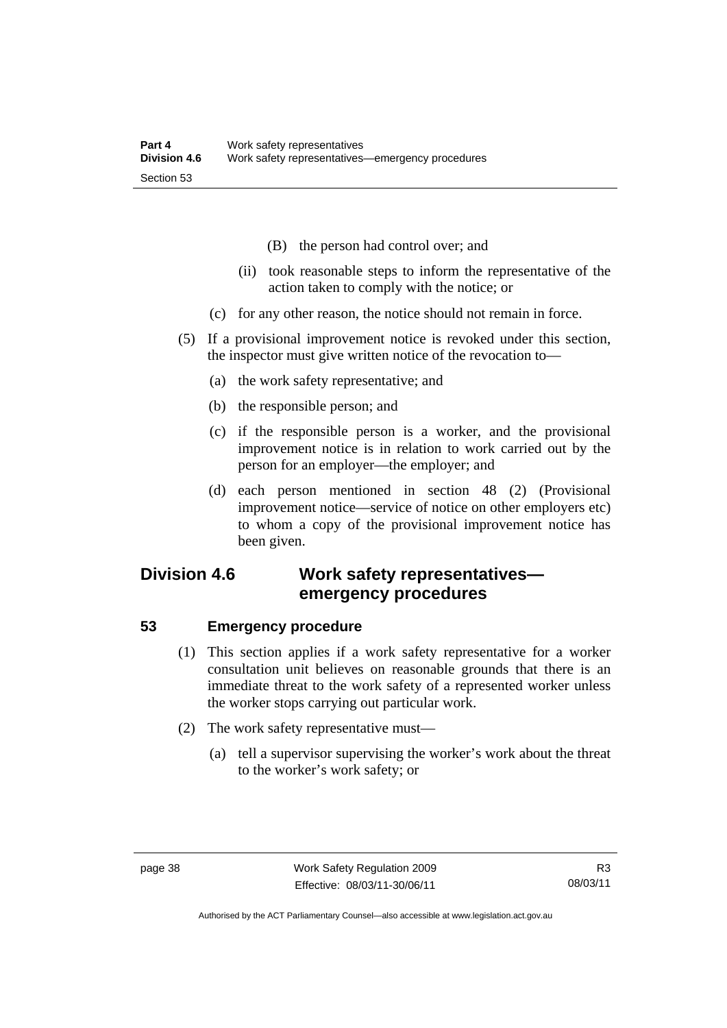(B) the person had control over; and

(ii) took reasonable steps to inform the representative of the action taken to comply with the notice; or

(c) for any other reason, the notice should not remain in force.

(5) If a provisional improvement notice is revoked under this section, the inspector must give written notice of the revocation to—

(a) the work safety representative; and

(b) the responsible person; and

(c) if the responsible person is a worker, and the provisional improvement notice is in relation to work carried out by the person for an employer—the employer; and

(d) each person mentioned in section 48 (2) (Provisional improvement notice—service of notice on other employers etc) to whom a copy of the provisional improvement notice has been given.

## Division 4.6 Work safety representatives—emergency procedures

### 53 Emergency procedure

(1) This section applies if a work safety representative for a worker consultation unit believes on reasonable grounds that there is an immediate threat to the work safety of a represented worker unless the worker stops carrying out particular work.

(2) The work safety representative must—

(a) tell a supervisor supervising the worker's work about the threat to the worker's work safety; or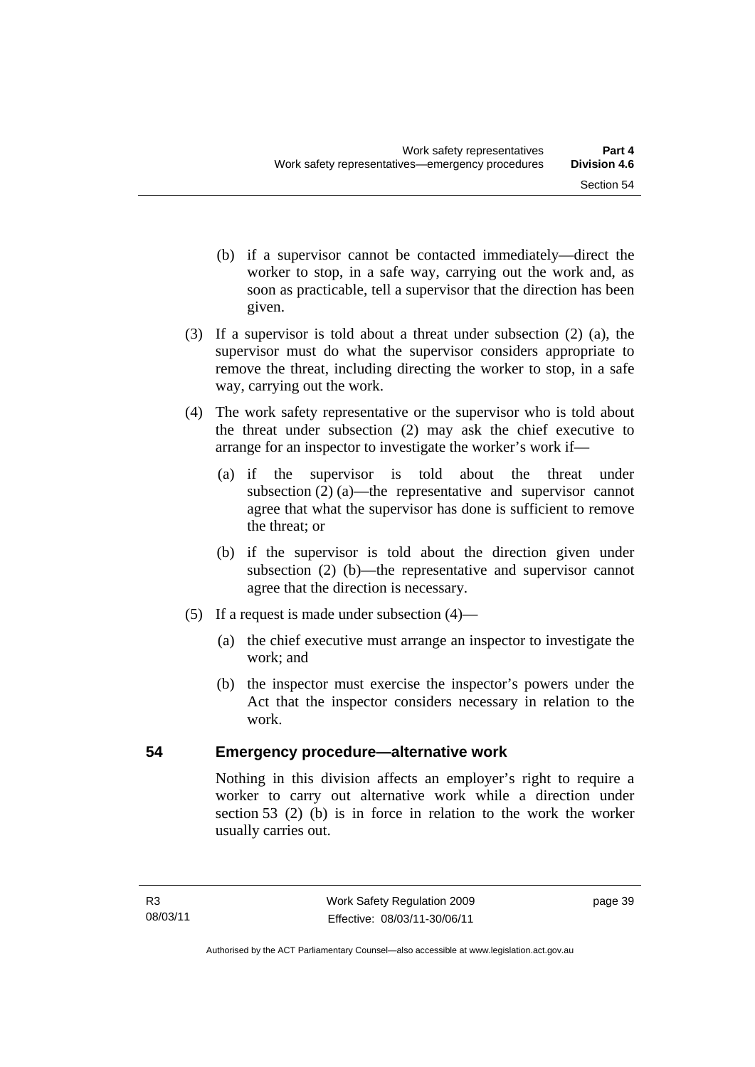(b) if a supervisor cannot be contacted immediately—direct the worker to stop, in a safe way, carrying out the work and, as soon as practicable, tell a supervisor that the direction has been given.

(3) If a supervisor is told about a threat under subsection (2) (a), the supervisor must do what the supervisor considers appropriate to remove the threat, including directing the worker to stop, in a safe way, carrying out the work.

(4) The work safety representative or the supervisor who is told about the threat under subsection (2) may ask the chief executive to arrange for an inspector to investigate the worker's work if—

(a) if the supervisor is told about the threat under subsection (2) (a)—the representative and supervisor cannot agree that what the supervisor has done is sufficient to remove the threat; or

(b) if the supervisor is told about the direction given under subsection (2) (b)—the representative and supervisor cannot agree that the direction is necessary.

(5) If a request is made under subsection (4)—

(a) the chief executive must arrange an inspector to investigate the work; and

(b) the inspector must exercise the inspector's powers under the Act that the inspector considers necessary in relation to the work.

## 54 Emergency procedure—alternative work

Nothing in this division affects an employer's right to require a worker to carry out alternative work while a direction under section 53 (2) (b) is in force in relation to the work the worker usually carries out.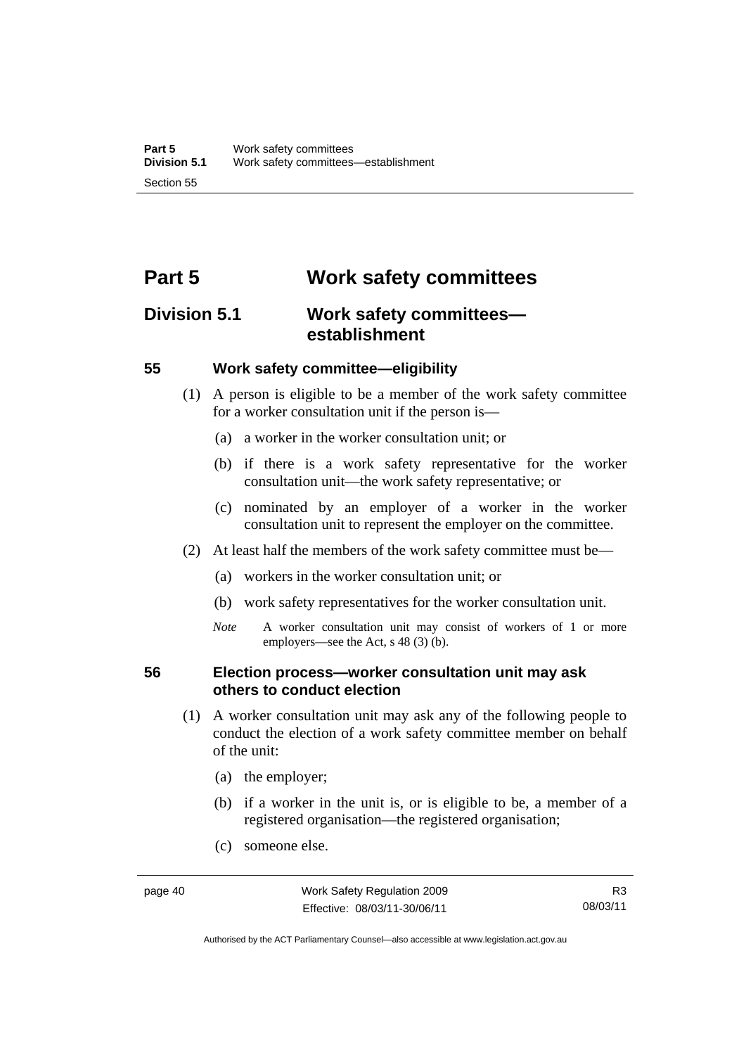# Part 5 Work safety committees

## Division 5.1 Work safety committees—establishment

### 55 Work safety committee—eligibility

(1) A person is eligible to be a member of the work safety committee for a worker consultation unit if the person is—

(a) a worker in the worker consultation unit; or

(b) if there is a work safety representative for the worker consultation unit—the work safety representative; or

(c) nominated by an employer of a worker in the worker consultation unit to represent the employer on the committee.

(2) At least half the members of the work safety committee must be—

(a) workers in the worker consultation unit; or

(b) work safety representatives for the worker consultation unit.

*Note* A worker consultation unit may consist of workers of 1 or more employers—see the Act, s 48 (3) (b).

### 56 Election process—worker consultation unit may ask others to conduct election

(1) A worker consultation unit may ask any of the following people to conduct the election of a work safety committee member on behalf of the unit:

(a) the employer;

(b) if a worker in the unit is, or is eligible to be, a member of a registered organisation—the registered organisation;

(c) someone else.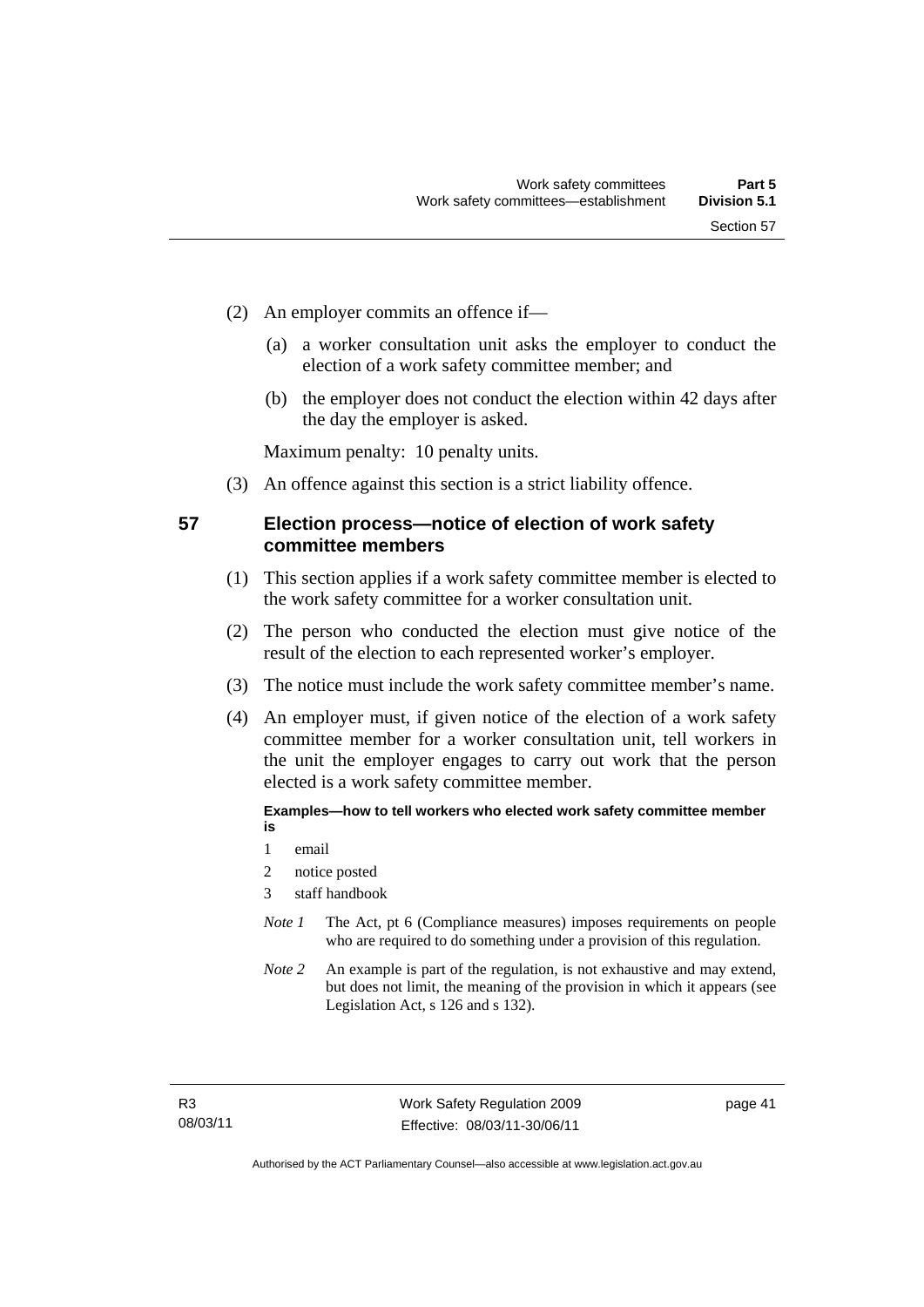(2) An employer commits an offence if—

(a) a worker consultation unit asks the employer to conduct the election of a work safety committee member; and

(b) the employer does not conduct the election within 42 days after the day the employer is asked.

Maximum penalty: 10 penalty units.

(3) An offence against this section is a strict liability offence.

## 57 Election process—notice of election of work safety committee members

(1) This section applies if a work safety committee member is elected to the work safety committee for a worker consultation unit.

(2) The person who conducted the election must give notice of the result of the election to each represented worker's employer.

(3) The notice must include the work safety committee member's name.

(4) An employer must, if given notice of the election of a work safety committee member for a worker consultation unit, tell workers in the unit the employer engages to carry out work that the person elected is a work safety committee member.

**Examples—how to tell workers who elected work safety committee member is**

1 email

2 notice posted

3 staff handbook

*Note 1* The Act, pt 6 (Compliance measures) imposes requirements on people who are required to do something under a provision of this regulation.

*Note 2* An example is part of the regulation, is not exhaustive and may extend, but does not limit, the meaning of the provision in which it appears (see Legislation Act, s 126 and s 132).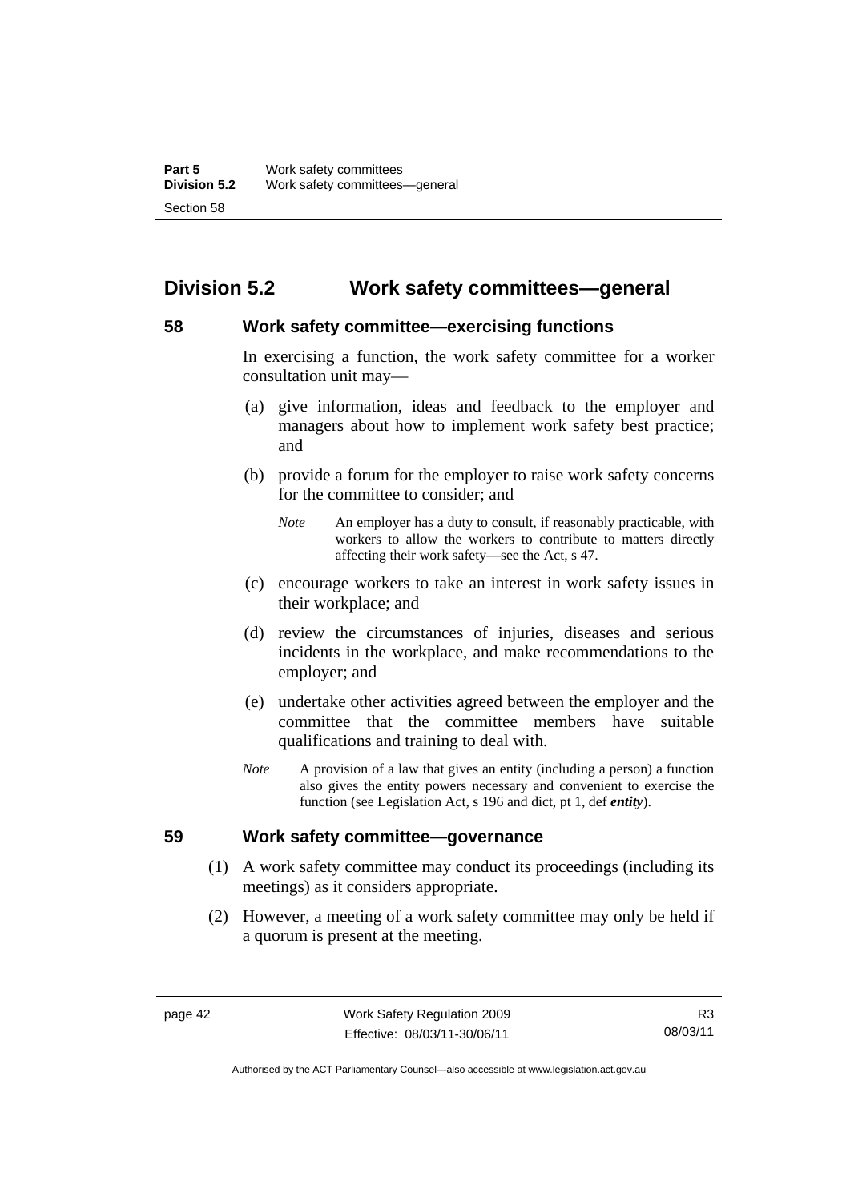## Division 5.2 Work safety committees—general

### 58 Work safety committee—exercising functions

In exercising a function, the work safety committee for a worker consultation unit may—

(a) give information, ideas and feedback to the employer and managers about how to implement work safety best practice; and

(b) provide a forum for the employer to raise work safety concerns for the committee to consider; and

*Note* An employer has a duty to consult, if reasonably practicable, with workers to allow the workers to contribute to matters directly affecting their work safety—see the Act, s 47.

(c) encourage workers to take an interest in work safety issues in their workplace; and

(d) review the circumstances of injuries, diseases and serious incidents in the workplace, and make recommendations to the employer; and

(e) undertake other activities agreed between the employer and the committee that the committee members have suitable qualifications and training to deal with.

*Note* A provision of a law that gives an entity (including a person) a function also gives the entity powers necessary and convenient to exercise the function (see Legislation Act, s 196 and dict, pt 1, def ***entity***).

### 59 Work safety committee—governance

(1) A work safety committee may conduct its proceedings (including its meetings) as it considers appropriate.

(2) However, a meeting of a work safety committee may only be held if a quorum is present at the meeting.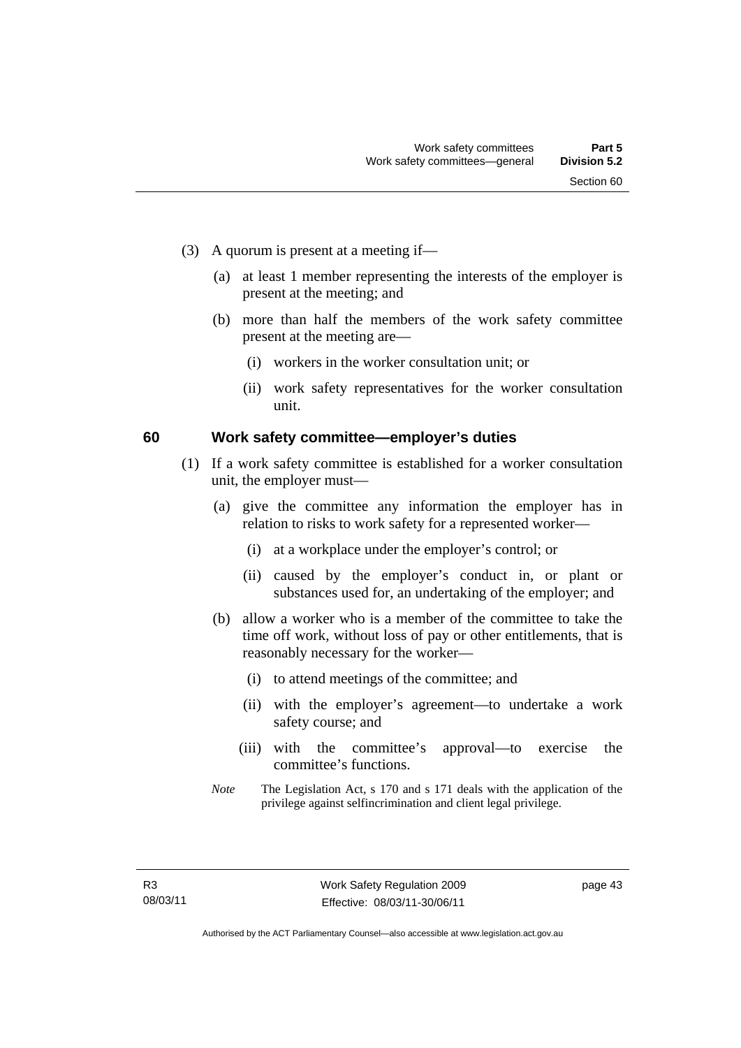(3) A quorum is present at a meeting if—

(a) at least 1 member representing the interests of the employer is present at the meeting; and

(b) more than half the members of the work safety committee present at the meeting are—

(i) workers in the worker consultation unit; or

(ii) work safety representatives for the worker consultation unit.

## 60 Work safety committee—employer's duties

(1) If a work safety committee is established for a worker consultation unit, the employer must—

(a) give the committee any information the employer has in relation to risks to work safety for a represented worker—

(i) at a workplace under the employer's control; or

(ii) caused by the employer's conduct in, or plant or substances used for, an undertaking of the employer; and

(b) allow a worker who is a member of the committee to take the time off work, without loss of pay or other entitlements, that is reasonably necessary for the worker—

(i) to attend meetings of the committee; and

(ii) with the employer's agreement—to undertake a work safety course; and

(iii) with the committee's approval—to exercise the committee's functions.

*Note* The Legislation Act, s 170 and s 171 deals with the application of the privilege against selfincrimination and client legal privilege.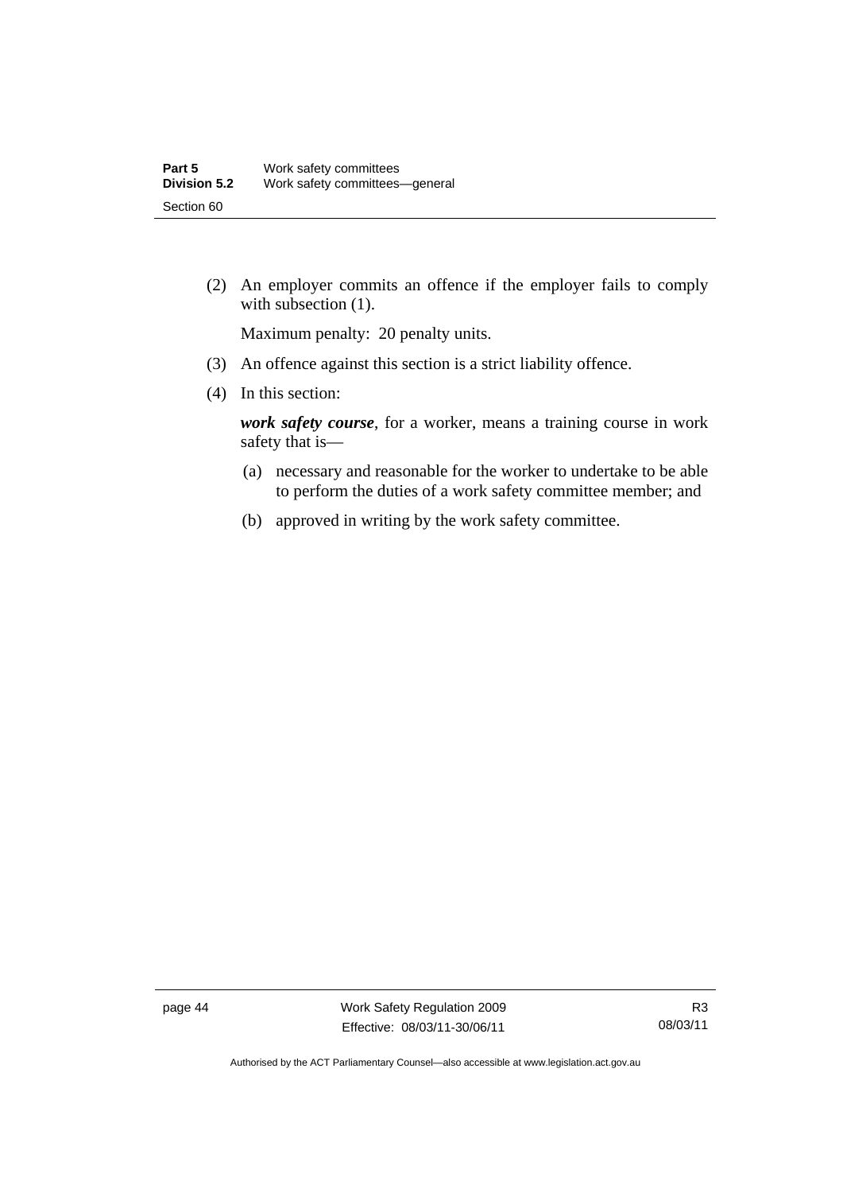(2) An employer commits an offence if the employer fails to comply with subsection (1).

Maximum penalty: 20 penalty units.

(3) An offence against this section is a strict liability offence.

(4) In this section:

***work safety course***, for a worker, means a training course in work safety that is—

(a) necessary and reasonable for the worker to undertake to be able to perform the duties of a work safety committee member; and

(b) approved in writing by the work safety committee.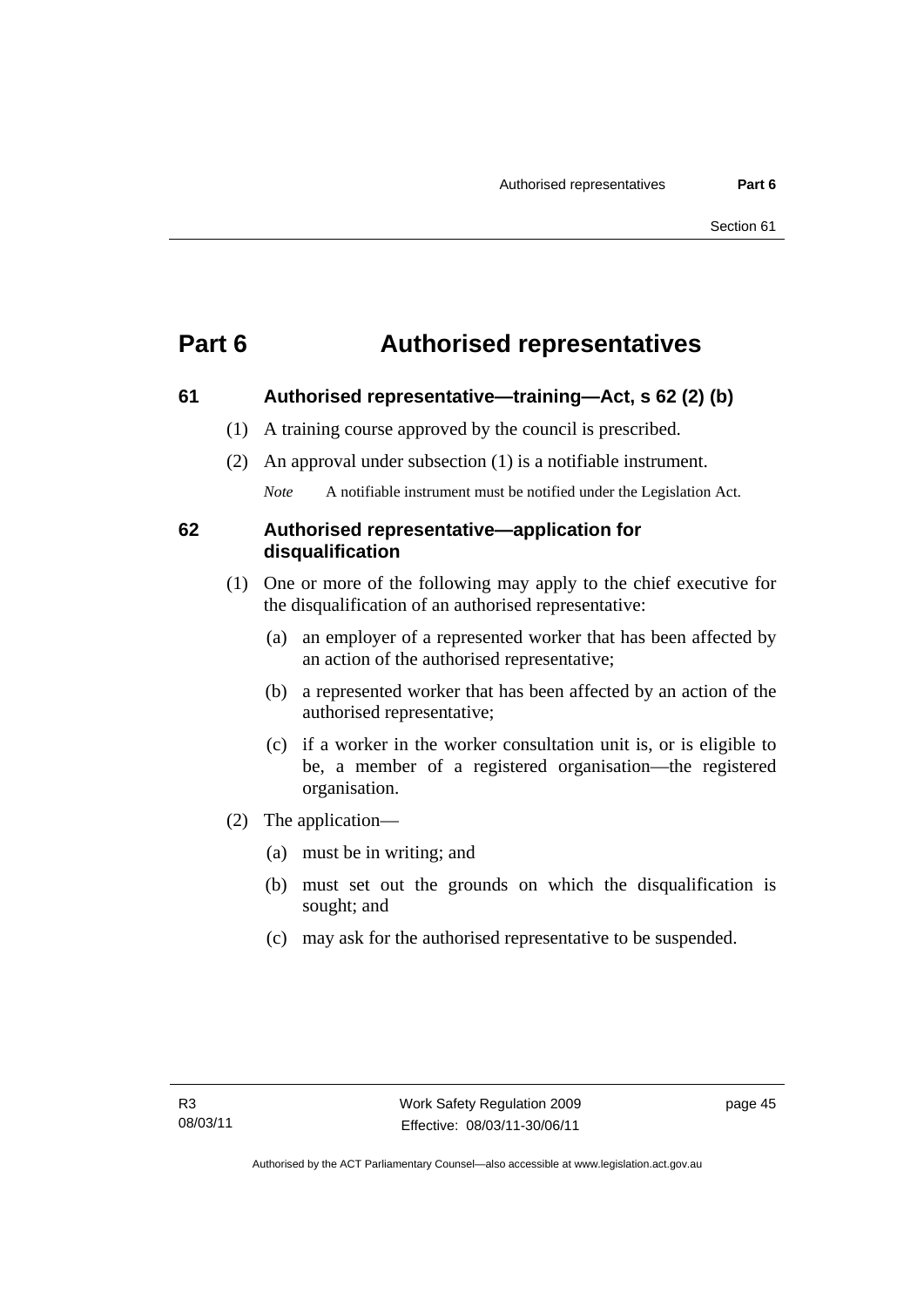# Part 6 Authorised representatives

## 61 Authorised representative—training—Act, s 62 (2) (b)

(1) A training course approved by the council is prescribed.

(2) An approval under subsection (1) is a notifiable instrument.

*Note* A notifiable instrument must be notified under the Legislation Act.

## 62 Authorised representative—application for disqualification

(1) One or more of the following may apply to the chief executive for the disqualification of an authorised representative:

(a) an employer of a represented worker that has been affected by an action of the authorised representative;

(b) a represented worker that has been affected by an action of the authorised representative;

(c) if a worker in the worker consultation unit is, or is eligible to be, a member of a registered organisation—the registered organisation.

(2) The application—

(a) must be in writing; and

(b) must set out the grounds on which the disqualification is sought; and

(c) may ask for the authorised representative to be suspended.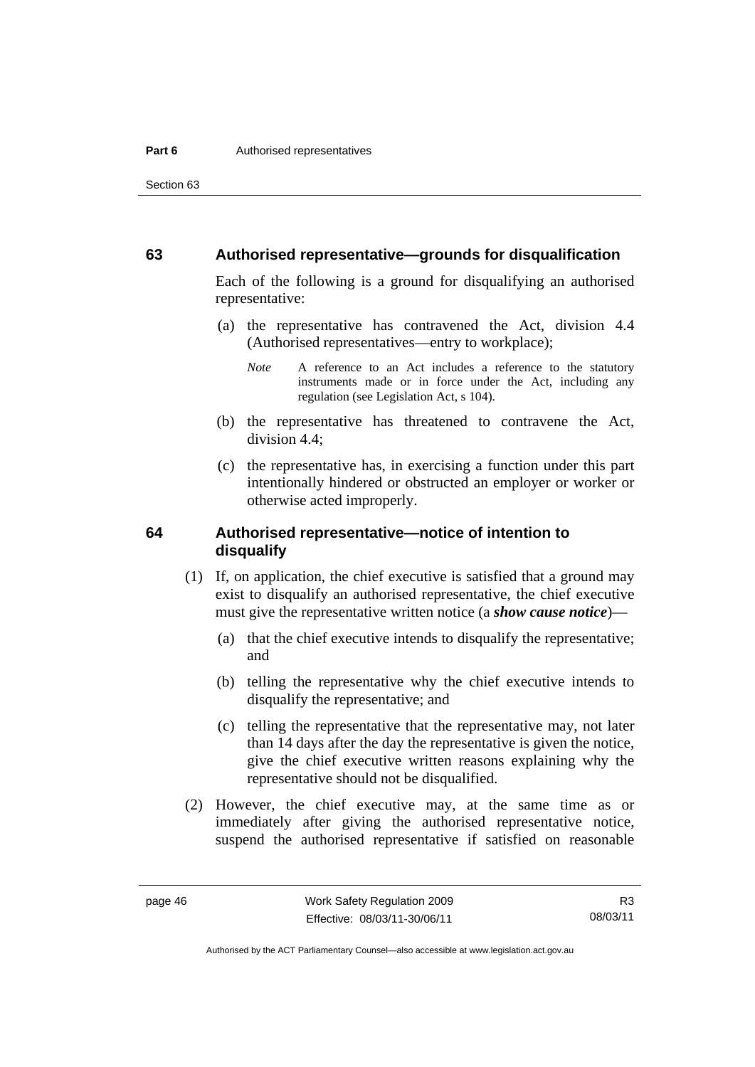## 63 Authorised representative—grounds for disqualification

Each of the following is a ground for disqualifying an authorised representative:

(a) the representative has contravened the Act, division 4.4 (Authorised representatives—entry to workplace);

*Note* A reference to an Act includes a reference to the statutory instruments made or in force under the Act, including any regulation (see Legislation Act, s 104).

(b) the representative has threatened to contravene the Act, division 4.4;

(c) the representative has, in exercising a function under this part intentionally hindered or obstructed an employer or worker or otherwise acted improperly.

## 64 Authorised representative—notice of intention to disqualify

(1) If, on application, the chief executive is satisfied that a ground may exist to disqualify an authorised representative, the chief executive must give the representative written notice (a ***show cause notice***)—

(a) that the chief executive intends to disqualify the representative; and

(b) telling the representative why the chief executive intends to disqualify the representative; and

(c) telling the representative that the representative may, not later than 14 days after the day the representative is given the notice, give the chief executive written reasons explaining why the representative should not be disqualified.

(2) However, the chief executive may, at the same time as or immediately after giving the authorised representative notice, suspend the authorised representative if satisfied on reasonable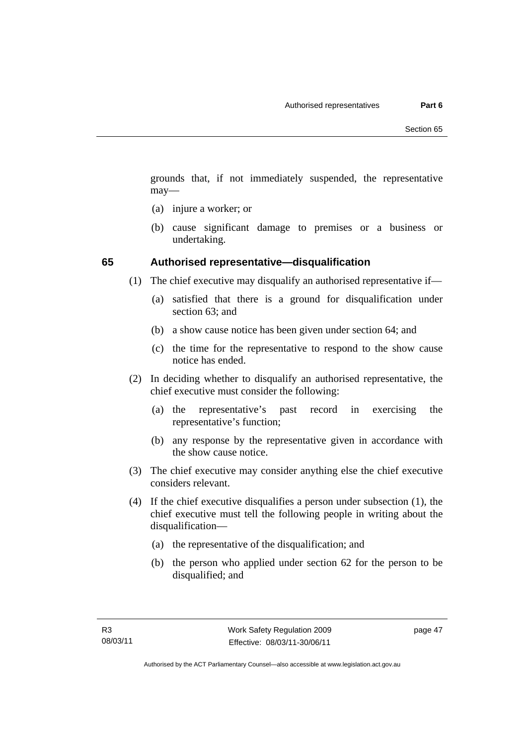grounds that, if not immediately suspended, the representative may—

(a) injure a worker; or

(b) cause significant damage to premises or a business or undertaking.

## 65 Authorised representative—disqualification

(1) The chief executive may disqualify an authorised representative if—

(a) satisfied that there is a ground for disqualification under section 63; and

(b) a show cause notice has been given under section 64; and

(c) the time for the representative to respond to the show cause notice has ended.

(2) In deciding whether to disqualify an authorised representative, the chief executive must consider the following:

(a) the representative's past record in exercising the representative's function;

(b) any response by the representative given in accordance with the show cause notice.

(3) The chief executive may consider anything else the chief executive considers relevant.

(4) If the chief executive disqualifies a person under subsection (1), the chief executive must tell the following people in writing about the disqualification—

(a) the representative of the disqualification; and

(b) the person who applied under section 62 for the person to be disqualified; and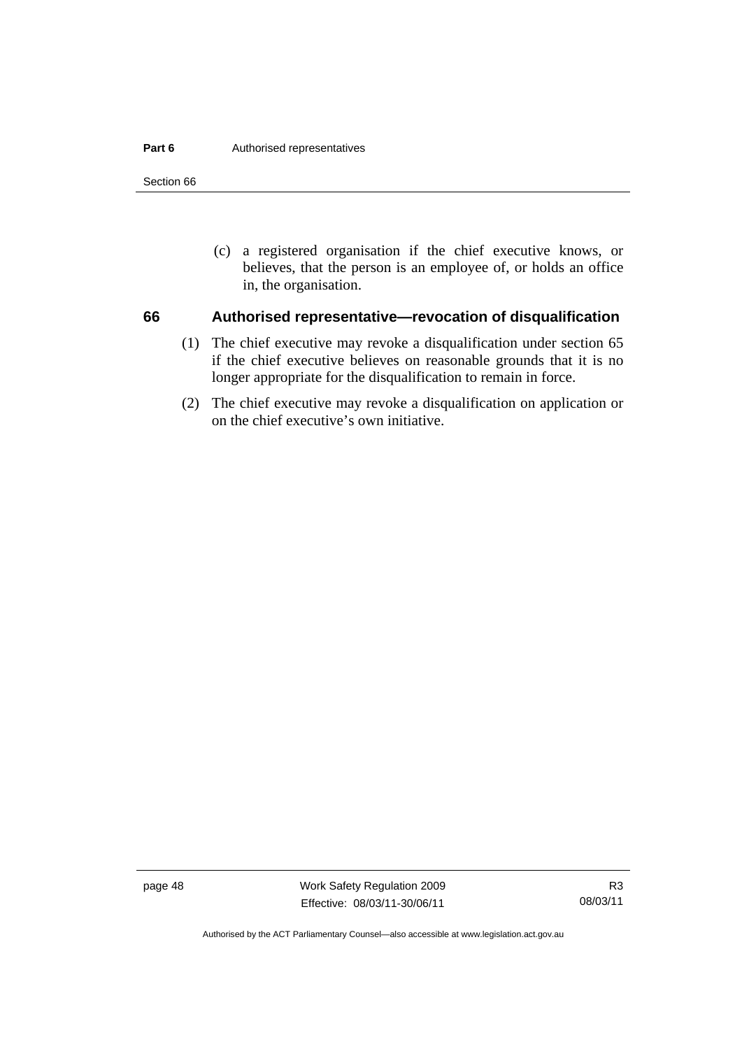(c) a registered organisation if the chief executive knows, or believes, that the person is an employee of, or holds an office in, the organisation.

### 66 Authorised representative—revocation of disqualification

(1) The chief executive may revoke a disqualification under section 65 if the chief executive believes on reasonable grounds that it is no longer appropriate for the disqualification to remain in force.

(2) The chief executive may revoke a disqualification on application or on the chief executive's own initiative.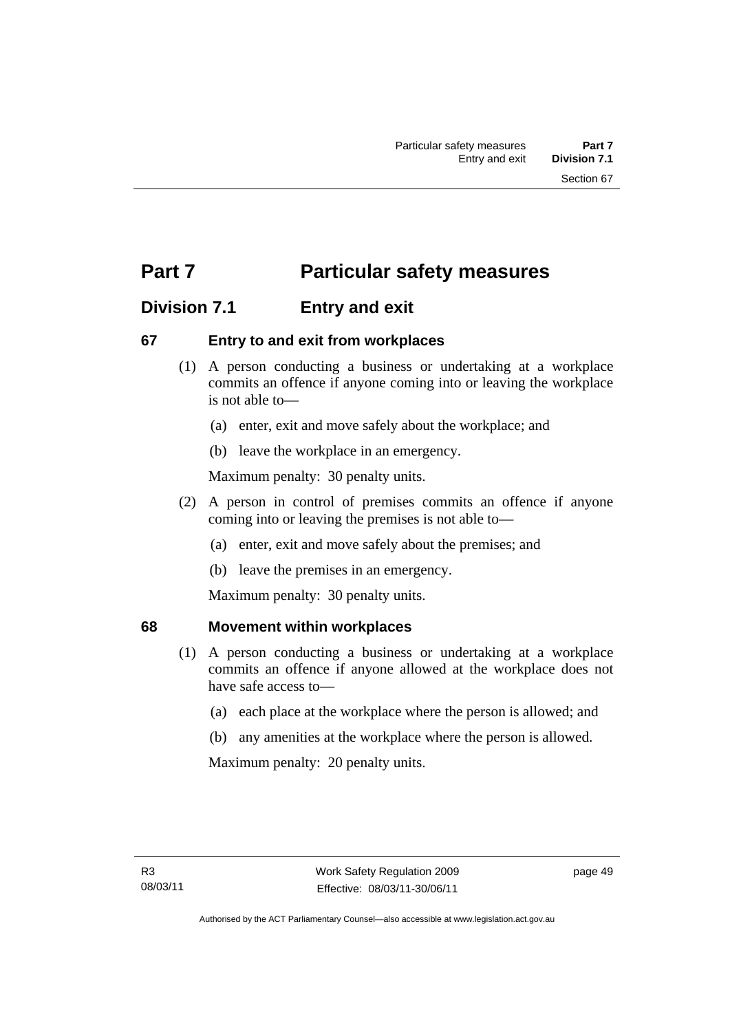# Part 7 Particular safety measures

## Division 7.1 Entry and exit

### 67 Entry to and exit from workplaces

(1) A person conducting a business or undertaking at a workplace commits an offence if anyone coming into or leaving the workplace is not able to—

(a) enter, exit and move safely about the workplace; and

(b) leave the workplace in an emergency.

Maximum penalty: 30 penalty units.

(2) A person in control of premises commits an offence if anyone coming into or leaving the premises is not able to—

(a) enter, exit and move safely about the premises; and

(b) leave the premises in an emergency.

Maximum penalty: 30 penalty units.

### 68 Movement within workplaces

(1) A person conducting a business or undertaking at a workplace commits an offence if anyone allowed at the workplace does not have safe access to—

(a) each place at the workplace where the person is allowed; and

(b) any amenities at the workplace where the person is allowed.

Maximum penalty: 20 penalty units.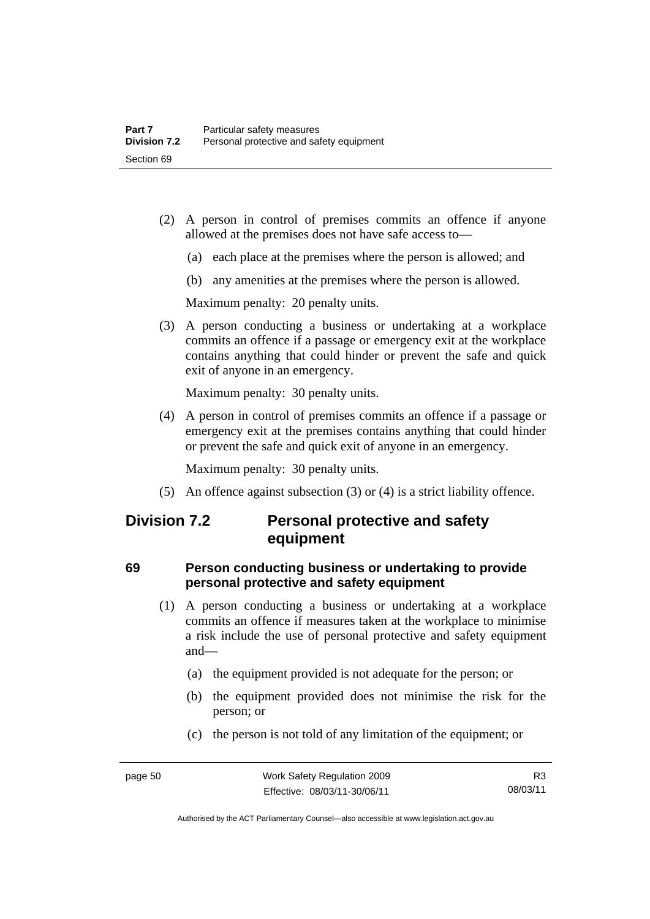(2) A person in control of premises commits an offence if anyone allowed at the premises does not have safe access to—

(a) each place at the premises where the person is allowed; and

(b) any amenities at the premises where the person is allowed.

Maximum penalty: 20 penalty units.

(3) A person conducting a business or undertaking at a workplace commits an offence if a passage or emergency exit at the workplace contains anything that could hinder or prevent the safe and quick exit of anyone in an emergency.

Maximum penalty: 30 penalty units.

(4) A person in control of premises commits an offence if a passage or emergency exit at the premises contains anything that could hinder or prevent the safe and quick exit of anyone in an emergency.

Maximum penalty: 30 penalty units.

(5) An offence against subsection (3) or (4) is a strict liability offence.

## Division 7.2 Personal protective and safety equipment

### 69 Person conducting business or undertaking to provide personal protective and safety equipment

(1) A person conducting a business or undertaking at a workplace commits an offence if measures taken at the workplace to minimise a risk include the use of personal protective and safety equipment and—

(a) the equipment provided is not adequate for the person; or

(b) the equipment provided does not minimise the risk for the person; or

(c) the person is not told of any limitation of the equipment; or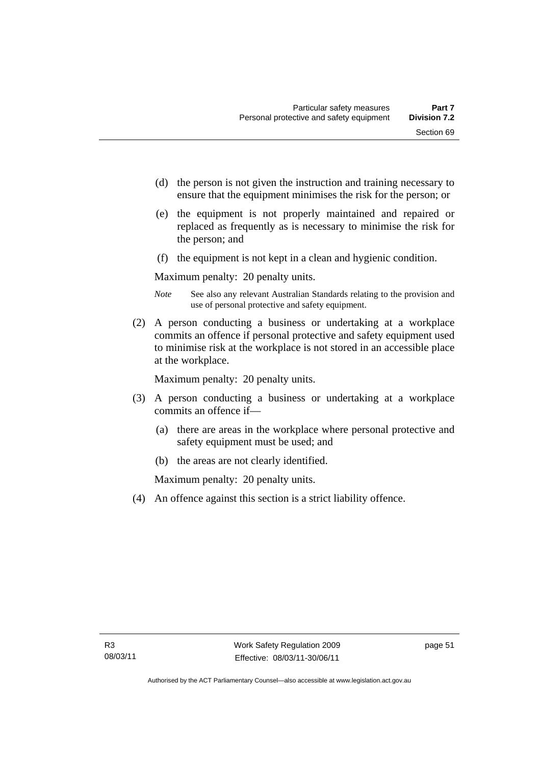(d) the person is not given the instruction and training necessary to ensure that the equipment minimises the risk for the person; or

(e) the equipment is not properly maintained and repaired or replaced as frequently as is necessary to minimise the risk for the person; and

(f) the equipment is not kept in a clean and hygienic condition.

Maximum penalty: 20 penalty units.

*Note* See also any relevant Australian Standards relating to the provision and use of personal protective and safety equipment.

(2) A person conducting a business or undertaking at a workplace commits an offence if personal protective and safety equipment used to minimise risk at the workplace is not stored in an accessible place at the workplace.

Maximum penalty: 20 penalty units.

(3) A person conducting a business or undertaking at a workplace commits an offence if—

(a) there are areas in the workplace where personal protective and safety equipment must be used; and

(b) the areas are not clearly identified.

Maximum penalty: 20 penalty units.

(4) An offence against this section is a strict liability offence.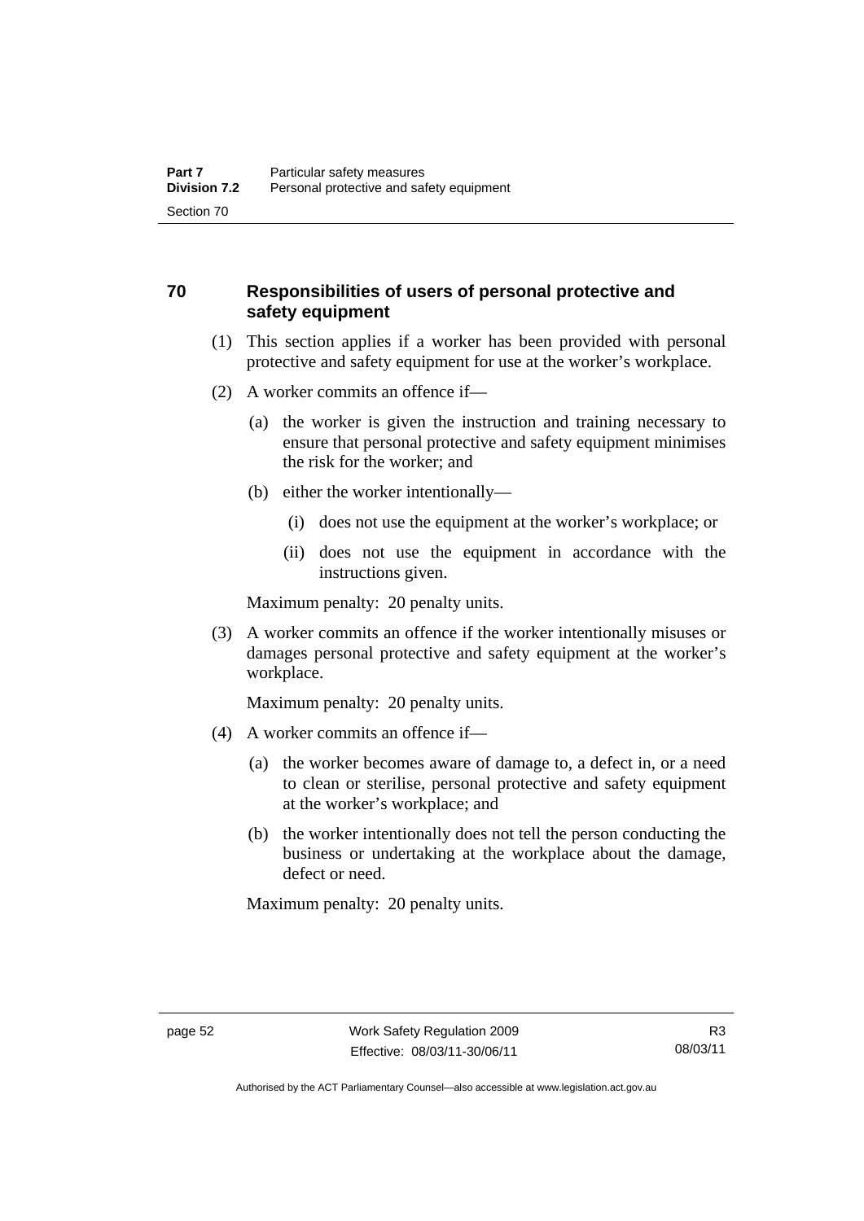## 70 Responsibilities of users of personal protective and safety equipment

(1) This section applies if a worker has been provided with personal protective and safety equipment for use at the worker's workplace.

(2) A worker commits an offence if—

(a) the worker is given the instruction and training necessary to ensure that personal protective and safety equipment minimises the risk for the worker; and

(b) either the worker intentionally—

(i) does not use the equipment at the worker's workplace; or

(ii) does not use the equipment in accordance with the instructions given.

Maximum penalty: 20 penalty units.

(3) A worker commits an offence if the worker intentionally misuses or damages personal protective and safety equipment at the worker's workplace.

Maximum penalty: 20 penalty units.

(4) A worker commits an offence if—

(a) the worker becomes aware of damage to, a defect in, or a need to clean or sterilise, personal protective and safety equipment at the worker's workplace; and

(b) the worker intentionally does not tell the person conducting the business or undertaking at the workplace about the damage, defect or need.

Maximum penalty: 20 penalty units.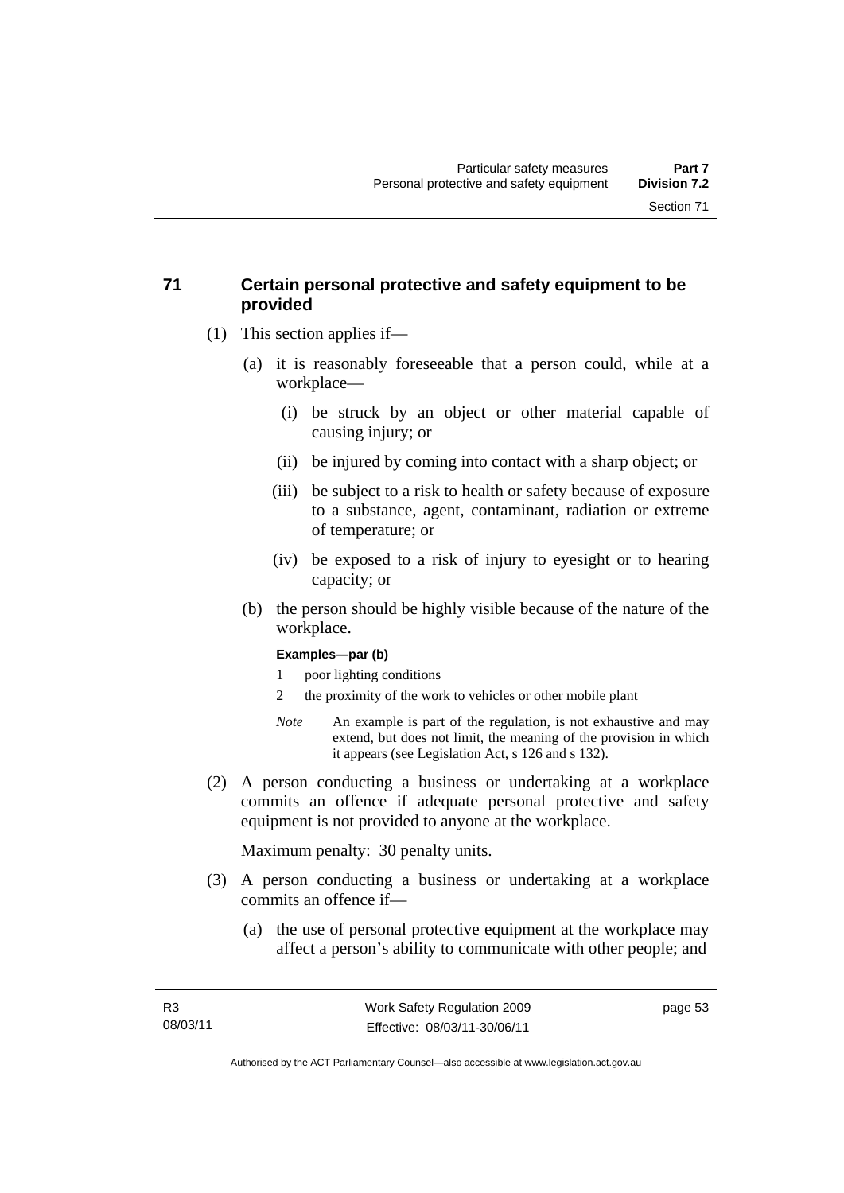## 71 Certain personal protective and safety equipment to be provided

(1) This section applies if—

(a) it is reasonably foreseeable that a person could, while at a workplace—

(i) be struck by an object or other material capable of causing injury; or

(ii) be injured by coming into contact with a sharp object; or

(iii) be subject to a risk to health or safety because of exposure to a substance, agent, contaminant, radiation or extreme of temperature; or

(iv) be exposed to a risk of injury to eyesight or to hearing capacity; or

(b) the person should be highly visible because of the nature of the workplace.

**Examples—par (b)**

1 poor lighting conditions

2 the proximity of the work to vehicles or other mobile plant

*Note* An example is part of the regulation, is not exhaustive and may extend, but does not limit, the meaning of the provision in which it appears (see Legislation Act, s 126 and s 132).

(2) A person conducting a business or undertaking at a workplace commits an offence if adequate personal protective and safety equipment is not provided to anyone at the workplace.

Maximum penalty: 30 penalty units.

(3) A person conducting a business or undertaking at a workplace commits an offence if—

(a) the use of personal protective equipment at the workplace may affect a person's ability to communicate with other people; and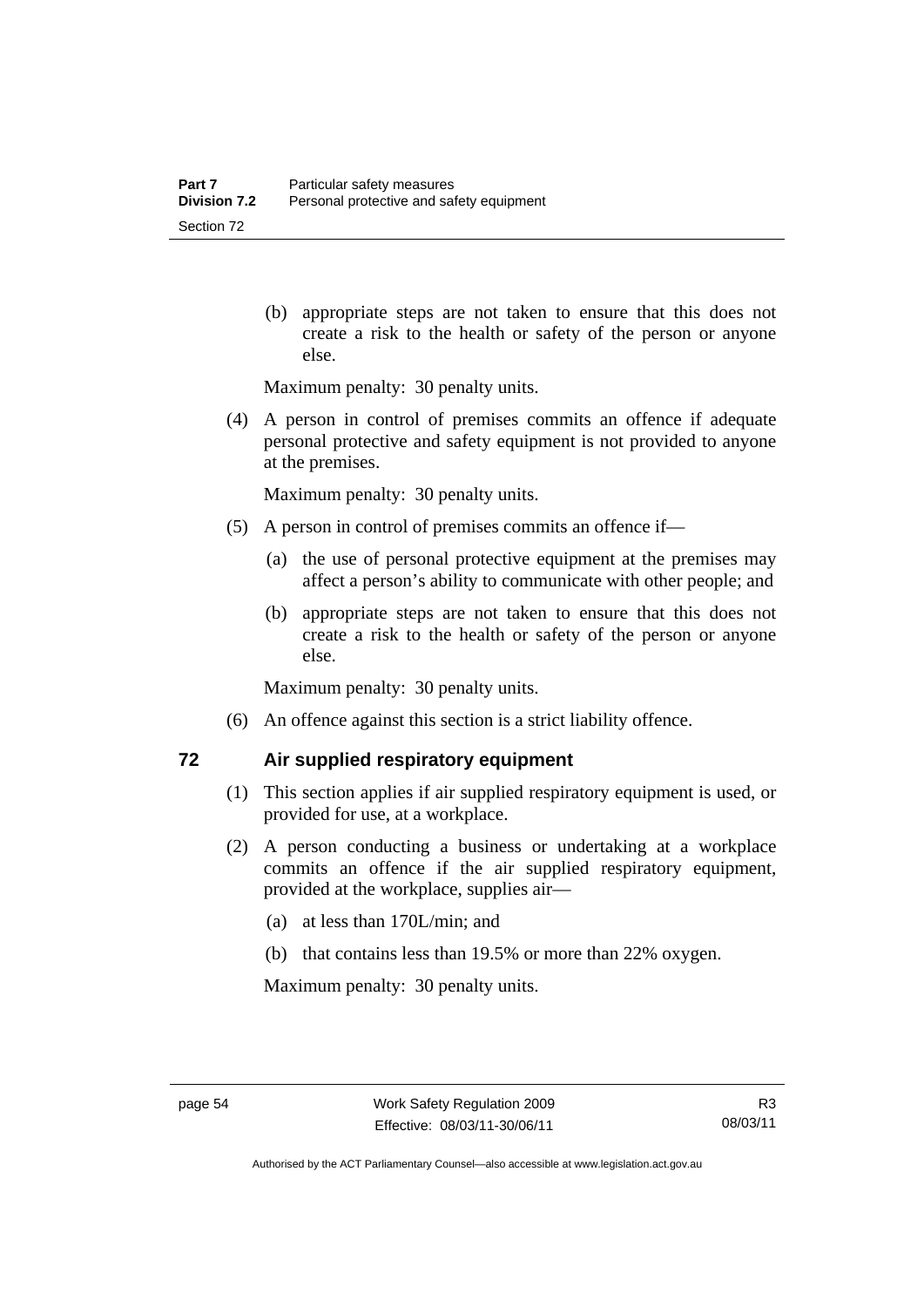(b) appropriate steps are not taken to ensure that this does not create a risk to the health or safety of the person or anyone else.

Maximum penalty: 30 penalty units.

(4) A person in control of premises commits an offence if adequate personal protective and safety equipment is not provided to anyone at the premises.

Maximum penalty: 30 penalty units.

(5) A person in control of premises commits an offence if—

(a) the use of personal protective equipment at the premises may affect a person's ability to communicate with other people; and

(b) appropriate steps are not taken to ensure that this does not create a risk to the health or safety of the person or anyone else.

Maximum penalty: 30 penalty units.

(6) An offence against this section is a strict liability offence.

## 72 Air supplied respiratory equipment

(1) This section applies if air supplied respiratory equipment is used, or provided for use, at a workplace.

(2) A person conducting a business or undertaking at a workplace commits an offence if the air supplied respiratory equipment, provided at the workplace, supplies air—

(a) at less than 170L/min; and

(b) that contains less than 19.5% or more than 22% oxygen.

Maximum penalty: 30 penalty units.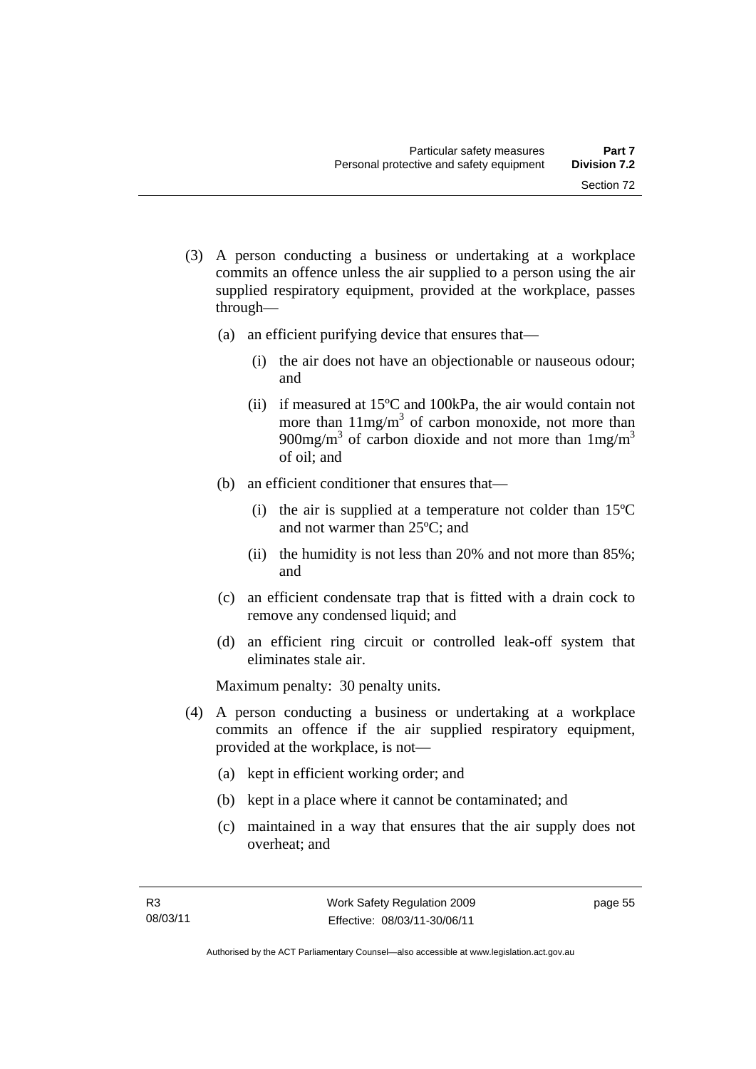(3) A person conducting a business or undertaking at a workplace commits an offence unless the air supplied to a person using the air supplied respiratory equipment, provided at the workplace, passes through—

  (a) an efficient purifying device that ensures that—

    (i) the air does not have an objectionable or nauseous odour; and

    (ii) if measured at 15ºC and 100kPa, the air would contain not more than $11mg/m^3$ of carbon monoxide, not more than $900mg/m^3$ of carbon dioxide and not more than $1mg/m^3$ of oil; and

  (b) an efficient conditioner that ensures that—

    (i) the air is supplied at a temperature not colder than 15ºC and not warmer than 25ºC; and

    (ii) the humidity is not less than 20% and not more than 85%; and

  (c) an efficient condensate trap that is fitted with a drain cock to remove any condensed liquid; and

  (d) an efficient ring circuit or controlled leak-off system that eliminates stale air.

Maximum penalty: 30 penalty units.

(4) A person conducting a business or undertaking at a workplace commits an offence if the air supplied respiratory equipment, provided at the workplace, is not—

  (a) kept in efficient working order; and

  (b) kept in a place where it cannot be contaminated; and

  (c) maintained in a way that ensures that the air supply does not overheat; and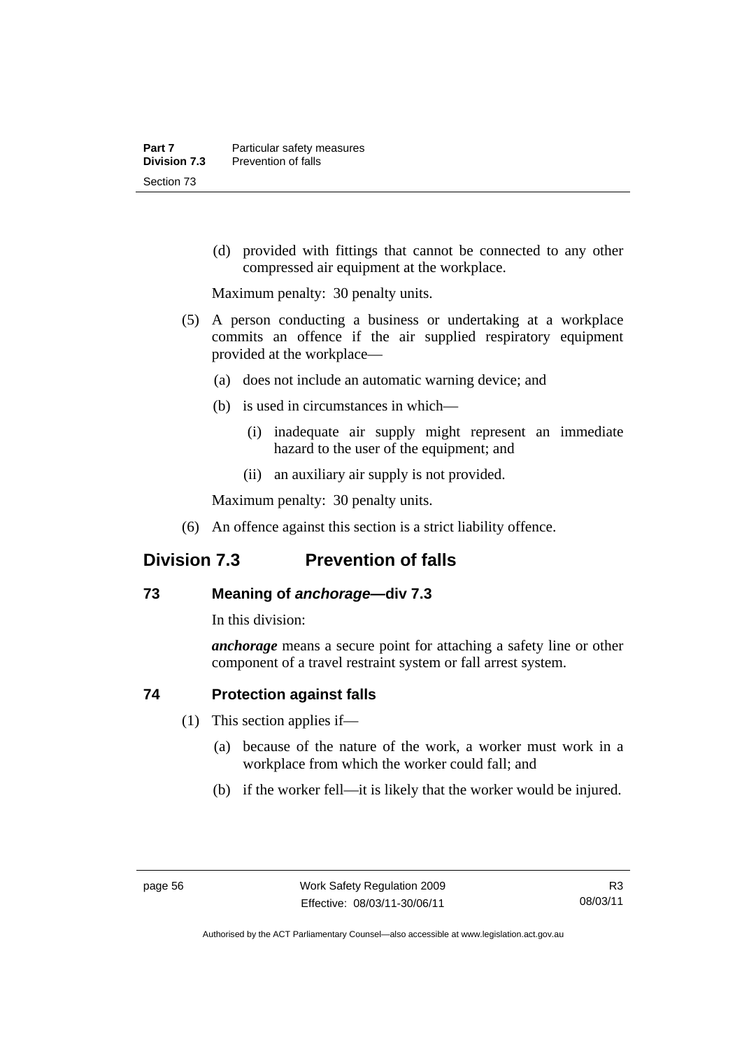(d) provided with fittings that cannot be connected to any other compressed air equipment at the workplace.

Maximum penalty: 30 penalty units.

(5) A person conducting a business or undertaking at a workplace commits an offence if the air supplied respiratory equipment provided at the workplace—

(a) does not include an automatic warning device; and

(b) is used in circumstances in which—

(i) inadequate air supply might represent an immediate hazard to the user of the equipment; and

(ii) an auxiliary air supply is not provided.

Maximum penalty: 30 penalty units.

(6) An offence against this section is a strict liability offence.

## Division 7.3 Prevention of falls

### 73 Meaning of *anchorage*—div 7.3

In this division:

***anchorage*** means a secure point for attaching a safety line or other component of a travel restraint system or fall arrest system.

### 74 Protection against falls

(1) This section applies if—

(a) because of the nature of the work, a worker must work in a workplace from which the worker could fall; and

(b) if the worker fell—it is likely that the worker would be injured.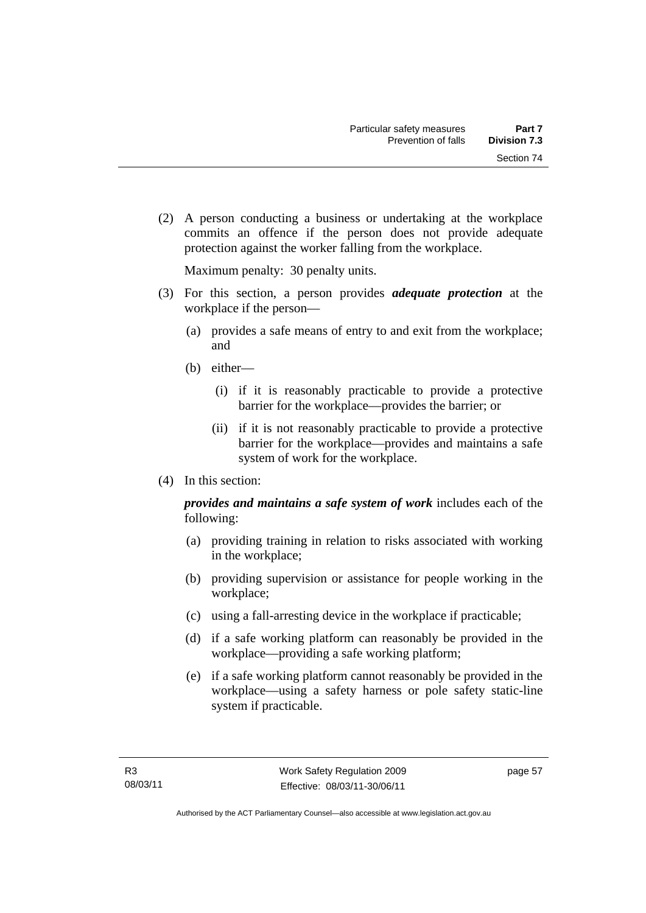(2) A person conducting a business or undertaking at the workplace commits an offence if the person does not provide adequate protection against the worker falling from the workplace.

Maximum penalty: 30 penalty units.

(3) For this section, a person provides ***adequate protection*** at the workplace if the person—

(a) provides a safe means of entry to and exit from the workplace; and

(b) either—

(i) if it is reasonably practicable to provide a protective barrier for the workplace—provides the barrier; or

(ii) if it is not reasonably practicable to provide a protective barrier for the workplace—provides and maintains a safe system of work for the workplace.

(4) In this section:

***provides and maintains a safe system of work*** includes each of the following:

(a) providing training in relation to risks associated with working in the workplace;

(b) providing supervision or assistance for people working in the workplace;

(c) using a fall-arresting device in the workplace if practicable;

(d) if a safe working platform can reasonably be provided in the workplace—providing a safe working platform;

(e) if a safe working platform cannot reasonably be provided in the workplace—using a safety harness or pole safety static-line system if practicable.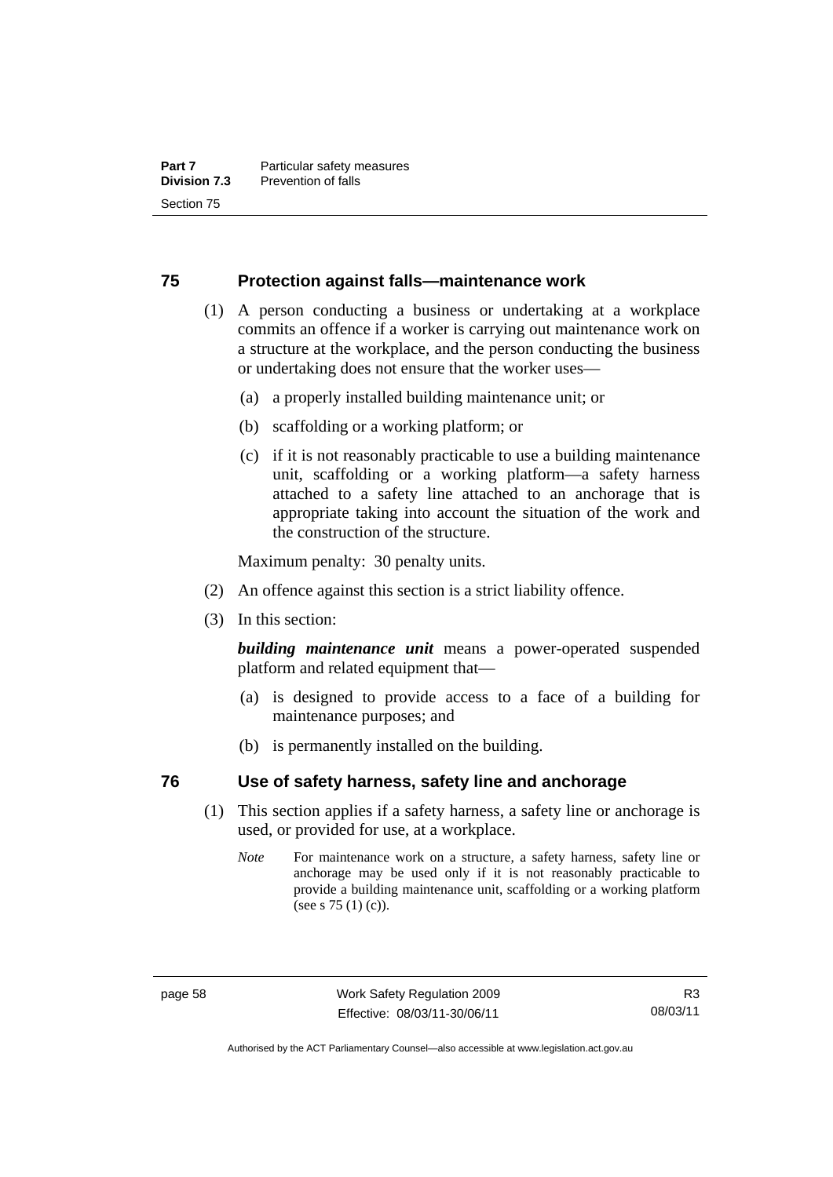## 75 Protection against falls—maintenance work

(1) A person conducting a business or undertaking at a workplace commits an offence if a worker is carrying out maintenance work on a structure at the workplace, and the person conducting the business or undertaking does not ensure that the worker uses—

(a) a properly installed building maintenance unit; or

(b) scaffolding or a working platform; or

(c) if it is not reasonably practicable to use a building maintenance unit, scaffolding or a working platform—a safety harness attached to a safety line attached to an anchorage that is appropriate taking into account the situation of the work and the construction of the structure.

Maximum penalty: 30 penalty units.

(2) An offence against this section is a strict liability offence.

(3) In this section:

***building maintenance unit*** means a power-operated suspended platform and related equipment that—

(a) is designed to provide access to a face of a building for maintenance purposes; and

(b) is permanently installed on the building.

## 76 Use of safety harness, safety line and anchorage

(1) This section applies if a safety harness, a safety line or anchorage is used, or provided for use, at a workplace.

*Note* For maintenance work on a structure, a safety harness, safety line or anchorage may be used only if it is not reasonably practicable to provide a building maintenance unit, scaffolding or a working platform (see s 75 (1) (c)).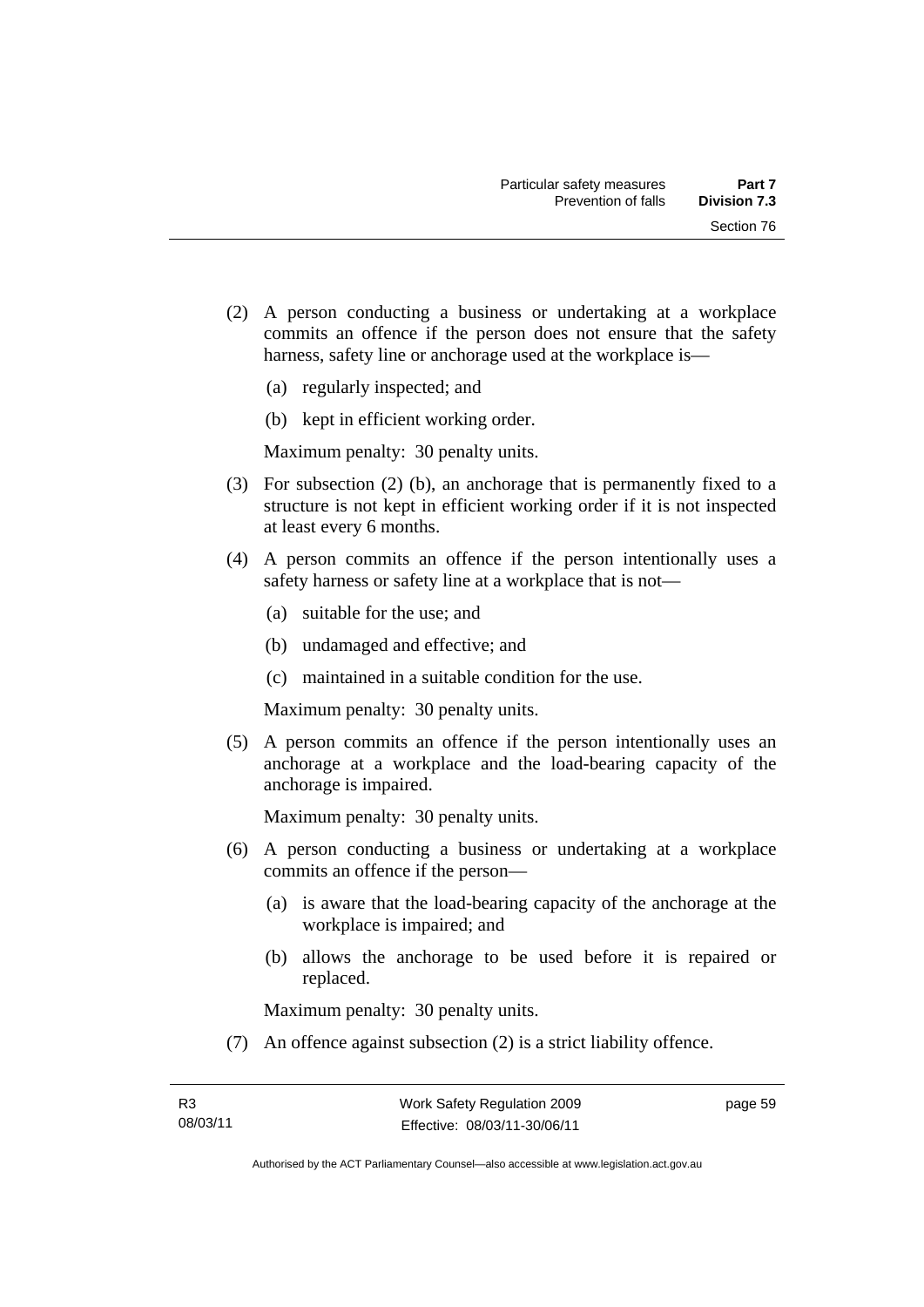(2) A person conducting a business or undertaking at a workplace commits an offence if the person does not ensure that the safety harness, safety line or anchorage used at the workplace is—

(a) regularly inspected; and

(b) kept in efficient working order.

Maximum penalty: 30 penalty units.

(3) For subsection (2) (b), an anchorage that is permanently fixed to a structure is not kept in efficient working order if it is not inspected at least every 6 months.

(4) A person commits an offence if the person intentionally uses a safety harness or safety line at a workplace that is not—

(a) suitable for the use; and

(b) undamaged and effective; and

(c) maintained in a suitable condition for the use.

Maximum penalty: 30 penalty units.

(5) A person commits an offence if the person intentionally uses an anchorage at a workplace and the load-bearing capacity of the anchorage is impaired.

Maximum penalty: 30 penalty units.

(6) A person conducting a business or undertaking at a workplace commits an offence if the person—

(a) is aware that the load-bearing capacity of the anchorage at the workplace is impaired; and

(b) allows the anchorage to be used before it is repaired or replaced.

Maximum penalty: 30 penalty units.

(7) An offence against subsection (2) is a strict liability offence.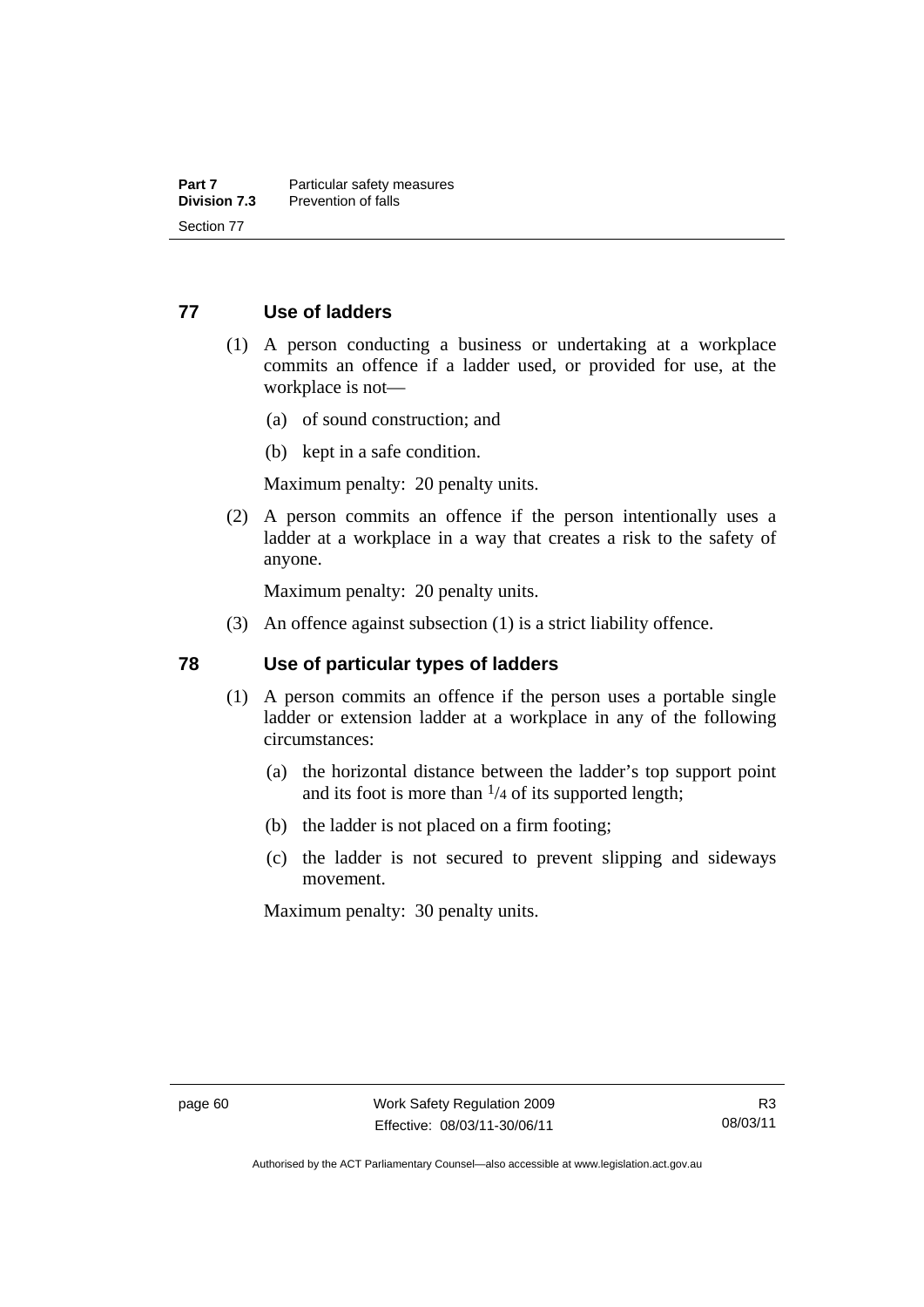## 77 Use of ladders

(1) A person conducting a business or undertaking at a workplace commits an offence if a ladder used, or provided for use, at the workplace is not—

(a) of sound construction; and

(b) kept in a safe condition.

Maximum penalty: 20 penalty units.

(2) A person commits an offence if the person intentionally uses a ladder at a workplace in a way that creates a risk to the safety of anyone.

Maximum penalty: 20 penalty units.

(3) An offence against subsection (1) is a strict liability offence.

## 78 Use of particular types of ladders

(1) A person commits an offence if the person uses a portable single ladder or extension ladder at a workplace in any of the following circumstances:

(a) the horizontal distance between the ladder's top support point and its foot is more than $^{1}/_{4}$ of its supported length;

(b) the ladder is not placed on a firm footing;

(c) the ladder is not secured to prevent slipping and sideways movement.

Maximum penalty: 30 penalty units.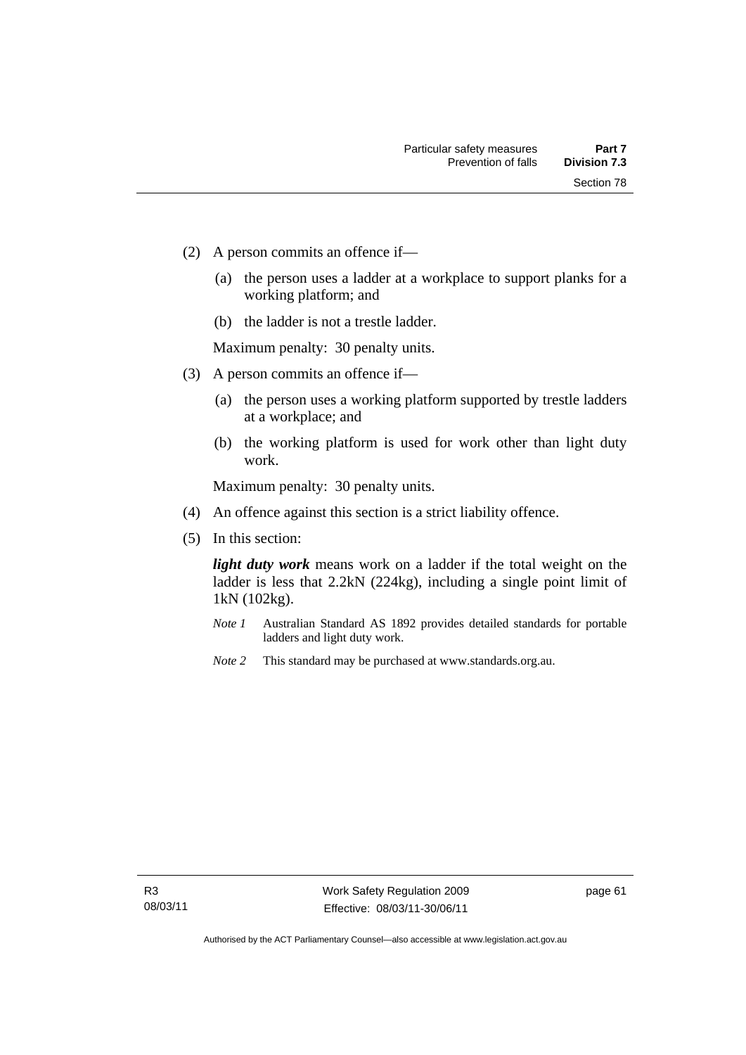(2) A person commits an offence if—

(a) the person uses a ladder at a workplace to support planks for a working platform; and

(b) the ladder is not a trestle ladder.

Maximum penalty: 30 penalty units.

(3) A person commits an offence if—

(a) the person uses a working platform supported by trestle ladders at a workplace; and

(b) the working platform is used for work other than light duty work.

Maximum penalty: 30 penalty units.

(4) An offence against this section is a strict liability offence.

(5) In this section:

***light duty work*** means work on a ladder if the total weight on the ladder is less that 2.2kN (224kg), including a single point limit of 1kN (102kg).

*Note 1* Australian Standard AS 1892 provides detailed standards for portable ladders and light duty work.

*Note 2* This standard may be purchased at www.standards.org.au.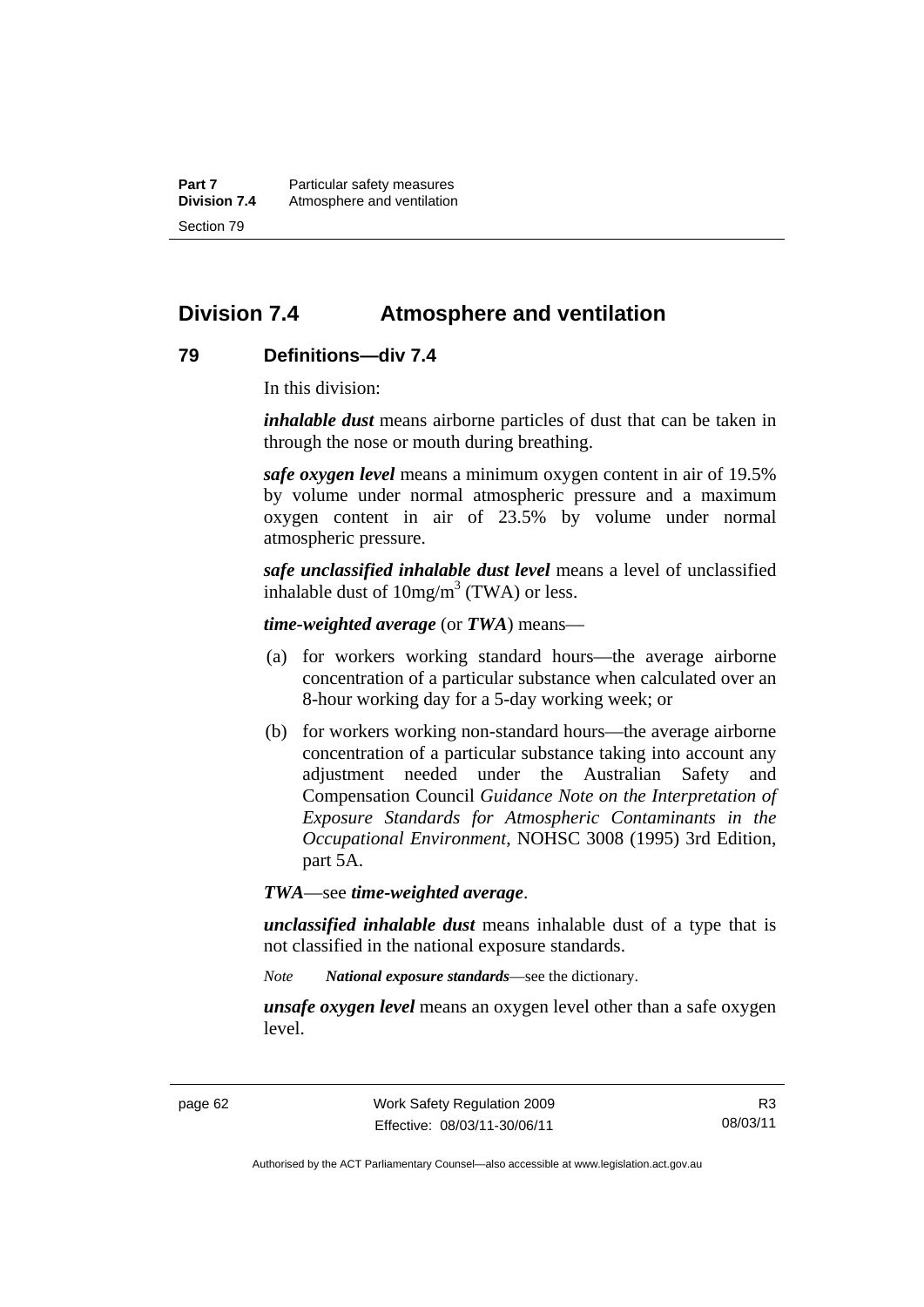## Division 7.4 Atmosphere and ventilation

### 79 Definitions—div 7.4

In this division:

***inhalable dust*** means airborne particles of dust that can be taken in through the nose or mouth during breathing.

***safe oxygen level*** means a minimum oxygen content in air of 19.5% by volume under normal atmospheric pressure and a maximum oxygen content in air of 23.5% by volume under normal atmospheric pressure.

***safe unclassified inhalable dust level*** means a level of unclassified inhalable dust of $10mg/m^3$ (TWA) or less.

***time-weighted average*** (or ***TWA***) means—

(a) for workers working standard hours—the average airborne concentration of a particular substance when calculated over an 8-hour working day for a 5-day working week; or

(b) for workers working non-standard hours—the average airborne concentration of a particular substance taking into account any adjustment needed under the Australian Safety and Compensation Council *Guidance Note on the Interpretation of Exposure Standards for Atmospheric Contaminants in the Occupational Environment*, NOHSC 3008 (1995) 3rd Edition, part 5A.

***TWA***—see ***time-weighted average***.

***unclassified inhalable dust*** means inhalable dust of a type that is not classified in the national exposure standards.

*Note* ***National exposure standards***—see the dictionary.

***unsafe oxygen level*** means an oxygen level other than a safe oxygen level.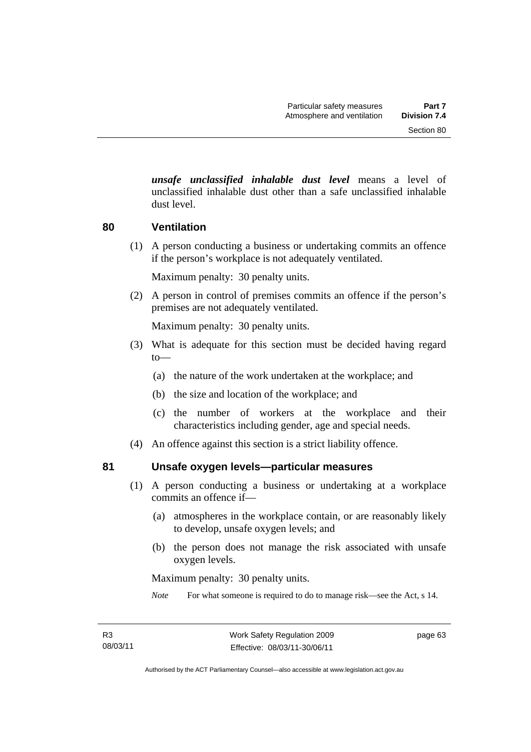***unsafe unclassified inhalable dust level*** means a level of unclassified inhalable dust other than a safe unclassified inhalable dust level.

## 80 Ventilation

(1) A person conducting a business or undertaking commits an offence if the person's workplace is not adequately ventilated.

Maximum penalty: 30 penalty units.

(2) A person in control of premises commits an offence if the person's premises are not adequately ventilated.

Maximum penalty: 30 penalty units.

(3) What is adequate for this section must be decided having regard to—

(a) the nature of the work undertaken at the workplace; and

(b) the size and location of the workplace; and

(c) the number of workers at the workplace and their characteristics including gender, age and special needs.

(4) An offence against this section is a strict liability offence.

## 81 Unsafe oxygen levels—particular measures

(1) A person conducting a business or undertaking at a workplace commits an offence if—

(a) atmospheres in the workplace contain, or are reasonably likely to develop, unsafe oxygen levels; and

(b) the person does not manage the risk associated with unsafe oxygen levels.

Maximum penalty: 30 penalty units.

*Note* For what someone is required to do to manage risk—see the Act, s 14.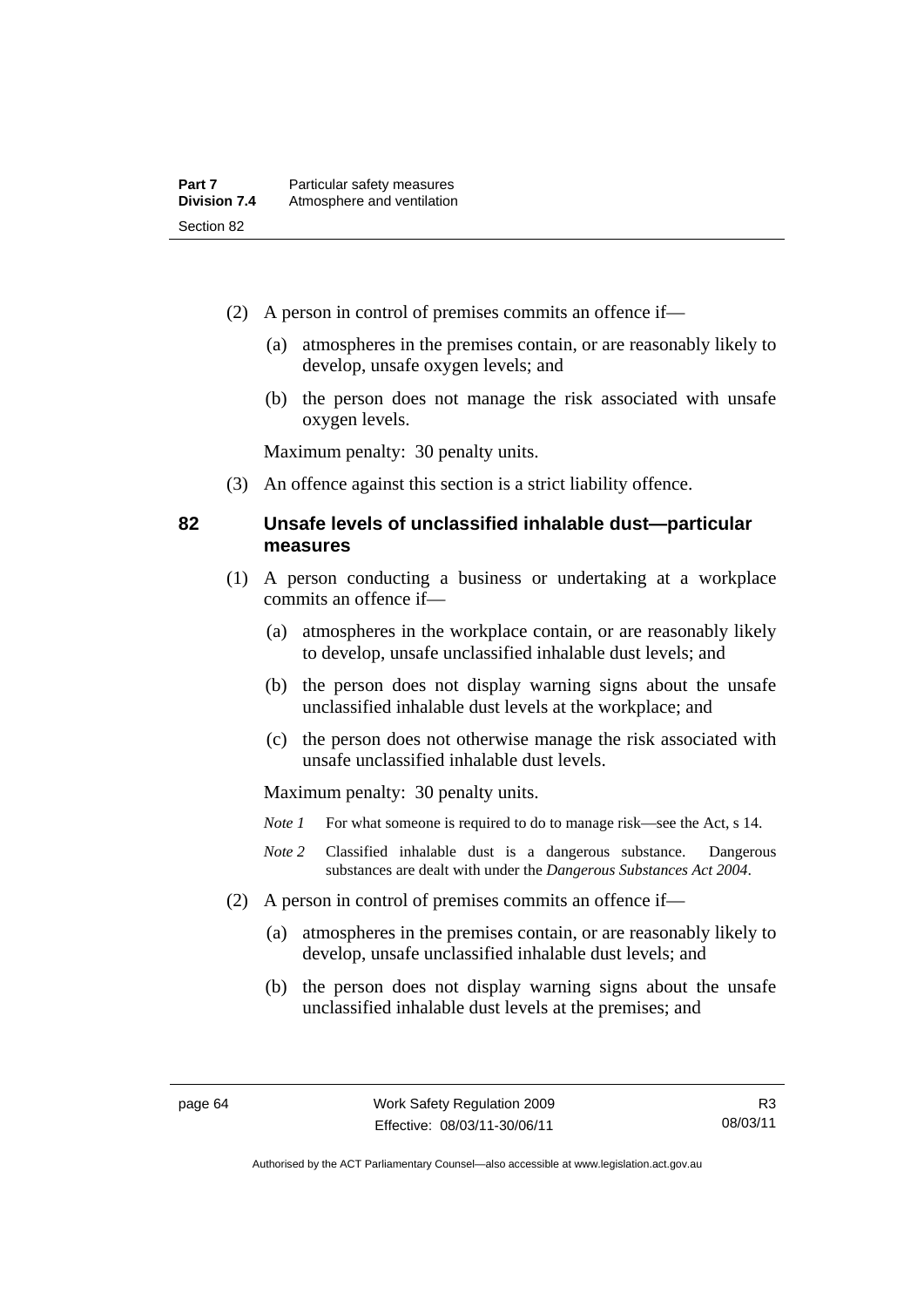(2) A person in control of premises commits an offence if—

(a) atmospheres in the premises contain, or are reasonably likely to develop, unsafe oxygen levels; and

(b) the person does not manage the risk associated with unsafe oxygen levels.

Maximum penalty: 30 penalty units.

(3) An offence against this section is a strict liability offence.

### 82 Unsafe levels of unclassified inhalable dust—particular measures

(1) A person conducting a business or undertaking at a workplace commits an offence if—

(a) atmospheres in the workplace contain, or are reasonably likely to develop, unsafe unclassified inhalable dust levels; and

(b) the person does not display warning signs about the unsafe unclassified inhalable dust levels at the workplace; and

(c) the person does not otherwise manage the risk associated with unsafe unclassified inhalable dust levels.

Maximum penalty: 30 penalty units.

*Note 1* For what someone is required to do to manage risk—see the Act, s 14.

*Note 2* Classified inhalable dust is a dangerous substance. Dangerous substances are dealt with under the *Dangerous Substances Act 2004*.

(2) A person in control of premises commits an offence if—

(a) atmospheres in the premises contain, or are reasonably likely to develop, unsafe unclassified inhalable dust levels; and

(b) the person does not display warning signs about the unsafe unclassified inhalable dust levels at the premises; and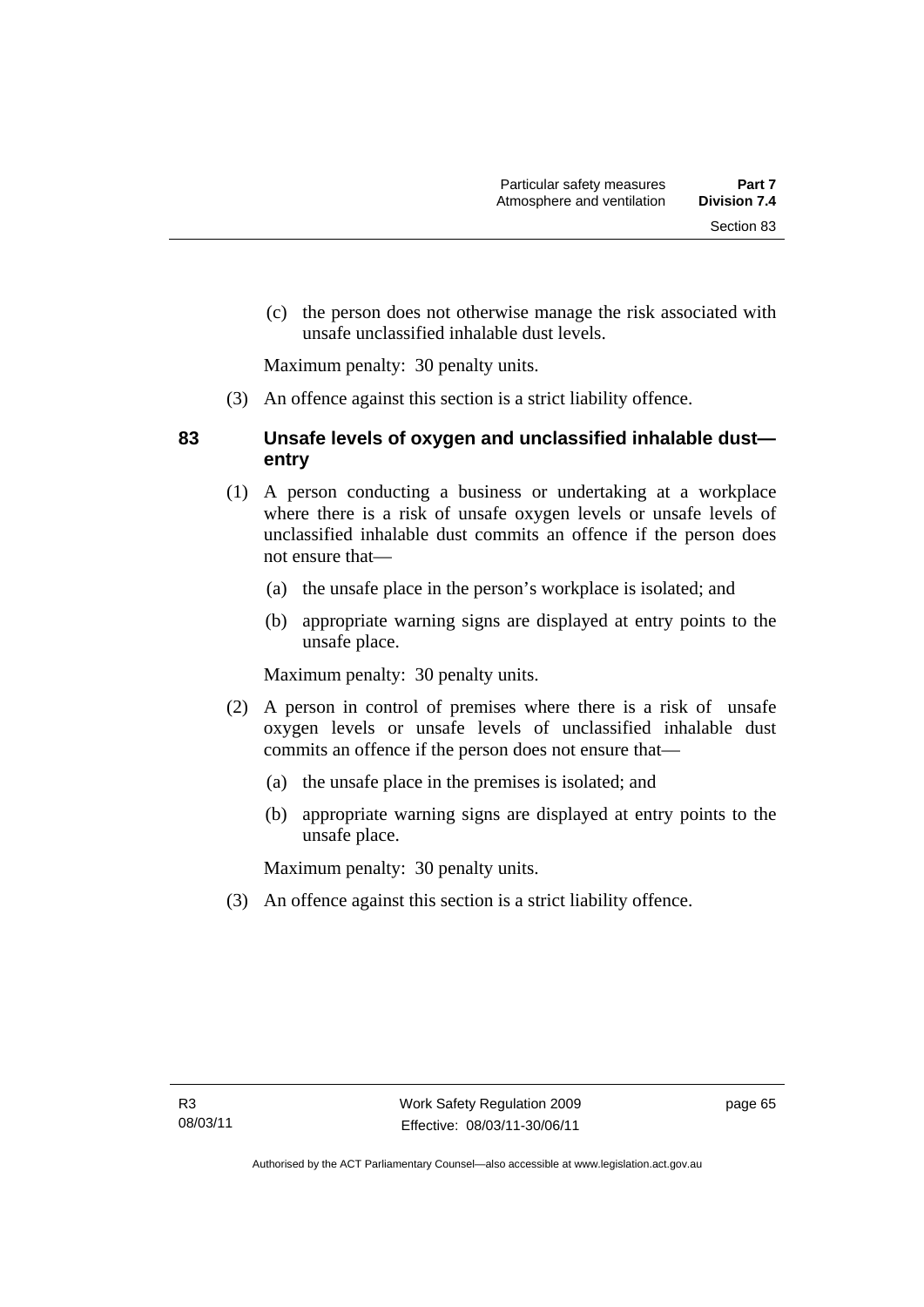(c) the person does not otherwise manage the risk associated with unsafe unclassified inhalable dust levels.

Maximum penalty: 30 penalty units.

(3) An offence against this section is a strict liability offence.

### 83 Unsafe levels of oxygen and unclassified inhalable dust—entry

(1) A person conducting a business or undertaking at a workplace where there is a risk of unsafe oxygen levels or unsafe levels of unclassified inhalable dust commits an offence if the person does not ensure that—

(a) the unsafe place in the person's workplace is isolated; and

(b) appropriate warning signs are displayed at entry points to the unsafe place.

Maximum penalty: 30 penalty units.

(2) A person in control of premises where there is a risk of unsafe oxygen levels or unsafe levels of unclassified inhalable dust commits an offence if the person does not ensure that—

(a) the unsafe place in the premises is isolated; and

(b) appropriate warning signs are displayed at entry points to the unsafe place.

Maximum penalty: 30 penalty units.

(3) An offence against this section is a strict liability offence.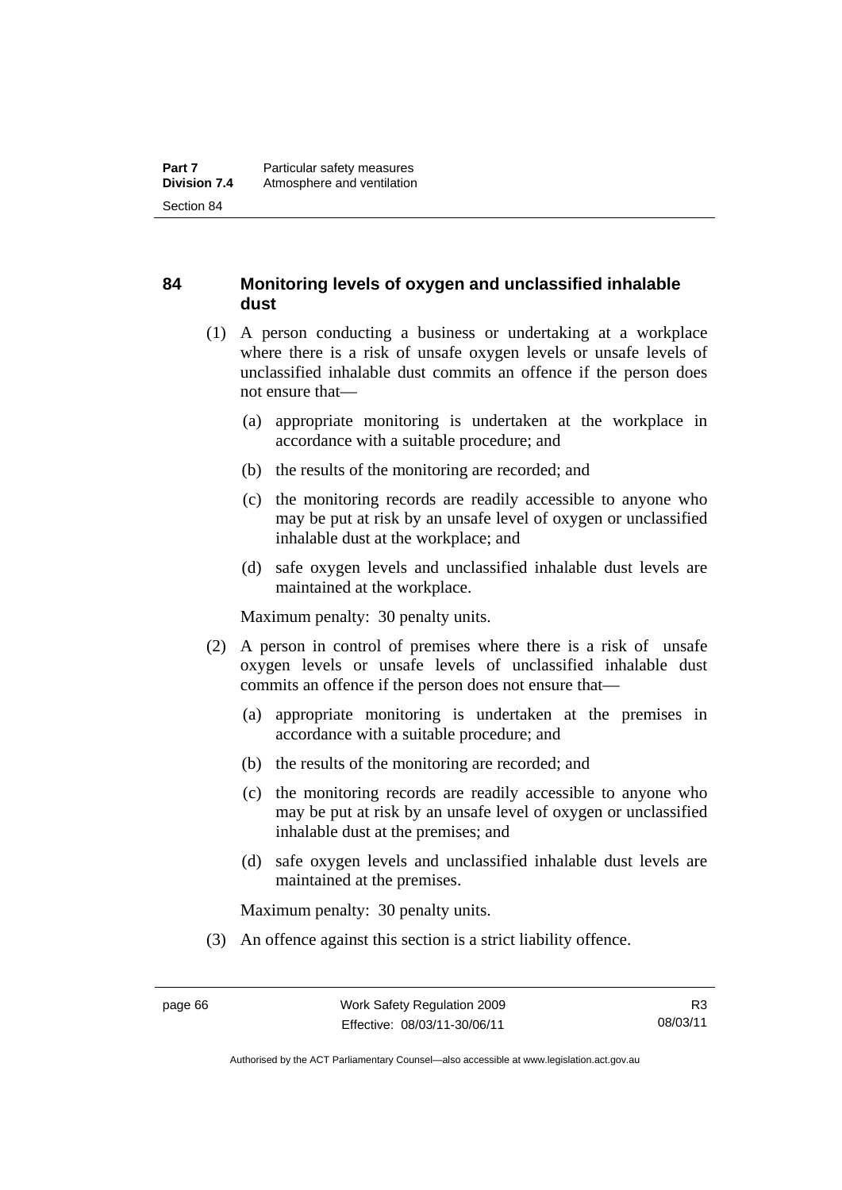## 84 Monitoring levels of oxygen and unclassified inhalable dust

(1) A person conducting a business or undertaking at a workplace where there is a risk of unsafe oxygen levels or unsafe levels of unclassified inhalable dust commits an offence if the person does not ensure that—

(a) appropriate monitoring is undertaken at the workplace in accordance with a suitable procedure; and

(b) the results of the monitoring are recorded; and

(c) the monitoring records are readily accessible to anyone who may be put at risk by an unsafe level of oxygen or unclassified inhalable dust at the workplace; and

(d) safe oxygen levels and unclassified inhalable dust levels are maintained at the workplace.

Maximum penalty: 30 penalty units.

(2) A person in control of premises where there is a risk of unsafe oxygen levels or unsafe levels of unclassified inhalable dust commits an offence if the person does not ensure that—

(a) appropriate monitoring is undertaken at the premises in accordance with a suitable procedure; and

(b) the results of the monitoring are recorded; and

(c) the monitoring records are readily accessible to anyone who may be put at risk by an unsafe level of oxygen or unclassified inhalable dust at the premises; and

(d) safe oxygen levels and unclassified inhalable dust levels are maintained at the premises.

Maximum penalty: 30 penalty units.

(3) An offence against this section is a strict liability offence.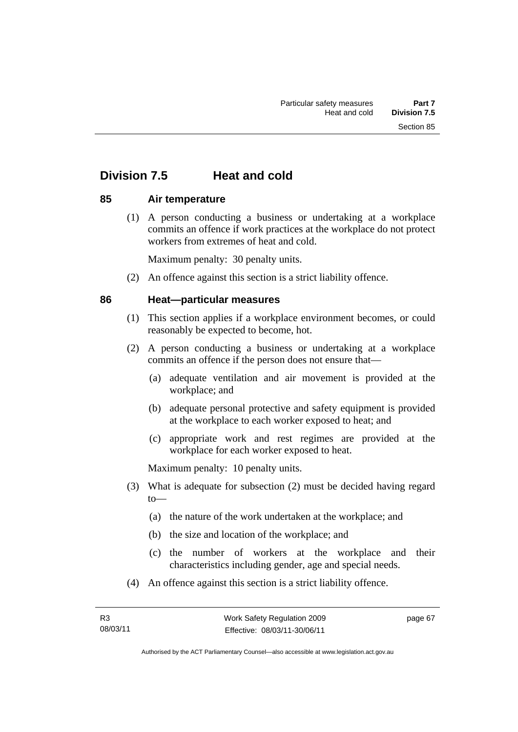## Division 7.5 Heat and cold

### 85 Air temperature

(1) A person conducting a business or undertaking at a workplace commits an offence if work practices at the workplace do not protect workers from extremes of heat and cold.

Maximum penalty: 30 penalty units.

(2) An offence against this section is a strict liability offence.

### 86 Heat—particular measures

(1) This section applies if a workplace environment becomes, or could reasonably be expected to become, hot.

(2) A person conducting a business or undertaking at a workplace commits an offence if the person does not ensure that—

(a) adequate ventilation and air movement is provided at the workplace; and

(b) adequate personal protective and safety equipment is provided at the workplace to each worker exposed to heat; and

(c) appropriate work and rest regimes are provided at the workplace for each worker exposed to heat.

Maximum penalty: 10 penalty units.

(3) What is adequate for subsection (2) must be decided having regard to—

(a) the nature of the work undertaken at the workplace; and

(b) the size and location of the workplace; and

(c) the number of workers at the workplace and their characteristics including gender, age and special needs.

(4) An offence against this section is a strict liability offence.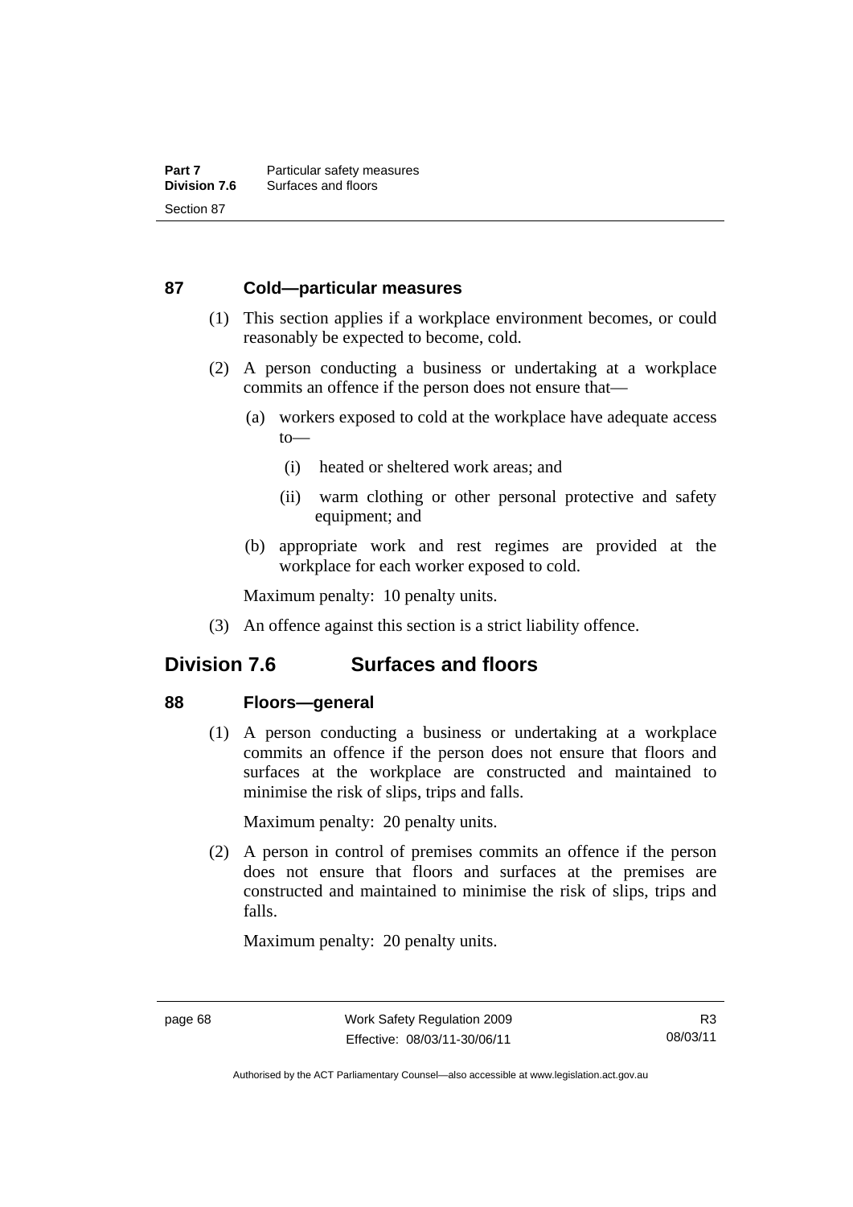### 87 Cold—particular measures

(1) This section applies if a workplace environment becomes, or could reasonably be expected to become, cold.

(2) A person conducting a business or undertaking at a workplace commits an offence if the person does not ensure that—

(a) workers exposed to cold at the workplace have adequate access to—

(i) heated or sheltered work areas; and

(ii) warm clothing or other personal protective and safety equipment; and

(b) appropriate work and rest regimes are provided at the workplace for each worker exposed to cold.

Maximum penalty: 10 penalty units.

(3) An offence against this section is a strict liability offence.

## Division 7.6 Surfaces and floors

### 88 Floors—general

(1) A person conducting a business or undertaking at a workplace commits an offence if the person does not ensure that floors and surfaces at the workplace are constructed and maintained to minimise the risk of slips, trips and falls.

Maximum penalty: 20 penalty units.

(2) A person in control of premises commits an offence if the person does not ensure that floors and surfaces at the premises are constructed and maintained to minimise the risk of slips, trips and falls.

Maximum penalty: 20 penalty units.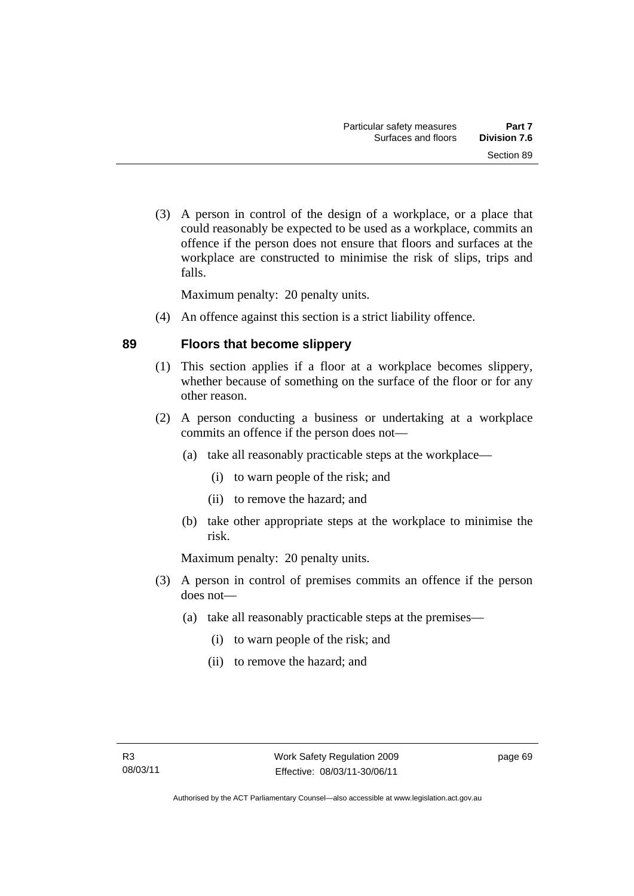(3) A person in control of the design of a workplace, or a place that could reasonably be expected to be used as a workplace, commits an offence if the person does not ensure that floors and surfaces at the workplace are constructed to minimise the risk of slips, trips and falls.

Maximum penalty: 20 penalty units.

(4) An offence against this section is a strict liability offence.

## 89 Floors that become slippery

(1) This section applies if a floor at a workplace becomes slippery, whether because of something on the surface of the floor or for any other reason.

(2) A person conducting a business or undertaking at a workplace commits an offence if the person does not—

(a) take all reasonably practicable steps at the workplace—

(i) to warn people of the risk; and

(ii) to remove the hazard; and

(b) take other appropriate steps at the workplace to minimise the risk.

Maximum penalty: 20 penalty units.

(3) A person in control of premises commits an offence if the person does not—

(a) take all reasonably practicable steps at the premises—

(i) to warn people of the risk; and

(ii) to remove the hazard; and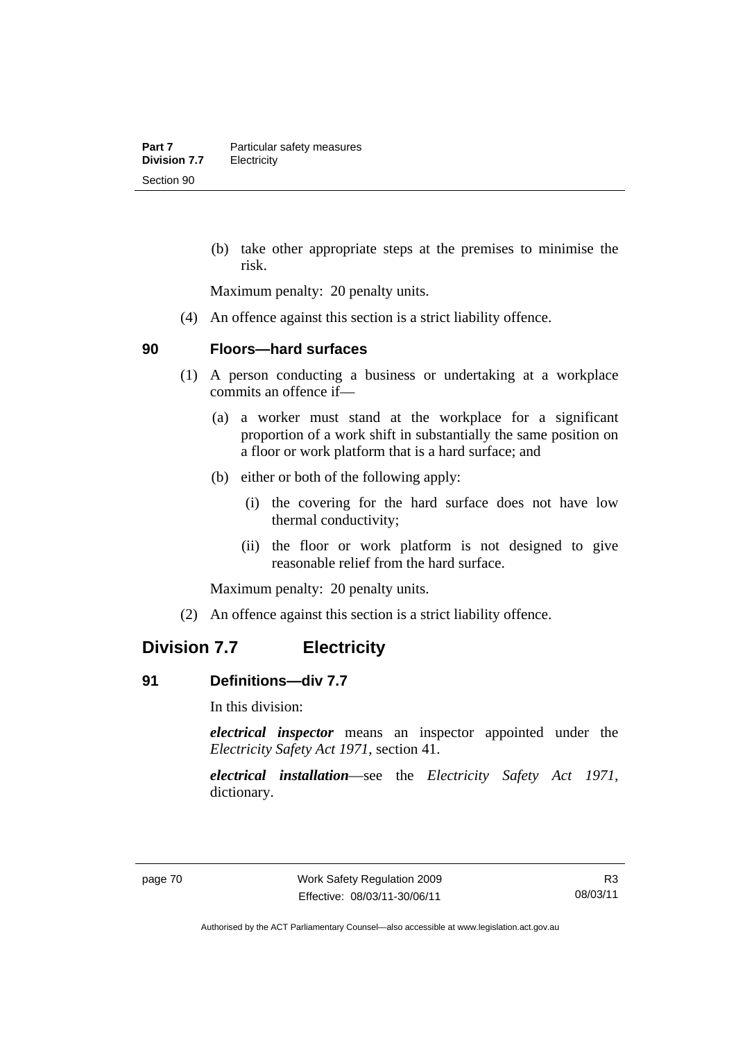(b) take other appropriate steps at the premises to minimise the risk.

Maximum penalty: 20 penalty units.

(4) An offence against this section is a strict liability offence.

### 90 Floors—hard surfaces

(1) A person conducting a business or undertaking at a workplace commits an offence if—

(a) a worker must stand at the workplace for a significant proportion of a work shift in substantially the same position on a floor or work platform that is a hard surface; and

(b) either or both of the following apply:

(i) the covering for the hard surface does not have low thermal conductivity;

(ii) the floor or work platform is not designed to give reasonable relief from the hard surface.

Maximum penalty: 20 penalty units.

(2) An offence against this section is a strict liability offence.

## Division 7.7 Electricity

### 91 Definitions—div 7.7

In this division:

***electrical inspector*** means an inspector appointed under the *Electricity Safety Act 1971*, section 41.

***electrical installation***—see the *Electricity Safety Act 1971*, dictionary.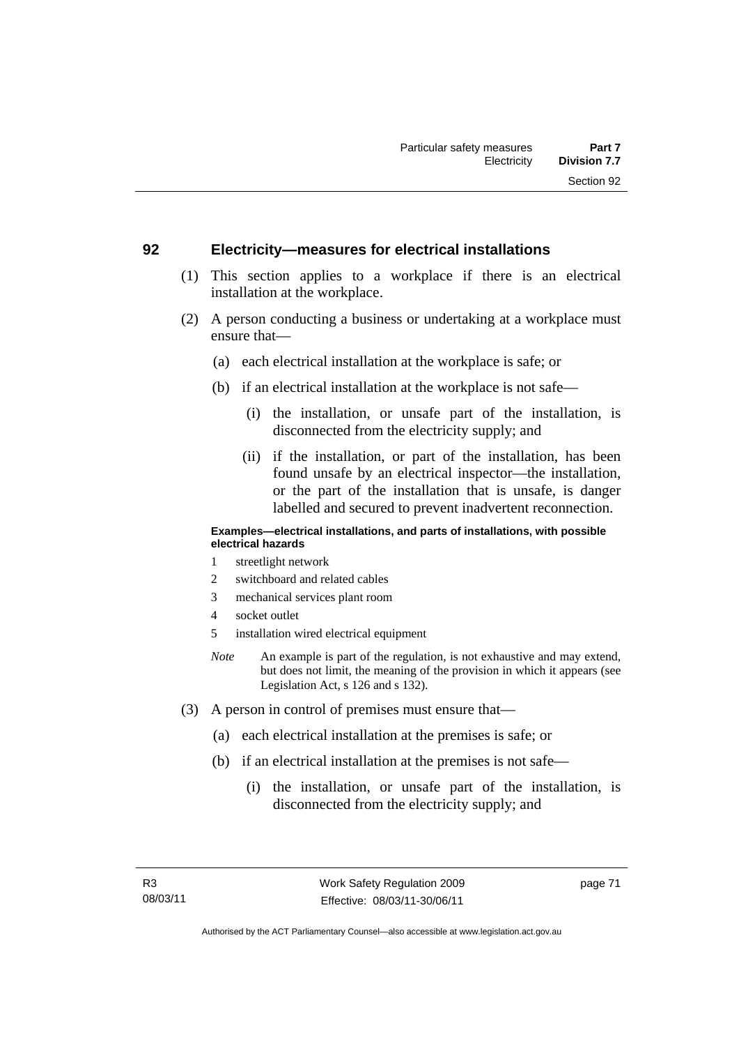## 92 Electricity—measures for electrical installations

(1) This section applies to a workplace if there is an electrical installation at the workplace.

(2) A person conducting a business or undertaking at a workplace must ensure that—

(a) each electrical installation at the workplace is safe; or

(b) if an electrical installation at the workplace is not safe—

(i) the installation, or unsafe part of the installation, is disconnected from the electricity supply; and

(ii) if the installation, or part of the installation, has been found unsafe by an electrical inspector—the installation, or the part of the installation that is unsafe, is danger labelled and secured to prevent inadvertent reconnection.

**Examples—electrical installations, and parts of installations, with possible electrical hazards**

1 streetlight network
2 switchboard and related cables
3 mechanical services plant room
4 socket outlet
5 installation wired electrical equipment

*Note* An example is part of the regulation, is not exhaustive and may extend, but does not limit, the meaning of the provision in which it appears (see Legislation Act, s 126 and s 132).

(3) A person in control of premises must ensure that—

(a) each electrical installation at the premises is safe; or

(b) if an electrical installation at the premises is not safe—

(i) the installation, or unsafe part of the installation, is disconnected from the electricity supply; and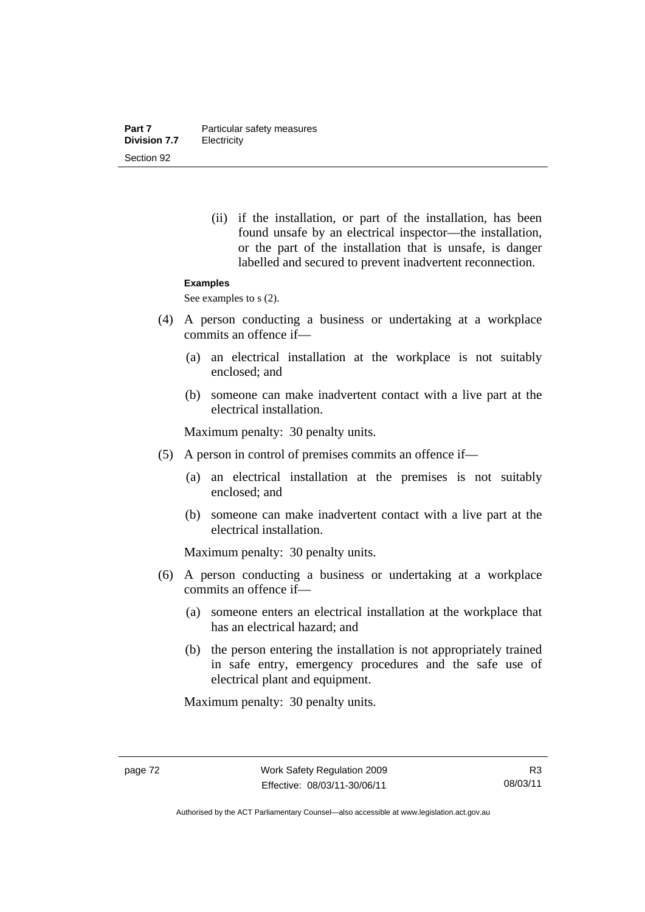(ii) if the installation, or part of the installation, has been found unsafe by an electrical inspector—the installation, or the part of the installation that is unsafe, is danger labelled and secured to prevent inadvertent reconnection.

**Examples**

See examples to s (2).

(4) A person conducting a business or undertaking at a workplace commits an offence if—

(a) an electrical installation at the workplace is not suitably enclosed; and

(b) someone can make inadvertent contact with a live part at the electrical installation.

Maximum penalty: 30 penalty units.

(5) A person in control of premises commits an offence if—

(a) an electrical installation at the premises is not suitably enclosed; and

(b) someone can make inadvertent contact with a live part at the electrical installation.

Maximum penalty: 30 penalty units.

(6) A person conducting a business or undertaking at a workplace commits an offence if—

(a) someone enters an electrical installation at the workplace that has an electrical hazard; and

(b) the person entering the installation is not appropriately trained in safe entry, emergency procedures and the safe use of electrical plant and equipment.

Maximum penalty: 30 penalty units.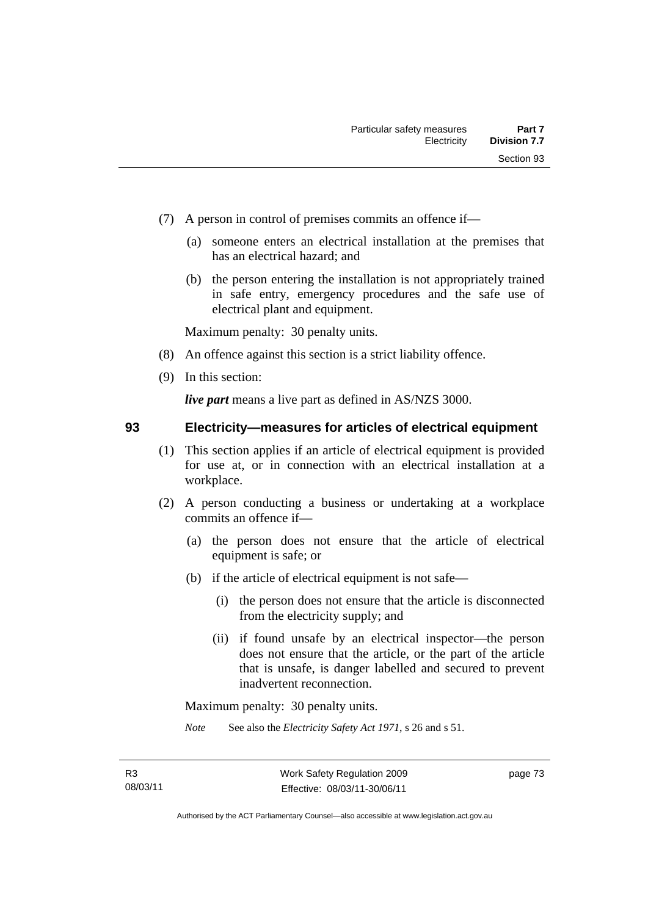(7) A person in control of premises commits an offence if—

(a) someone enters an electrical installation at the premises that has an electrical hazard; and

(b) the person entering the installation is not appropriately trained in safe entry, emergency procedures and the safe use of electrical plant and equipment.

Maximum penalty: 30 penalty units.

(8) An offence against this section is a strict liability offence.

(9) In this section:

***live part*** means a live part as defined in AS/NZS 3000.

## 93 Electricity—measures for articles of electrical equipment

(1) This section applies if an article of electrical equipment is provided for use at, or in connection with an electrical installation at a workplace.

(2) A person conducting a business or undertaking at a workplace commits an offence if—

(a) the person does not ensure that the article of electrical equipment is safe; or

(b) if the article of electrical equipment is not safe—

(i) the person does not ensure that the article is disconnected from the electricity supply; and

(ii) if found unsafe by an electrical inspector—the person does not ensure that the article, or the part of the article that is unsafe, is danger labelled and secured to prevent inadvertent reconnection.

Maximum penalty: 30 penalty units.

*Note* See also the *Electricity Safety Act 1971*, s 26 and s 51.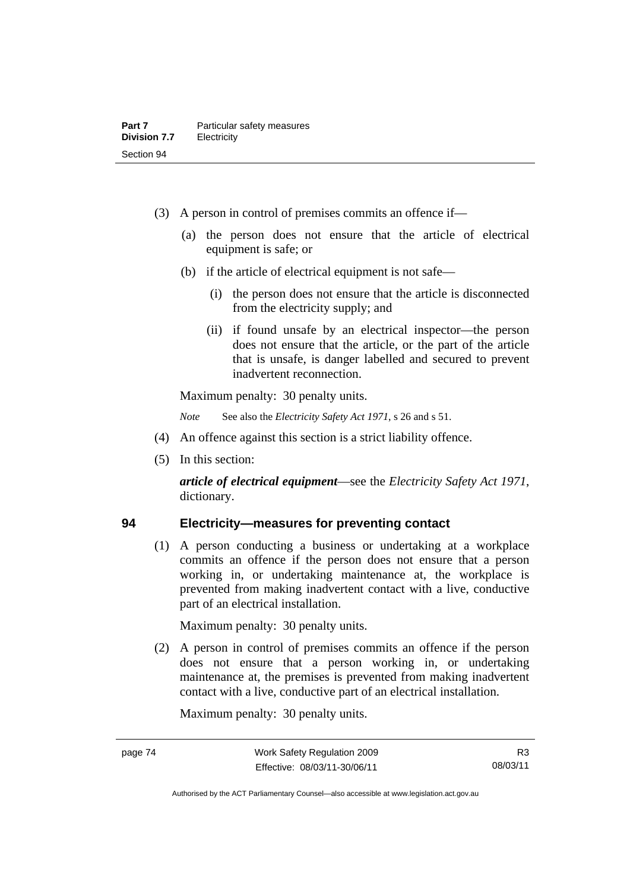(3) A person in control of premises commits an offence if—

  (a) the person does not ensure that the article of electrical equipment is safe; or

  (b) if the article of electrical equipment is not safe—

    (i) the person does not ensure that the article is disconnected from the electricity supply; and

    (ii) if found unsafe by an electrical inspector—the person does not ensure that the article, or the part of the article that is unsafe, is danger labelled and secured to prevent inadvertent reconnection.

Maximum penalty: 30 penalty units.

*Note* See also the *Electricity Safety Act 1971*, s 26 and s 51.

(4) An offence against this section is a strict liability offence.

(5) In this section:

***article of electrical equipment***—see the *Electricity Safety Act 1971*, dictionary.

## 94 Electricity—measures for preventing contact

(1) A person conducting a business or undertaking at a workplace commits an offence if the person does not ensure that a person working in, or undertaking maintenance at, the workplace is prevented from making inadvertent contact with a live, conductive part of an electrical installation.

Maximum penalty: 30 penalty units.

(2) A person in control of premises commits an offence if the person does not ensure that a person working in, or undertaking maintenance at, the premises is prevented from making inadvertent contact with a live, conductive part of an electrical installation.

Maximum penalty: 30 penalty units.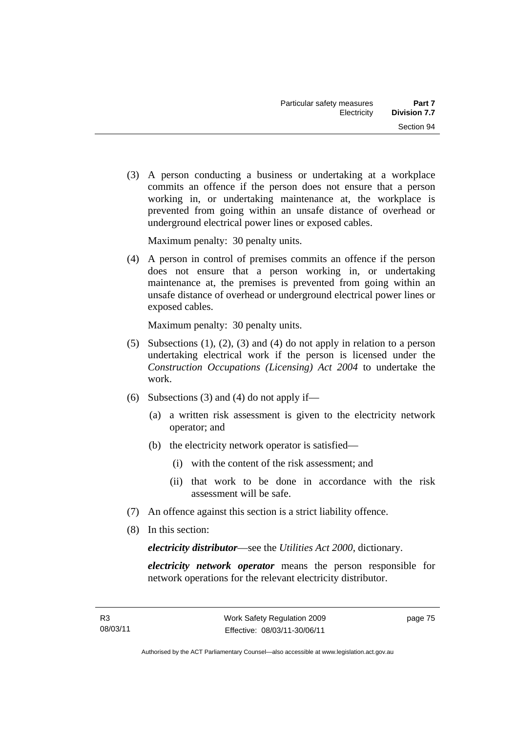(3) A person conducting a business or undertaking at a workplace commits an offence if the person does not ensure that a person working in, or undertaking maintenance at, the workplace is prevented from going within an unsafe distance of overhead or underground electrical power lines or exposed cables.

Maximum penalty: 30 penalty units.

(4) A person in control of premises commits an offence if the person does not ensure that a person working in, or undertaking maintenance at, the premises is prevented from going within an unsafe distance of overhead or underground electrical power lines or exposed cables.

Maximum penalty: 30 penalty units.

(5) Subsections (1), (2), (3) and (4) do not apply in relation to a person undertaking electrical work if the person is licensed under the *Construction Occupations (Licensing) Act 2004* to undertake the work.

(6) Subsections (3) and (4) do not apply if—

(a) a written risk assessment is given to the electricity network operator; and

(b) the electricity network operator is satisfied—

(i) with the content of the risk assessment; and

(ii) that work to be done in accordance with the risk assessment will be safe.

(7) An offence against this section is a strict liability offence.

(8) In this section:

***electricity distributor***—see the *Utilities Act 2000*, dictionary.

***electricity network operator*** means the person responsible for network operations for the relevant electricity distributor.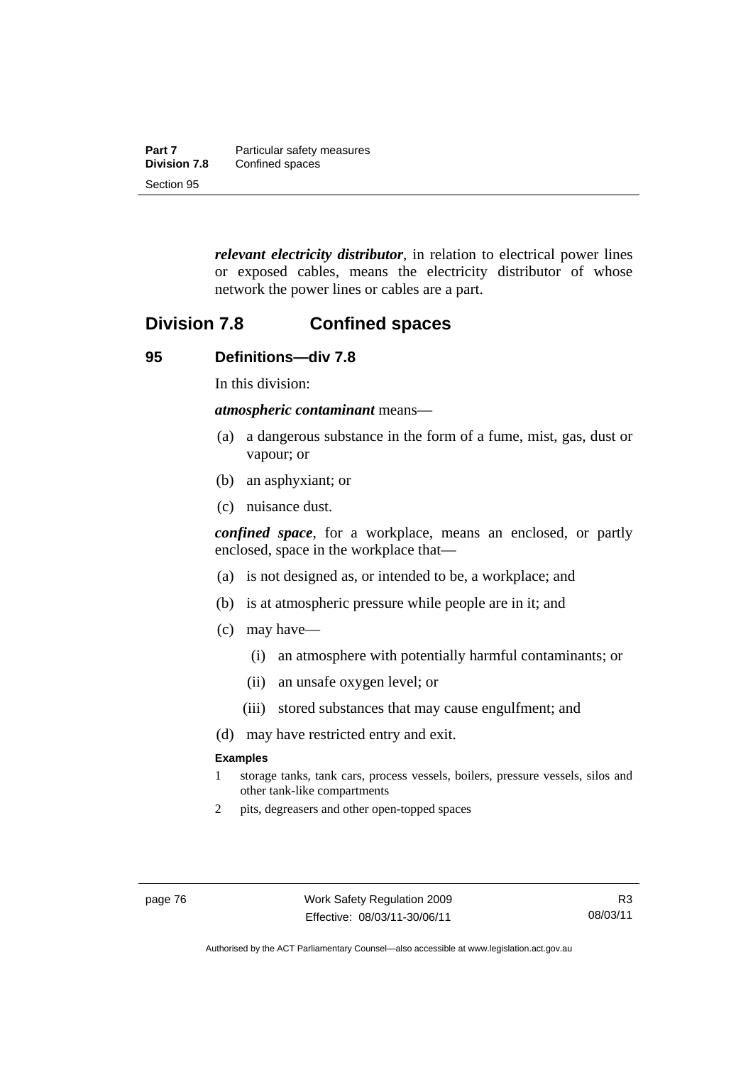***relevant electricity distributor***, in relation to electrical power lines or exposed cables, means the electricity distributor of whose network the power lines or cables are a part.

## Division 7.8 Confined spaces

### 95 Definitions—div 7.8

In this division:

***atmospheric contaminant*** means—

(a) a dangerous substance in the form of a fume, mist, gas, dust or vapour; or

(b) an asphyxiant; or

(c) nuisance dust.

***confined space***, for a workplace, means an enclosed, or partly enclosed, space in the workplace that—

(a) is not designed as, or intended to be, a workplace; and

(b) is at atmospheric pressure while people are in it; and

(c) may have—

  (i) an atmosphere with potentially harmful contaminants; or

  (ii) an unsafe oxygen level; or

  (iii) stored substances that may cause engulfment; and

(d) may have restricted entry and exit.

**Examples**

1 storage tanks, tank cars, process vessels, boilers, pressure vessels, silos and other tank-like compartments

2 pits, degreasers and other open-topped spaces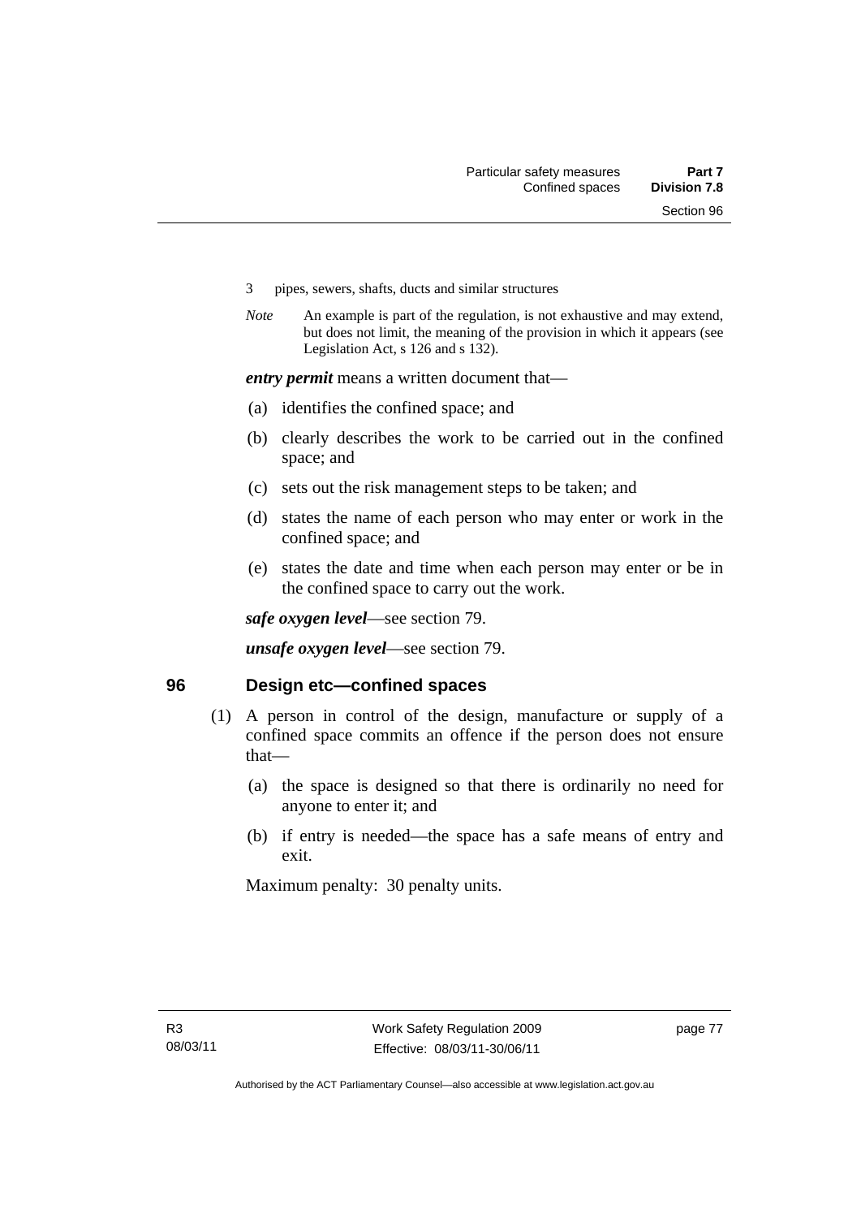3 pipes, sewers, shafts, ducts and similar structures

*Note* An example is part of the regulation, is not exhaustive and may extend, but does not limit, the meaning of the provision in which it appears (see Legislation Act, s 126 and s 132).

***entry permit*** means a written document that—

(a) identifies the confined space; and

(b) clearly describes the work to be carried out in the confined space; and

(c) sets out the risk management steps to be taken; and

(d) states the name of each person who may enter or work in the confined space; and

(e) states the date and time when each person may enter or be in the confined space to carry out the work.

***safe oxygen level***—see section 79.

***unsafe oxygen level***—see section 79.

## 96 Design etc—confined spaces

(1) A person in control of the design, manufacture or supply of a confined space commits an offence if the person does not ensure that—

(a) the space is designed so that there is ordinarily no need for anyone to enter it; and

(b) if entry is needed—the space has a safe means of entry and exit.

Maximum penalty: 30 penalty units.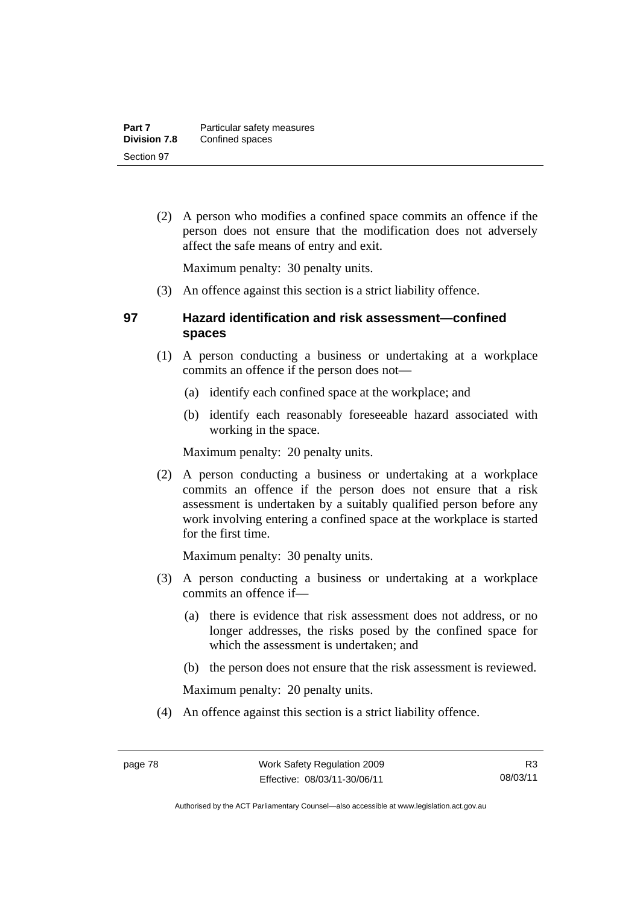(2) A person who modifies a confined space commits an offence if the person does not ensure that the modification does not adversely affect the safe means of entry and exit.

Maximum penalty: 30 penalty units.

(3) An offence against this section is a strict liability offence.

## 97 Hazard identification and risk assessment—confined spaces

(1) A person conducting a business or undertaking at a workplace commits an offence if the person does not—

(a) identify each confined space at the workplace; and

(b) identify each reasonably foreseeable hazard associated with working in the space.

Maximum penalty: 20 penalty units.

(2) A person conducting a business or undertaking at a workplace commits an offence if the person does not ensure that a risk assessment is undertaken by a suitably qualified person before any work involving entering a confined space at the workplace is started for the first time.

Maximum penalty: 30 penalty units.

(3) A person conducting a business or undertaking at a workplace commits an offence if—

(a) there is evidence that risk assessment does not address, or no longer addresses, the risks posed by the confined space for which the assessment is undertaken; and

(b) the person does not ensure that the risk assessment is reviewed.

Maximum penalty: 20 penalty units.

(4) An offence against this section is a strict liability offence.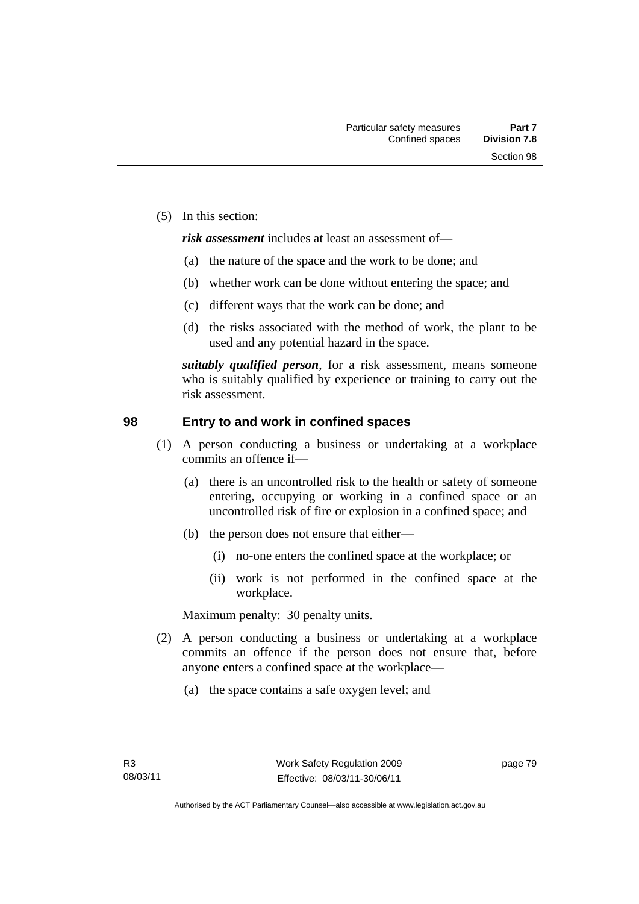(5) In this section:

***risk assessment*** includes at least an assessment of—

(a) the nature of the space and the work to be done; and

(b) whether work can be done without entering the space; and

(c) different ways that the work can be done; and

(d) the risks associated with the method of work, the plant to be used and any potential hazard in the space.

***suitably qualified person***, for a risk assessment, means someone who is suitably qualified by experience or training to carry out the risk assessment.

## 98 Entry to and work in confined spaces

(1) A person conducting a business or undertaking at a workplace commits an offence if—

(a) there is an uncontrolled risk to the health or safety of someone entering, occupying or working in a confined space or an uncontrolled risk of fire or explosion in a confined space; and

(b) the person does not ensure that either—

(i) no-one enters the confined space at the workplace; or

(ii) work is not performed in the confined space at the workplace.

Maximum penalty: 30 penalty units.

(2) A person conducting a business or undertaking at a workplace commits an offence if the person does not ensure that, before anyone enters a confined space at the workplace—

(a) the space contains a safe oxygen level; and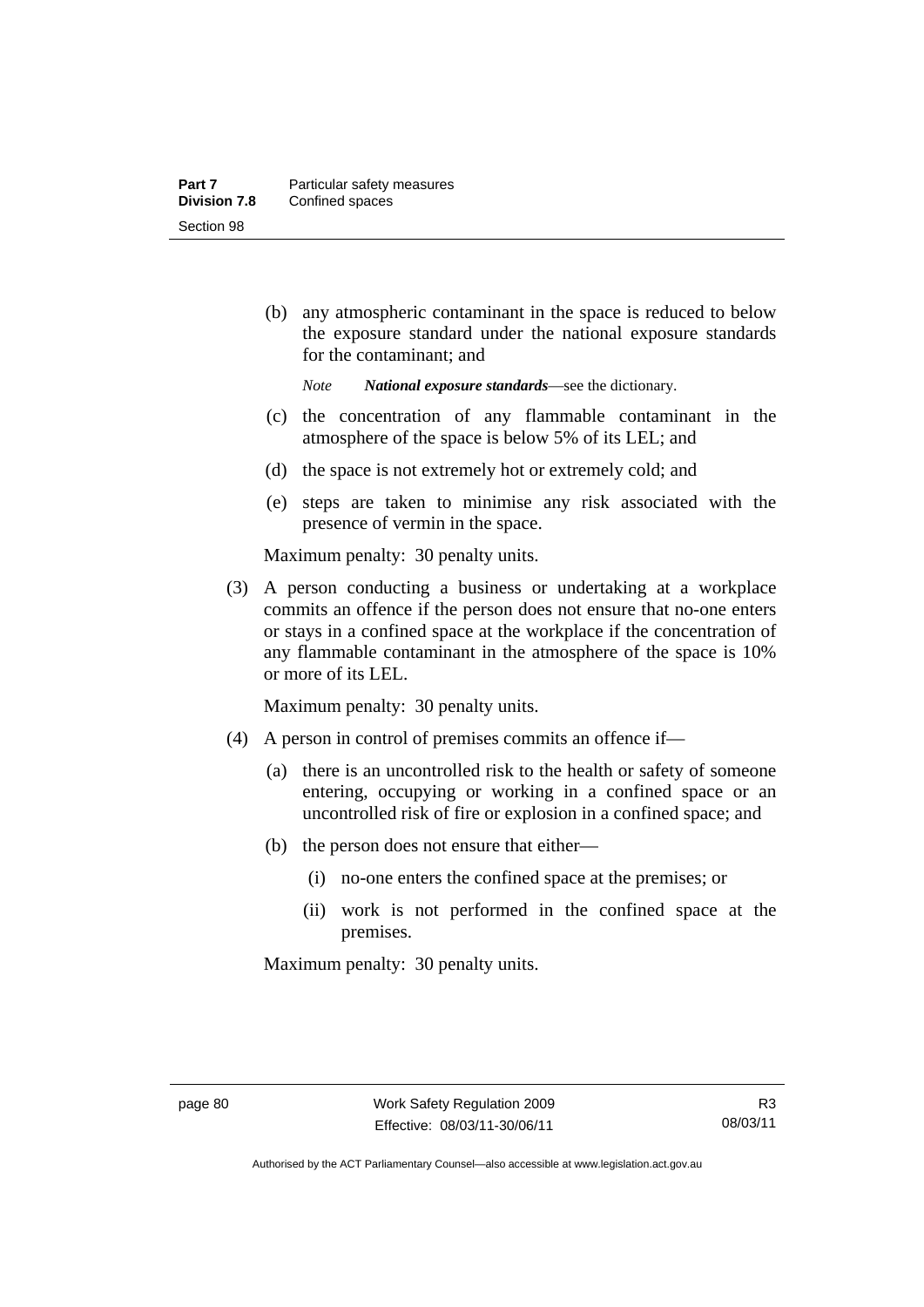(b) any atmospheric contaminant in the space is reduced to below the exposure standard under the national exposure standards for the contaminant; and

*Note* ***National exposure standards***—see the dictionary.

(c) the concentration of any flammable contaminant in the atmosphere of the space is below 5% of its LEL; and

(d) the space is not extremely hot or extremely cold; and

(e) steps are taken to minimise any risk associated with the presence of vermin in the space.

Maximum penalty: 30 penalty units.

(3) A person conducting a business or undertaking at a workplace commits an offence if the person does not ensure that no-one enters or stays in a confined space at the workplace if the concentration of any flammable contaminant in the atmosphere of the space is 10% or more of its LEL.

Maximum penalty: 30 penalty units.

(4) A person in control of premises commits an offence if—

(a) there is an uncontrolled risk to the health or safety of someone entering, occupying or working in a confined space or an uncontrolled risk of fire or explosion in a confined space; and

(b) the person does not ensure that either—

(i) no-one enters the confined space at the premises; or

(ii) work is not performed in the confined space at the premises.

Maximum penalty: 30 penalty units.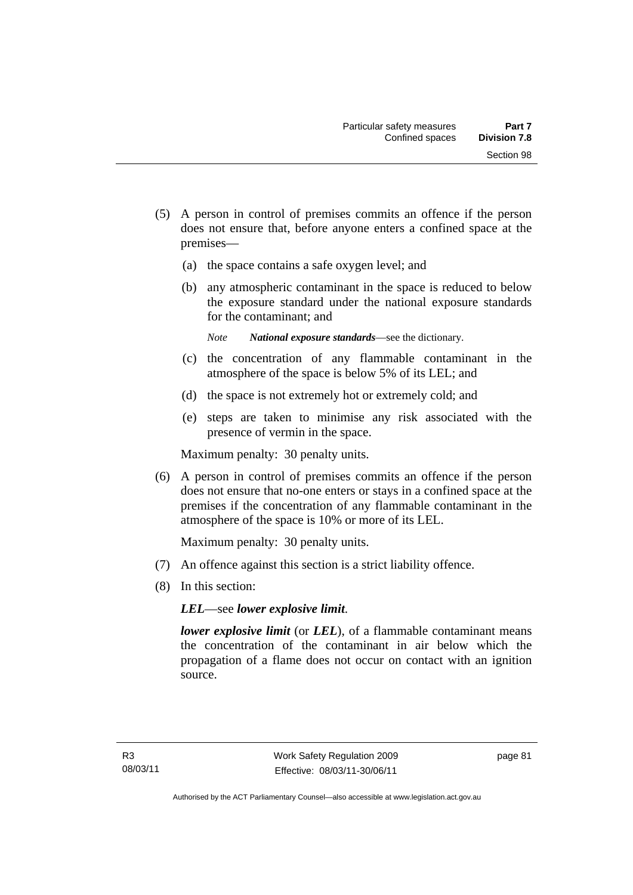(5) A person in control of premises commits an offence if the person does not ensure that, before anyone enters a confined space at the premises—

   (a) the space contains a safe oxygen level; and

   (b) any atmospheric contaminant in the space is reduced to below the exposure standard under the national exposure standards for the contaminant; and

   *Note* ***National exposure standards***—see the dictionary.

   (c) the concentration of any flammable contaminant in the atmosphere of the space is below 5% of its LEL; and

   (d) the space is not extremely hot or extremely cold; and

   (e) steps are taken to minimise any risk associated with the presence of vermin in the space.

Maximum penalty: 30 penalty units.

(6) A person in control of premises commits an offence if the person does not ensure that no-one enters or stays in a confined space at the premises if the concentration of any flammable contaminant in the atmosphere of the space is 10% or more of its LEL.

Maximum penalty: 30 penalty units.

(7) An offence against this section is a strict liability offence.

(8) In this section:

***LEL***—see ***lower explosive limit***.

***lower explosive limit*** (or ***LEL***), of a flammable contaminant means the concentration of the contaminant in air below which the propagation of a flame does not occur on contact with an ignition source.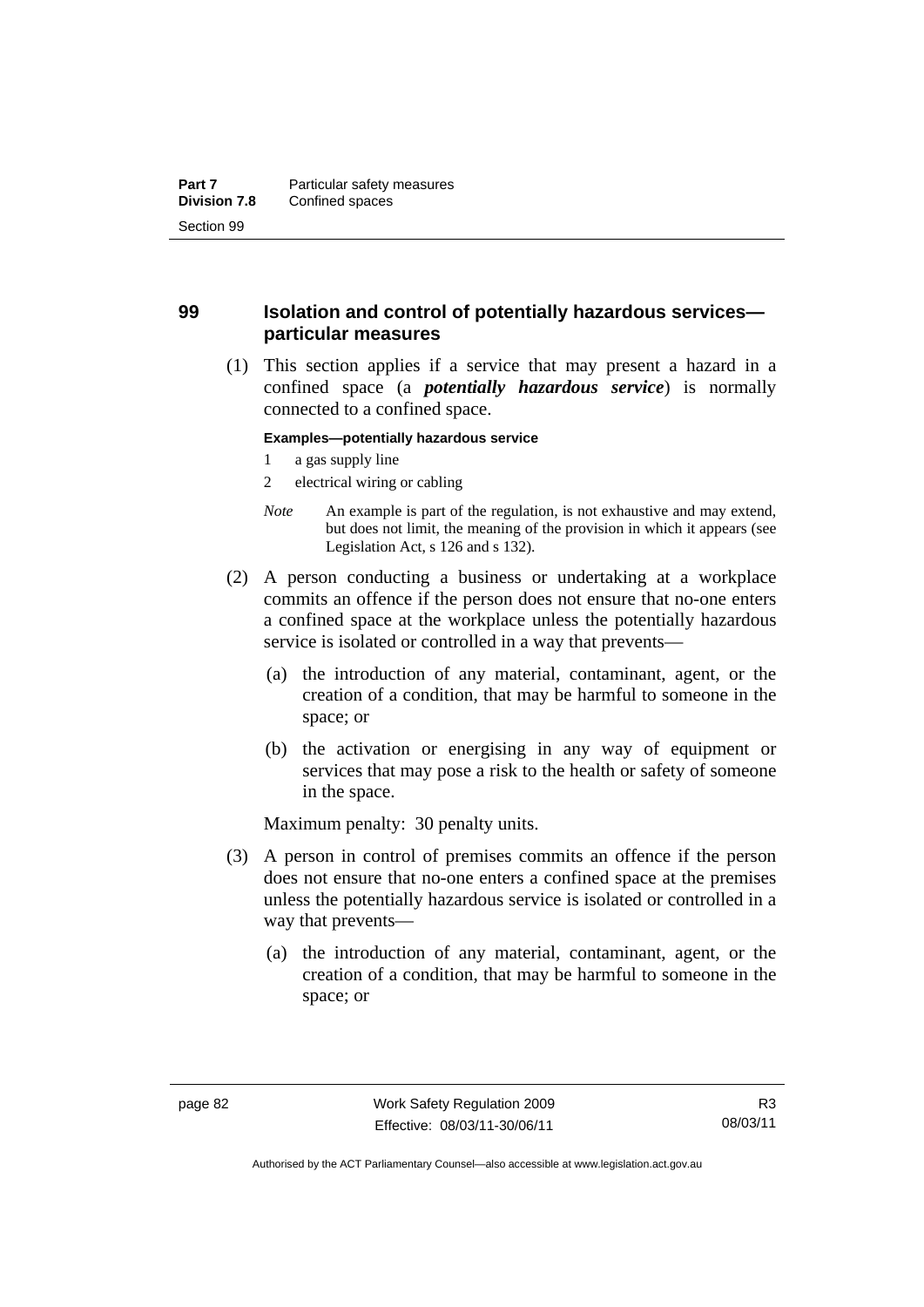## 99 Isolation and control of potentially hazardous services—particular measures

(1) This section applies if a service that may present a hazard in a confined space (a ***potentially hazardous service***) is normally connected to a confined space.

**Examples—potentially hazardous service**

1 a gas supply line

2 electrical wiring or cabling

*Note* An example is part of the regulation, is not exhaustive and may extend, but does not limit, the meaning of the provision in which it appears (see Legislation Act, s 126 and s 132).

(2) A person conducting a business or undertaking at a workplace commits an offence if the person does not ensure that no-one enters a confined space at the workplace unless the potentially hazardous service is isolated or controlled in a way that prevents—

(a) the introduction of any material, contaminant, agent, or the creation of a condition, that may be harmful to someone in the space; or

(b) the activation or energising in any way of equipment or services that may pose a risk to the health or safety of someone in the space.

Maximum penalty: 30 penalty units.

(3) A person in control of premises commits an offence if the person does not ensure that no-one enters a confined space at the premises unless the potentially hazardous service is isolated or controlled in a way that prevents—

(a) the introduction of any material, contaminant, agent, or the creation of a condition, that may be harmful to someone in the space; or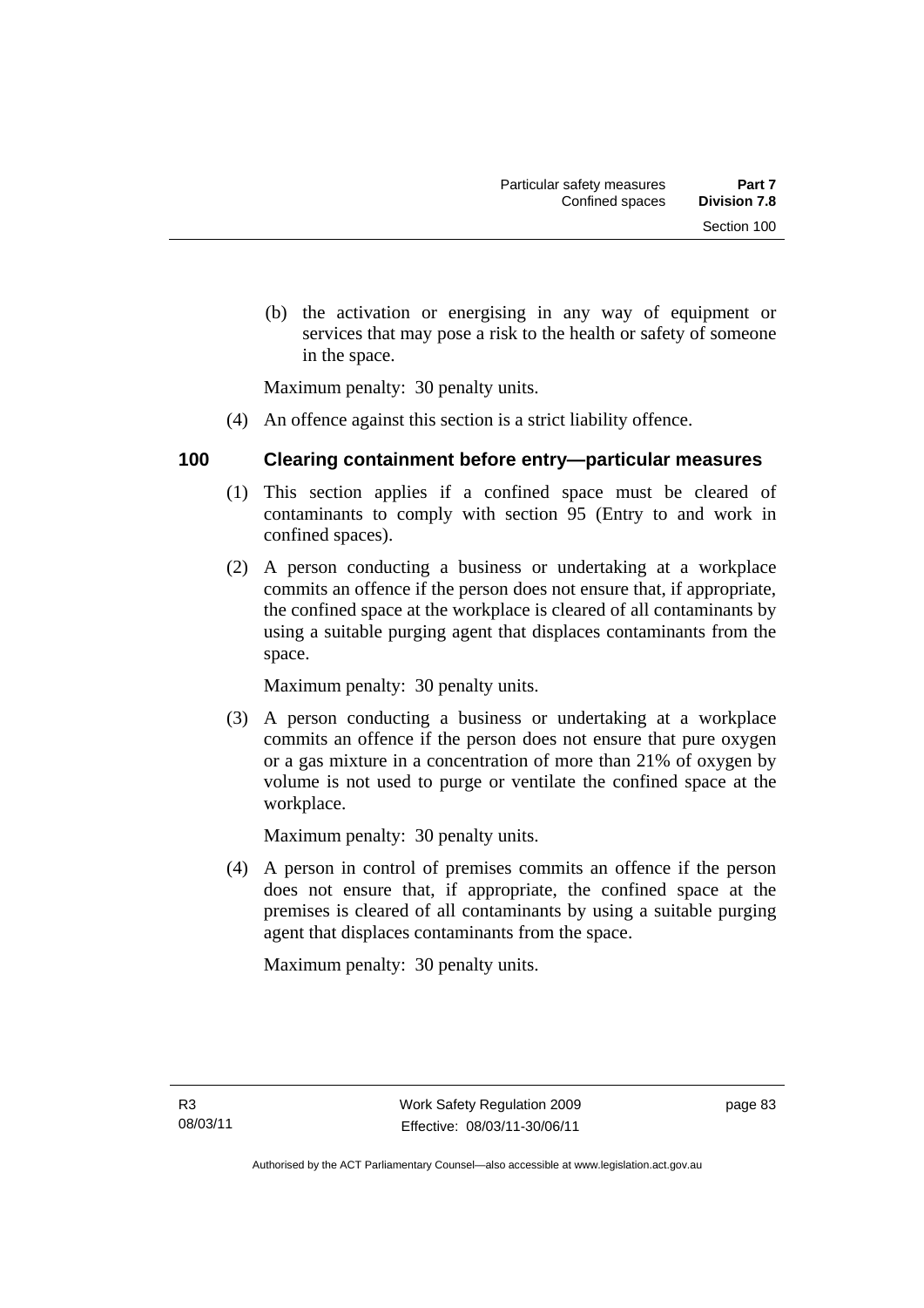(b) the activation or energising in any way of equipment or services that may pose a risk to the health or safety of someone in the space.

Maximum penalty: 30 penalty units.

(4) An offence against this section is a strict liability offence.

### 100 Clearing containment before entry—particular measures

(1) This section applies if a confined space must be cleared of contaminants to comply with section 95 (Entry to and work in confined spaces).

(2) A person conducting a business or undertaking at a workplace commits an offence if the person does not ensure that, if appropriate, the confined space at the workplace is cleared of all contaminants by using a suitable purging agent that displaces contaminants from the space.

Maximum penalty: 30 penalty units.

(3) A person conducting a business or undertaking at a workplace commits an offence if the person does not ensure that pure oxygen or a gas mixture in a concentration of more than 21% of oxygen by volume is not used to purge or ventilate the confined space at the workplace.

Maximum penalty: 30 penalty units.

(4) A person in control of premises commits an offence if the person does not ensure that, if appropriate, the confined space at the premises is cleared of all contaminants by using a suitable purging agent that displaces contaminants from the space.

Maximum penalty: 30 penalty units.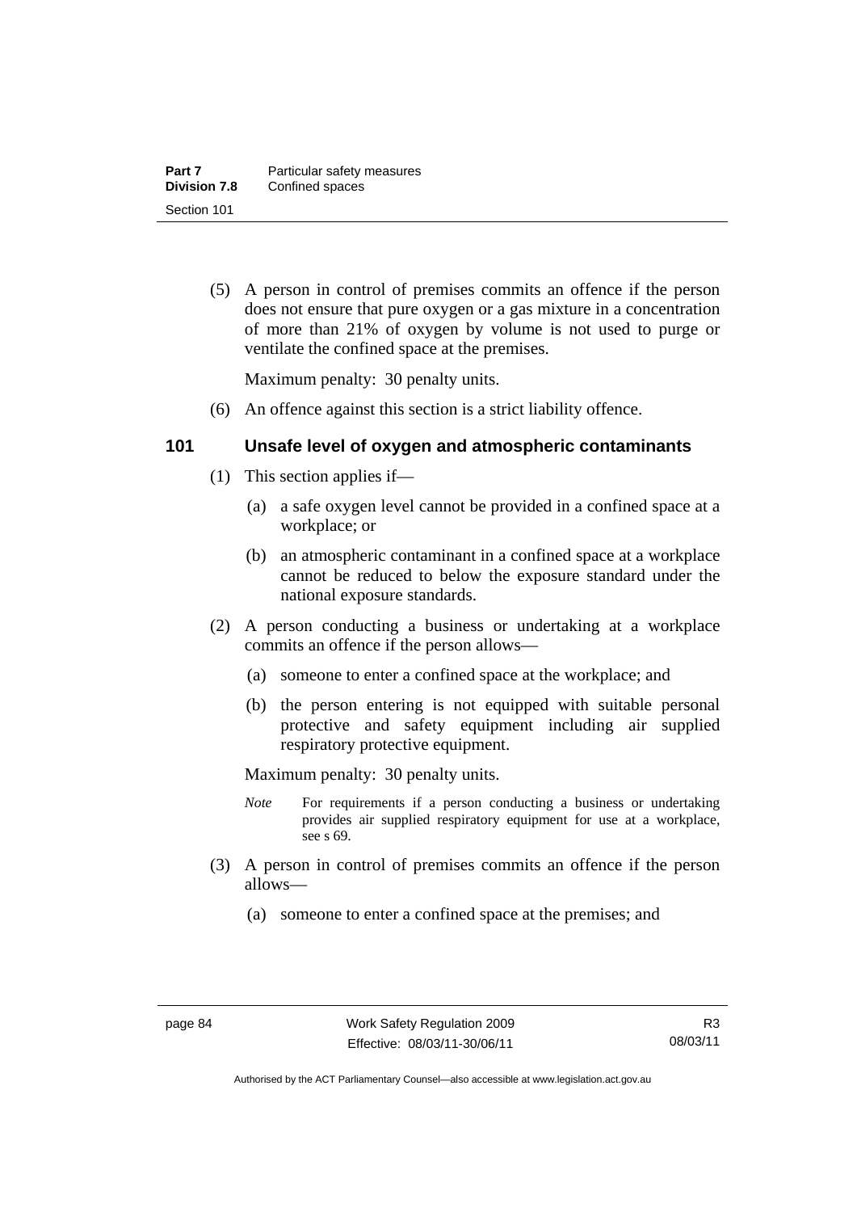(5) A person in control of premises commits an offence if the person does not ensure that pure oxygen or a gas mixture in a concentration of more than 21% of oxygen by volume is not used to purge or ventilate the confined space at the premises.

Maximum penalty: 30 penalty units.

(6) An offence against this section is a strict liability offence.

### 101 Unsafe level of oxygen and atmospheric contaminants

(1) This section applies if—

(a) a safe oxygen level cannot be provided in a confined space at a workplace; or

(b) an atmospheric contaminant in a confined space at a workplace cannot be reduced to below the exposure standard under the national exposure standards.

(2) A person conducting a business or undertaking at a workplace commits an offence if the person allows—

(a) someone to enter a confined space at the workplace; and

(b) the person entering is not equipped with suitable personal protective and safety equipment including air supplied respiratory protective equipment.

Maximum penalty: 30 penalty units.

*Note* For requirements if a person conducting a business or undertaking provides air supplied respiratory equipment for use at a workplace, see s 69.

(3) A person in control of premises commits an offence if the person allows—

(a) someone to enter a confined space at the premises; and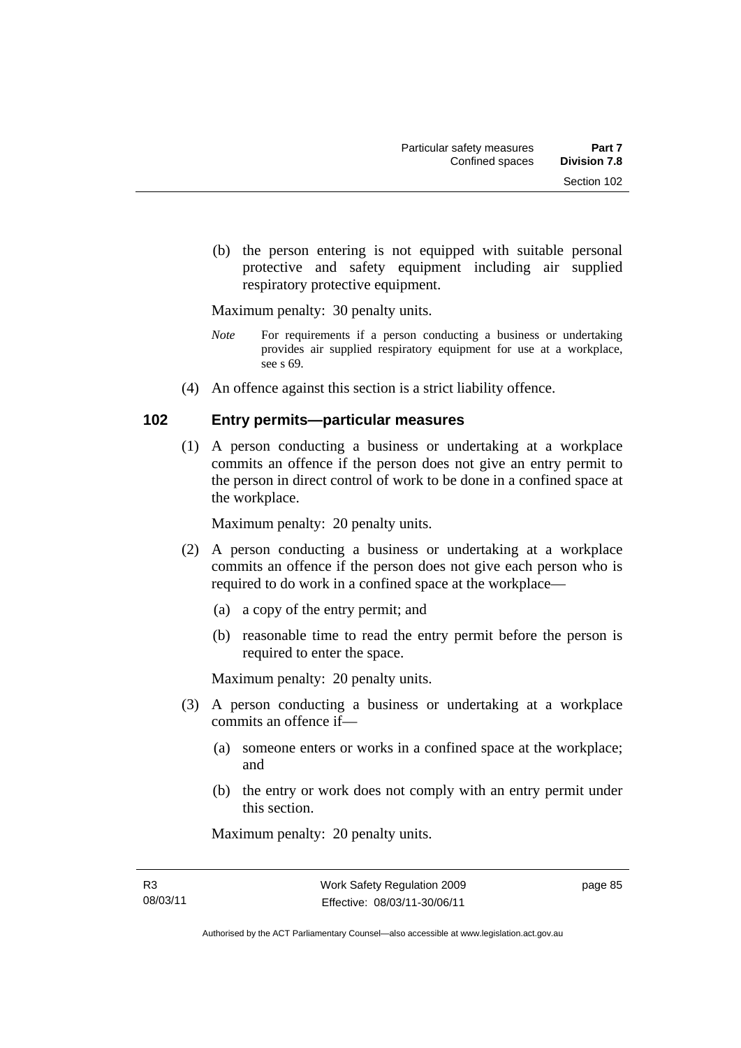(b) the person entering is not equipped with suitable personal protective and safety equipment including air supplied respiratory protective equipment.

Maximum penalty: 30 penalty units.

*Note* For requirements if a person conducting a business or undertaking provides air supplied respiratory equipment for use at a workplace, see s 69.

(4) An offence against this section is a strict liability offence.

## 102 Entry permits—particular measures

(1) A person conducting a business or undertaking at a workplace commits an offence if the person does not give an entry permit to the person in direct control of work to be done in a confined space at the workplace.

Maximum penalty: 20 penalty units.

(2) A person conducting a business or undertaking at a workplace commits an offence if the person does not give each person who is required to do work in a confined space at the workplace—

(a) a copy of the entry permit; and

(b) reasonable time to read the entry permit before the person is required to enter the space.

Maximum penalty: 20 penalty units.

(3) A person conducting a business or undertaking at a workplace commits an offence if—

(a) someone enters or works in a confined space at the workplace; and

(b) the entry or work does not comply with an entry permit under this section.

Maximum penalty: 20 penalty units.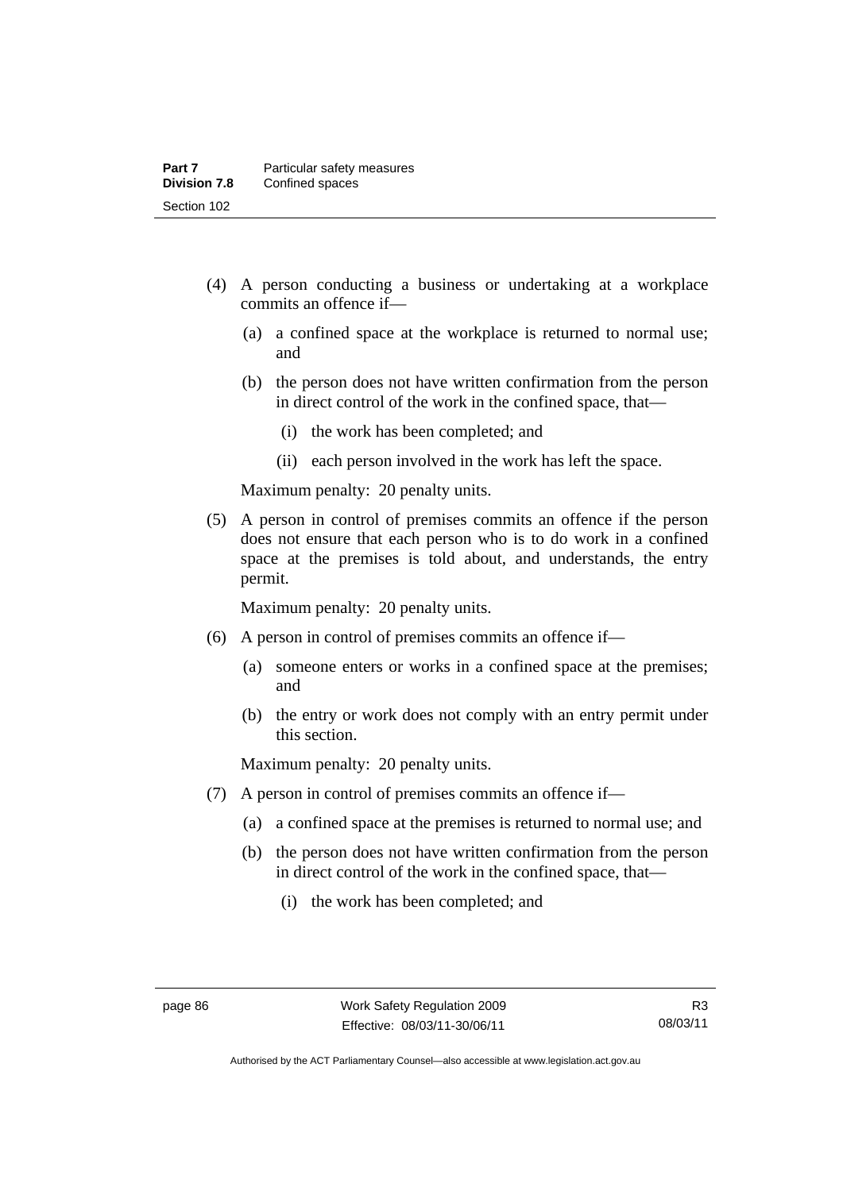(4) A person conducting a business or undertaking at a workplace commits an offence if—

  (a) a confined space at the workplace is returned to normal use; and

  (b) the person does not have written confirmation from the person in direct control of the work in the confined space, that—

    (i) the work has been completed; and

    (ii) each person involved in the work has left the space.

  Maximum penalty: 20 penalty units.

(5) A person in control of premises commits an offence if the person does not ensure that each person who is to do work in a confined space at the premises is told about, and understands, the entry permit.

  Maximum penalty: 20 penalty units.

(6) A person in control of premises commits an offence if—

  (a) someone enters or works in a confined space at the premises; and

  (b) the entry or work does not comply with an entry permit under this section.

  Maximum penalty: 20 penalty units.

(7) A person in control of premises commits an offence if—

  (a) a confined space at the premises is returned to normal use; and

  (b) the person does not have written confirmation from the person in direct control of the work in the confined space, that—

    (i) the work has been completed; and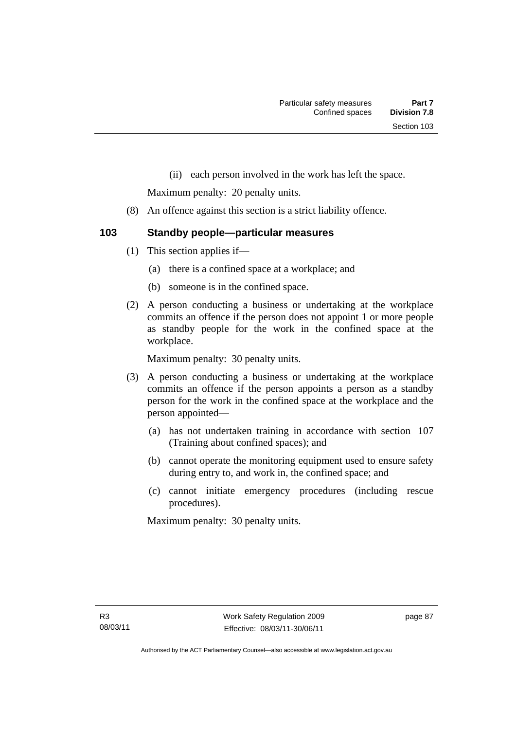(ii) each person involved in the work has left the space.

Maximum penalty: 20 penalty units.

(8) An offence against this section is a strict liability offence.

### 103 Standby people—particular measures

(1) This section applies if—

(a) there is a confined space at a workplace; and

(b) someone is in the confined space.

(2) A person conducting a business or undertaking at the workplace commits an offence if the person does not appoint 1 or more people as standby people for the work in the confined space at the workplace.

Maximum penalty: 30 penalty units.

(3) A person conducting a business or undertaking at the workplace commits an offence if the person appoints a person as a standby person for the work in the confined space at the workplace and the person appointed—

(a) has not undertaken training in accordance with section 107 (Training about confined spaces); and

(b) cannot operate the monitoring equipment used to ensure safety during entry to, and work in, the confined space; and

(c) cannot initiate emergency procedures (including rescue procedures).

Maximum penalty: 30 penalty units.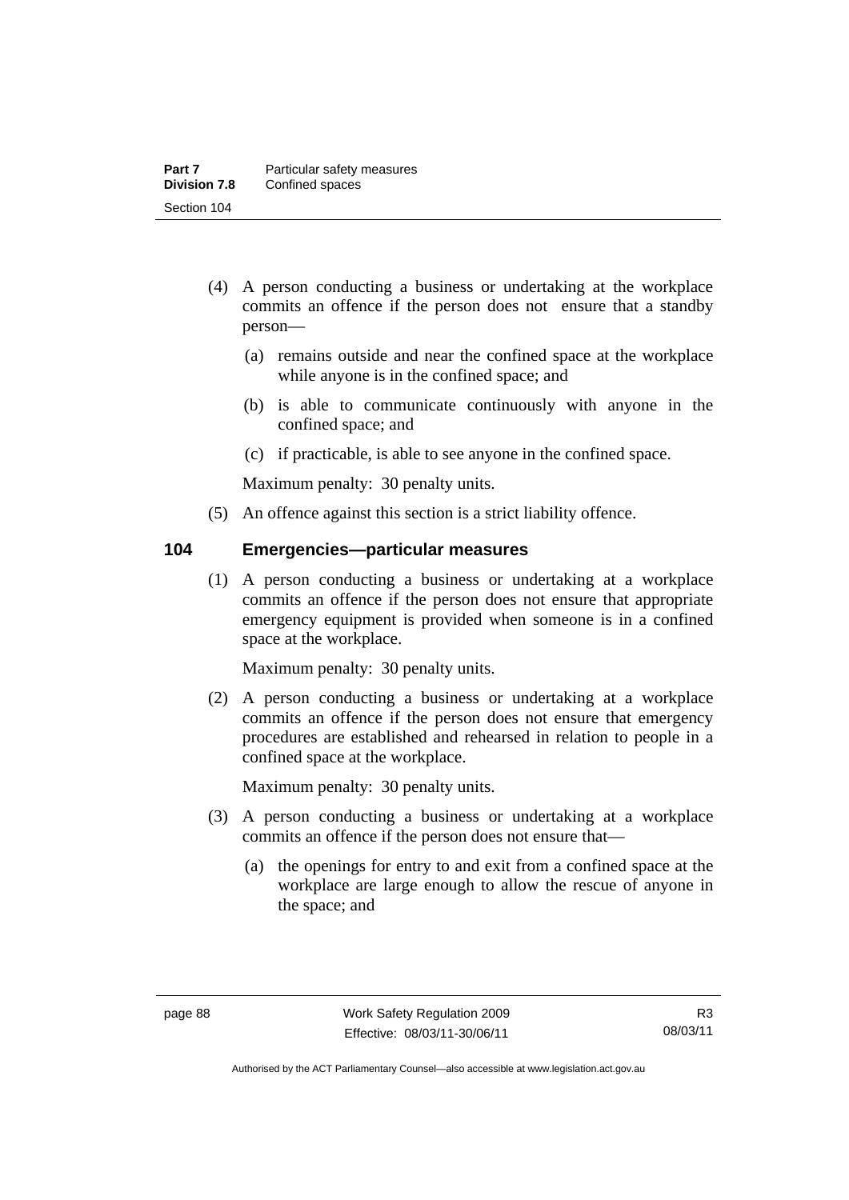(4) A person conducting a business or undertaking at the workplace commits an offence if the person does not ensure that a standby person—

(a) remains outside and near the confined space at the workplace while anyone is in the confined space; and

(b) is able to communicate continuously with anyone in the confined space; and

(c) if practicable, is able to see anyone in the confined space.

Maximum penalty: 30 penalty units.

(5) An offence against this section is a strict liability offence.

## 104 Emergencies—particular measures

(1) A person conducting a business or undertaking at a workplace commits an offence if the person does not ensure that appropriate emergency equipment is provided when someone is in a confined space at the workplace.

Maximum penalty: 30 penalty units.

(2) A person conducting a business or undertaking at a workplace commits an offence if the person does not ensure that emergency procedures are established and rehearsed in relation to people in a confined space at the workplace.

Maximum penalty: 30 penalty units.

(3) A person conducting a business or undertaking at a workplace commits an offence if the person does not ensure that—

(a) the openings for entry to and exit from a confined space at the workplace are large enough to allow the rescue of anyone in the space; and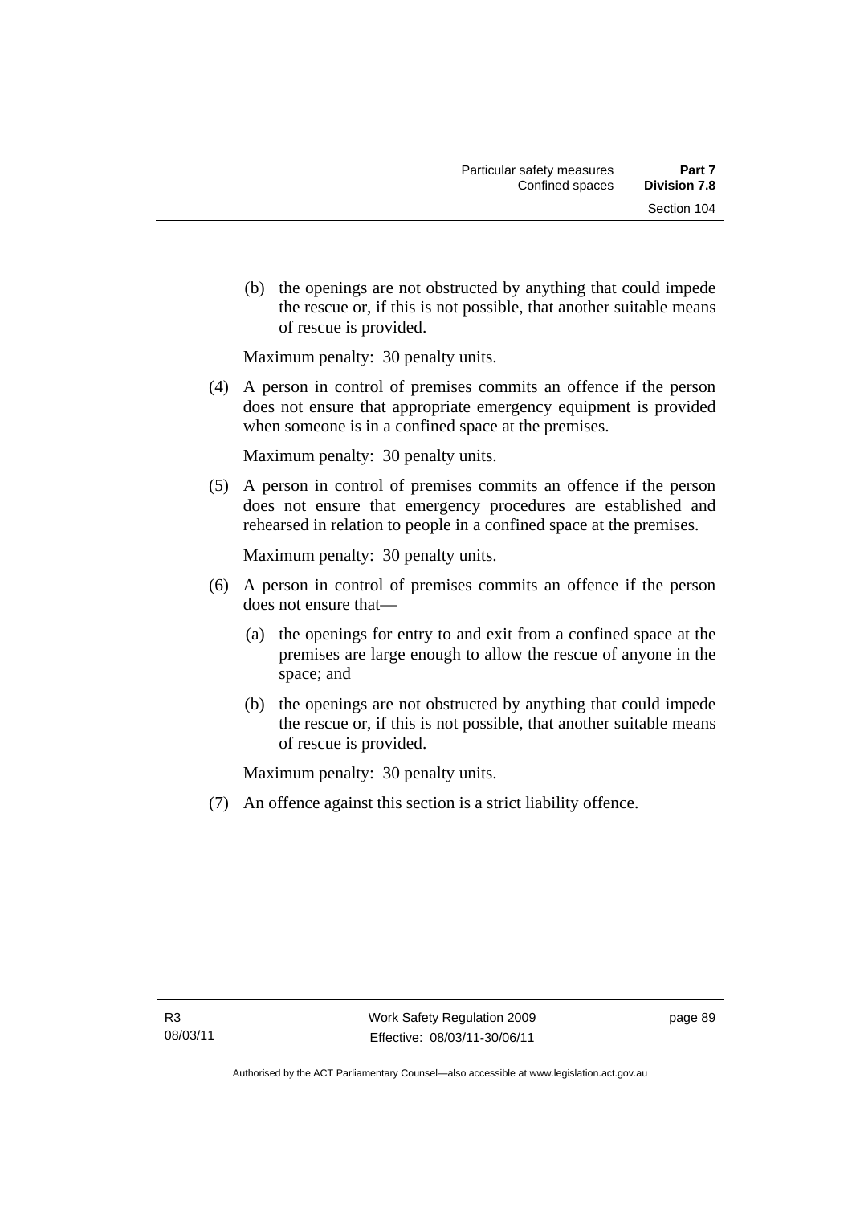(b) the openings are not obstructed by anything that could impede the rescue or, if this is not possible, that another suitable means of rescue is provided.

Maximum penalty: 30 penalty units.

(4) A person in control of premises commits an offence if the person does not ensure that appropriate emergency equipment is provided when someone is in a confined space at the premises.

Maximum penalty: 30 penalty units.

(5) A person in control of premises commits an offence if the person does not ensure that emergency procedures are established and rehearsed in relation to people in a confined space at the premises.

Maximum penalty: 30 penalty units.

(6) A person in control of premises commits an offence if the person does not ensure that—

(a) the openings for entry to and exit from a confined space at the premises are large enough to allow the rescue of anyone in the space; and

(b) the openings are not obstructed by anything that could impede the rescue or, if this is not possible, that another suitable means of rescue is provided.

Maximum penalty: 30 penalty units.

(7) An offence against this section is a strict liability offence.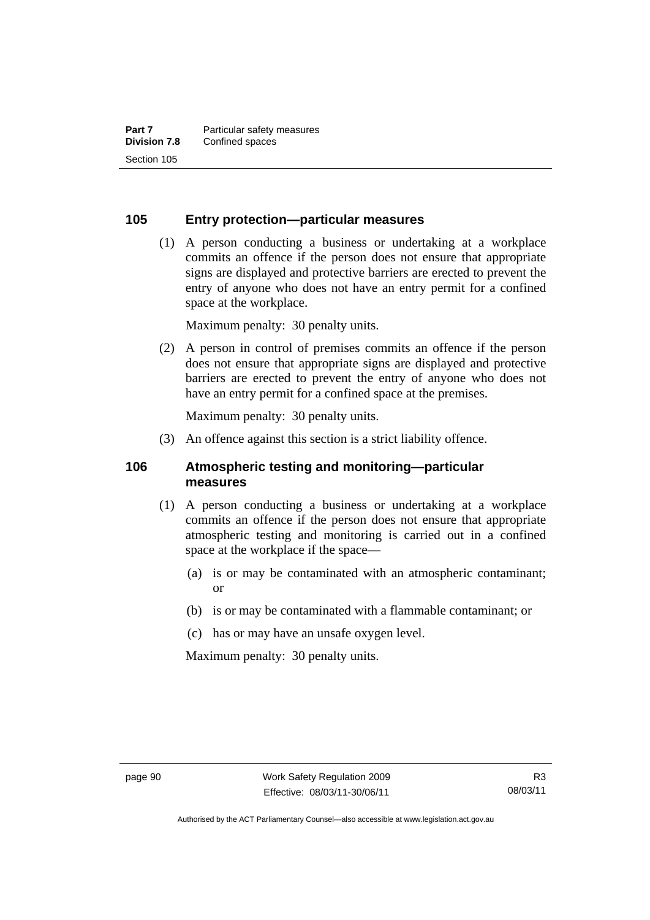### 105 Entry protection—particular measures

(1) A person conducting a business or undertaking at a workplace commits an offence if the person does not ensure that appropriate signs are displayed and protective barriers are erected to prevent the entry of anyone who does not have an entry permit for a confined space at the workplace.

Maximum penalty: 30 penalty units.

(2) A person in control of premises commits an offence if the person does not ensure that appropriate signs are displayed and protective barriers are erected to prevent the entry of anyone who does not have an entry permit for a confined space at the premises.

Maximum penalty: 30 penalty units.

(3) An offence against this section is a strict liability offence.

### 106 Atmospheric testing and monitoring—particular measures

(1) A person conducting a business or undertaking at a workplace commits an offence if the person does not ensure that appropriate atmospheric testing and monitoring is carried out in a confined space at the workplace if the space—

(a) is or may be contaminated with an atmospheric contaminant; or

(b) is or may be contaminated with a flammable contaminant; or

(c) has or may have an unsafe oxygen level.

Maximum penalty: 30 penalty units.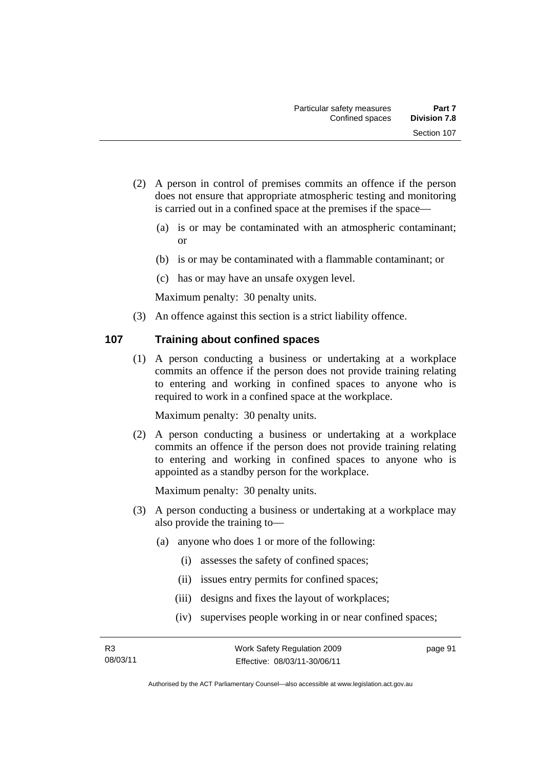(2) A person in control of premises commits an offence if the person does not ensure that appropriate atmospheric testing and monitoring is carried out in a confined space at the premises if the space—

(a) is or may be contaminated with an atmospheric contaminant; or

(b) is or may be contaminated with a flammable contaminant; or

(c) has or may have an unsafe oxygen level.

Maximum penalty: 30 penalty units.

(3) An offence against this section is a strict liability offence.

## 107 Training about confined spaces

(1) A person conducting a business or undertaking at a workplace commits an offence if the person does not provide training relating to entering and working in confined spaces to anyone who is required to work in a confined space at the workplace.

Maximum penalty: 30 penalty units.

(2) A person conducting a business or undertaking at a workplace commits an offence if the person does not provide training relating to entering and working in confined spaces to anyone who is appointed as a standby person for the workplace.

Maximum penalty: 30 penalty units.

(3) A person conducting a business or undertaking at a workplace may also provide the training to—

(a) anyone who does 1 or more of the following:

(i) assesses the safety of confined spaces;

(ii) issues entry permits for confined spaces;

(iii) designs and fixes the layout of workplaces;

(iv) supervises people working in or near confined spaces;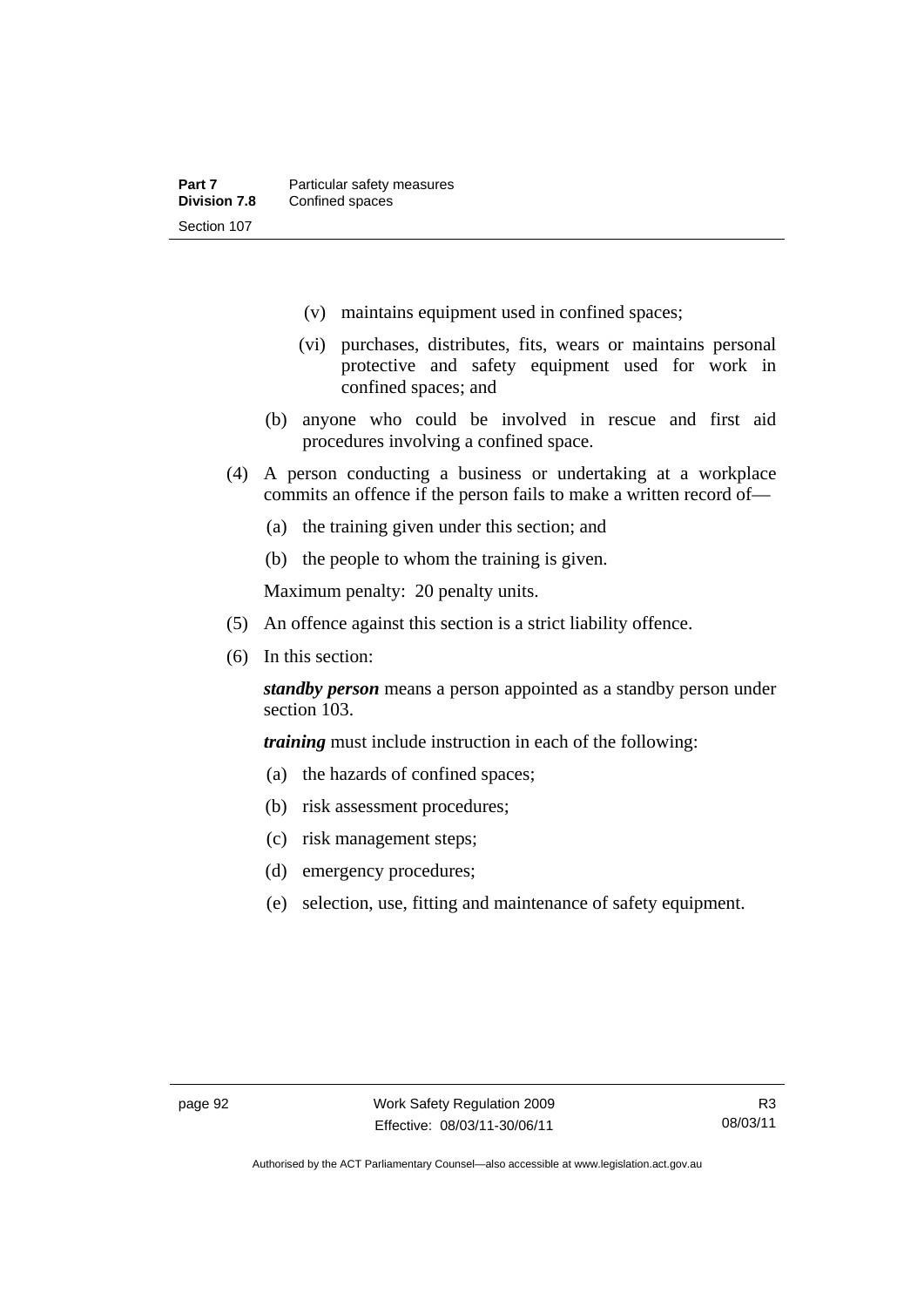(v) maintains equipment used in confined spaces;

(vi) purchases, distributes, fits, wears or maintains personal protective and safety equipment used for work in confined spaces; and

(b) anyone who could be involved in rescue and first aid procedures involving a confined space.

(4) A person conducting a business or undertaking at a workplace commits an offence if the person fails to make a written record of—

(a) the training given under this section; and

(b) the people to whom the training is given.

Maximum penalty: 20 penalty units.

(5) An offence against this section is a strict liability offence.

(6) In this section:

***standby person*** means a person appointed as a standby person under section 103.

***training*** must include instruction in each of the following:

(a) the hazards of confined spaces;

(b) risk assessment procedures;

(c) risk management steps;

(d) emergency procedures;

(e) selection, use, fitting and maintenance of safety equipment.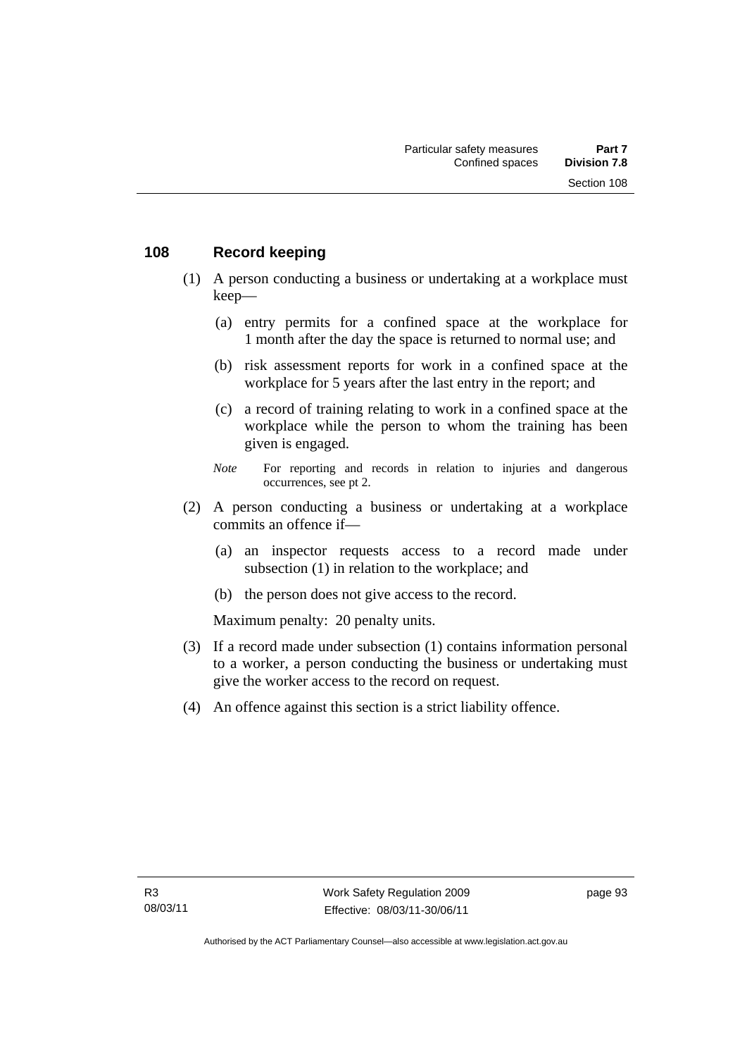## 108 Record keeping

(1) A person conducting a business or undertaking at a workplace must keep—

(a) entry permits for a confined space at the workplace for 1 month after the day the space is returned to normal use; and

(b) risk assessment reports for work in a confined space at the workplace for 5 years after the last entry in the report; and

(c) a record of training relating to work in a confined space at the workplace while the person to whom the training has been given is engaged.

*Note* For reporting and records in relation to injuries and dangerous occurrences, see pt 2.

(2) A person conducting a business or undertaking at a workplace commits an offence if—

(a) an inspector requests access to a record made under subsection (1) in relation to the workplace; and

(b) the person does not give access to the record.

Maximum penalty: 20 penalty units.

(3) If a record made under subsection (1) contains information personal to a worker, a person conducting the business or undertaking must give the worker access to the record on request.

(4) An offence against this section is a strict liability offence.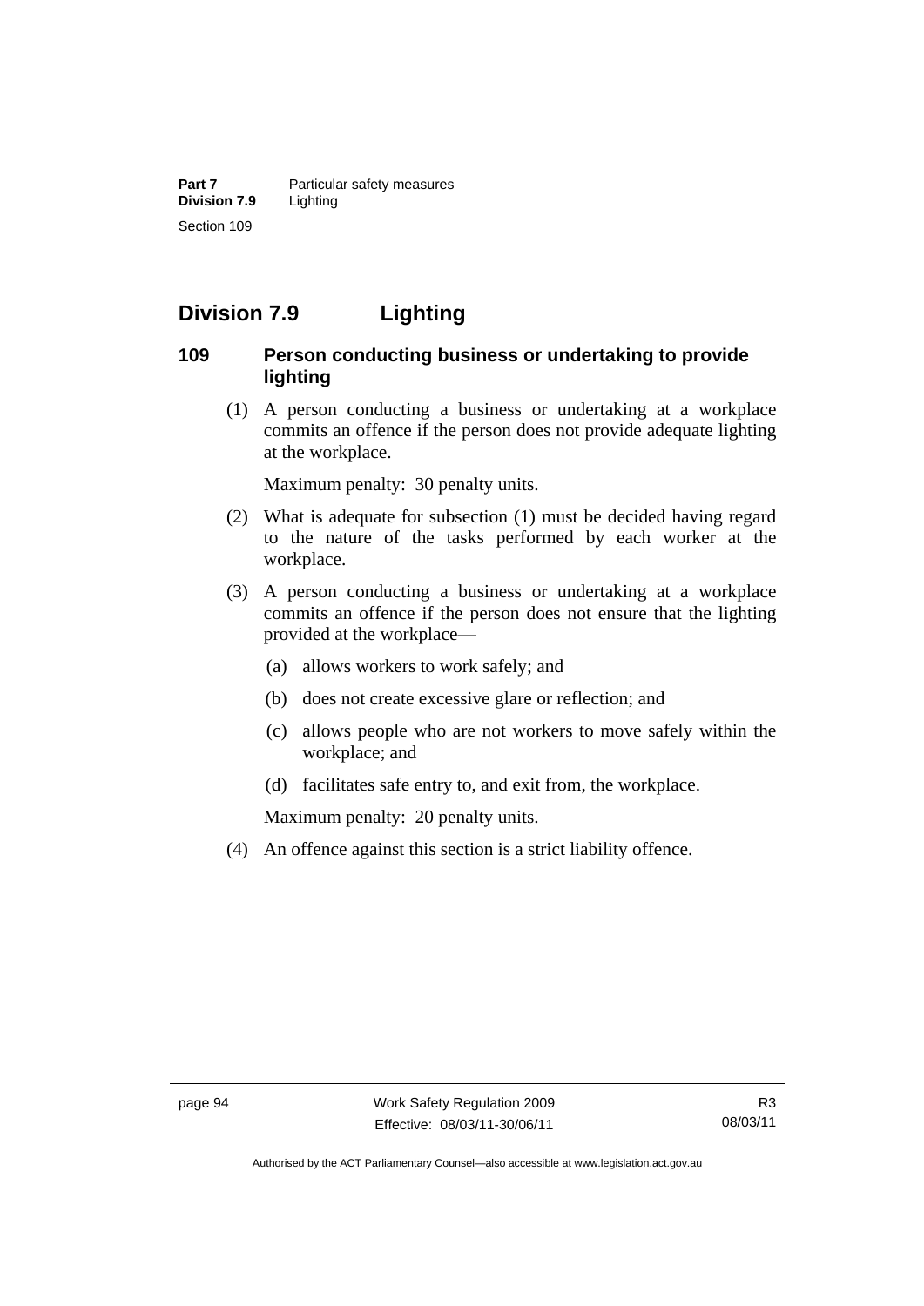## Division 7.9 Lighting

### 109 Person conducting business or undertaking to provide lighting

(1) A person conducting a business or undertaking at a workplace commits an offence if the person does not provide adequate lighting at the workplace.

Maximum penalty: 30 penalty units.

(2) What is adequate for subsection (1) must be decided having regard to the nature of the tasks performed by each worker at the workplace.

(3) A person conducting a business or undertaking at a workplace commits an offence if the person does not ensure that the lighting provided at the workplace—

(a) allows workers to work safely; and

(b) does not create excessive glare or reflection; and

(c) allows people who are not workers to move safely within the workplace; and

(d) facilitates safe entry to, and exit from, the workplace.

Maximum penalty: 20 penalty units.

(4) An offence against this section is a strict liability offence.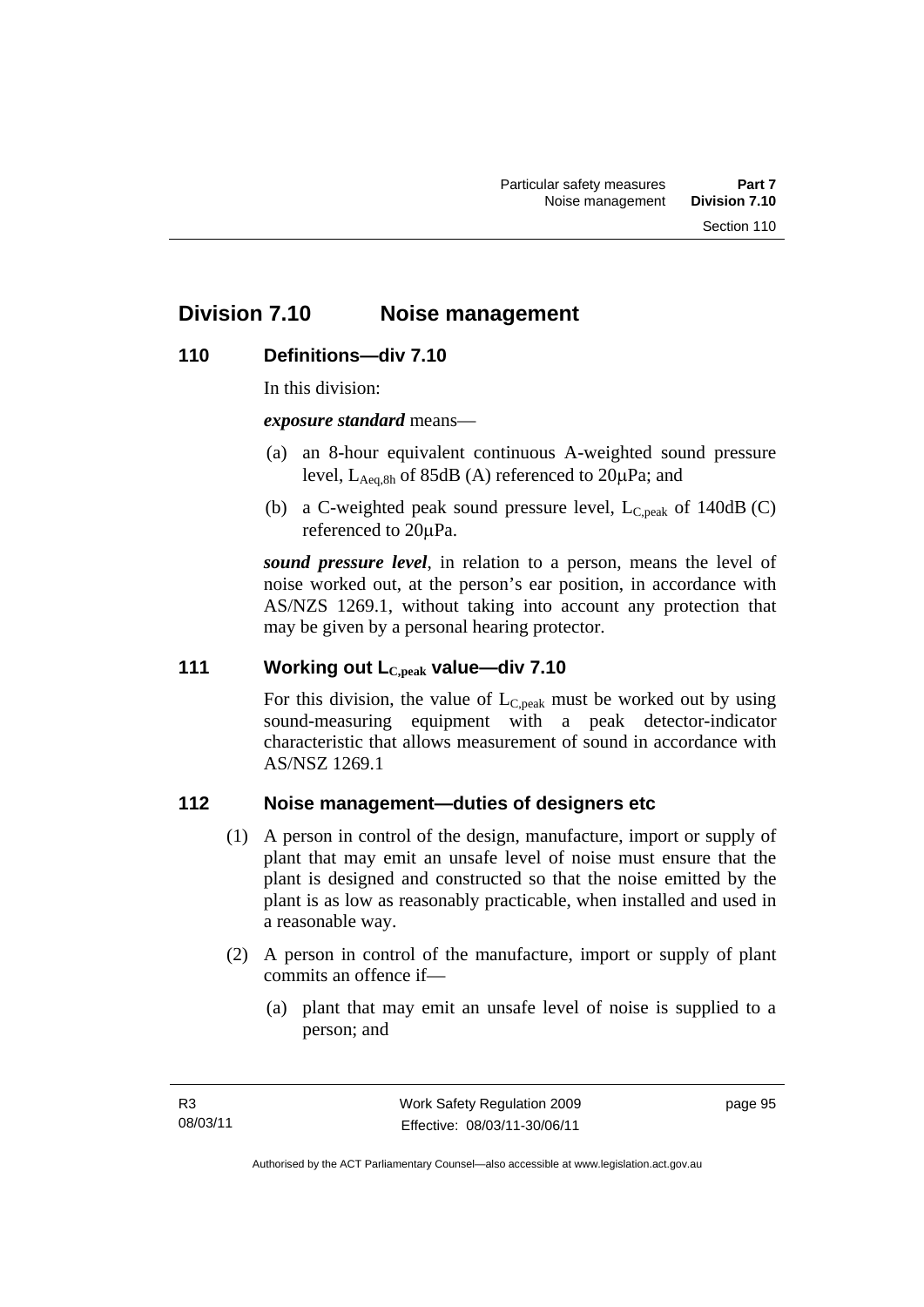# Division 7.10 Noise management

## 110 Definitions—div 7.10

In this division:

***exposure standard*** means—

(a) an 8-hour equivalent continuous A-weighted sound pressure level, $L_{Aeq,8h}$ of 85dB (A) referenced to 20μPa; and

(b) a C-weighted peak sound pressure level, $L_{C,peak}$ of 140dB (C) referenced to 20μPa.

***sound pressure level***, in relation to a person, means the level of noise worked out, at the person's ear position, in accordance with AS/NZS 1269.1, without taking into account any protection that may be given by a personal hearing protector.

## 111 Working out $L_{C,peak}$ value—div 7.10

For this division, the value of $L_{C,peak}$ must be worked out by using sound-measuring equipment with a peak detector-indicator characteristic that allows measurement of sound in accordance with AS/NSZ 1269.1

## 112 Noise management—duties of designers etc

(1) A person in control of the design, manufacture, import or supply of plant that may emit an unsafe level of noise must ensure that the plant is designed and constructed so that the noise emitted by the plant is as low as reasonably practicable, when installed and used in a reasonable way.

(2) A person in control of the manufacture, import or supply of plant commits an offence if—

(a) plant that may emit an unsafe level of noise is supplied to a person; and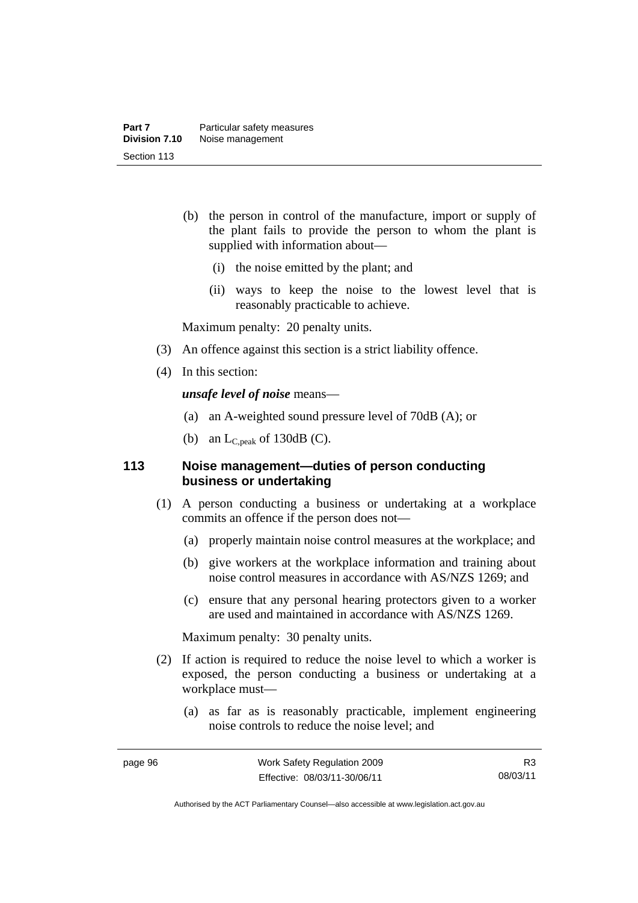(b) the person in control of the manufacture, import or supply of the plant fails to provide the person to whom the plant is supplied with information about—

   (i) the noise emitted by the plant; and

   (ii) ways to keep the noise to the lowest level that is reasonably practicable to achieve.

Maximum penalty: 20 penalty units.

(3) An offence against this section is a strict liability offence.

(4) In this section:

***unsafe level of noise*** means—

(a) an A-weighted sound pressure level of 70dB (A); or

(b) an $L_{C,peak}$ of 130dB (C).

## 113 Noise management—duties of person conducting business or undertaking

(1) A person conducting a business or undertaking at a workplace commits an offence if the person does not—

(a) properly maintain noise control measures at the workplace; and

(b) give workers at the workplace information and training about noise control measures in accordance with AS/NZS 1269; and

(c) ensure that any personal hearing protectors given to a worker are used and maintained in accordance with AS/NZS 1269.

Maximum penalty: 30 penalty units.

(2) If action is required to reduce the noise level to which a worker is exposed, the person conducting a business or undertaking at a workplace must—

(a) as far as is reasonably practicable, implement engineering noise controls to reduce the noise level; and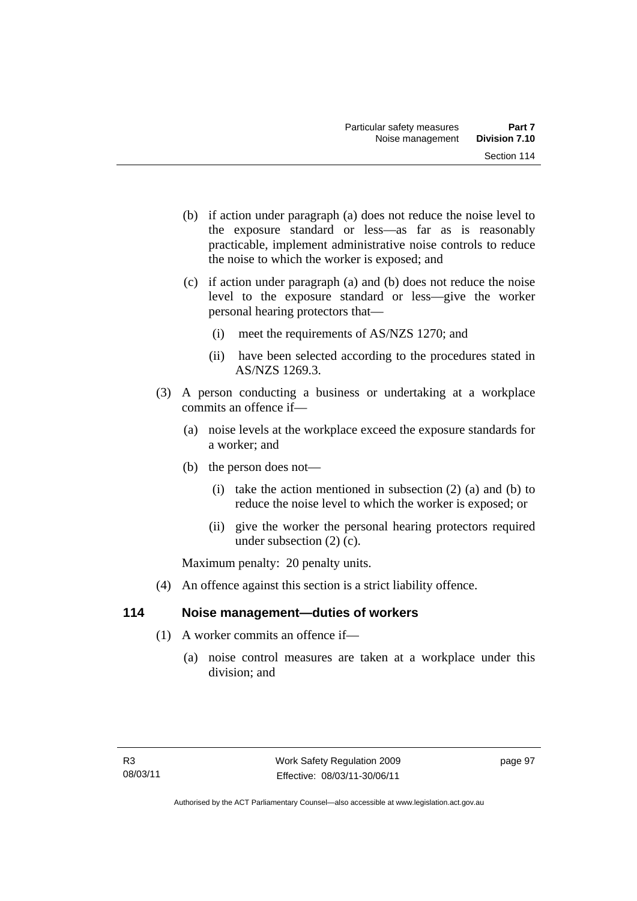(b) if action under paragraph (a) does not reduce the noise level to the exposure standard or less—as far as is reasonably practicable, implement administrative noise controls to reduce the noise to which the worker is exposed; and

(c) if action under paragraph (a) and (b) does not reduce the noise level to the exposure standard or less—give the worker personal hearing protectors that—

(i) meet the requirements of AS/NZS 1270; and

(ii) have been selected according to the procedures stated in AS/NZS 1269.3.

(3) A person conducting a business or undertaking at a workplace commits an offence if—

(a) noise levels at the workplace exceed the exposure standards for a worker; and

(b) the person does not—

(i) take the action mentioned in subsection (2) (a) and (b) to reduce the noise level to which the worker is exposed; or

(ii) give the worker the personal hearing protectors required under subsection (2) (c).

Maximum penalty: 20 penalty units.

(4) An offence against this section is a strict liability offence.

### 114 Noise management—duties of workers

(1) A worker commits an offence if—

(a) noise control measures are taken at a workplace under this division; and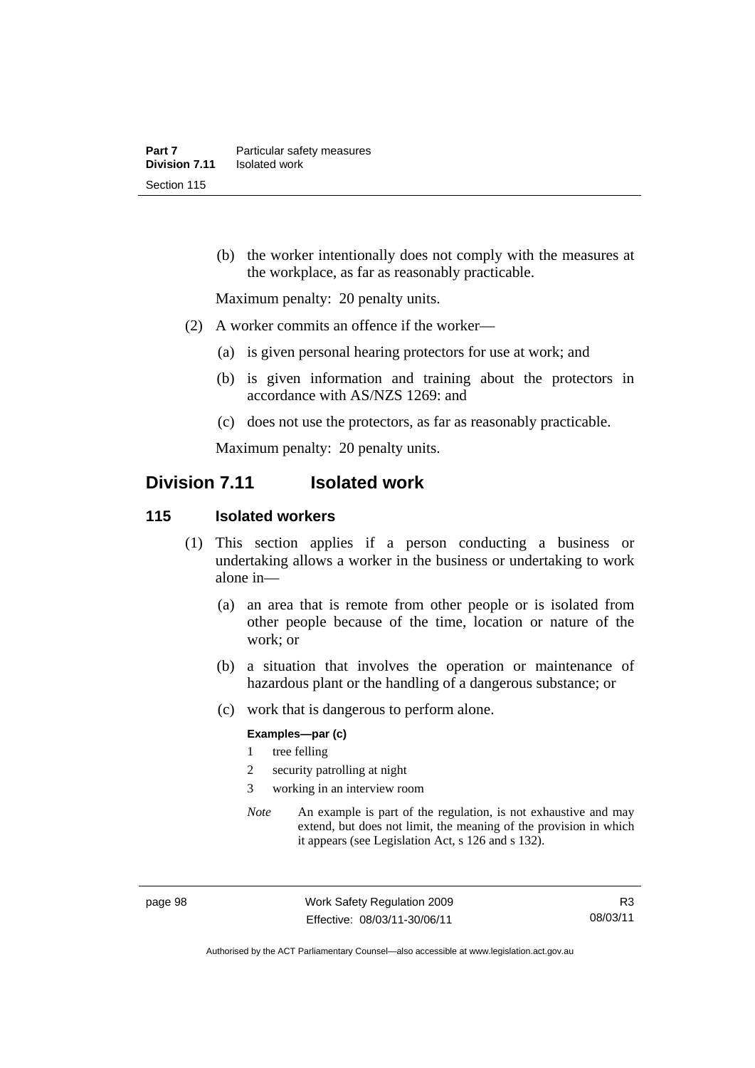(b) the worker intentionally does not comply with the measures at the workplace, as far as reasonably practicable.

Maximum penalty: 20 penalty units.

(2) A worker commits an offence if the worker—

(a) is given personal hearing protectors for use at work; and

(b) is given information and training about the protectors in accordance with AS/NZS 1269: and

(c) does not use the protectors, as far as reasonably practicable.

Maximum penalty: 20 penalty units.

## Division 7.11 Isolated work

### 115 Isolated workers

(1) This section applies if a person conducting a business or undertaking allows a worker in the business or undertaking to work alone in—

(a) an area that is remote from other people or is isolated from other people because of the time, location or nature of the work; or

(b) a situation that involves the operation or maintenance of hazardous plant or the handling of a dangerous substance; or

(c) work that is dangerous to perform alone.

**Examples—par (c)**

1 tree felling

2 security patrolling at night

3 working in an interview room

*Note* An example is part of the regulation, is not exhaustive and may extend, but does not limit, the meaning of the provision in which it appears (see Legislation Act, s 126 and s 132).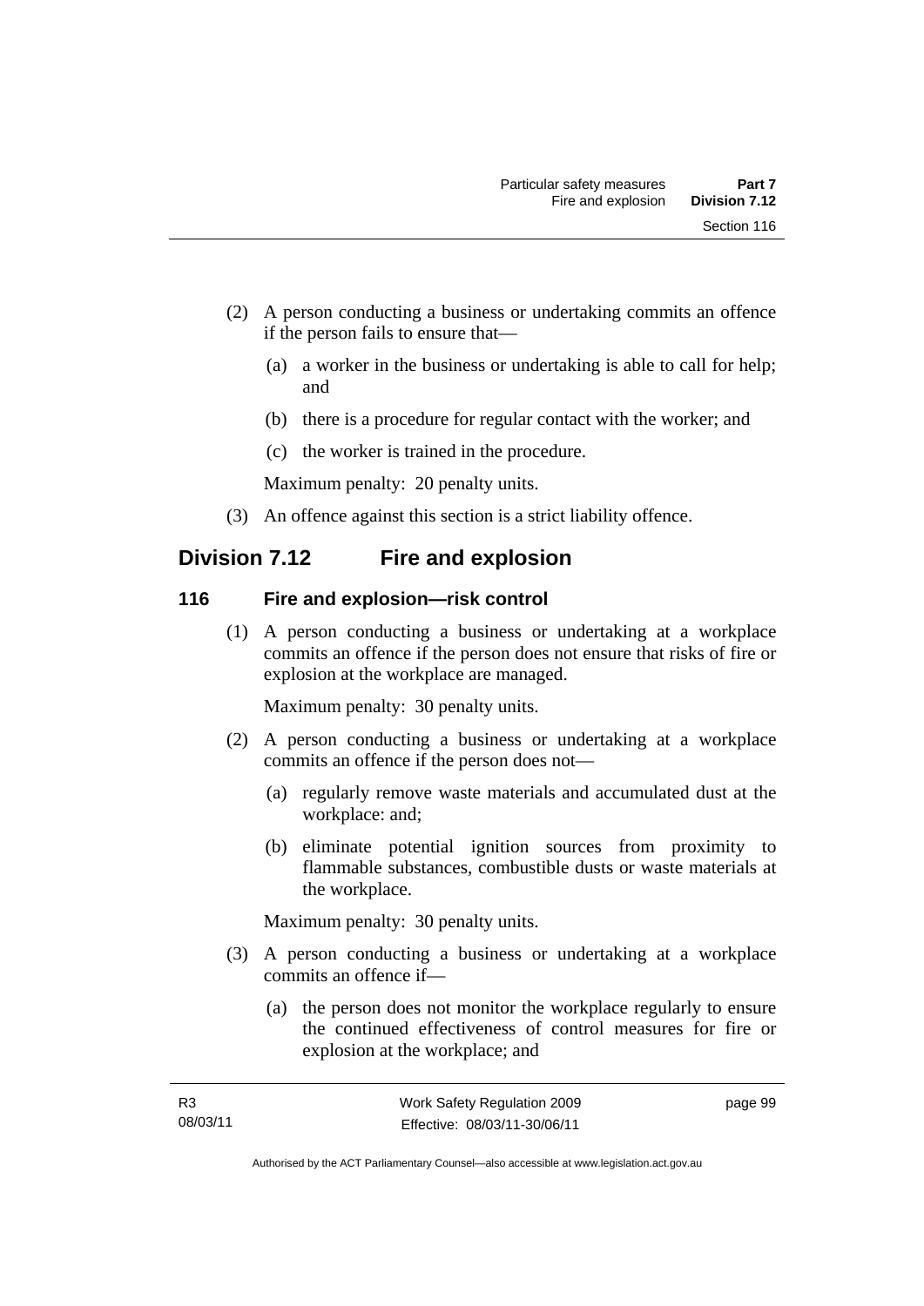(2) A person conducting a business or undertaking commits an offence if the person fails to ensure that—

(a) a worker in the business or undertaking is able to call for help; and

(b) there is a procedure for regular contact with the worker; and

(c) the worker is trained in the procedure.

Maximum penalty: 20 penalty units.

(3) An offence against this section is a strict liability offence.

## Division 7.12 Fire and explosion

### 116 Fire and explosion—risk control

(1) A person conducting a business or undertaking at a workplace commits an offence if the person does not ensure that risks of fire or explosion at the workplace are managed.

Maximum penalty: 30 penalty units.

(2) A person conducting a business or undertaking at a workplace commits an offence if the person does not—

(a) regularly remove waste materials and accumulated dust at the workplace: and;

(b) eliminate potential ignition sources from proximity to flammable substances, combustible dusts or waste materials at the workplace.

Maximum penalty: 30 penalty units.

(3) A person conducting a business or undertaking at a workplace commits an offence if—

(a) the person does not monitor the workplace regularly to ensure the continued effectiveness of control measures for fire or explosion at the workplace; and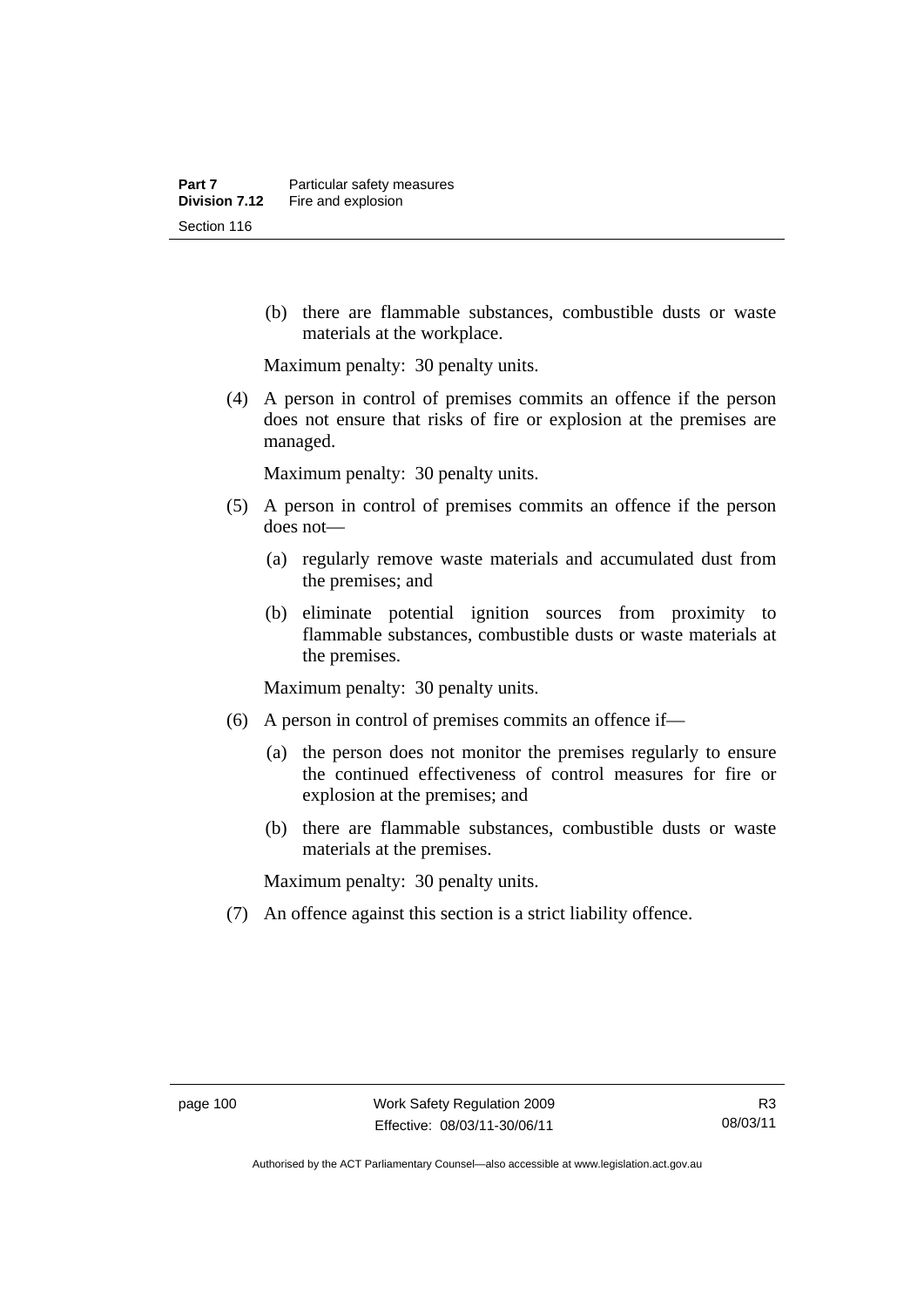(b) there are flammable substances, combustible dusts or waste materials at the workplace.

Maximum penalty: 30 penalty units.

(4) A person in control of premises commits an offence if the person does not ensure that risks of fire or explosion at the premises are managed.

Maximum penalty: 30 penalty units.

(5) A person in control of premises commits an offence if the person does not—

(a) regularly remove waste materials and accumulated dust from the premises; and

(b) eliminate potential ignition sources from proximity to flammable substances, combustible dusts or waste materials at the premises.

Maximum penalty: 30 penalty units.

(6) A person in control of premises commits an offence if—

(a) the person does not monitor the premises regularly to ensure the continued effectiveness of control measures for fire or explosion at the premises; and

(b) there are flammable substances, combustible dusts or waste materials at the premises.

Maximum penalty: 30 penalty units.

(7) An offence against this section is a strict liability offence.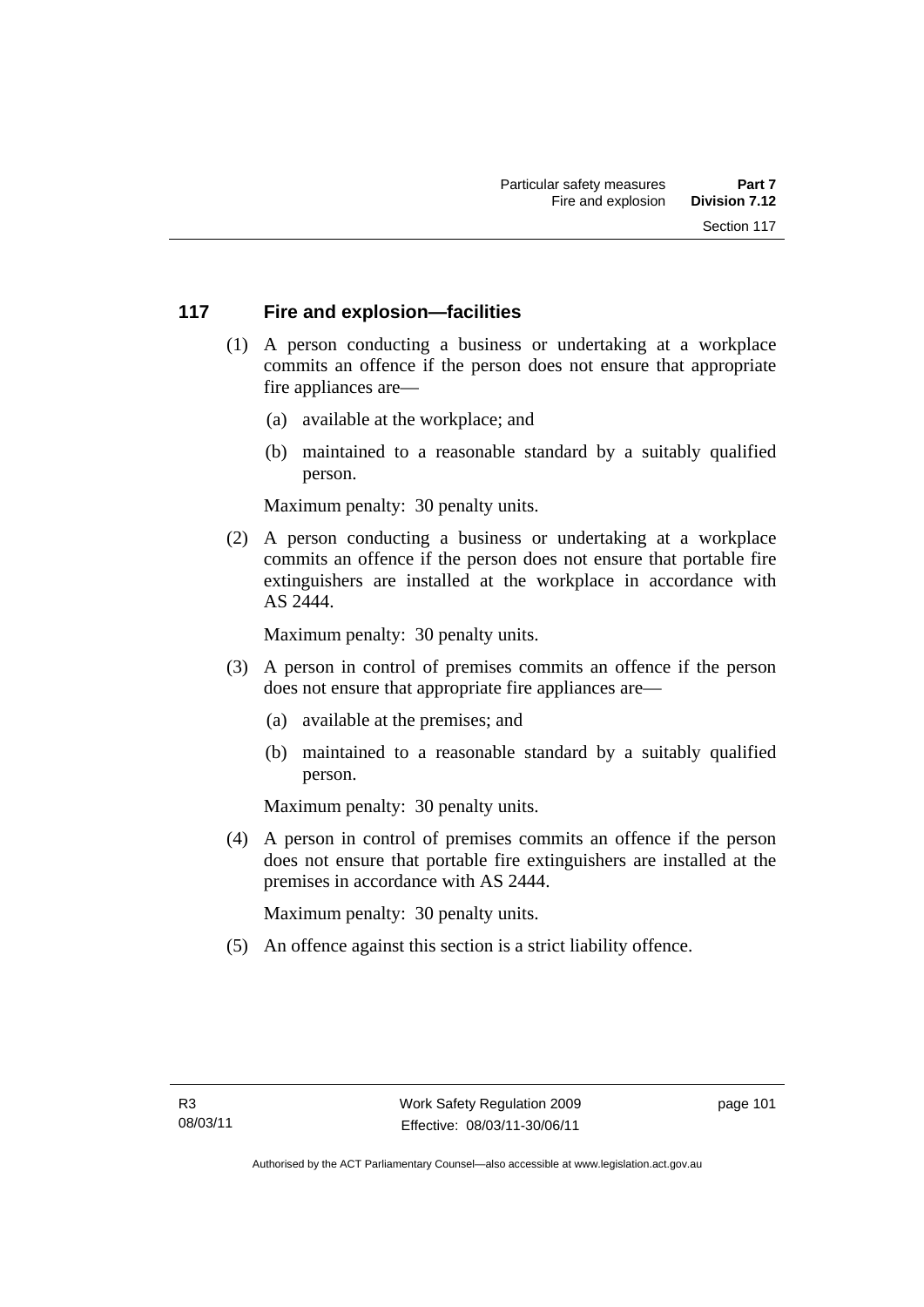## 117 Fire and explosion—facilities

(1) A person conducting a business or undertaking at a workplace commits an offence if the person does not ensure that appropriate fire appliances are—

(a) available at the workplace; and

(b) maintained to a reasonable standard by a suitably qualified person.

Maximum penalty: 30 penalty units.

(2) A person conducting a business or undertaking at a workplace commits an offence if the person does not ensure that portable fire extinguishers are installed at the workplace in accordance with AS 2444.

Maximum penalty: 30 penalty units.

(3) A person in control of premises commits an offence if the person does not ensure that appropriate fire appliances are—

(a) available at the premises; and

(b) maintained to a reasonable standard by a suitably qualified person.

Maximum penalty: 30 penalty units.

(4) A person in control of premises commits an offence if the person does not ensure that portable fire extinguishers are installed at the premises in accordance with AS 2444.

Maximum penalty: 30 penalty units.

(5) An offence against this section is a strict liability offence.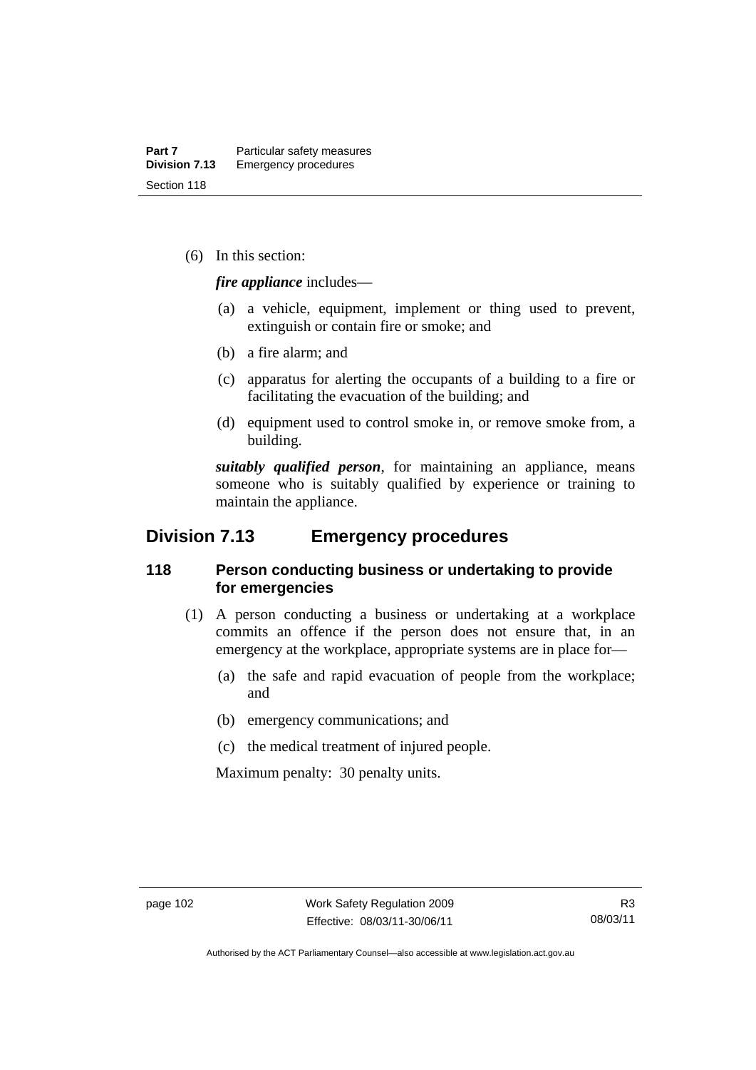(6) In this section:

***fire appliance*** includes—

(a) a vehicle, equipment, implement or thing used to prevent, extinguish or contain fire or smoke; and

(b) a fire alarm; and

(c) apparatus for alerting the occupants of a building to a fire or facilitating the evacuation of the building; and

(d) equipment used to control smoke in, or remove smoke from, a building.

***suitably qualified person***, for maintaining an appliance, means someone who is suitably qualified by experience or training to maintain the appliance.

## Division 7.13 Emergency procedures

### 118 Person conducting business or undertaking to provide for emergencies

(1) A person conducting a business or undertaking at a workplace commits an offence if the person does not ensure that, in an emergency at the workplace, appropriate systems are in place for—

(a) the safe and rapid evacuation of people from the workplace; and

(b) emergency communications; and

(c) the medical treatment of injured people.

Maximum penalty: 30 penalty units.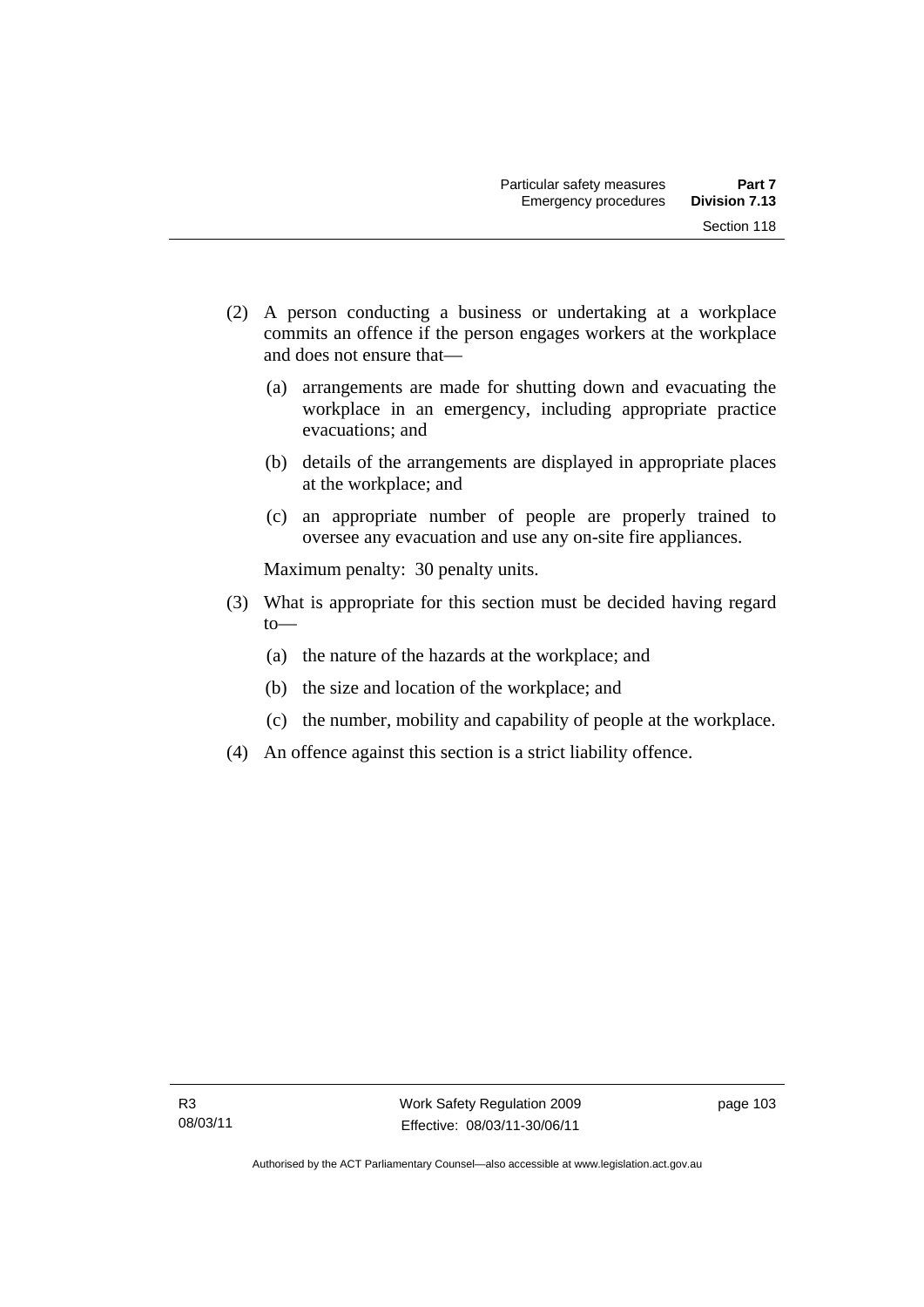(2) A person conducting a business or undertaking at a workplace commits an offence if the person engages workers at the workplace and does not ensure that—

   (a) arrangements are made for shutting down and evacuating the workplace in an emergency, including appropriate practice evacuations; and

   (b) details of the arrangements are displayed in appropriate places at the workplace; and

   (c) an appropriate number of people are properly trained to oversee any evacuation and use any on-site fire appliances.

   Maximum penalty: 30 penalty units.

(3) What is appropriate for this section must be decided having regard to—

   (a) the nature of the hazards at the workplace; and

   (b) the size and location of the workplace; and

   (c) the number, mobility and capability of people at the workplace.

(4) An offence against this section is a strict liability offence.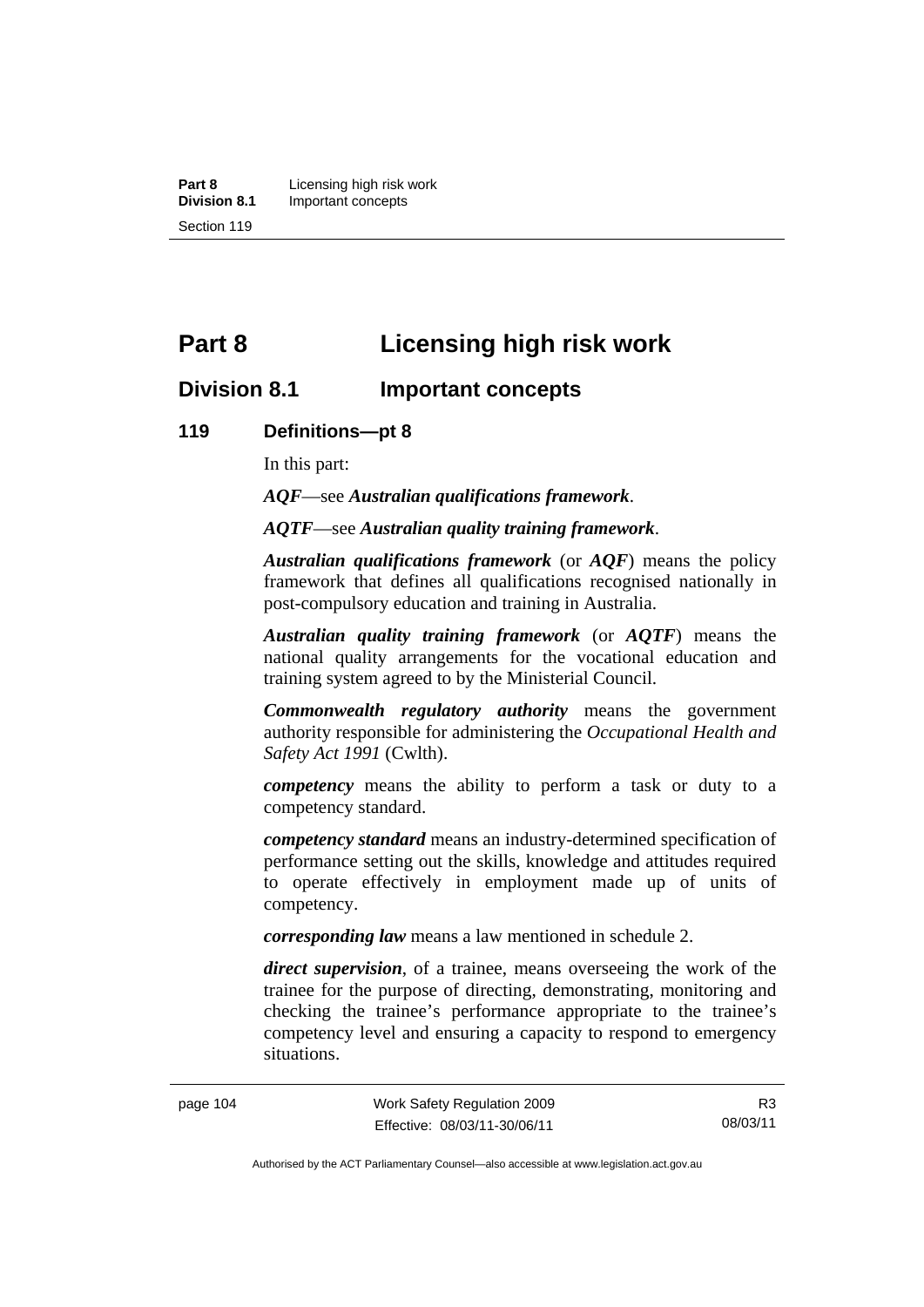# Part 8 Licensing high risk work

## Division 8.1 Important concepts

### 119 Definitions—pt 8

In this part:

***AQF***—see ***Australian qualifications framework***.

***AQTF***—see ***Australian quality training framework***.

***Australian qualifications framework*** (or ***AQF***) means the policy framework that defines all qualifications recognised nationally in post-compulsory education and training in Australia.

***Australian quality training framework*** (or ***AQTF***) means the national quality arrangements for the vocational education and training system agreed to by the Ministerial Council.

***Commonwealth regulatory authority*** means the government authority responsible for administering the *Occupational Health and Safety Act 1991* (Cwlth).

***competency*** means the ability to perform a task or duty to a competency standard.

***competency standard*** means an industry-determined specification of performance setting out the skills, knowledge and attitudes required to operate effectively in employment made up of units of competency.

***corresponding law*** means a law mentioned in schedule 2.

***direct supervision***, of a trainee, means overseeing the work of the trainee for the purpose of directing, demonstrating, monitoring and checking the trainee's performance appropriate to the trainee's competency level and ensuring a capacity to respond to emergency situations.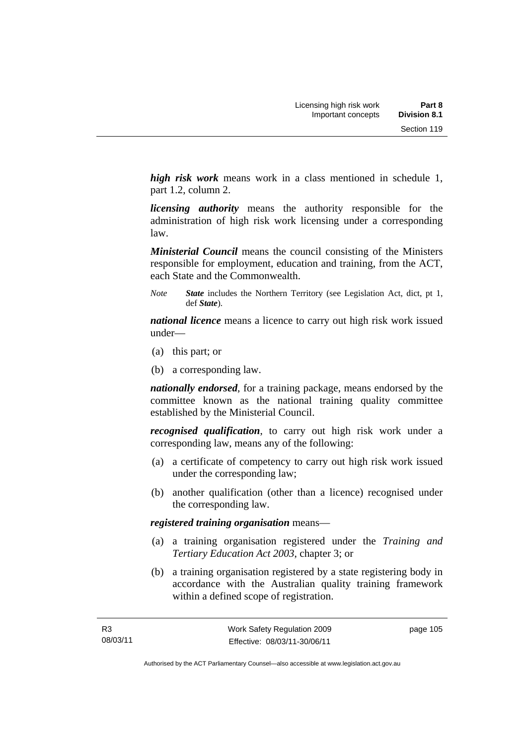***high risk work*** means work in a class mentioned in schedule 1, part 1.2, column 2.

***licensing authority*** means the authority responsible for the administration of high risk work licensing under a corresponding law.

***Ministerial Council*** means the council consisting of the Ministers responsible for employment, education and training, from the ACT, each State and the Commonwealth.

*Note* ***State*** includes the Northern Territory (see Legislation Act, dict, pt 1, def ***State***).

***national licence*** means a licence to carry out high risk work issued under—

(a) this part; or

(b) a corresponding law.

***nationally endorsed***, for a training package, means endorsed by the committee known as the national training quality committee established by the Ministerial Council.

***recognised qualification***, to carry out high risk work under a corresponding law, means any of the following:

(a) a certificate of competency to carry out high risk work issued under the corresponding law;

(b) another qualification (other than a licence) recognised under the corresponding law.

***registered training organisation*** means—

(a) a training organisation registered under the *Training and Tertiary Education Act 2003*, chapter 3; or

(b) a training organisation registered by a state registering body in accordance with the Australian quality training framework within a defined scope of registration.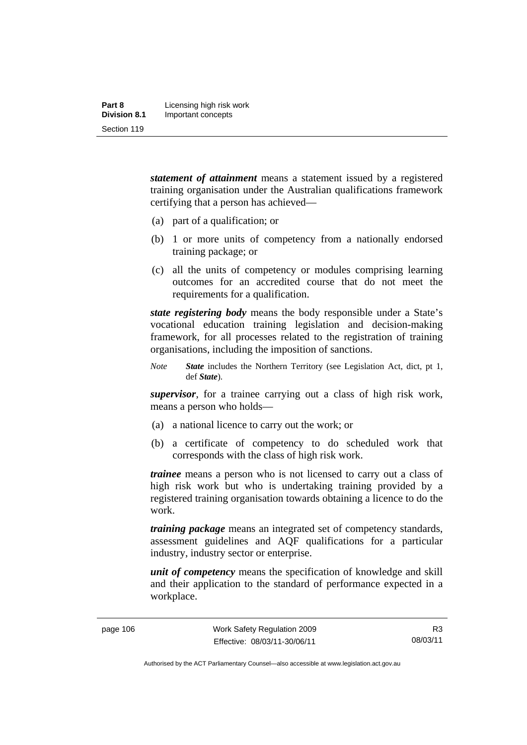***statement of attainment*** means a statement issued by a registered training organisation under the Australian qualifications framework certifying that a person has achieved—

(a) part of a qualification; or

(b) 1 or more units of competency from a nationally endorsed training package; or

(c) all the units of competency or modules comprising learning outcomes for an accredited course that do not meet the requirements for a qualification.

***state registering body*** means the body responsible under a State's vocational education training legislation and decision-making framework, for all processes related to the registration of training organisations, including the imposition of sanctions.

*Note* ***State*** includes the Northern Territory (see Legislation Act, dict, pt 1, def ***State***).

***supervisor***, for a trainee carrying out a class of high risk work, means a person who holds—

(a) a national licence to carry out the work; or

(b) a certificate of competency to do scheduled work that corresponds with the class of high risk work.

***trainee*** means a person who is not licensed to carry out a class of high risk work but who is undertaking training provided by a registered training organisation towards obtaining a licence to do the work.

***training package*** means an integrated set of competency standards, assessment guidelines and AQF qualifications for a particular industry, industry sector or enterprise.

***unit of competency*** means the specification of knowledge and skill and their application to the standard of performance expected in a workplace.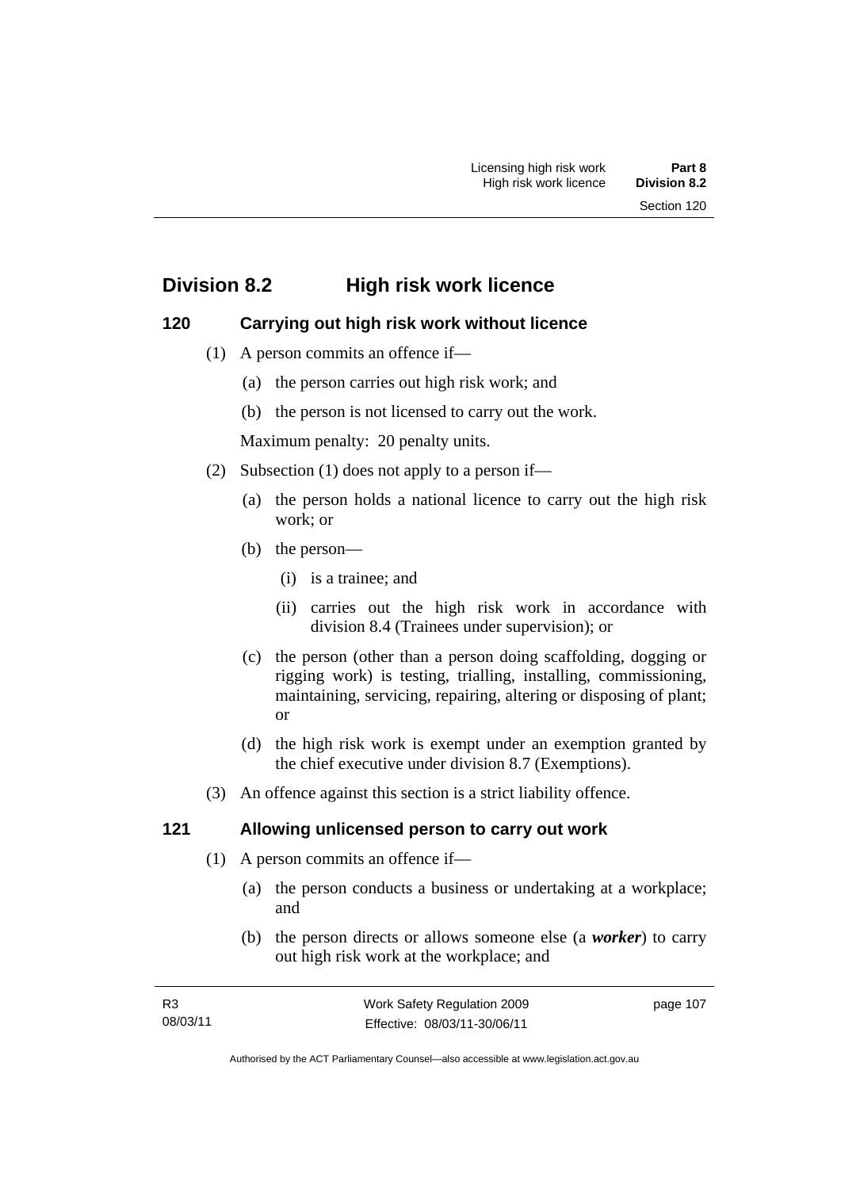## Division 8.2 High risk work licence

### 120 Carrying out high risk work without licence

(1) A person commits an offence if—

(a) the person carries out high risk work; and

(b) the person is not licensed to carry out the work.

Maximum penalty: 20 penalty units.

(2) Subsection (1) does not apply to a person if—

(a) the person holds a national licence to carry out the high risk work; or

(b) the person—

(i) is a trainee; and

(ii) carries out the high risk work in accordance with division 8.4 (Trainees under supervision); or

(c) the person (other than a person doing scaffolding, dogging or rigging work) is testing, trialling, installing, commissioning, maintaining, servicing, repairing, altering or disposing of plant; or

(d) the high risk work is exempt under an exemption granted by the chief executive under division 8.7 (Exemptions).

(3) An offence against this section is a strict liability offence.

### 121 Allowing unlicensed person to carry out work

(1) A person commits an offence if—

(a) the person conducts a business or undertaking at a workplace; and

(b) the person directs or allows someone else (a ***worker***) to carry out high risk work at the workplace; and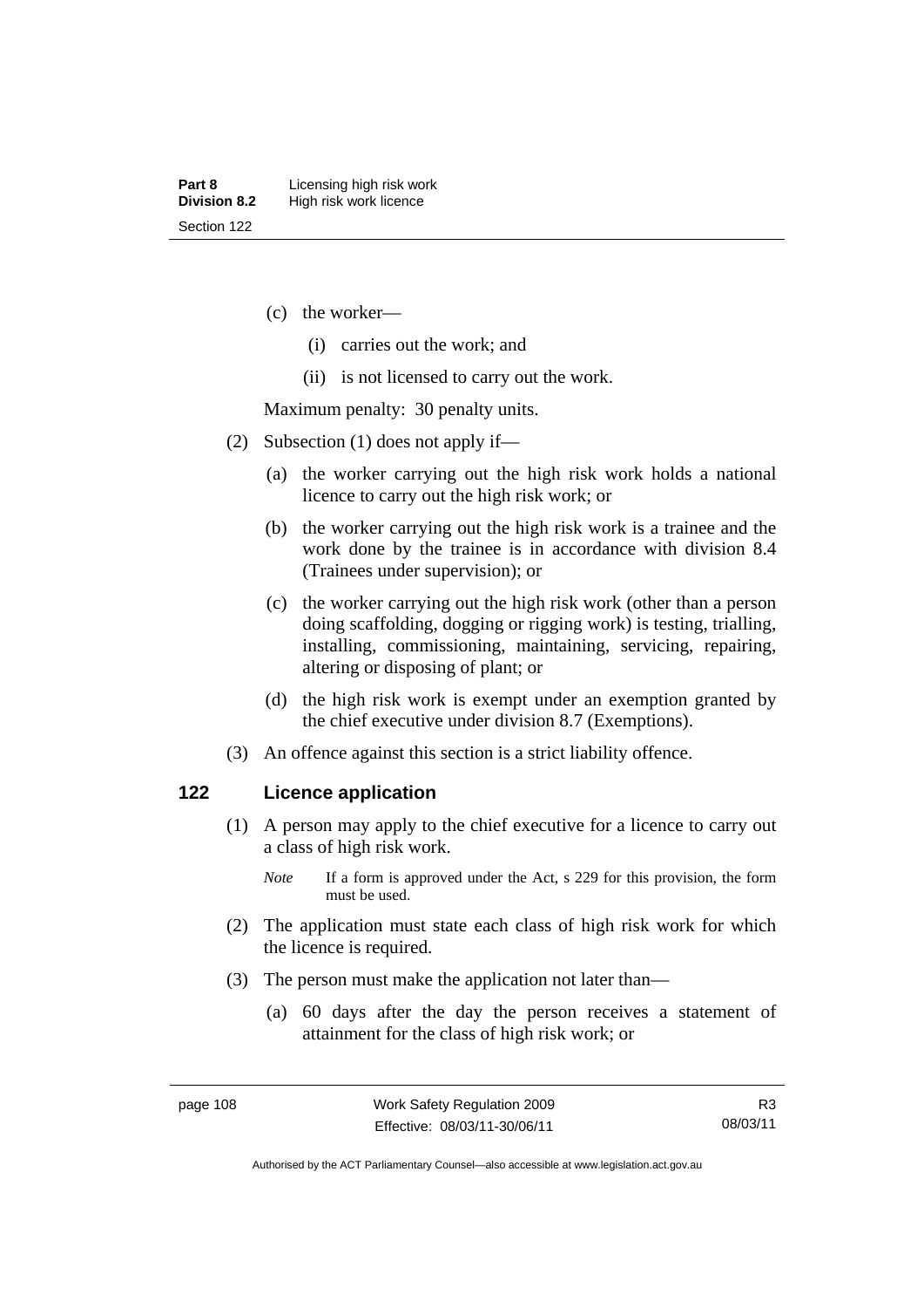(c) the worker—

   (i) carries out the work; and

   (ii) is not licensed to carry out the work.

Maximum penalty: 30 penalty units.

(2) Subsection (1) does not apply if—

   (a) the worker carrying out the high risk work holds a national licence to carry out the high risk work; or

   (b) the worker carrying out the high risk work is a trainee and the work done by the trainee is in accordance with division 8.4 (Trainees under supervision); or

   (c) the worker carrying out the high risk work (other than a person doing scaffolding, dogging or rigging work) is testing, trialling, installing, commissioning, maintaining, servicing, repairing, altering or disposing of plant; or

   (d) the high risk work is exempt under an exemption granted by the chief executive under division 8.7 (Exemptions).

(3) An offence against this section is a strict liability offence.

## 122 Licence application

(1) A person may apply to the chief executive for a licence to carry out a class of high risk work.

*Note* If a form is approved under the Act, s 229 for this provision, the form must be used.

(2) The application must state each class of high risk work for which the licence is required.

(3) The person must make the application not later than—

   (a) 60 days after the day the person receives a statement of attainment for the class of high risk work; or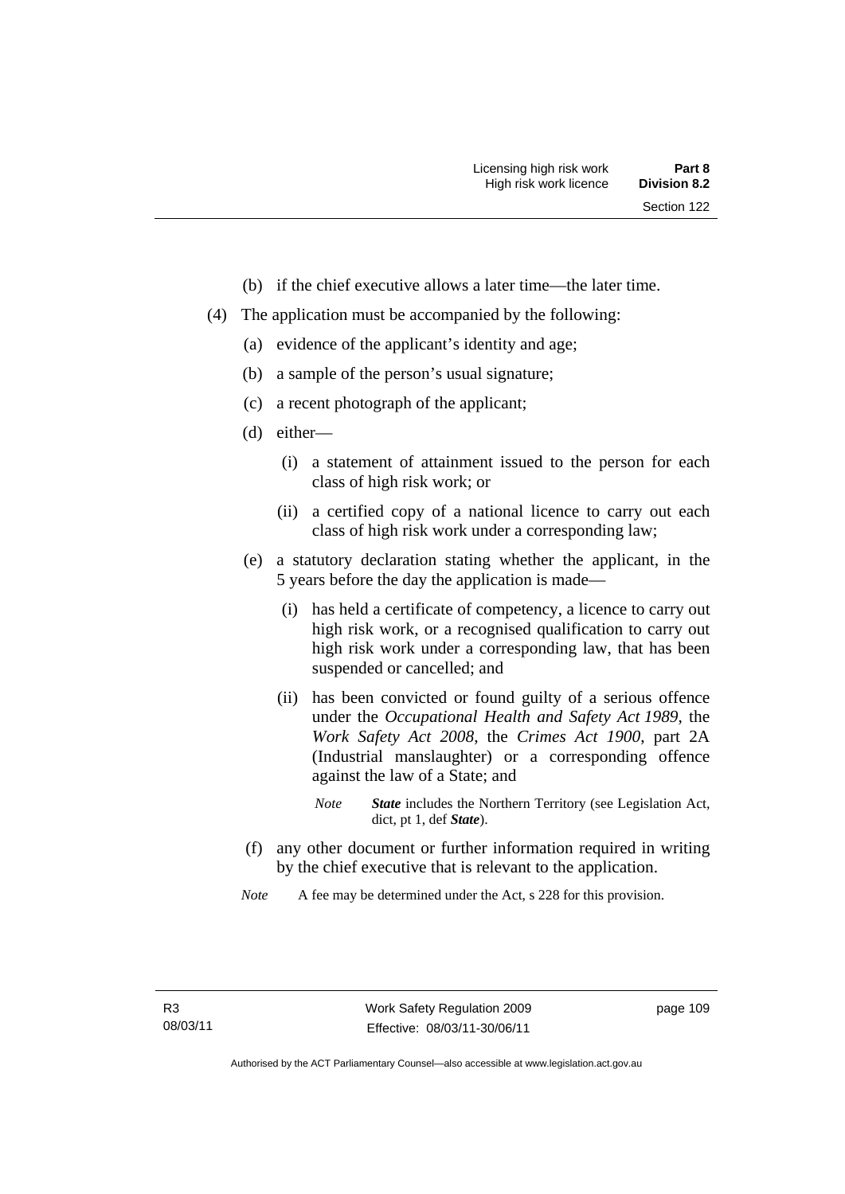(b) if the chief executive allows a later time—the later time.

(4) The application must be accompanied by the following:

(a) evidence of the applicant's identity and age;

(b) a sample of the person's usual signature;

(c) a recent photograph of the applicant;

(d) either—

(i) a statement of attainment issued to the person for each class of high risk work; or

(ii) a certified copy of a national licence to carry out each class of high risk work under a corresponding law;

(e) a statutory declaration stating whether the applicant, in the 5 years before the day the application is made—

(i) has held a certificate of competency, a licence to carry out high risk work, or a recognised qualification to carry out high risk work under a corresponding law, that has been suspended or cancelled; and

(ii) has been convicted or found guilty of a serious offence under the *Occupational Health and Safety Act 1989*, the *Work Safety Act 2008*, the *Crimes Act 1900*, part 2A (Industrial manslaughter) or a corresponding offence against the law of a State; and

*Note* ***State*** includes the Northern Territory (see Legislation Act, dict, pt 1, def ***State***).

(f) any other document or further information required in writing by the chief executive that is relevant to the application.

*Note* A fee may be determined under the Act, s 228 for this provision.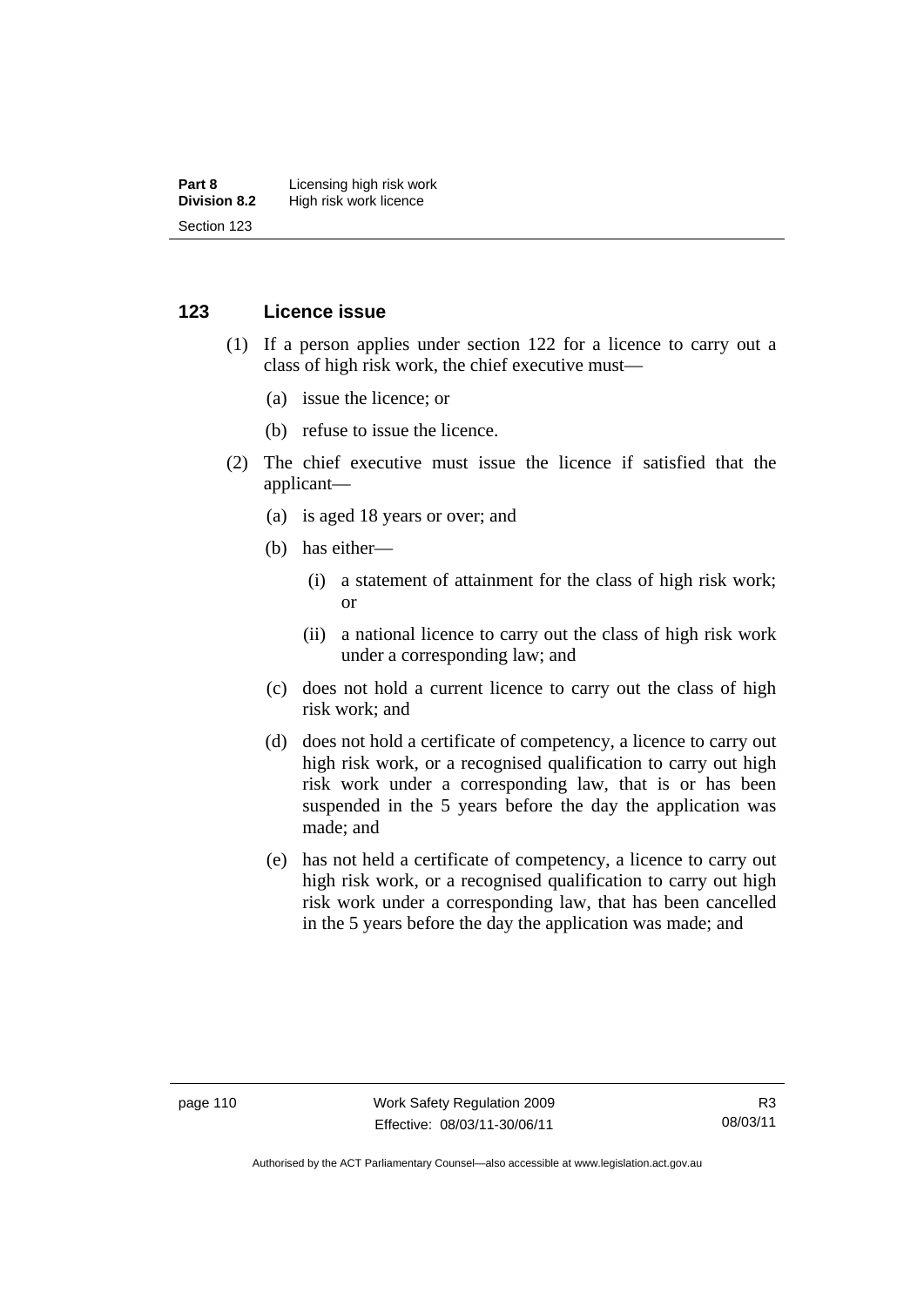## 123 Licence issue

(1) If a person applies under section 122 for a licence to carry out a class of high risk work, the chief executive must—

(a) issue the licence; or

(b) refuse to issue the licence.

(2) The chief executive must issue the licence if satisfied that the applicant—

(a) is aged 18 years or over; and

(b) has either—

(i) a statement of attainment for the class of high risk work; or

(ii) a national licence to carry out the class of high risk work under a corresponding law; and

(c) does not hold a current licence to carry out the class of high risk work; and

(d) does not hold a certificate of competency, a licence to carry out high risk work, or a recognised qualification to carry out high risk work under a corresponding law, that is or has been suspended in the 5 years before the day the application was made; and

(e) has not held a certificate of competency, a licence to carry out high risk work, or a recognised qualification to carry out high risk work under a corresponding law, that has been cancelled in the 5 years before the day the application was made; and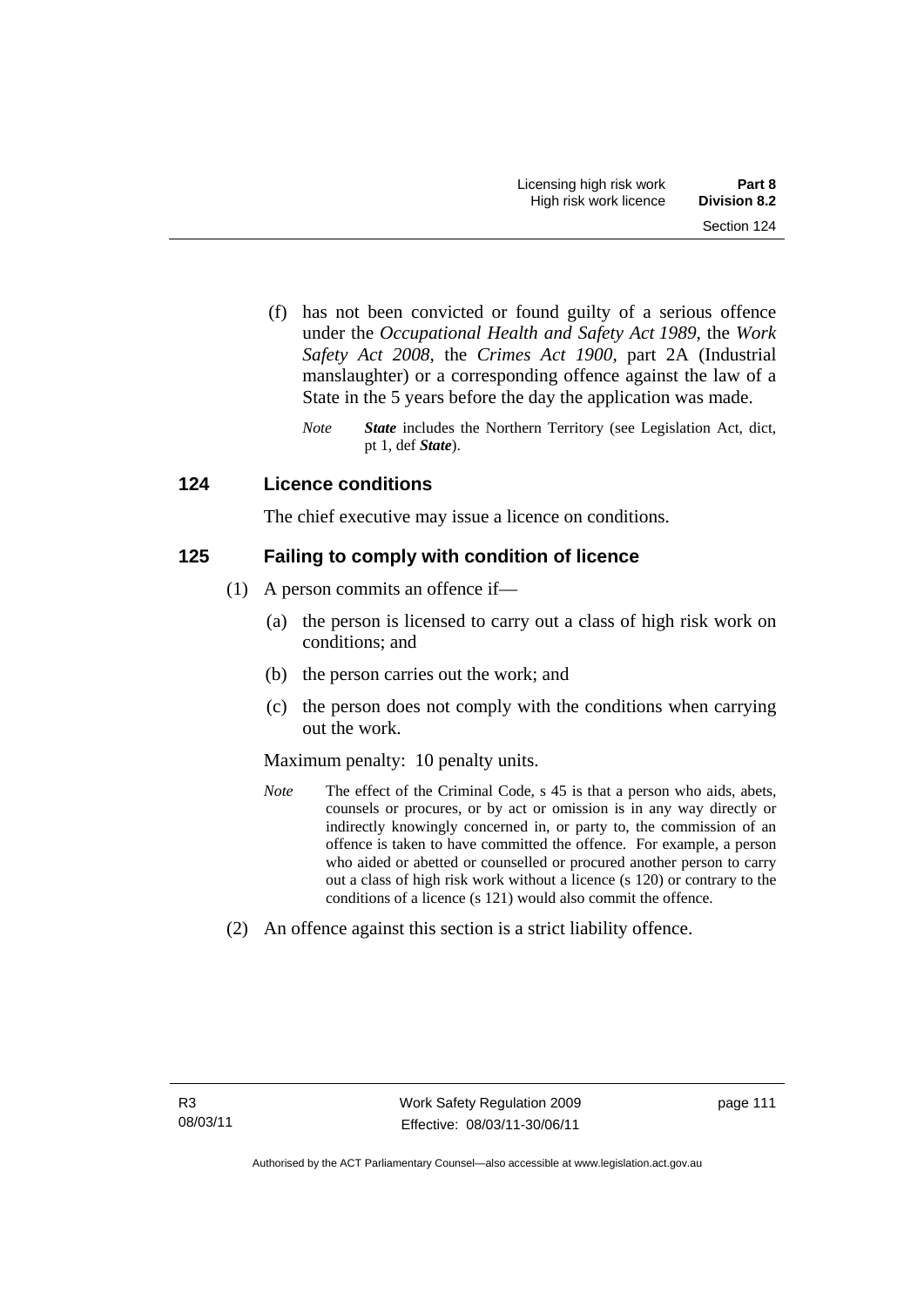(f) has not been convicted or found guilty of a serious offence under the *Occupational Health and Safety Act 1989*, the *Work Safety Act 2008*, the *Crimes Act 1900*, part 2A (Industrial manslaughter) or a corresponding offence against the law of a State in the 5 years before the day the application was made.

*Note* ***State*** includes the Northern Territory (see Legislation Act, dict, pt 1, def ***State***).

## 124 Licence conditions

The chief executive may issue a licence on conditions.

## 125 Failing to comply with condition of licence

(1) A person commits an offence if—

(a) the person is licensed to carry out a class of high risk work on conditions; and

(b) the person carries out the work; and

(c) the person does not comply with the conditions when carrying out the work.

Maximum penalty: 10 penalty units.

*Note* The effect of the Criminal Code, s 45 is that a person who aids, abets, counsels or procures, or by act or omission is in any way directly or indirectly knowingly concerned in, or party to, the commission of an offence is taken to have committed the offence. For example, a person who aided or abetted or counselled or procured another person to carry out a class of high risk work without a licence (s 120) or contrary to the conditions of a licence (s 121) would also commit the offence.

(2) An offence against this section is a strict liability offence.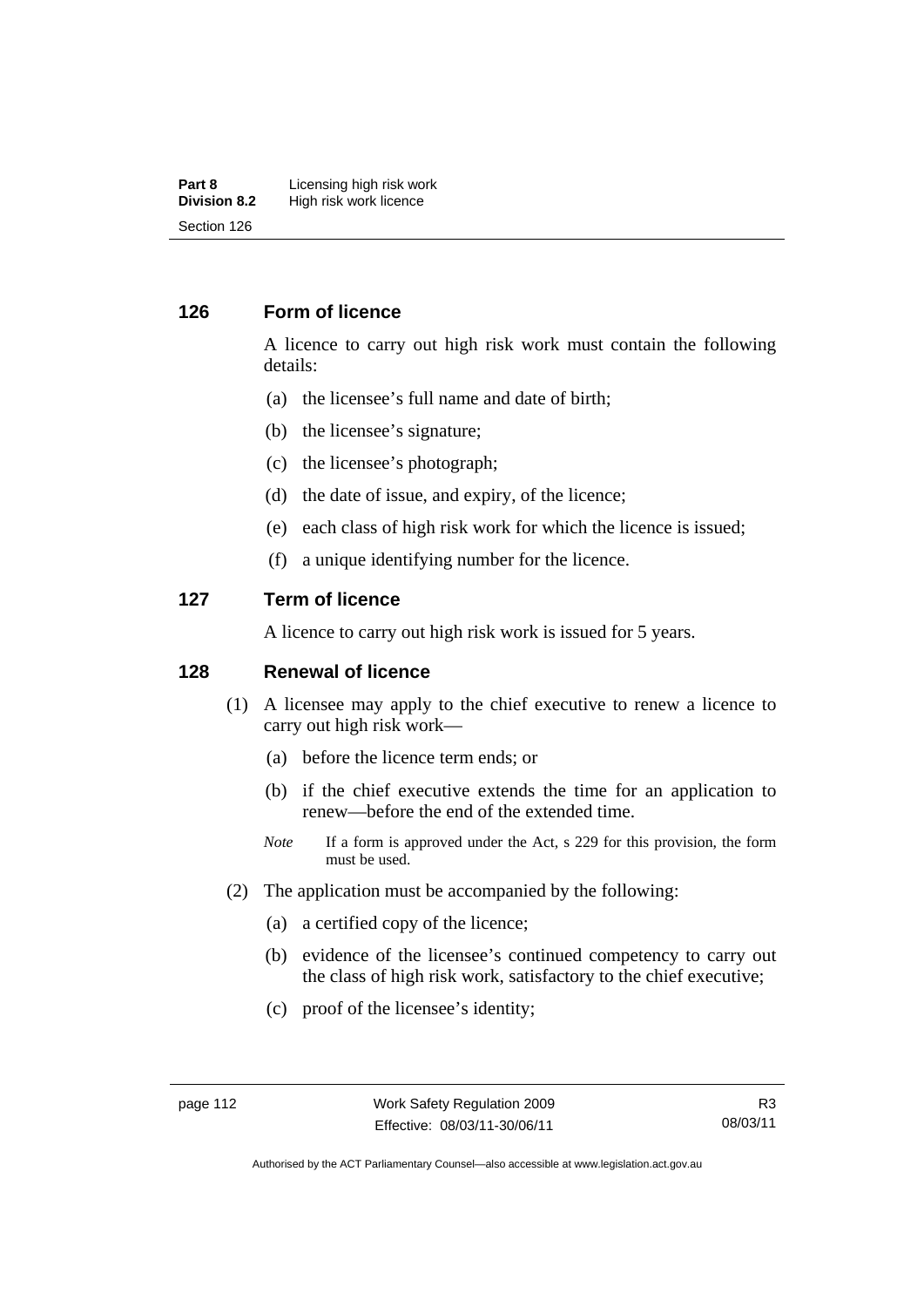## 126 Form of licence

A licence to carry out high risk work must contain the following details:

(a) the licensee's full name and date of birth;

(b) the licensee's signature;

(c) the licensee's photograph;

(d) the date of issue, and expiry, of the licence;

(e) each class of high risk work for which the licence is issued;

(f) a unique identifying number for the licence.

## 127 Term of licence

A licence to carry out high risk work is issued for 5 years.

## 128 Renewal of licence

(1) A licensee may apply to the chief executive to renew a licence to carry out high risk work—

(a) before the licence term ends; or

(b) if the chief executive extends the time for an application to renew—before the end of the extended time.

*Note* If a form is approved under the Act, s 229 for this provision, the form must be used.

(2) The application must be accompanied by the following:

(a) a certified copy of the licence;

(b) evidence of the licensee's continued competency to carry out the class of high risk work, satisfactory to the chief executive;

(c) proof of the licensee's identity;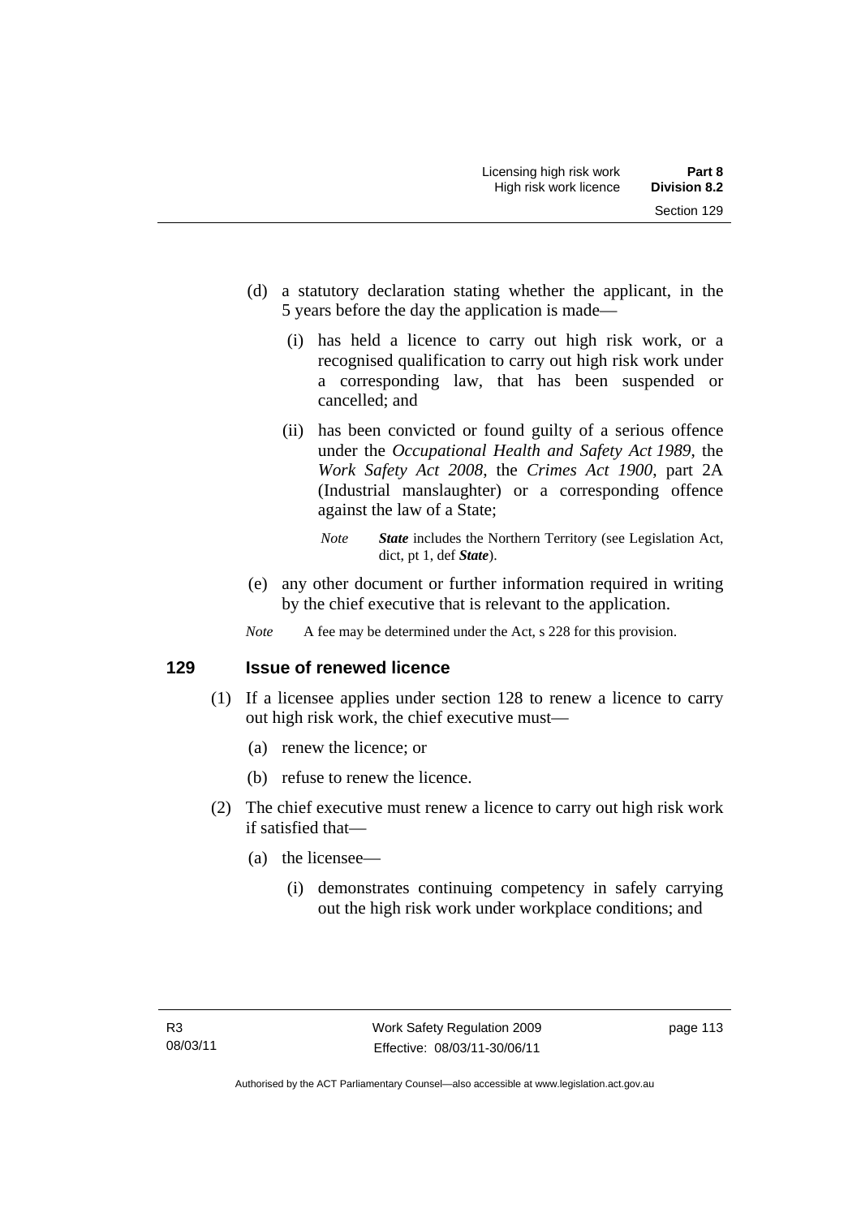(d) a statutory declaration stating whether the applicant, in the 5 years before the day the application is made—

(i) has held a licence to carry out high risk work, or a recognised qualification to carry out high risk work under a corresponding law, that has been suspended or cancelled; and

(ii) has been convicted or found guilty of a serious offence under the *Occupational Health and Safety Act 1989*, the *Work Safety Act 2008*, the *Crimes Act 1900*, part 2A (Industrial manslaughter) or a corresponding offence against the law of a State;

*Note* ***State*** includes the Northern Territory (see Legislation Act, dict, pt 1, def ***State***).

(e) any other document or further information required in writing by the chief executive that is relevant to the application.

*Note* A fee may be determined under the Act, s 228 for this provision.

## 129 Issue of renewed licence

(1) If a licensee applies under section 128 to renew a licence to carry out high risk work, the chief executive must—

(a) renew the licence; or

(b) refuse to renew the licence.

(2) The chief executive must renew a licence to carry out high risk work if satisfied that—

(a) the licensee—

(i) demonstrates continuing competency in safely carrying out the high risk work under workplace conditions; and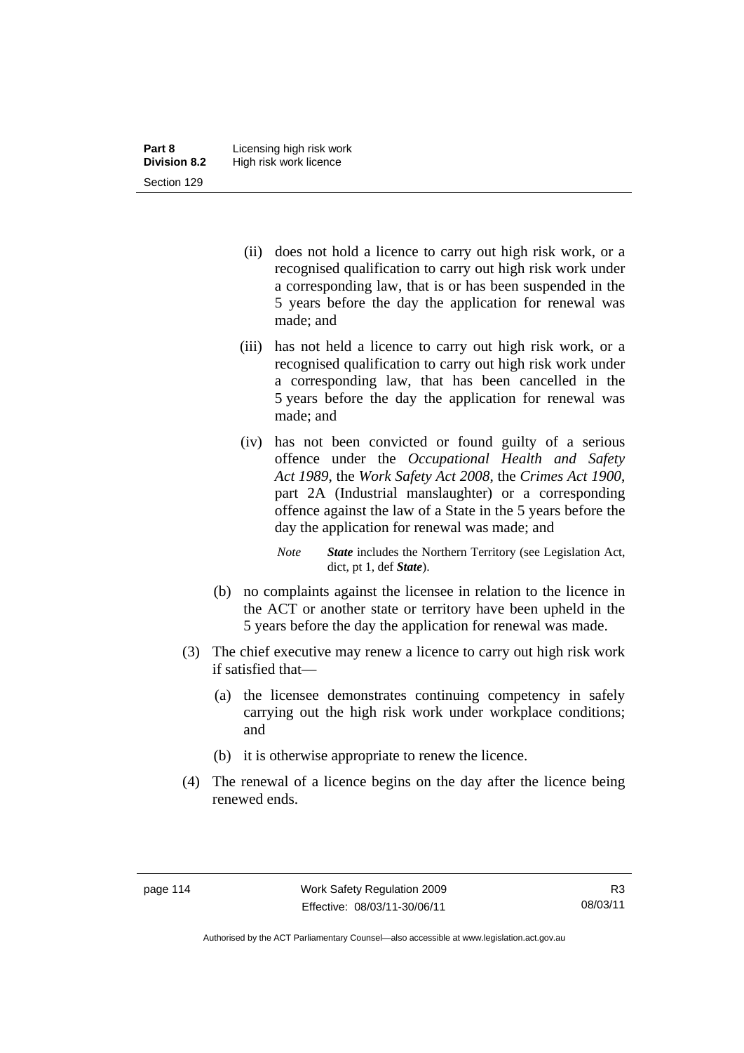(ii) does not hold a licence to carry out high risk work, or a recognised qualification to carry out high risk work under a corresponding law, that is or has been suspended in the 5 years before the day the application for renewal was made; and

(iii) has not held a licence to carry out high risk work, or a recognised qualification to carry out high risk work under a corresponding law, that has been cancelled in the 5 years before the day the application for renewal was made; and

(iv) has not been convicted or found guilty of a serious offence under the *Occupational Health and Safety Act 1989*, the *Work Safety Act 2008*, the *Crimes Act 1900*, part 2A (Industrial manslaughter) or a corresponding offence against the law of a State in the 5 years before the day the application for renewal was made; and

*Note* ***State*** includes the Northern Territory (see Legislation Act, dict, pt 1, def ***State***).

(b) no complaints against the licensee in relation to the licence in the ACT or another state or territory have been upheld in the 5 years before the day the application for renewal was made.

(3) The chief executive may renew a licence to carry out high risk work if satisfied that—

(a) the licensee demonstrates continuing competency in safely carrying out the high risk work under workplace conditions; and

(b) it is otherwise appropriate to renew the licence.

(4) The renewal of a licence begins on the day after the licence being renewed ends.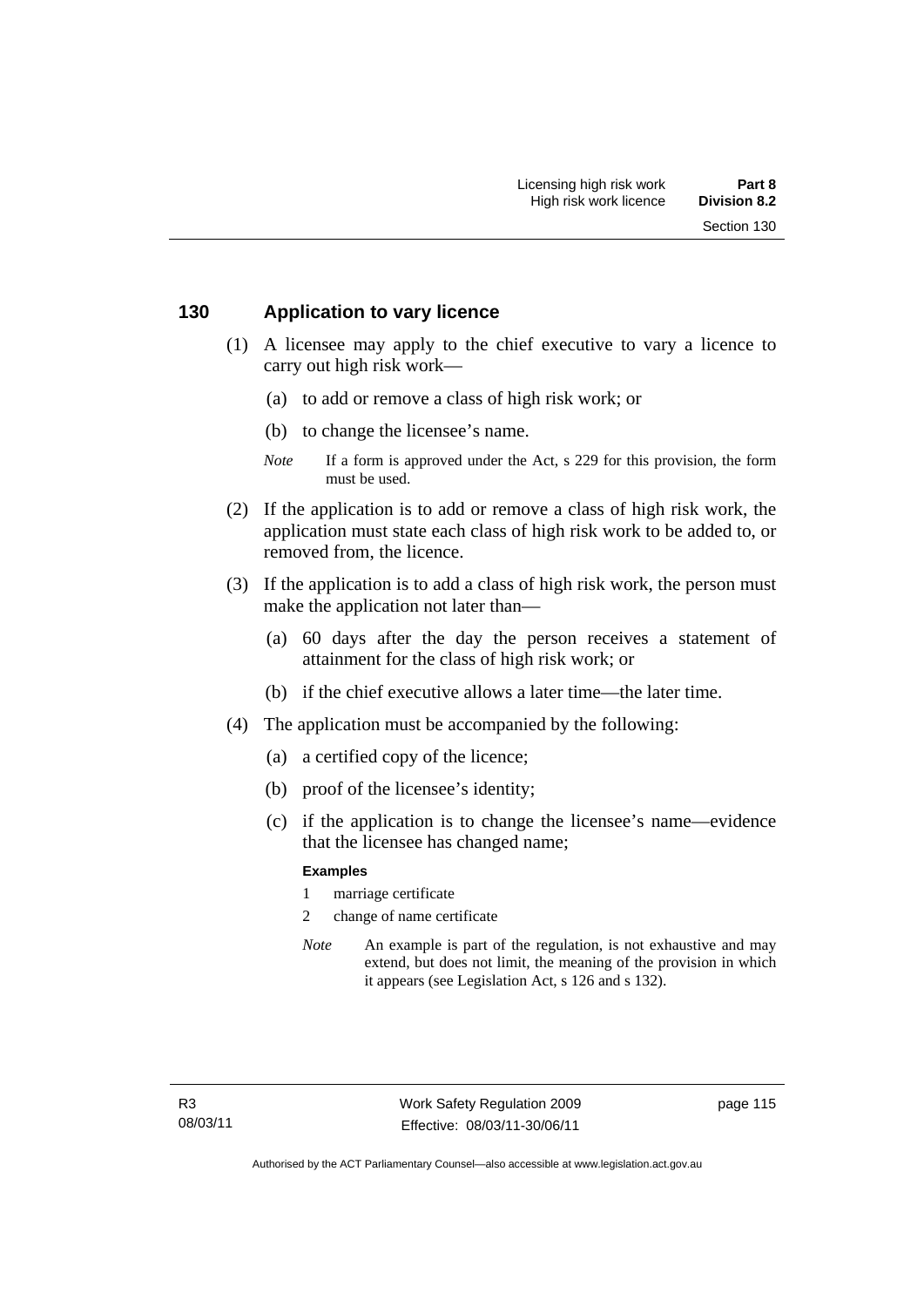## 130 Application to vary licence

(1) A licensee may apply to the chief executive to vary a licence to carry out high risk work—

(a) to add or remove a class of high risk work; or

(b) to change the licensee's name.

*Note* If a form is approved under the Act, s 229 for this provision, the form must be used.

(2) If the application is to add or remove a class of high risk work, the application must state each class of high risk work to be added to, or removed from, the licence.

(3) If the application is to add a class of high risk work, the person must make the application not later than—

(a) 60 days after the day the person receives a statement of attainment for the class of high risk work; or

(b) if the chief executive allows a later time—the later time.

(4) The application must be accompanied by the following:

(a) a certified copy of the licence;

(b) proof of the licensee's identity;

(c) if the application is to change the licensee's name—evidence that the licensee has changed name;

**Examples**

1 marriage certificate

2 change of name certificate

*Note* An example is part of the regulation, is not exhaustive and may extend, but does not limit, the meaning of the provision in which it appears (see Legislation Act, s 126 and s 132).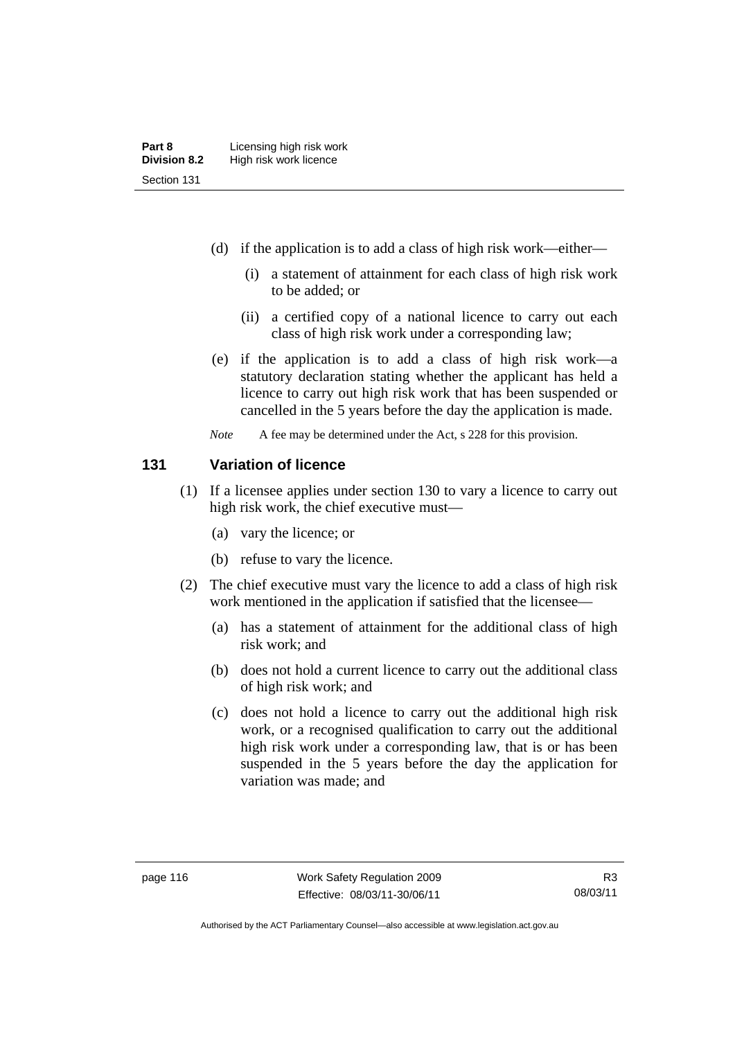(d) if the application is to add a class of high risk work—either—

  (i) a statement of attainment for each class of high risk work to be added; or

  (ii) a certified copy of a national licence to carry out each class of high risk work under a corresponding law;

(e) if the application is to add a class of high risk work—a statutory declaration stating whether the applicant has held a licence to carry out high risk work that has been suspended or cancelled in the 5 years before the day the application is made.

*Note* A fee may be determined under the Act, s 228 for this provision.

### 131 Variation of licence

(1) If a licensee applies under section 130 to vary a licence to carry out high risk work, the chief executive must—

  (a) vary the licence; or

  (b) refuse to vary the licence.

(2) The chief executive must vary the licence to add a class of high risk work mentioned in the application if satisfied that the licensee—

  (a) has a statement of attainment for the additional class of high risk work; and

  (b) does not hold a current licence to carry out the additional class of high risk work; and

  (c) does not hold a licence to carry out the additional high risk work, or a recognised qualification to carry out the additional high risk work under a corresponding law, that is or has been suspended in the 5 years before the day the application for variation was made; and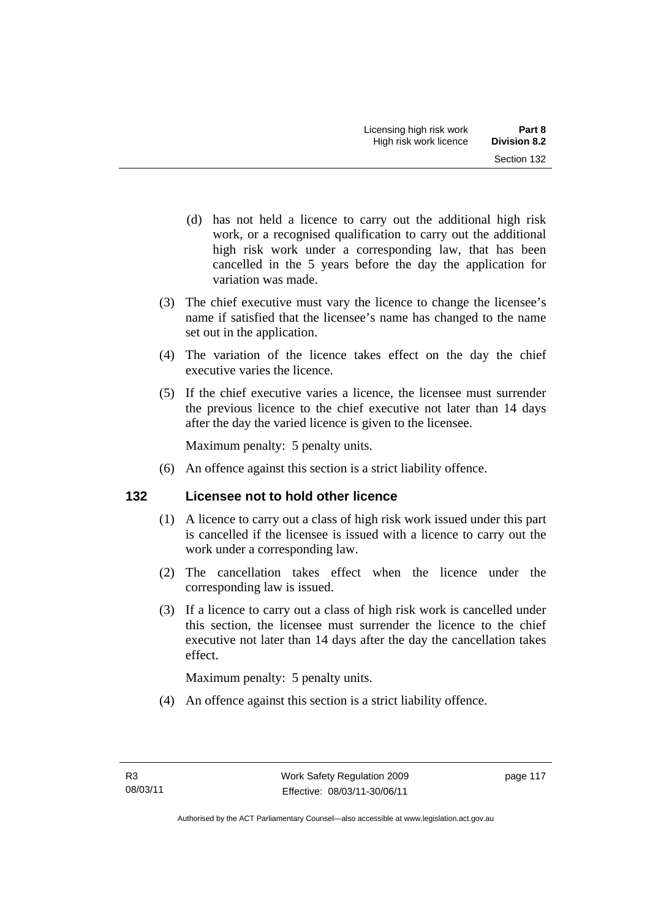(d) has not held a licence to carry out the additional high risk work, or a recognised qualification to carry out the additional high risk work under a corresponding law, that has been cancelled in the 5 years before the day the application for variation was made.

(3) The chief executive must vary the licence to change the licensee's name if satisfied that the licensee's name has changed to the name set out in the application.

(4) The variation of the licence takes effect on the day the chief executive varies the licence.

(5) If the chief executive varies a licence, the licensee must surrender the previous licence to the chief executive not later than 14 days after the day the varied licence is given to the licensee.

Maximum penalty: 5 penalty units.

(6) An offence against this section is a strict liability offence.

## 132 Licensee not to hold other licence

(1) A licence to carry out a class of high risk work issued under this part is cancelled if the licensee is issued with a licence to carry out the work under a corresponding law.

(2) The cancellation takes effect when the licence under the corresponding law is issued.

(3) If a licence to carry out a class of high risk work is cancelled under this section, the licensee must surrender the licence to the chief executive not later than 14 days after the day the cancellation takes effect.

Maximum penalty: 5 penalty units.

(4) An offence against this section is a strict liability offence.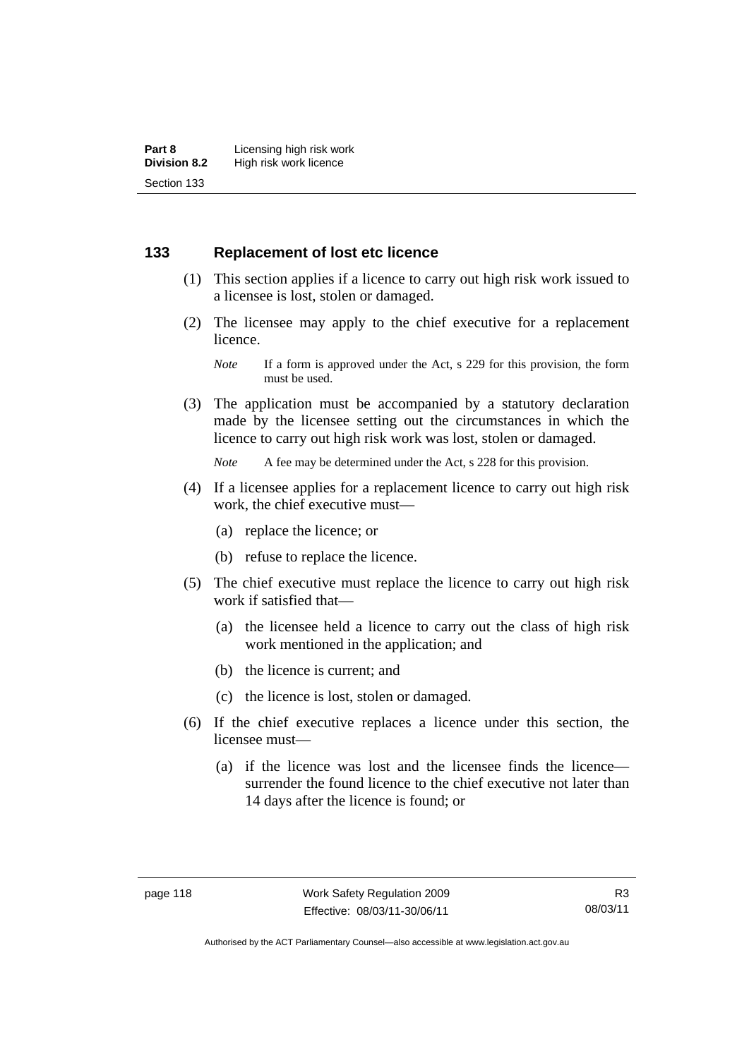## 133 Replacement of lost etc licence

(1) This section applies if a licence to carry out high risk work issued to a licensee is lost, stolen or damaged.

(2) The licensee may apply to the chief executive for a replacement licence.

*Note* If a form is approved under the Act, s 229 for this provision, the form must be used.

(3) The application must be accompanied by a statutory declaration made by the licensee setting out the circumstances in which the licence to carry out high risk work was lost, stolen or damaged.

*Note* A fee may be determined under the Act, s 228 for this provision.

(4) If a licensee applies for a replacement licence to carry out high risk work, the chief executive must—

(a) replace the licence; or

(b) refuse to replace the licence.

(5) The chief executive must replace the licence to carry out high risk work if satisfied that—

(a) the licensee held a licence to carry out the class of high risk work mentioned in the application; and

(b) the licence is current; and

(c) the licence is lost, stolen or damaged.

(6) If the chief executive replaces a licence under this section, the licensee must—

(a) if the licence was lost and the licensee finds the licence—surrender the found licence to the chief executive not later than 14 days after the licence is found; or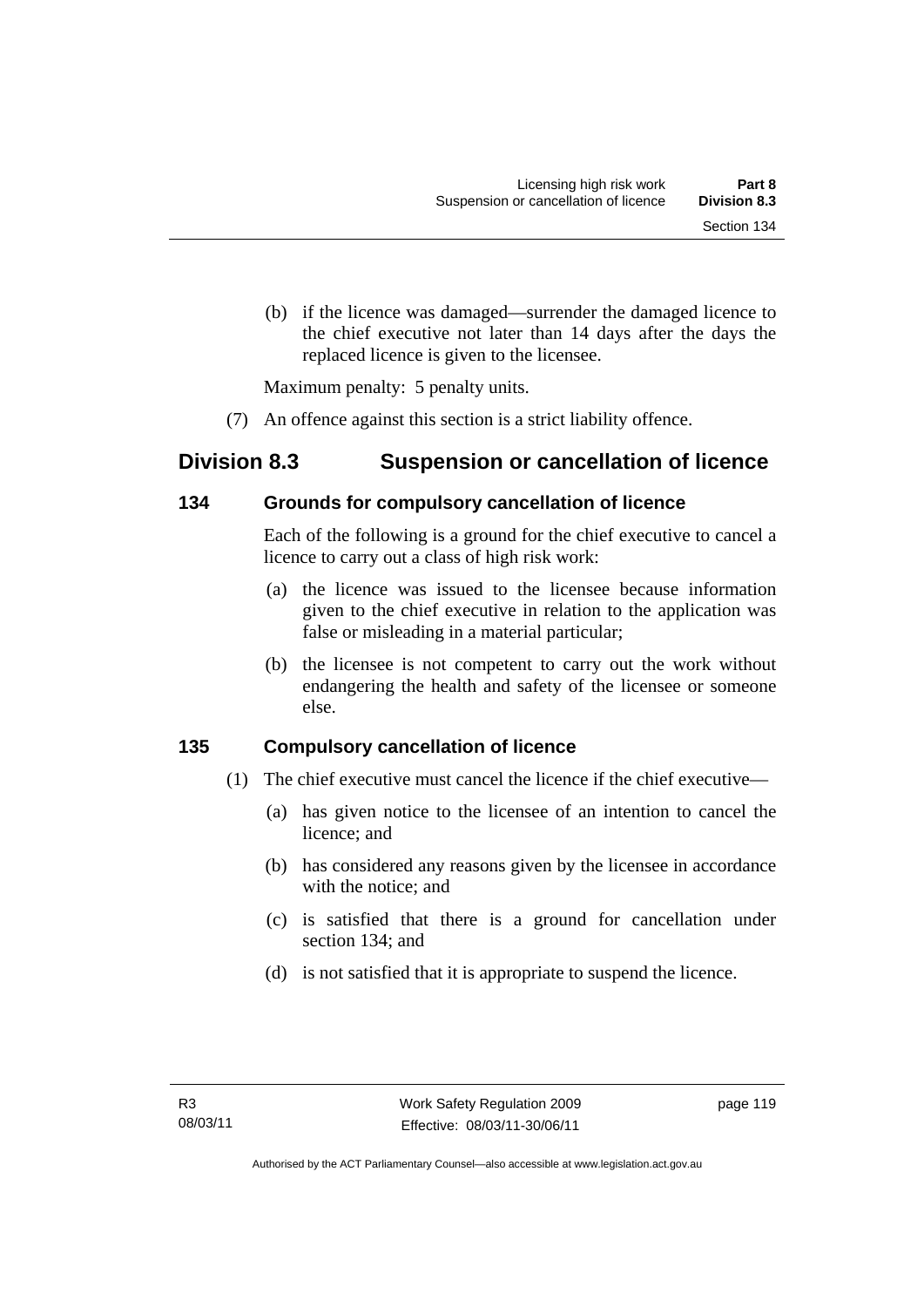(b) if the licence was damaged—surrender the damaged licence to the chief executive not later than 14 days after the days the replaced licence is given to the licensee.

Maximum penalty: 5 penalty units.

(7) An offence against this section is a strict liability offence.

## Division 8.3 Suspension or cancellation of licence

### 134 Grounds for compulsory cancellation of licence

Each of the following is a ground for the chief executive to cancel a licence to carry out a class of high risk work:

(a) the licence was issued to the licensee because information given to the chief executive in relation to the application was false or misleading in a material particular;

(b) the licensee is not competent to carry out the work without endangering the health and safety of the licensee or someone else.

### 135 Compulsory cancellation of licence

(1) The chief executive must cancel the licence if the chief executive—

(a) has given notice to the licensee of an intention to cancel the licence; and

(b) has considered any reasons given by the licensee in accordance with the notice; and

(c) is satisfied that there is a ground for cancellation under section 134; and

(d) is not satisfied that it is appropriate to suspend the licence.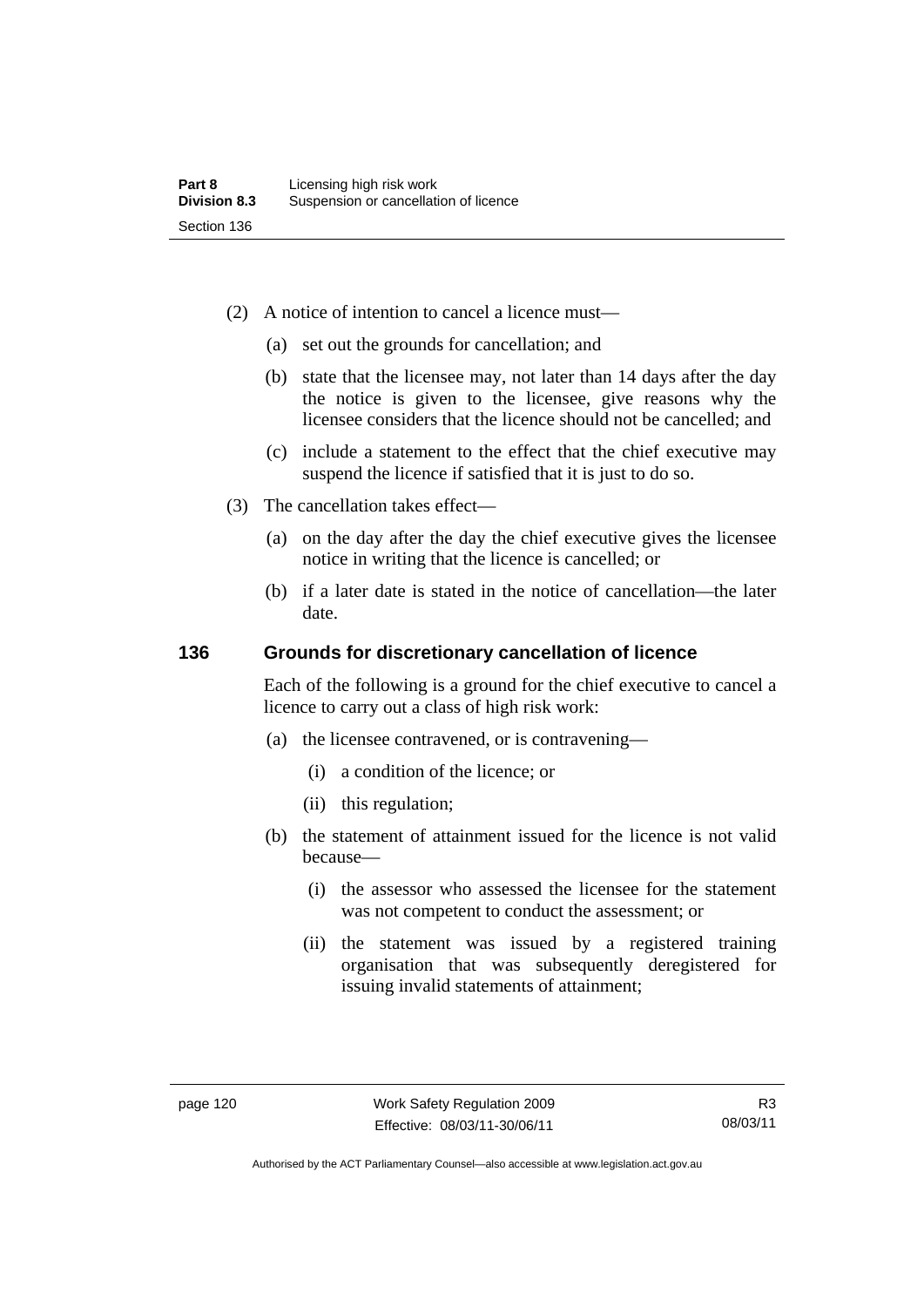(2) A notice of intention to cancel a licence must—

(a) set out the grounds for cancellation; and

(b) state that the licensee may, not later than 14 days after the day the notice is given to the licensee, give reasons why the licensee considers that the licence should not be cancelled; and

(c) include a statement to the effect that the chief executive may suspend the licence if satisfied that it is just to do so.

(3) The cancellation takes effect—

(a) on the day after the day the chief executive gives the licensee notice in writing that the licence is cancelled; or

(b) if a later date is stated in the notice of cancellation—the later date.

### 136 Grounds for discretionary cancellation of licence

Each of the following is a ground for the chief executive to cancel a licence to carry out a class of high risk work:

(a) the licensee contravened, or is contravening—

(i) a condition of the licence; or

(ii) this regulation;

(b) the statement of attainment issued for the licence is not valid because—

(i) the assessor who assessed the licensee for the statement was not competent to conduct the assessment; or

(ii) the statement was issued by a registered training organisation that was subsequently deregistered for issuing invalid statements of attainment;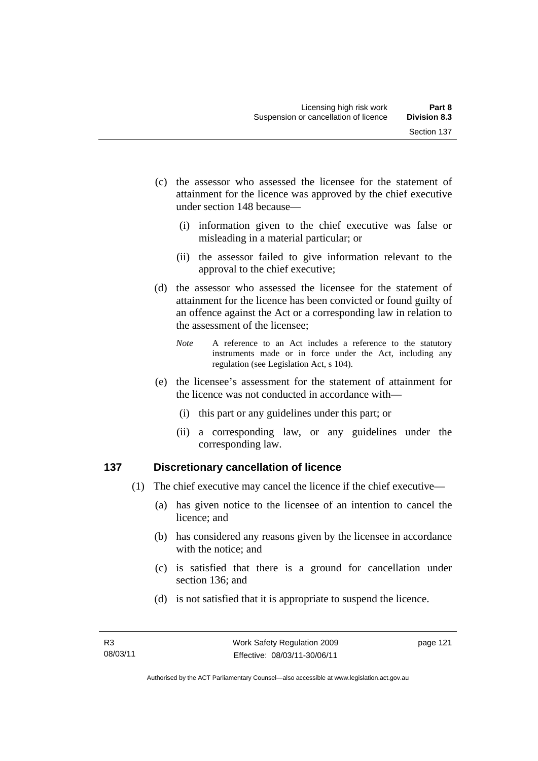(c) the assessor who assessed the licensee for the statement of attainment for the licence was approved by the chief executive under section 148 because—

(i) information given to the chief executive was false or misleading in a material particular; or

(ii) the assessor failed to give information relevant to the approval to the chief executive;

(d) the assessor who assessed the licensee for the statement of attainment for the licence has been convicted or found guilty of an offence against the Act or a corresponding law in relation to the assessment of the licensee;

*Note* A reference to an Act includes a reference to the statutory instruments made or in force under the Act, including any regulation (see Legislation Act, s 104).

(e) the licensee's assessment for the statement of attainment for the licence was not conducted in accordance with—

(i) this part or any guidelines under this part; or

(ii) a corresponding law, or any guidelines under the corresponding law.

## 137 Discretionary cancellation of licence

(1) The chief executive may cancel the licence if the chief executive—

(a) has given notice to the licensee of an intention to cancel the licence; and

(b) has considered any reasons given by the licensee in accordance with the notice; and

(c) is satisfied that there is a ground for cancellation under section 136; and

(d) is not satisfied that it is appropriate to suspend the licence.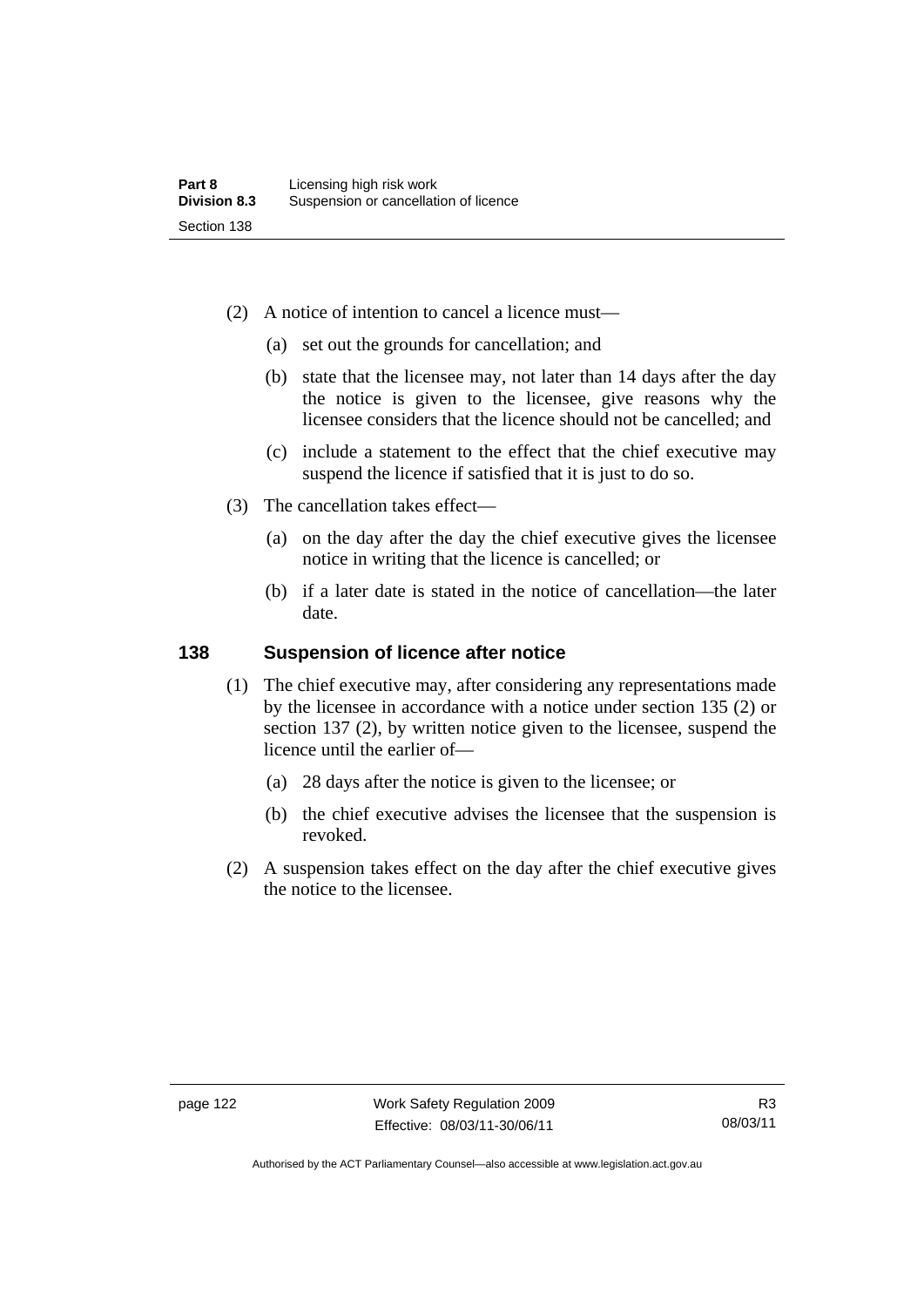(2) A notice of intention to cancel a licence must—

(a) set out the grounds for cancellation; and

(b) state that the licensee may, not later than 14 days after the day the notice is given to the licensee, give reasons why the licensee considers that the licence should not be cancelled; and

(c) include a statement to the effect that the chief executive may suspend the licence if satisfied that it is just to do so.

(3) The cancellation takes effect—

(a) on the day after the day the chief executive gives the licensee notice in writing that the licence is cancelled; or

(b) if a later date is stated in the notice of cancellation—the later date.

## 138 Suspension of licence after notice

(1) The chief executive may, after considering any representations made by the licensee in accordance with a notice under section 135 (2) or section 137 (2), by written notice given to the licensee, suspend the licence until the earlier of—

(a) 28 days after the notice is given to the licensee; or

(b) the chief executive advises the licensee that the suspension is revoked.

(2) A suspension takes effect on the day after the chief executive gives the notice to the licensee.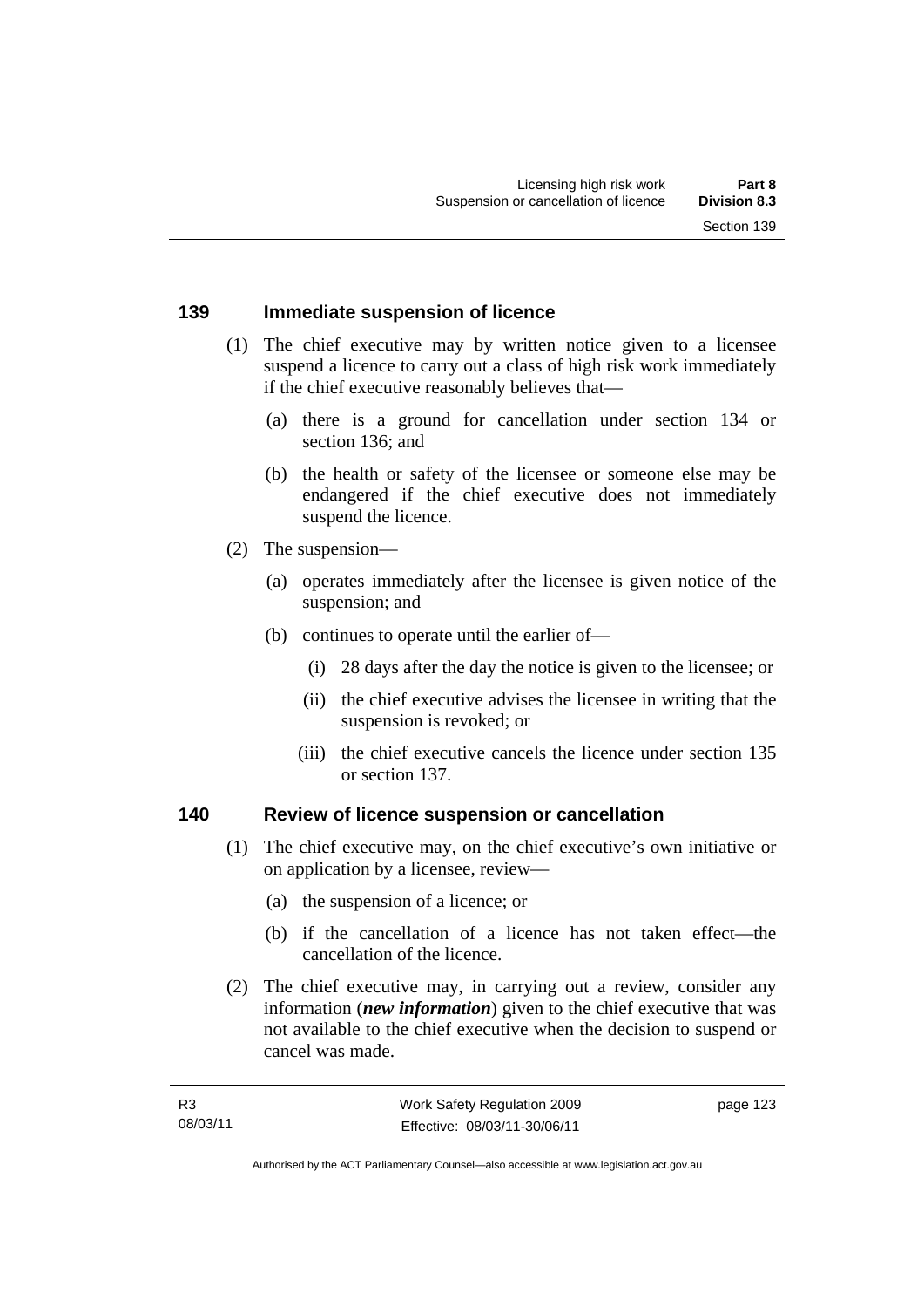## 139 Immediate suspension of licence

(1) The chief executive may by written notice given to a licensee suspend a licence to carry out a class of high risk work immediately if the chief executive reasonably believes that—

(a) there is a ground for cancellation under section 134 or section 136; and

(b) the health or safety of the licensee or someone else may be endangered if the chief executive does not immediately suspend the licence.

(2) The suspension—

(a) operates immediately after the licensee is given notice of the suspension; and

(b) continues to operate until the earlier of—

(i) 28 days after the day the notice is given to the licensee; or

(ii) the chief executive advises the licensee in writing that the suspension is revoked; or

(iii) the chief executive cancels the licence under section 135 or section 137.

## 140 Review of licence suspension or cancellation

(1) The chief executive may, on the chief executive's own initiative or on application by a licensee, review—

(a) the suspension of a licence; or

(b) if the cancellation of a licence has not taken effect—the cancellation of the licence.

(2) The chief executive may, in carrying out a review, consider any information (***new information***) given to the chief executive that was not available to the chief executive when the decision to suspend or cancel was made.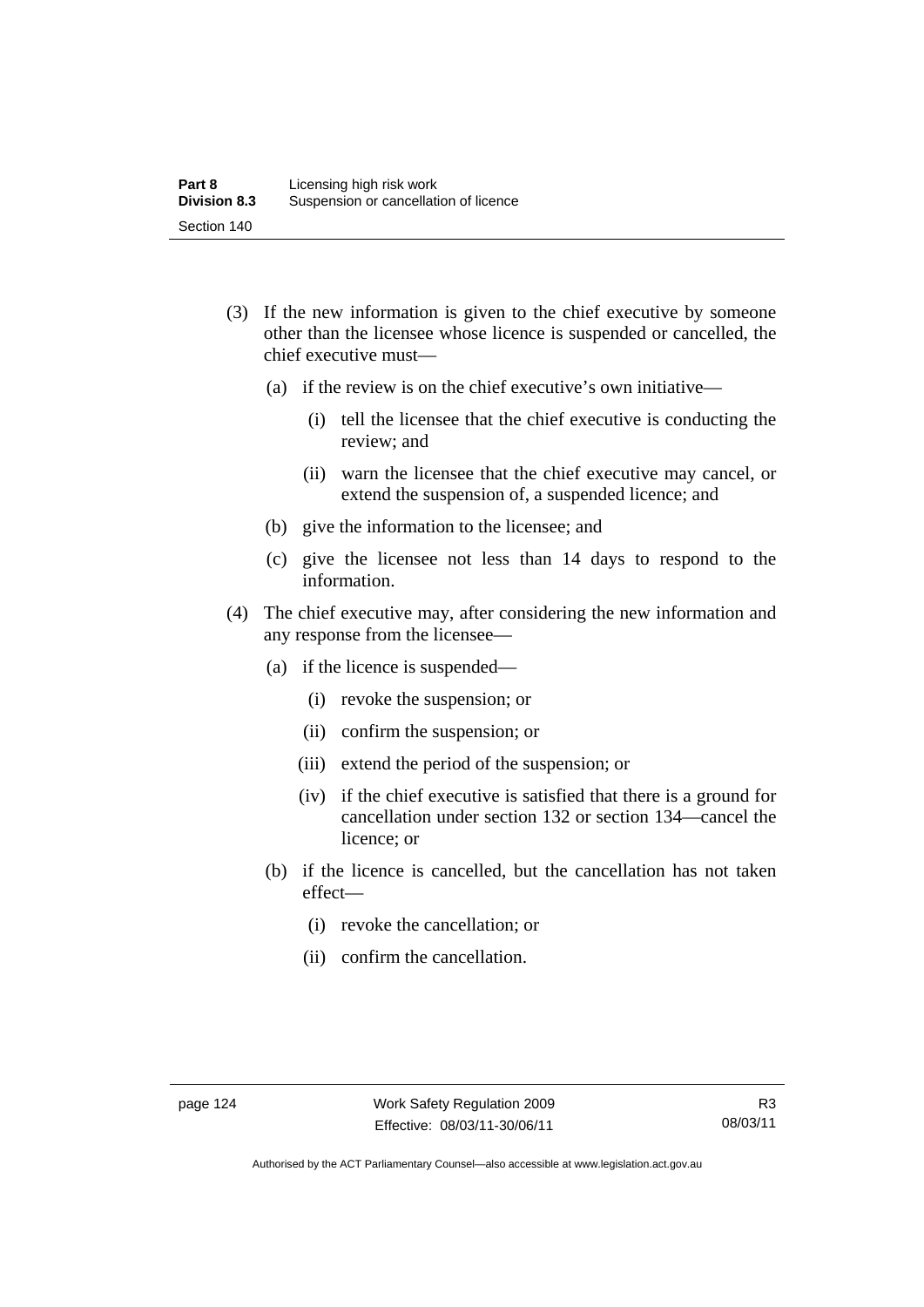(3) If the new information is given to the chief executive by someone other than the licensee whose licence is suspended or cancelled, the chief executive must—

   (a) if the review is on the chief executive's own initiative—

      (i) tell the licensee that the chief executive is conducting the review; and

      (ii) warn the licensee that the chief executive may cancel, or extend the suspension of, a suspended licence; and

   (b) give the information to the licensee; and

   (c) give the licensee not less than 14 days to respond to the information.

(4) The chief executive may, after considering the new information and any response from the licensee—

   (a) if the licence is suspended—

      (i) revoke the suspension; or

      (ii) confirm the suspension; or

      (iii) extend the period of the suspension; or

      (iv) if the chief executive is satisfied that there is a ground for cancellation under section 132 or section 134—cancel the licence; or

   (b) if the licence is cancelled, but the cancellation has not taken effect—

      (i) revoke the cancellation; or

      (ii) confirm the cancellation.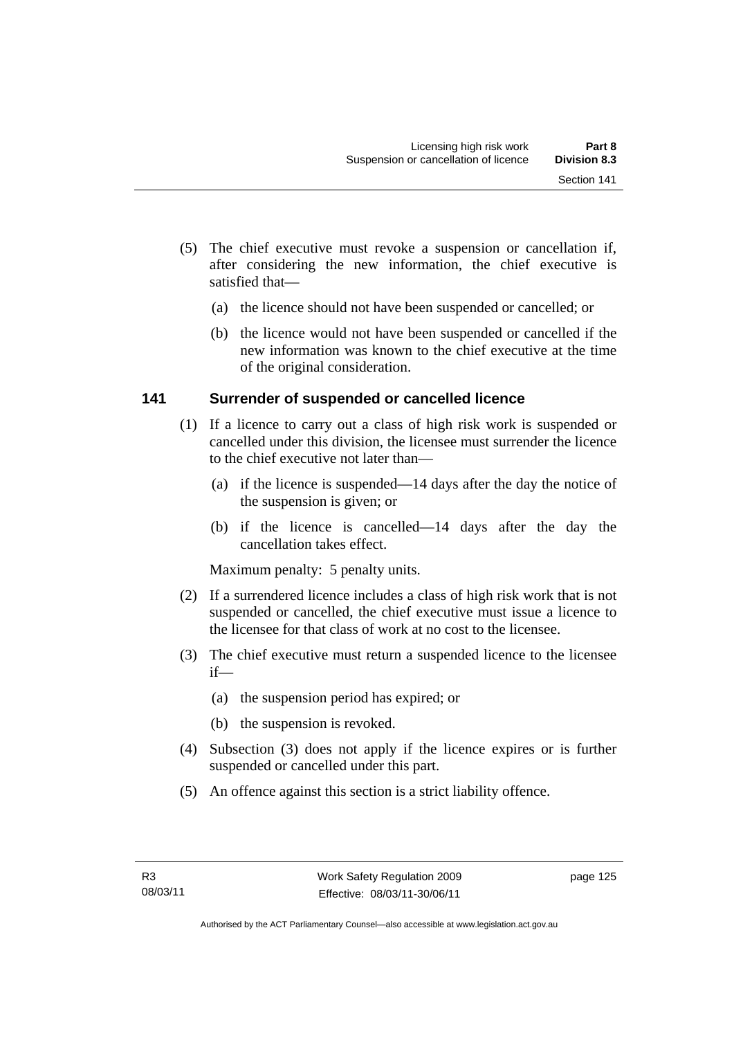(5) The chief executive must revoke a suspension or cancellation if, after considering the new information, the chief executive is satisfied that—

(a) the licence should not have been suspended or cancelled; or

(b) the licence would not have been suspended or cancelled if the new information was known to the chief executive at the time of the original consideration.

### 141 Surrender of suspended or cancelled licence

(1) If a licence to carry out a class of high risk work is suspended or cancelled under this division, the licensee must surrender the licence to the chief executive not later than—

(a) if the licence is suspended—14 days after the day the notice of the suspension is given; or

(b) if the licence is cancelled—14 days after the day the cancellation takes effect.

Maximum penalty: 5 penalty units.

(2) If a surrendered licence includes a class of high risk work that is not suspended or cancelled, the chief executive must issue a licence to the licensee for that class of work at no cost to the licensee.

(3) The chief executive must return a suspended licence to the licensee if—

(a) the suspension period has expired; or

(b) the suspension is revoked.

(4) Subsection (3) does not apply if the licence expires or is further suspended or cancelled under this part.

(5) An offence against this section is a strict liability offence.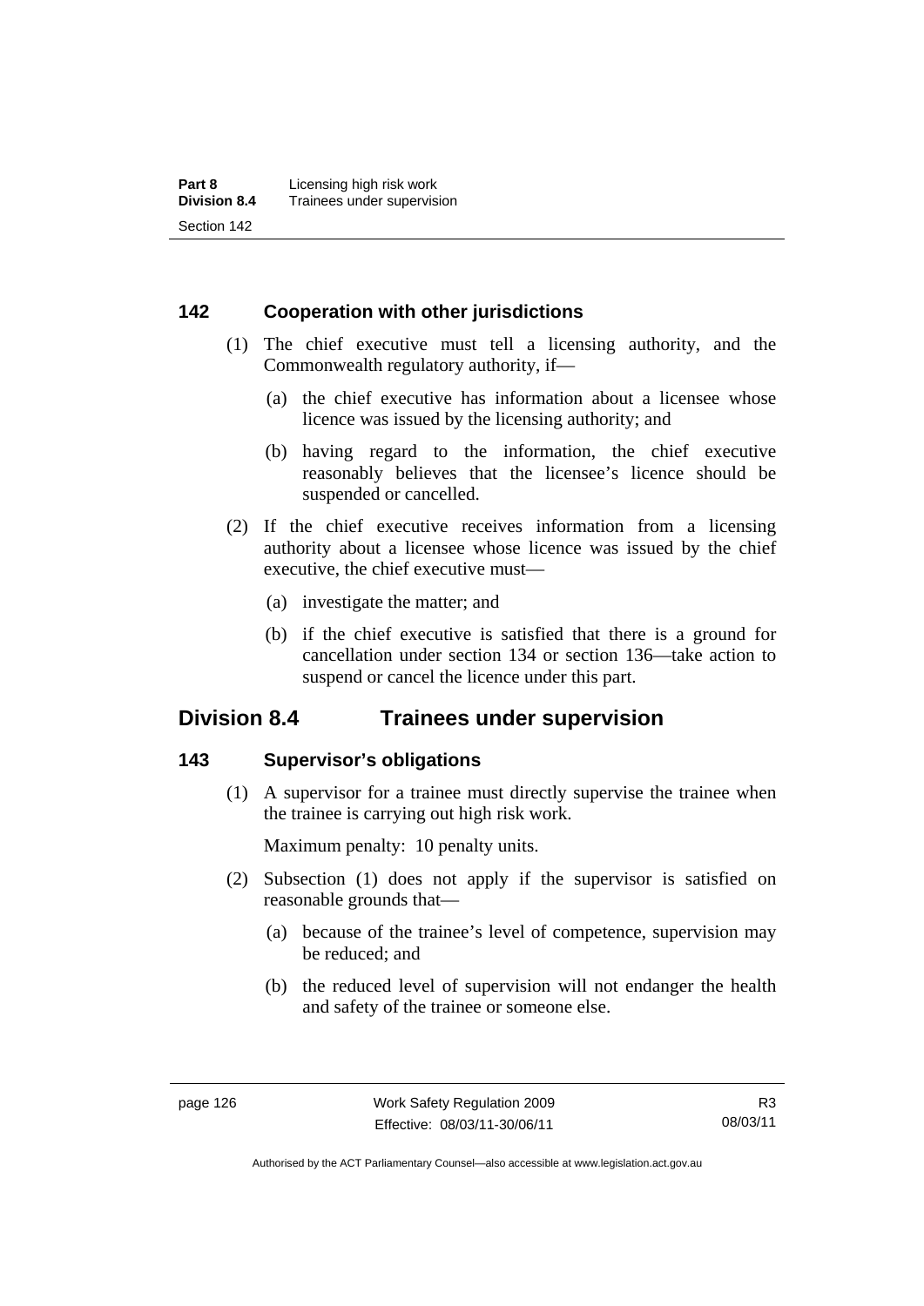### 142 Cooperation with other jurisdictions

(1) The chief executive must tell a licensing authority, and the Commonwealth regulatory authority, if—

(a) the chief executive has information about a licensee whose licence was issued by the licensing authority; and

(b) having regard to the information, the chief executive reasonably believes that the licensee's licence should be suspended or cancelled.

(2) If the chief executive receives information from a licensing authority about a licensee whose licence was issued by the chief executive, the chief executive must—

(a) investigate the matter; and

(b) if the chief executive is satisfied that there is a ground for cancellation under section 134 or section 136—take action to suspend or cancel the licence under this part.

## Division 8.4 Trainees under supervision

### 143 Supervisor's obligations

(1) A supervisor for a trainee must directly supervise the trainee when the trainee is carrying out high risk work.

Maximum penalty: 10 penalty units.

(2) Subsection (1) does not apply if the supervisor is satisfied on reasonable grounds that—

(a) because of the trainee's level of competence, supervision may be reduced; and

(b) the reduced level of supervision will not endanger the health and safety of the trainee or someone else.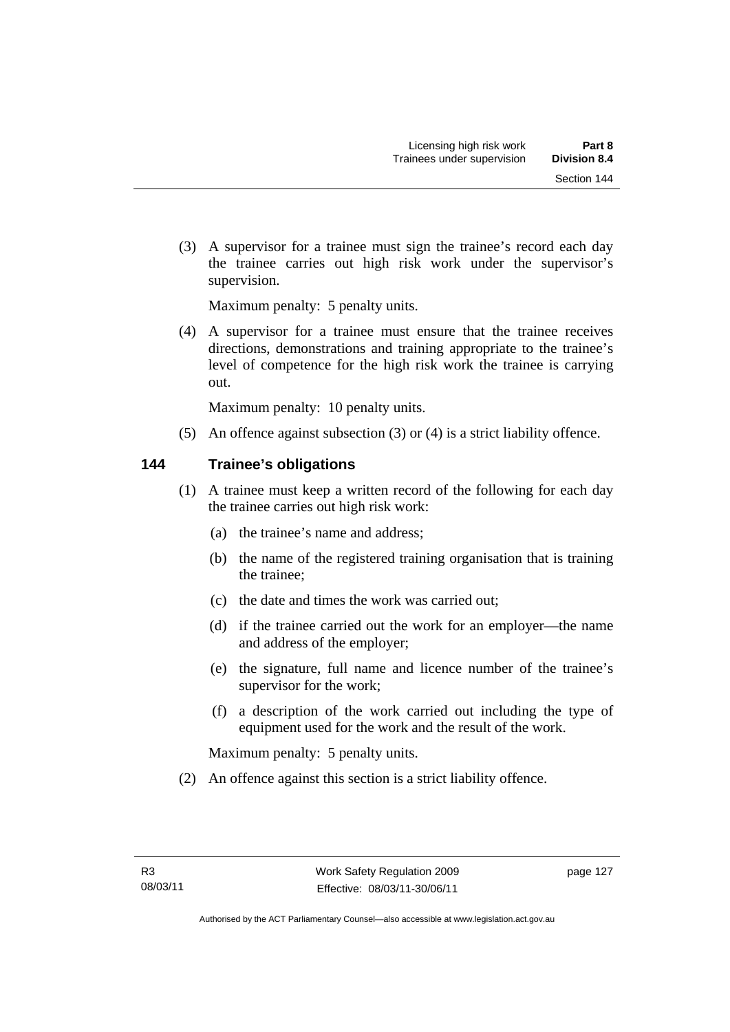(3) A supervisor for a trainee must sign the trainee's record each day the trainee carries out high risk work under the supervisor's supervision.

Maximum penalty: 5 penalty units.

(4) A supervisor for a trainee must ensure that the trainee receives directions, demonstrations and training appropriate to the trainee's level of competence for the high risk work the trainee is carrying out.

Maximum penalty: 10 penalty units.

(5) An offence against subsection (3) or (4) is a strict liability offence.

### 144 Trainee's obligations

(1) A trainee must keep a written record of the following for each day the trainee carries out high risk work:

- (a) the trainee's name and address;
- (b) the name of the registered training organisation that is training the trainee;
- (c) the date and times the work was carried out;
- (d) if the trainee carried out the work for an employer—the name and address of the employer;
- (e) the signature, full name and licence number of the trainee's supervisor for the work;
- (f) a description of the work carried out including the type of equipment used for the work and the result of the work.

Maximum penalty: 5 penalty units.

(2) An offence against this section is a strict liability offence.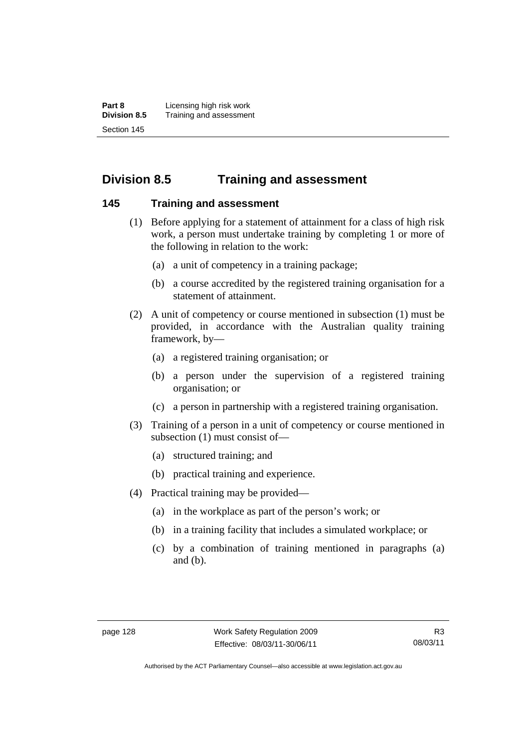## Division 8.5 Training and assessment

### 145 Training and assessment

(1) Before applying for a statement of attainment for a class of high risk work, a person must undertake training by completing 1 or more of the following in relation to the work:

(a) a unit of competency in a training package;

(b) a course accredited by the registered training organisation for a statement of attainment.

(2) A unit of competency or course mentioned in subsection (1) must be provided, in accordance with the Australian quality training framework, by—

(a) a registered training organisation; or

(b) a person under the supervision of a registered training organisation; or

(c) a person in partnership with a registered training organisation.

(3) Training of a person in a unit of competency or course mentioned in subsection (1) must consist of—

(a) structured training; and

(b) practical training and experience.

(4) Practical training may be provided—

(a) in the workplace as part of the person's work; or

(b) in a training facility that includes a simulated workplace; or

(c) by a combination of training mentioned in paragraphs (a) and (b).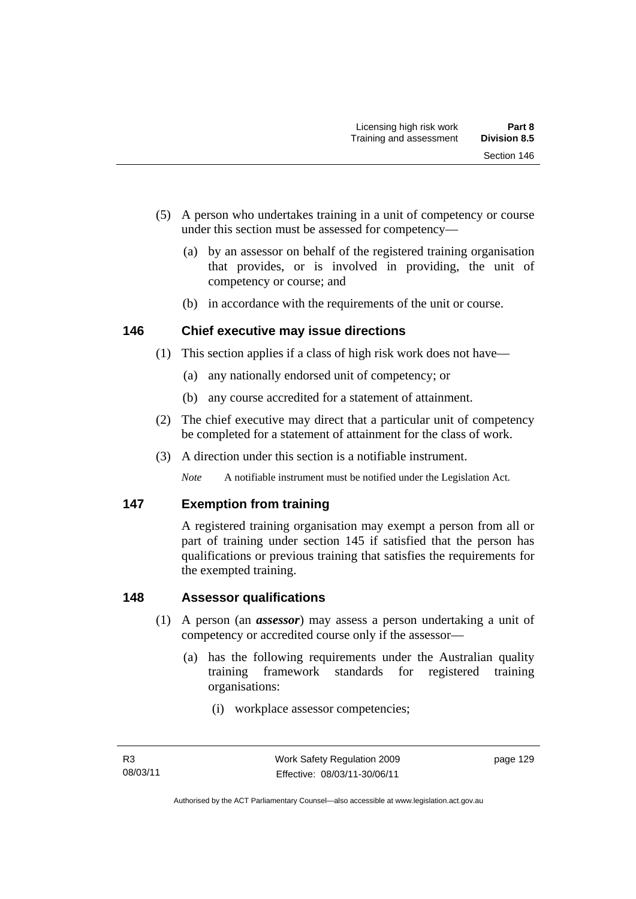(5) A person who undertakes training in a unit of competency or course under this section must be assessed for competency—

(a) by an assessor on behalf of the registered training organisation that provides, or is involved in providing, the unit of competency or course; and

(b) in accordance with the requirements of the unit or course.

## 146 Chief executive may issue directions

(1) This section applies if a class of high risk work does not have—

(a) any nationally endorsed unit of competency; or

(b) any course accredited for a statement of attainment.

(2) The chief executive may direct that a particular unit of competency be completed for a statement of attainment for the class of work.

(3) A direction under this section is a notifiable instrument.

*Note* A notifiable instrument must be notified under the Legislation Act.

## 147 Exemption from training

A registered training organisation may exempt a person from all or part of training under section 145 if satisfied that the person has qualifications or previous training that satisfies the requirements for the exempted training.

## 148 Assessor qualifications

(1) A person (an ***assessor***) may assess a person undertaking a unit of competency or accredited course only if the assessor—

(a) has the following requirements under the Australian quality training framework standards for registered training organisations:

(i) workplace assessor competencies;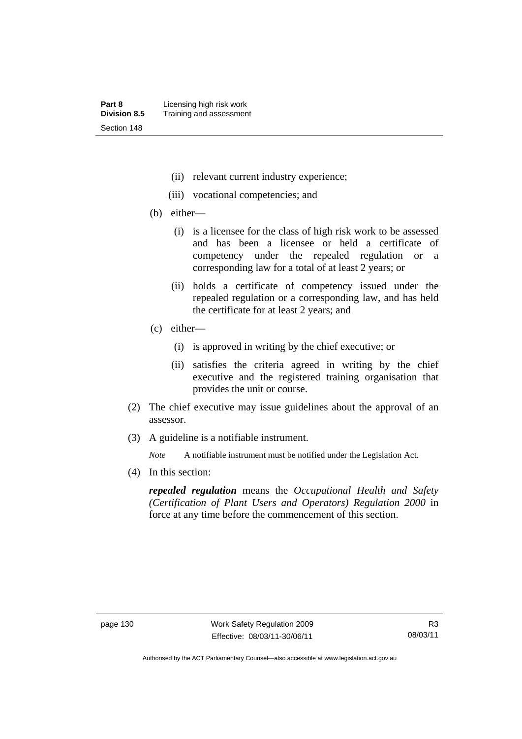(ii) relevant current industry experience;

(iii) vocational competencies; and

(b) either—

(i) is a licensee for the class of high risk work to be assessed and has been a licensee or held a certificate of competency under the repealed regulation or a corresponding law for a total of at least 2 years; or

(ii) holds a certificate of competency issued under the repealed regulation or a corresponding law, and has held the certificate for at least 2 years; and

(c) either—

(i) is approved in writing by the chief executive; or

(ii) satisfies the criteria agreed in writing by the chief executive and the registered training organisation that provides the unit or course.

(2) The chief executive may issue guidelines about the approval of an assessor.

(3) A guideline is a notifiable instrument.

*Note* A notifiable instrument must be notified under the Legislation Act.

(4) In this section:

***repealed regulation*** means the *Occupational Health and Safety (Certification of Plant Users and Operators) Regulation 2000* in force at any time before the commencement of this section.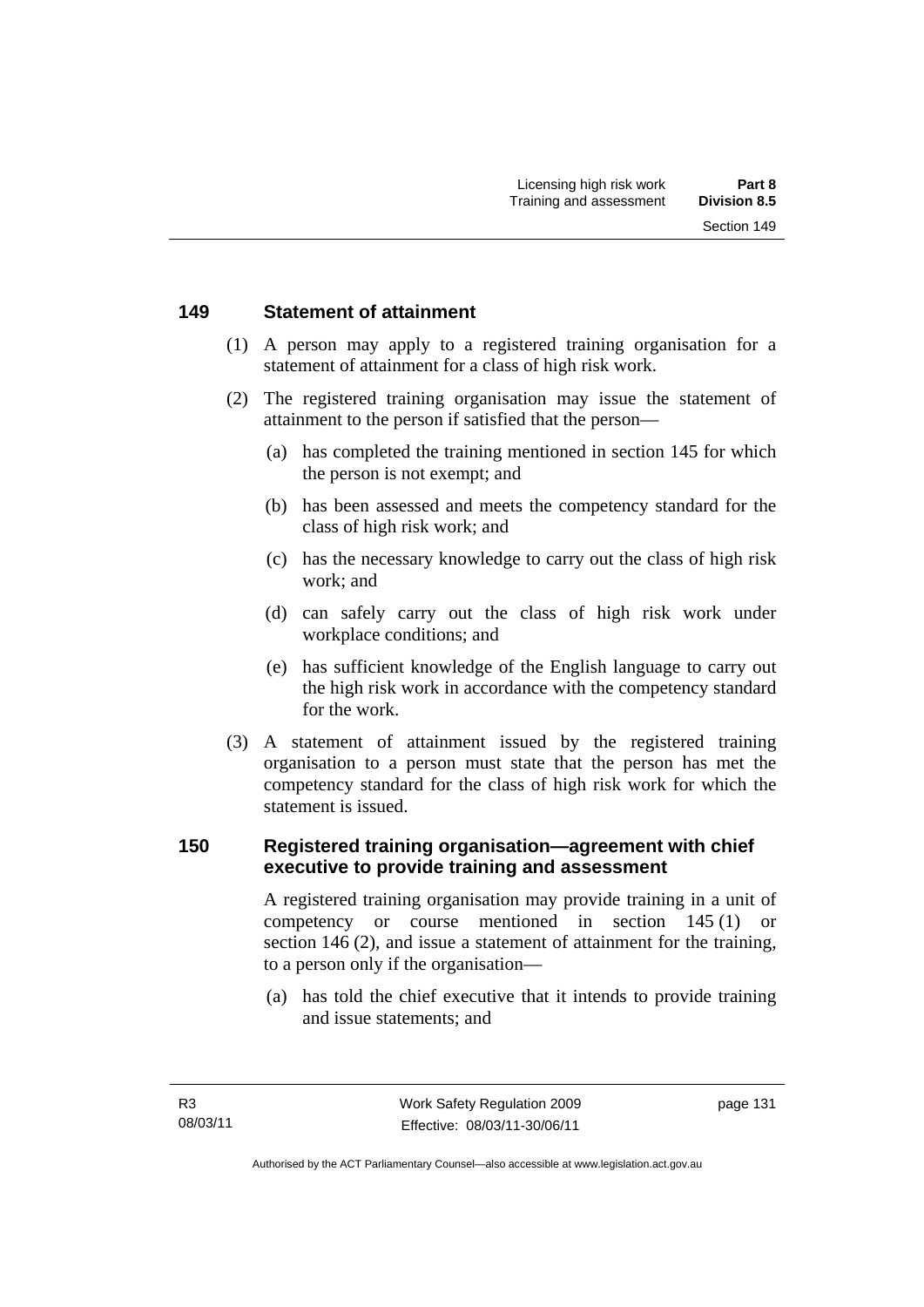## 149 Statement of attainment

(1) A person may apply to a registered training organisation for a statement of attainment for a class of high risk work.

(2) The registered training organisation may issue the statement of attainment to the person if satisfied that the person—

(a) has completed the training mentioned in section 145 for which the person is not exempt; and

(b) has been assessed and meets the competency standard for the class of high risk work; and

(c) has the necessary knowledge to carry out the class of high risk work; and

(d) can safely carry out the class of high risk work under workplace conditions; and

(e) has sufficient knowledge of the English language to carry out the high risk work in accordance with the competency standard for the work.

(3) A statement of attainment issued by the registered training organisation to a person must state that the person has met the competency standard for the class of high risk work for which the statement is issued.

## 150 Registered training organisation—agreement with chief executive to provide training and assessment

A registered training organisation may provide training in a unit of competency or course mentioned in section 145 (1) or section 146 (2), and issue a statement of attainment for the training, to a person only if the organisation—

(a) has told the chief executive that it intends to provide training and issue statements; and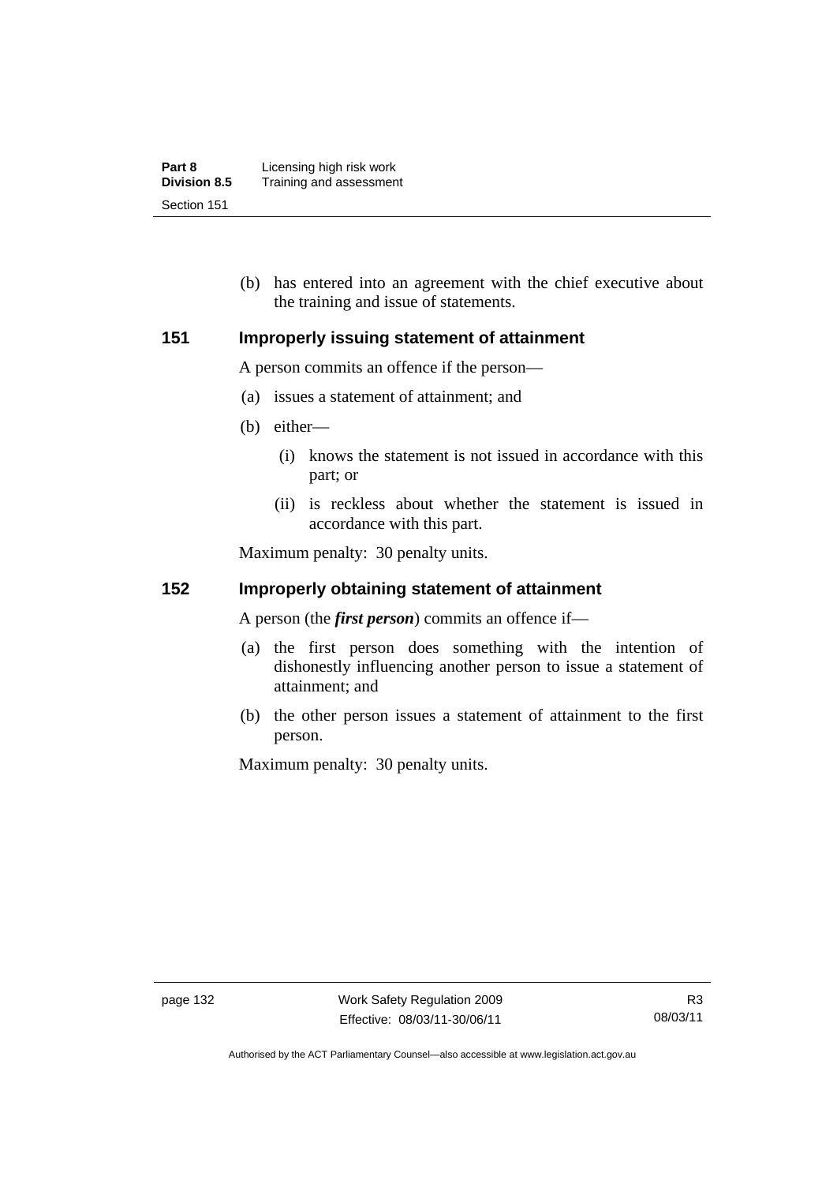(b) has entered into an agreement with the chief executive about the training and issue of statements.

## 151 Improperly issuing statement of attainment

A person commits an offence if the person—

(a) issues a statement of attainment; and

(b) either—

(i) knows the statement is not issued in accordance with this part; or

(ii) is reckless about whether the statement is issued in accordance with this part.

Maximum penalty: 30 penalty units.

## 152 Improperly obtaining statement of attainment

A person (the ***first person***) commits an offence if—

(a) the first person does something with the intention of dishonestly influencing another person to issue a statement of attainment; and

(b) the other person issues a statement of attainment to the first person.

Maximum penalty: 30 penalty units.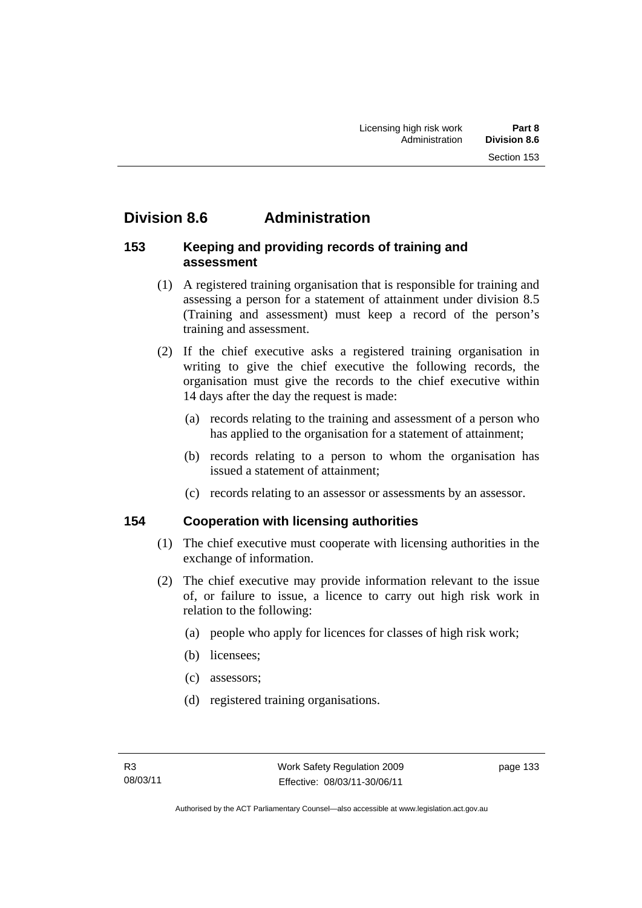## Division 8.6 Administration

### 153 Keeping and providing records of training and assessment

(1) A registered training organisation that is responsible for training and assessing a person for a statement of attainment under division 8.5 (Training and assessment) must keep a record of the person's training and assessment.

(2) If the chief executive asks a registered training organisation in writing to give the chief executive the following records, the organisation must give the records to the chief executive within 14 days after the day the request is made:

(a) records relating to the training and assessment of a person who has applied to the organisation for a statement of attainment;

(b) records relating to a person to whom the organisation has issued a statement of attainment;

(c) records relating to an assessor or assessments by an assessor.

### 154 Cooperation with licensing authorities

(1) The chief executive must cooperate with licensing authorities in the exchange of information.

(2) The chief executive may provide information relevant to the issue of, or failure to issue, a licence to carry out high risk work in relation to the following:

(a) people who apply for licences for classes of high risk work;

(b) licensees;

(c) assessors;

(d) registered training organisations.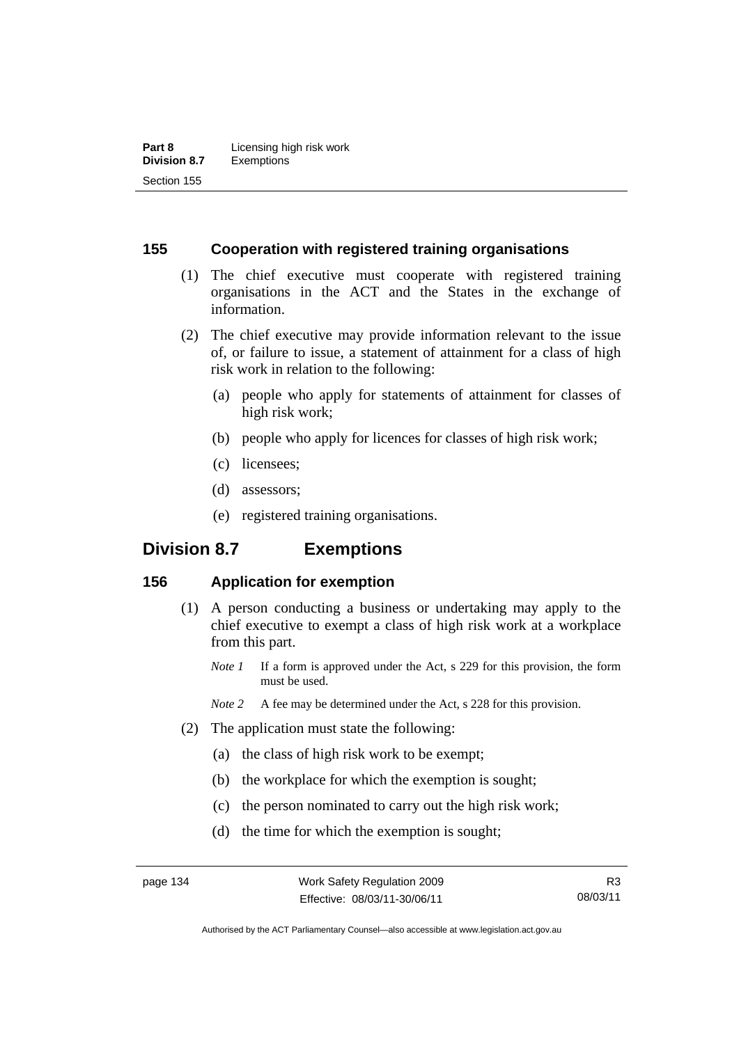### 155 Cooperation with registered training organisations

(1) The chief executive must cooperate with registered training organisations in the ACT and the States in the exchange of information.

(2) The chief executive may provide information relevant to the issue of, or failure to issue, a statement of attainment for a class of high risk work in relation to the following:

(a) people who apply for statements of attainment for classes of high risk work;

(b) people who apply for licences for classes of high risk work;

(c) licensees;

(d) assessors;

(e) registered training organisations.

## Division 8.7 Exemptions

### 156 Application for exemption

(1) A person conducting a business or undertaking may apply to the chief executive to exempt a class of high risk work at a workplace from this part.

*Note 1* If a form is approved under the Act, s 229 for this provision, the form must be used.

*Note 2* A fee may be determined under the Act, s 228 for this provision.

(2) The application must state the following:

(a) the class of high risk work to be exempt;

(b) the workplace for which the exemption is sought;

(c) the person nominated to carry out the high risk work;

(d) the time for which the exemption is sought;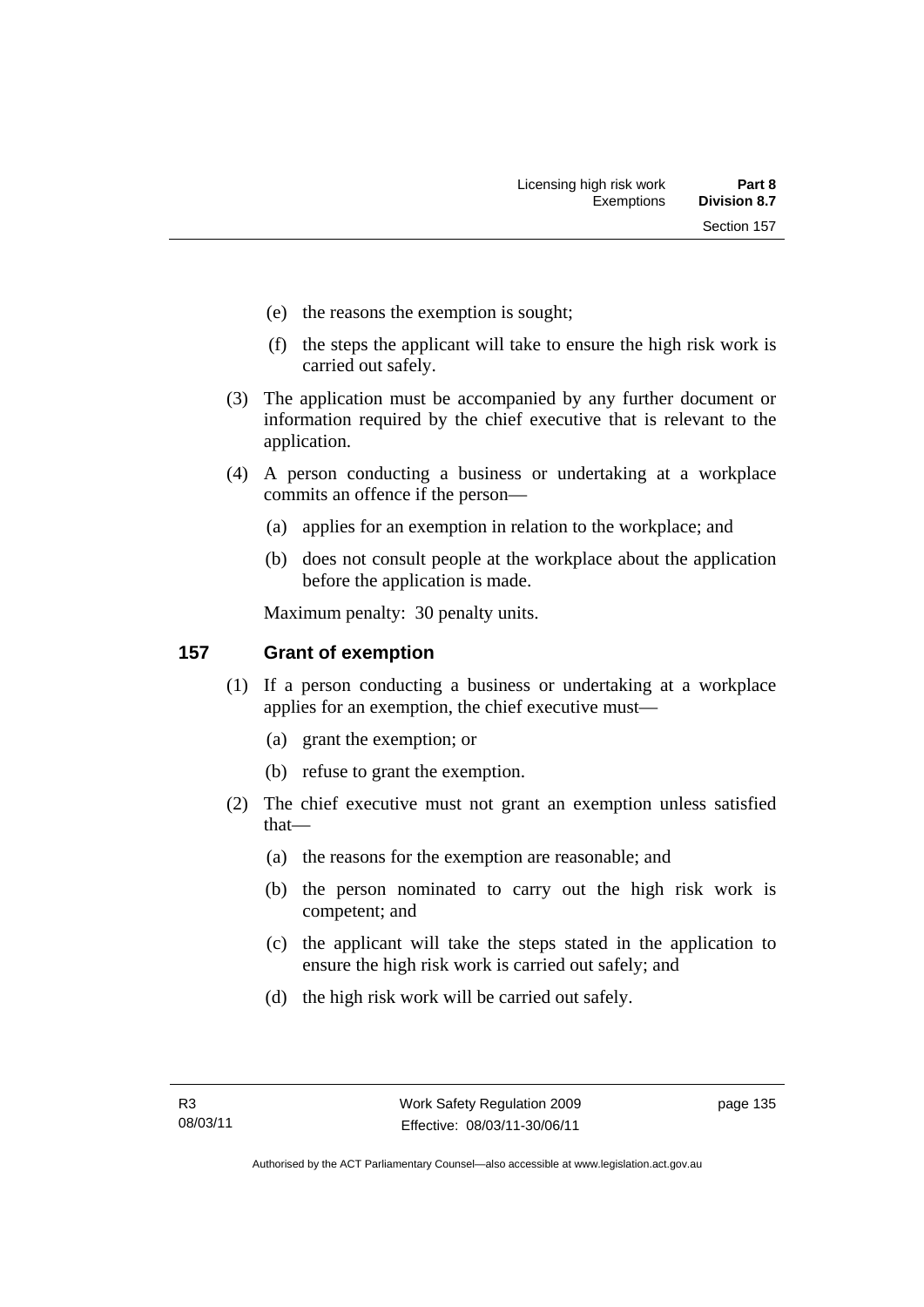(e) the reasons the exemption is sought;

(f) the steps the applicant will take to ensure the high risk work is carried out safely.

(3) The application must be accompanied by any further document or information required by the chief executive that is relevant to the application.

(4) A person conducting a business or undertaking at a workplace commits an offence if the person—

(a) applies for an exemption in relation to the workplace; and

(b) does not consult people at the workplace about the application before the application is made.

Maximum penalty: 30 penalty units.

## 157 Grant of exemption

(1) If a person conducting a business or undertaking at a workplace applies for an exemption, the chief executive must—

(a) grant the exemption; or

(b) refuse to grant the exemption.

(2) The chief executive must not grant an exemption unless satisfied that—

(a) the reasons for the exemption are reasonable; and

(b) the person nominated to carry out the high risk work is competent; and

(c) the applicant will take the steps stated in the application to ensure the high risk work is carried out safely; and

(d) the high risk work will be carried out safely.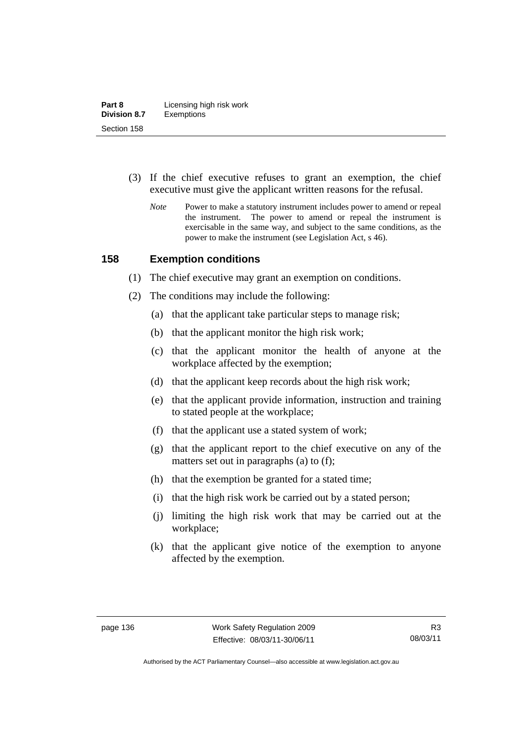(3) If the chief executive refuses to grant an exemption, the chief executive must give the applicant written reasons for the refusal.

*Note* Power to make a statutory instrument includes power to amend or repeal the instrument. The power to amend or repeal the instrument is exercisable in the same way, and subject to the same conditions, as the power to make the instrument (see Legislation Act, s 46).

## 158 Exemption conditions

(1) The chief executive may grant an exemption on conditions.

(2) The conditions may include the following:

(a) that the applicant take particular steps to manage risk;

(b) that the applicant monitor the high risk work;

(c) that the applicant monitor the health of anyone at the workplace affected by the exemption;

(d) that the applicant keep records about the high risk work;

(e) that the applicant provide information, instruction and training to stated people at the workplace;

(f) that the applicant use a stated system of work;

(g) that the applicant report to the chief executive on any of the matters set out in paragraphs (a) to (f);

(h) that the exemption be granted for a stated time;

(i) that the high risk work be carried out by a stated person;

(j) limiting the high risk work that may be carried out at the workplace;

(k) that the applicant give notice of the exemption to anyone affected by the exemption.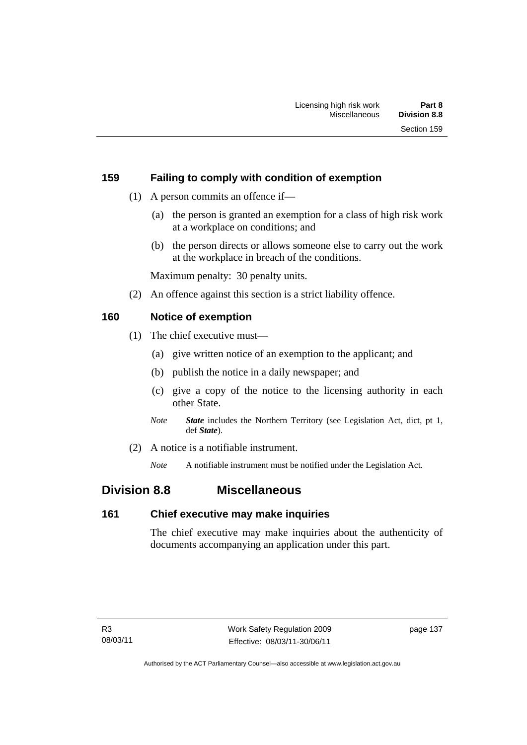### 159 Failing to comply with condition of exemption

(1) A person commits an offence if—

(a) the person is granted an exemption for a class of high risk work at a workplace on conditions; and

(b) the person directs or allows someone else to carry out the work at the workplace in breach of the conditions.

Maximum penalty: 30 penalty units.

(2) An offence against this section is a strict liability offence.

### 160 Notice of exemption

(1) The chief executive must—

(a) give written notice of an exemption to the applicant; and

(b) publish the notice in a daily newspaper; and

(c) give a copy of the notice to the licensing authority in each other State.

*Note* ***State*** includes the Northern Territory (see Legislation Act, dict, pt 1, def ***State***).

(2) A notice is a notifiable instrument.

*Note* A notifiable instrument must be notified under the Legislation Act.

## Division 8.8 Miscellaneous

### 161 Chief executive may make inquiries

The chief executive may make inquiries about the authenticity of documents accompanying an application under this part.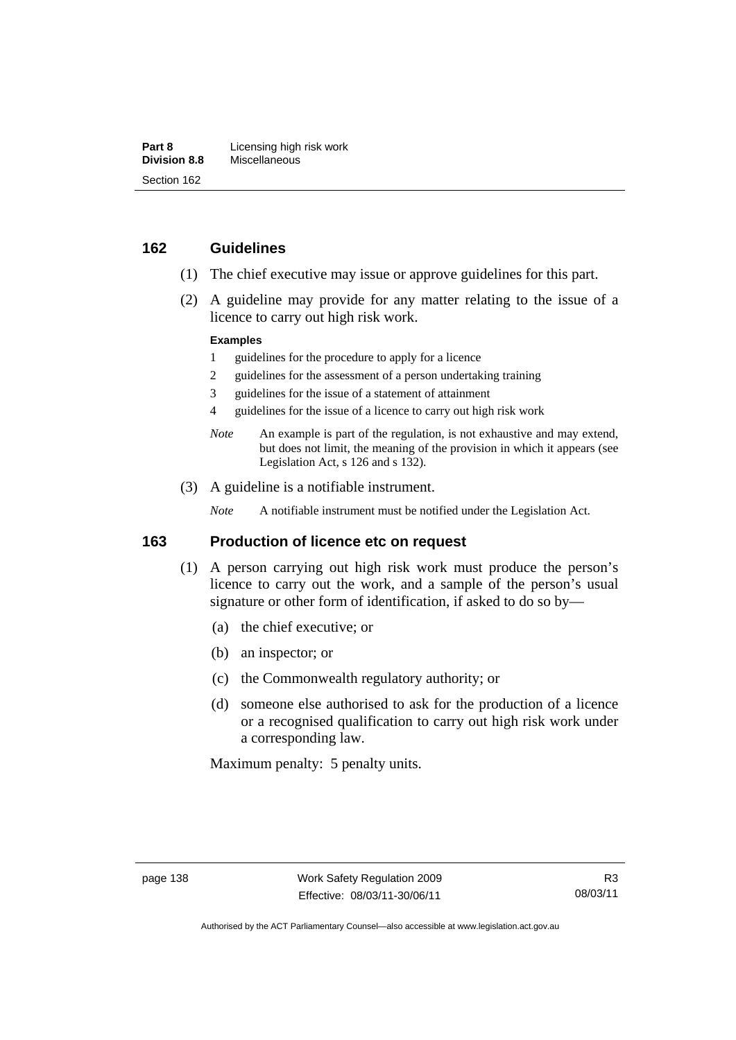## 162 Guidelines

(1) The chief executive may issue or approve guidelines for this part.

(2) A guideline may provide for any matter relating to the issue of a licence to carry out high risk work.

**Examples**

1 guidelines for the procedure to apply for a licence

2 guidelines for the assessment of a person undertaking training

3 guidelines for the issue of a statement of attainment

4 guidelines for the issue of a licence to carry out high risk work

*Note* An example is part of the regulation, is not exhaustive and may extend, but does not limit, the meaning of the provision in which it appears (see Legislation Act, s 126 and s 132).

(3) A guideline is a notifiable instrument.

*Note* A notifiable instrument must be notified under the Legislation Act.

## 163 Production of licence etc on request

(1) A person carrying out high risk work must produce the person's licence to carry out the work, and a sample of the person's usual signature or other form of identification, if asked to do so by—

(a) the chief executive; or

(b) an inspector; or

(c) the Commonwealth regulatory authority; or

(d) someone else authorised to ask for the production of a licence or a recognised qualification to carry out high risk work under a corresponding law.

Maximum penalty: 5 penalty units.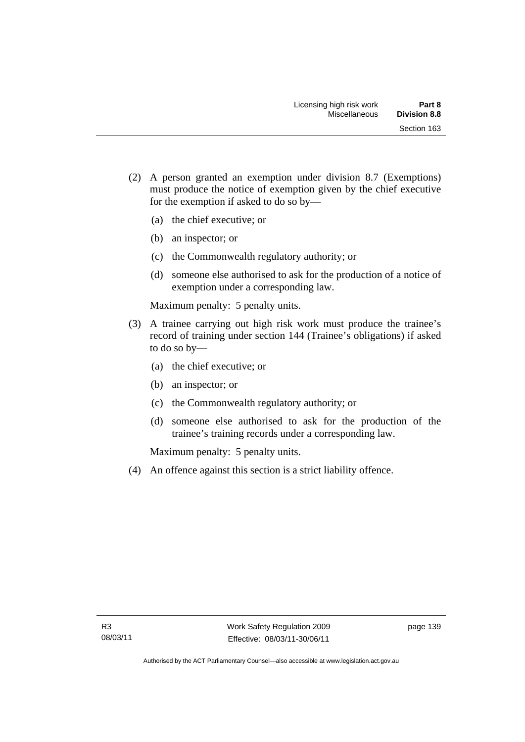(2) A person granted an exemption under division 8.7 (Exemptions) must produce the notice of exemption given by the chief executive for the exemption if asked to do so by—

(a) the chief executive; or

(b) an inspector; or

(c) the Commonwealth regulatory authority; or

(d) someone else authorised to ask for the production of a notice of exemption under a corresponding law.

Maximum penalty: 5 penalty units.

(3) A trainee carrying out high risk work must produce the trainee's record of training under section 144 (Trainee's obligations) if asked to do so by—

(a) the chief executive; or

(b) an inspector; or

(c) the Commonwealth regulatory authority; or

(d) someone else authorised to ask for the production of the trainee's training records under a corresponding law.

Maximum penalty: 5 penalty units.

(4) An offence against this section is a strict liability offence.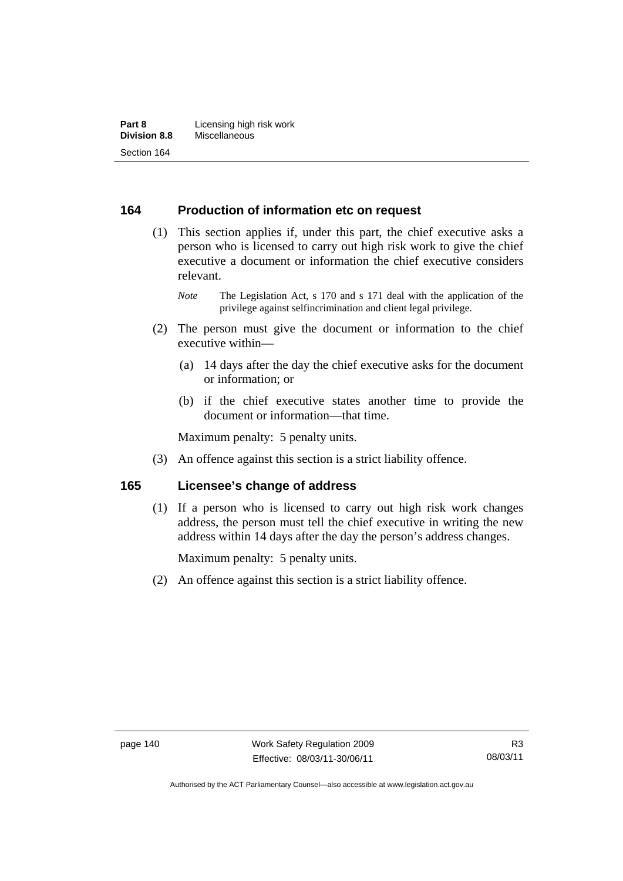## 164 Production of information etc on request

(1) This section applies if, under this part, the chief executive asks a person who is licensed to carry out high risk work to give the chief executive a document or information the chief executive considers relevant.

*Note* The Legislation Act, s 170 and s 171 deal with the application of the privilege against selfincrimination and client legal privilege.

(2) The person must give the document or information to the chief executive within—

(a) 14 days after the day the chief executive asks for the document or information; or

(b) if the chief executive states another time to provide the document or information—that time.

Maximum penalty: 5 penalty units.

(3) An offence against this section is a strict liability offence.

## 165 Licensee's change of address

(1) If a person who is licensed to carry out high risk work changes address, the person must tell the chief executive in writing the new address within 14 days after the day the person's address changes.

Maximum penalty: 5 penalty units.

(2) An offence against this section is a strict liability offence.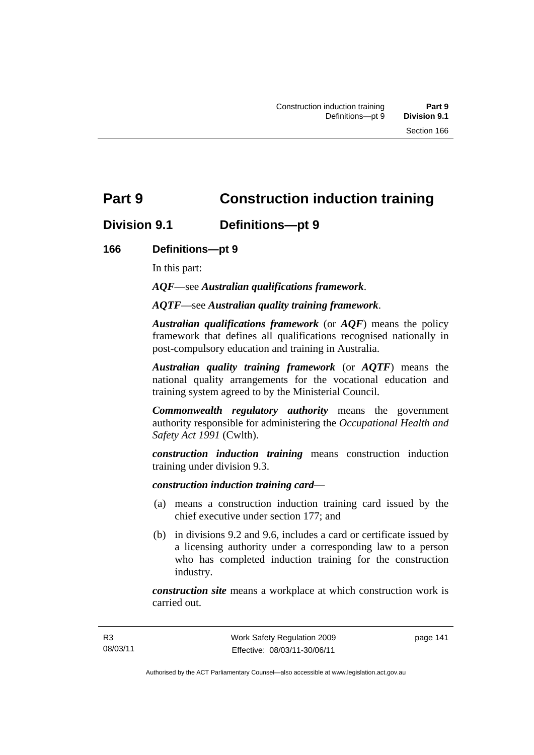# Part 9 Construction induction training

## Division 9.1 Definitions—pt 9

### 166 Definitions—pt 9

In this part:

***AQF***—see ***Australian qualifications framework***.

***AQTF***—see ***Australian quality training framework***.

***Australian qualifications framework*** (or ***AQF***) means the policy framework that defines all qualifications recognised nationally in post-compulsory education and training in Australia.

***Australian quality training framework*** (or ***AQTF***) means the national quality arrangements for the vocational education and training system agreed to by the Ministerial Council.

***Commonwealth regulatory authority*** means the government authority responsible for administering the *Occupational Health and Safety Act 1991* (Cwlth).

***construction induction training*** means construction induction training under division 9.3.

***construction induction training card***—

(a) means a construction induction training card issued by the chief executive under section 177; and

(b) in divisions 9.2 and 9.6, includes a card or certificate issued by a licensing authority under a corresponding law to a person who has completed induction training for the construction industry.

***construction site*** means a workplace at which construction work is carried out.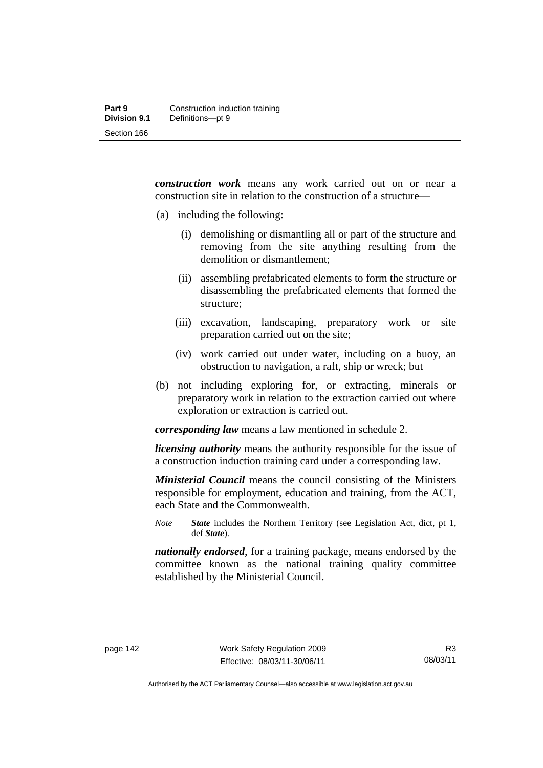***construction work*** means any work carried out on or near a construction site in relation to the construction of a structure—

(a) including the following:

   (i) demolishing or dismantling all or part of the structure and removing from the site anything resulting from the demolition or dismantlement;

   (ii) assembling prefabricated elements to form the structure or disassembling the prefabricated elements that formed the structure;

   (iii) excavation, landscaping, preparatory work or site preparation carried out on the site;

   (iv) work carried out under water, including on a buoy, an obstruction to navigation, a raft, ship or wreck; but

(b) not including exploring for, or extracting, minerals or preparatory work in relation to the extraction carried out where exploration or extraction is carried out.

***corresponding law*** means a law mentioned in schedule 2.

***licensing authority*** means the authority responsible for the issue of a construction induction training card under a corresponding law.

***Ministerial Council*** means the council consisting of the Ministers responsible for employment, education and training, from the ACT, each State and the Commonwealth.

*Note* ***State*** includes the Northern Territory (see Legislation Act, dict, pt 1, def ***State***).

***nationally endorsed***, for a training package, means endorsed by the committee known as the national training quality committee established by the Ministerial Council.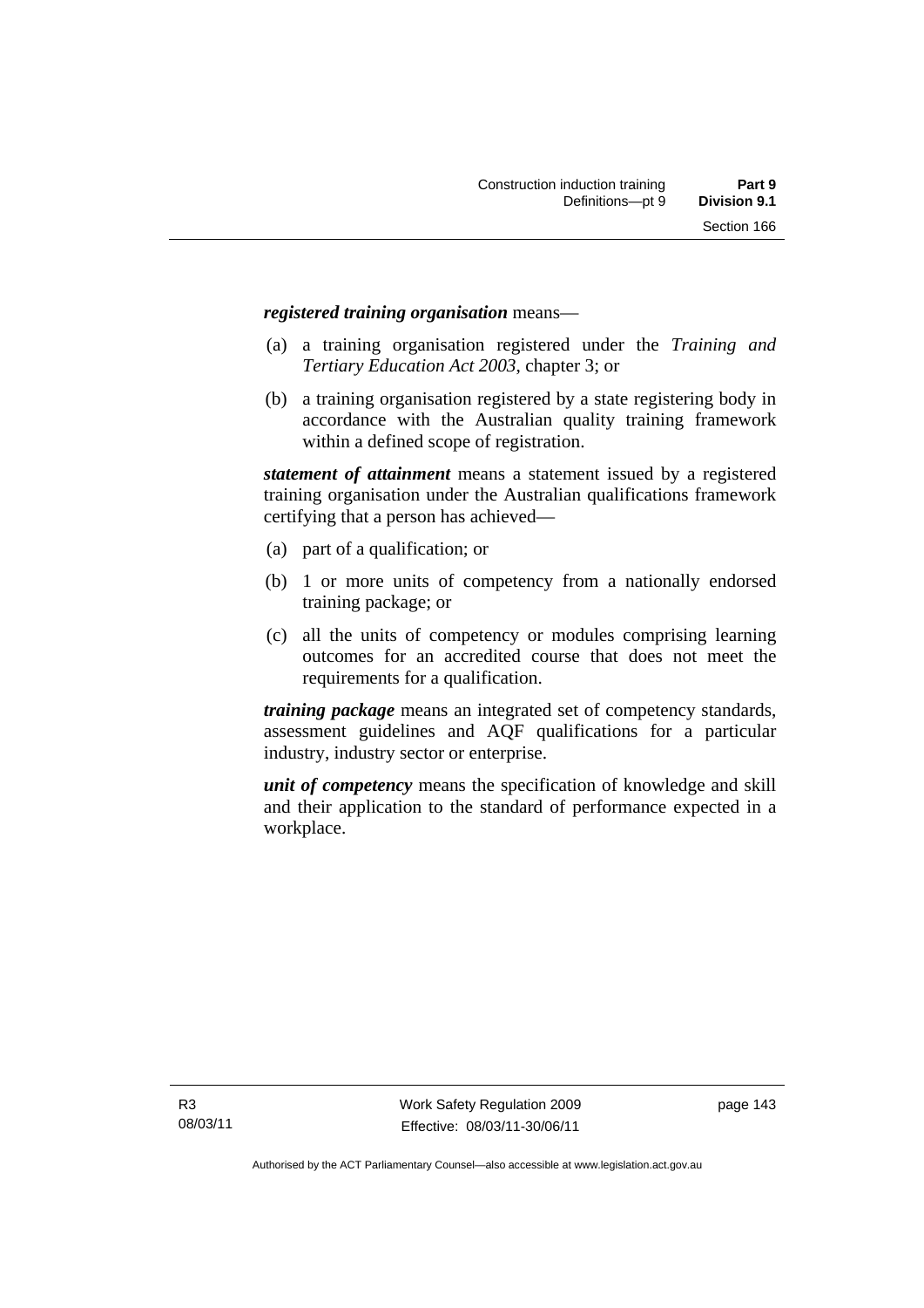***registered training organisation*** means—

(a) a training organisation registered under the *Training and Tertiary Education Act 2003*, chapter 3; or

(b) a training organisation registered by a state registering body in accordance with the Australian quality training framework within a defined scope of registration.

***statement of attainment*** means a statement issued by a registered training organisation under the Australian qualifications framework certifying that a person has achieved—

(a) part of a qualification; or

(b) 1 or more units of competency from a nationally endorsed training package; or

(c) all the units of competency or modules comprising learning outcomes for an accredited course that does not meet the requirements for a qualification.

***training package*** means an integrated set of competency standards, assessment guidelines and AQF qualifications for a particular industry, industry sector or enterprise.

***unit of competency*** means the specification of knowledge and skill and their application to the standard of performance expected in a workplace.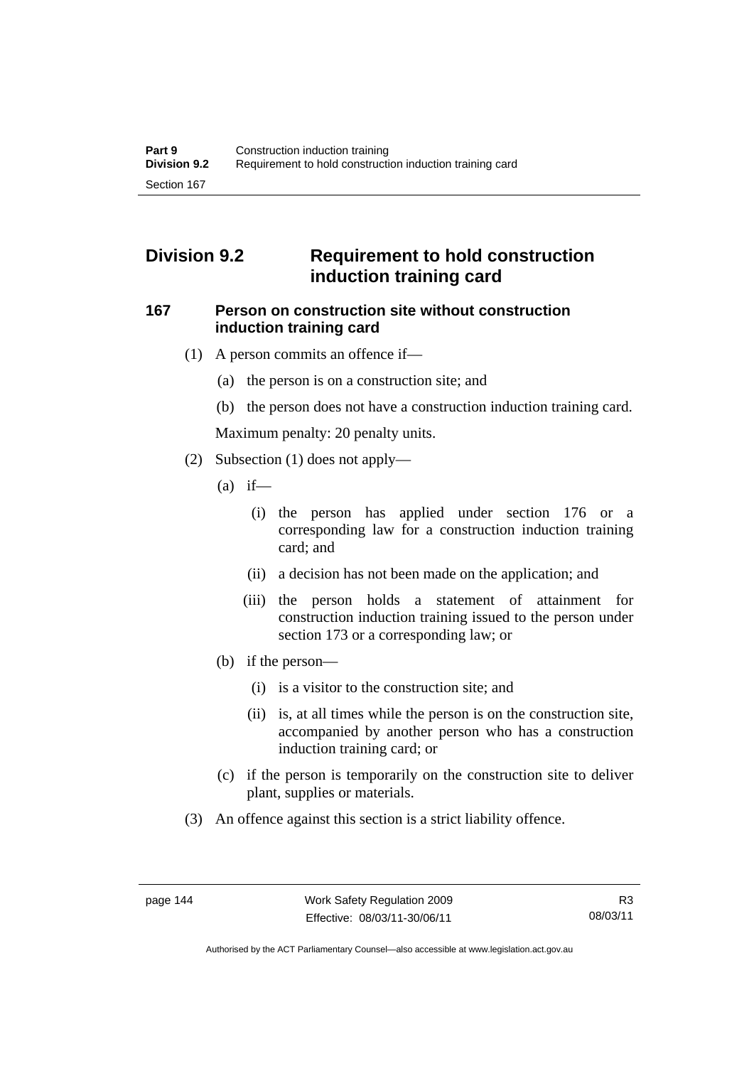## Division 9.2 Requirement to hold construction induction training card

### 167 Person on construction site without construction induction training card

(1) A person commits an offence if—

(a) the person is on a construction site; and

(b) the person does not have a construction induction training card.

Maximum penalty: 20 penalty units.

(2) Subsection (1) does not apply—

(a) if—

(i) the person has applied under section 176 or a corresponding law for a construction induction training card; and

(ii) a decision has not been made on the application; and

(iii) the person holds a statement of attainment for construction induction training issued to the person under section 173 or a corresponding law; or

(b) if the person—

(i) is a visitor to the construction site; and

(ii) is, at all times while the person is on the construction site, accompanied by another person who has a construction induction training card; or

(c) if the person is temporarily on the construction site to deliver plant, supplies or materials.

(3) An offence against this section is a strict liability offence.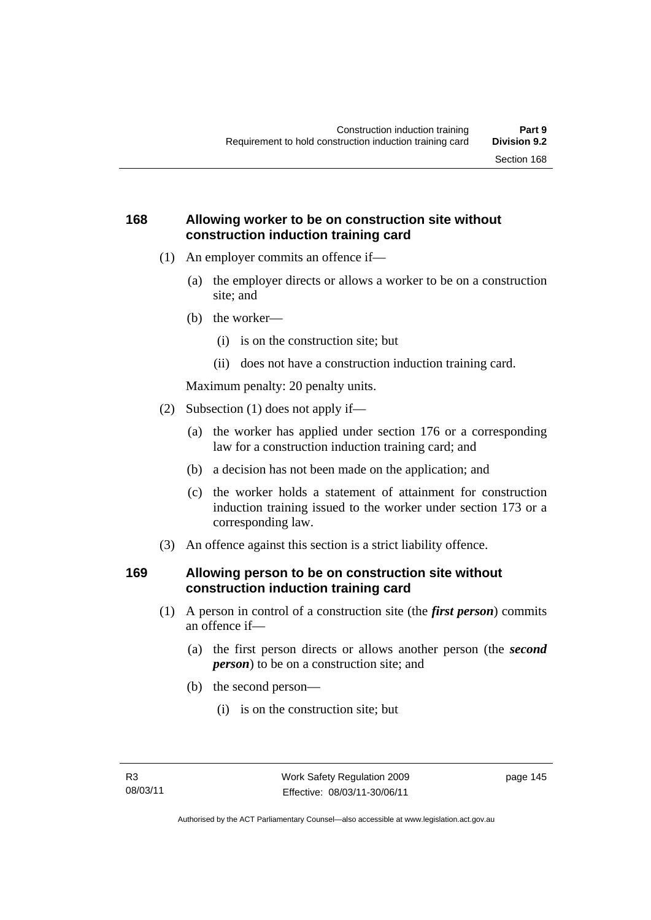### 168 Allowing worker to be on construction site without construction induction training card

(1) An employer commits an offence if—

(a) the employer directs or allows a worker to be on a construction site; and

(b) the worker—

(i) is on the construction site; but

(ii) does not have a construction induction training card.

Maximum penalty: 20 penalty units.

(2) Subsection (1) does not apply if—

(a) the worker has applied under section 176 or a corresponding law for a construction induction training card; and

(b) a decision has not been made on the application; and

(c) the worker holds a statement of attainment for construction induction training issued to the worker under section 173 or a corresponding law.

(3) An offence against this section is a strict liability offence.

### 169 Allowing person to be on construction site without construction induction training card

(1) A person in control of a construction site (the ***first person***) commits an offence if—

(a) the first person directs or allows another person (the ***second person***) to be on a construction site; and

(b) the second person—

(i) is on the construction site; but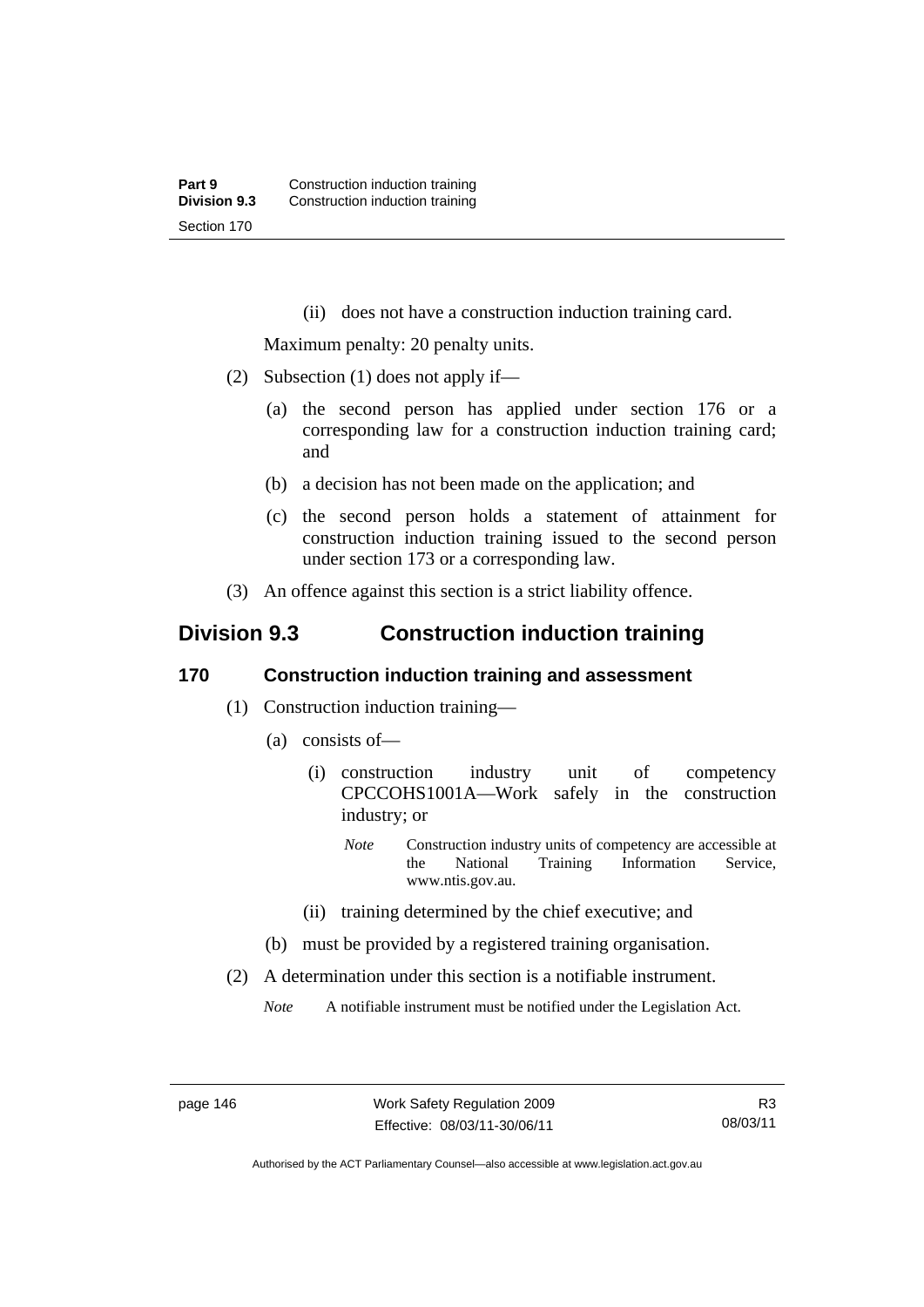(ii) does not have a construction induction training card.

Maximum penalty: 20 penalty units.

(2) Subsection (1) does not apply if—

(a) the second person has applied under section 176 or a corresponding law for a construction induction training card; and

(b) a decision has not been made on the application; and

(c) the second person holds a statement of attainment for construction induction training issued to the second person under section 173 or a corresponding law.

(3) An offence against this section is a strict liability offence.

## Division 9.3 Construction induction training

### 170 Construction induction training and assessment

(1) Construction induction training—

(a) consists of—

(i) construction industry unit of competency CPCCOHS1001A—Work safely in the construction industry; or

*Note* Construction industry units of competency are accessible at the National Training Information Service, www.ntis.gov.au.

(ii) training determined by the chief executive; and

(b) must be provided by a registered training organisation.

(2) A determination under this section is a notifiable instrument.

*Note* A notifiable instrument must be notified under the Legislation Act.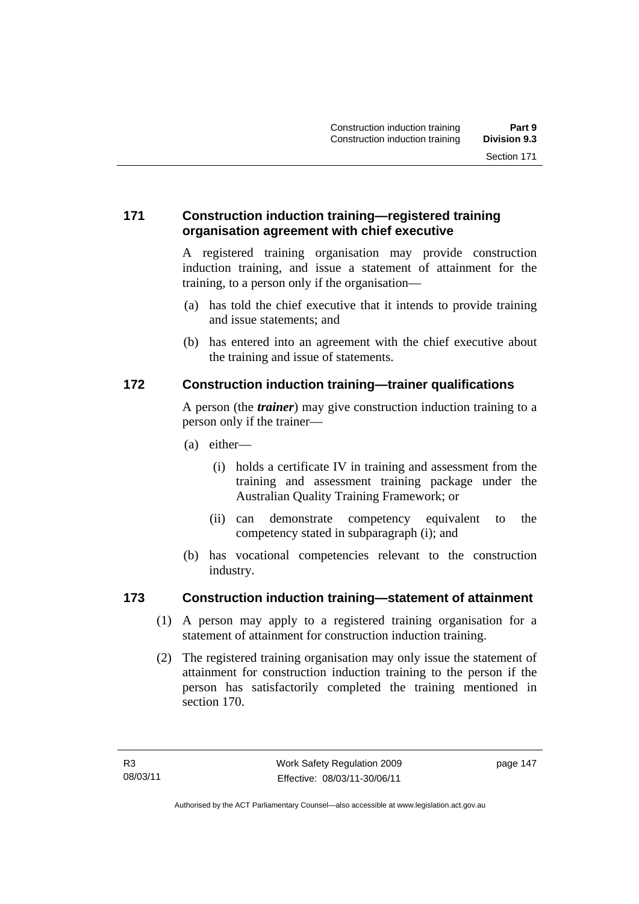## 171 Construction induction training—registered training organisation agreement with chief executive

A registered training organisation may provide construction induction training, and issue a statement of attainment for the training, to a person only if the organisation—

(a) has told the chief executive that it intends to provide training and issue statements; and

(b) has entered into an agreement with the chief executive about the training and issue of statements.

## 172 Construction induction training—trainer qualifications

A person (the ***trainer***) may give construction induction training to a person only if the trainer—

(a) either—

(i) holds a certificate IV in training and assessment from the training and assessment training package under the Australian Quality Training Framework; or

(ii) can demonstrate competency equivalent to the competency stated in subparagraph (i); and

(b) has vocational competencies relevant to the construction industry.

## 173 Construction induction training—statement of attainment

(1) A person may apply to a registered training organisation for a statement of attainment for construction induction training.

(2) The registered training organisation may only issue the statement of attainment for construction induction training to the person if the person has satisfactorily completed the training mentioned in section 170.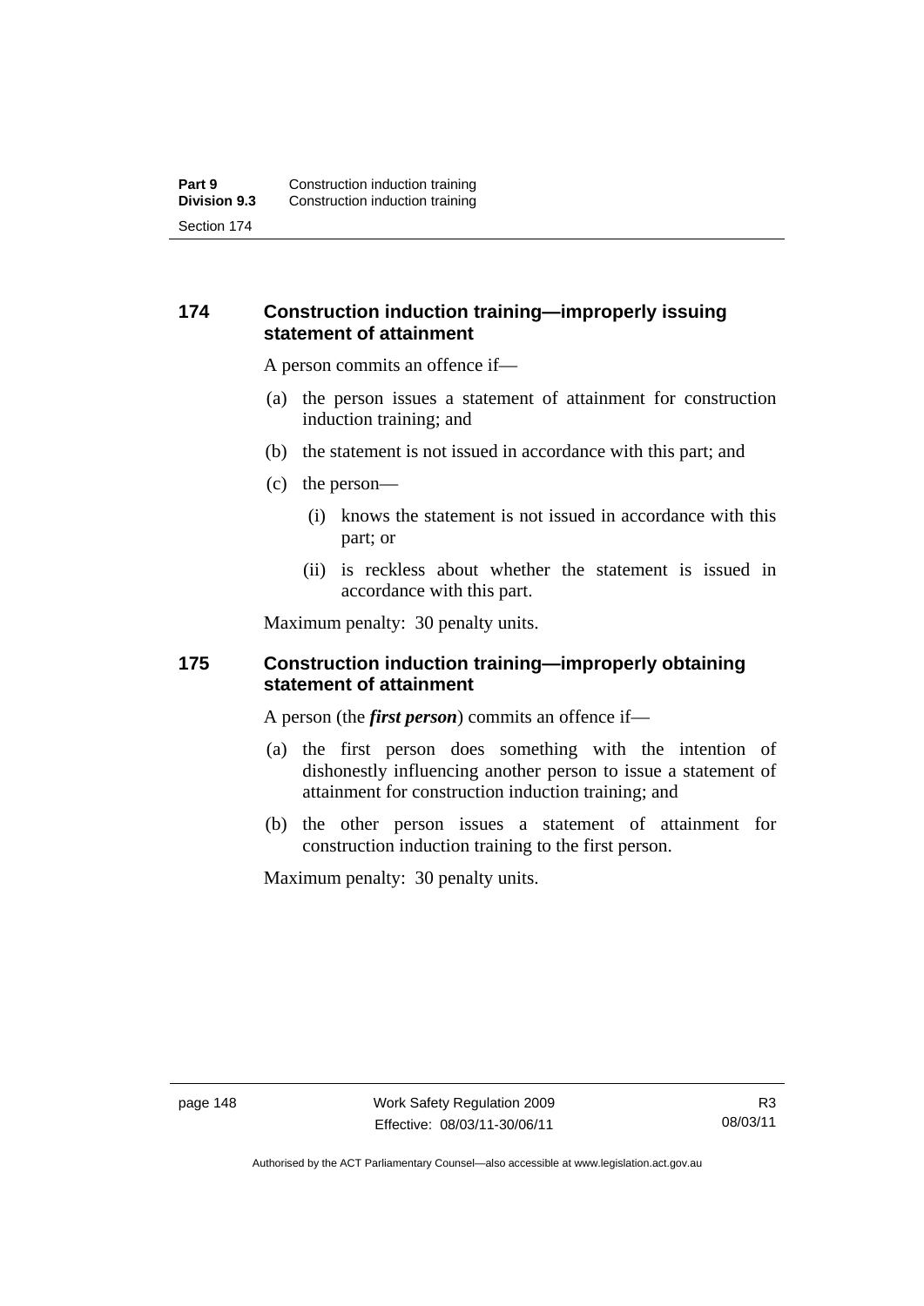## 174 Construction induction training—improperly issuing statement of attainment

A person commits an offence if—

(a) the person issues a statement of attainment for construction induction training; and

(b) the statement is not issued in accordance with this part; and

(c) the person—

(i) knows the statement is not issued in accordance with this part; or

(ii) is reckless about whether the statement is issued in accordance with this part.

Maximum penalty: 30 penalty units.

## 175 Construction induction training—improperly obtaining statement of attainment

A person (the ***first person***) commits an offence if—

(a) the first person does something with the intention of dishonestly influencing another person to issue a statement of attainment for construction induction training; and

(b) the other person issues a statement of attainment for construction induction training to the first person.

Maximum penalty: 30 penalty units.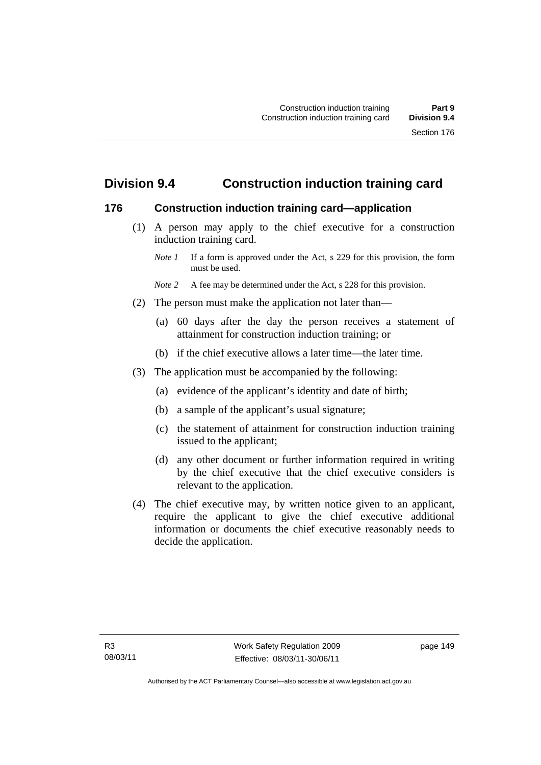## Division 9.4 Construction induction training card

### 176 Construction induction training card—application

(1) A person may apply to the chief executive for a construction induction training card.

*Note 1* If a form is approved under the Act, s 229 for this provision, the form must be used.

*Note 2* A fee may be determined under the Act, s 228 for this provision.

(2) The person must make the application not later than—

(a) 60 days after the day the person receives a statement of attainment for construction induction training; or

(b) if the chief executive allows a later time—the later time.

(3) The application must be accompanied by the following:

(a) evidence of the applicant's identity and date of birth;

(b) a sample of the applicant's usual signature;

(c) the statement of attainment for construction induction training issued to the applicant;

(d) any other document or further information required in writing by the chief executive that the chief executive considers is relevant to the application.

(4) The chief executive may, by written notice given to an applicant, require the applicant to give the chief executive additional information or documents the chief executive reasonably needs to decide the application.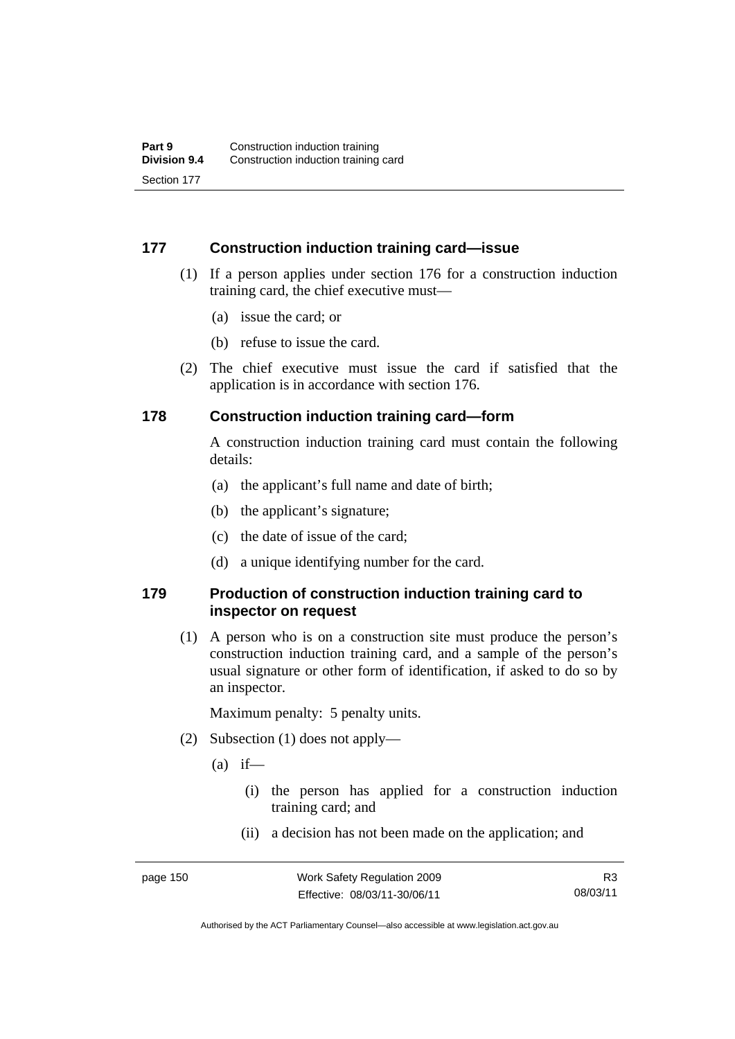## 177 Construction induction training card—issue

(1) If a person applies under section 176 for a construction induction training card, the chief executive must—

(a) issue the card; or

(b) refuse to issue the card.

(2) The chief executive must issue the card if satisfied that the application is in accordance with section 176.

## 178 Construction induction training card—form

A construction induction training card must contain the following details:

(a) the applicant's full name and date of birth;

(b) the applicant's signature;

(c) the date of issue of the card;

(d) a unique identifying number for the card.

## 179 Production of construction induction training card to inspector on request

(1) A person who is on a construction site must produce the person's construction induction training card, and a sample of the person's usual signature or other form of identification, if asked to do so by an inspector.

Maximum penalty: 5 penalty units.

(2) Subsection (1) does not apply—

(a) if—

(i) the person has applied for a construction induction training card; and

(ii) a decision has not been made on the application; and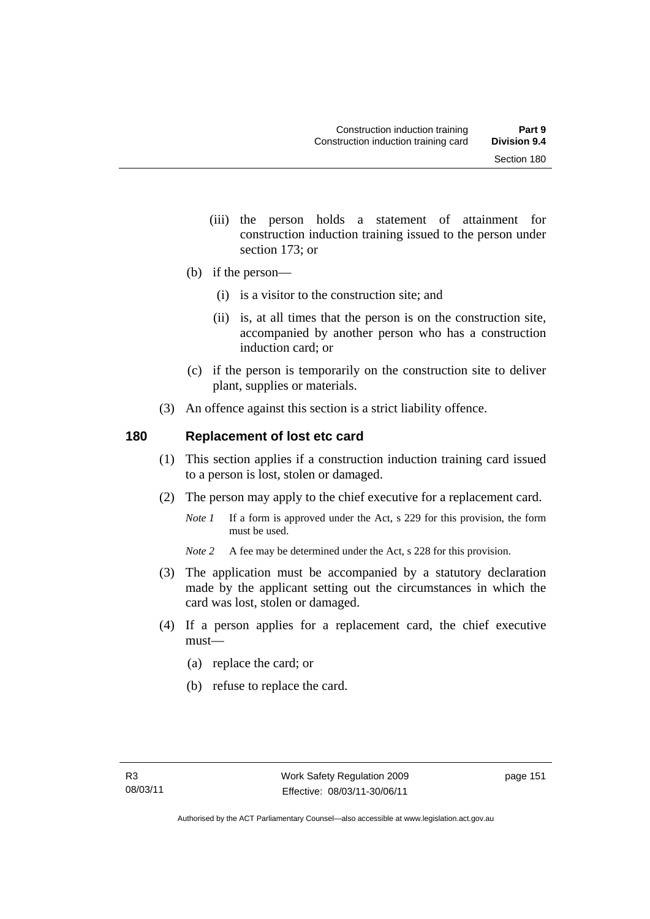(iii) the person holds a statement of attainment for construction induction training issued to the person under section 173; or

(b) if the person—

(i) is a visitor to the construction site; and

(ii) is, at all times that the person is on the construction site, accompanied by another person who has a construction induction card; or

(c) if the person is temporarily on the construction site to deliver plant, supplies or materials.

(3) An offence against this section is a strict liability offence.

### 180 Replacement of lost etc card

(1) This section applies if a construction induction training card issued to a person is lost, stolen or damaged.

(2) The person may apply to the chief executive for a replacement card.

*Note 1* If a form is approved under the Act, s 229 for this provision, the form must be used.

*Note 2* A fee may be determined under the Act, s 228 for this provision.

(3) The application must be accompanied by a statutory declaration made by the applicant setting out the circumstances in which the card was lost, stolen or damaged.

(4) If a person applies for a replacement card, the chief executive must—

(a) replace the card; or

(b) refuse to replace the card.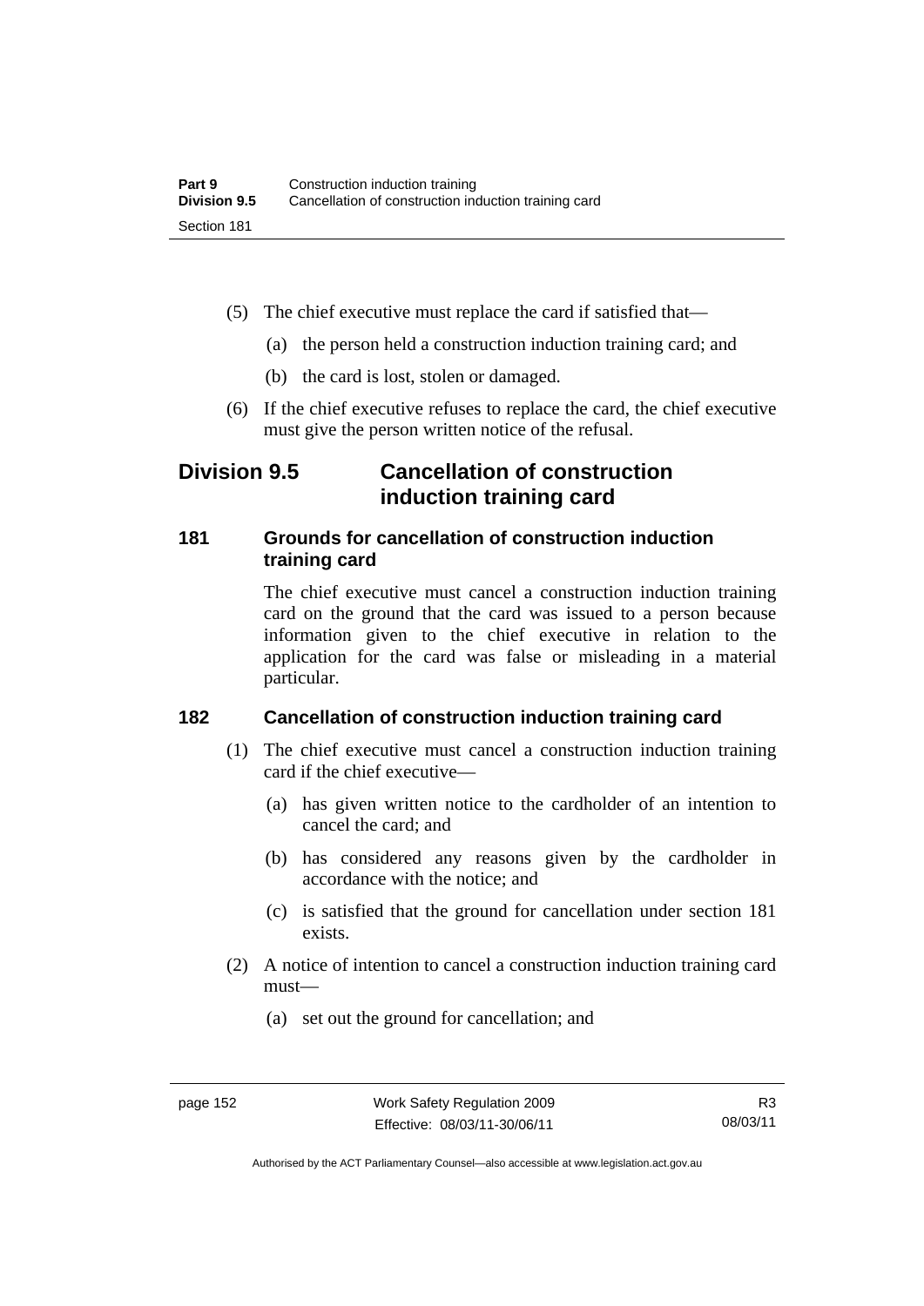(5) The chief executive must replace the card if satisfied that—

(a) the person held a construction induction training card; and

(b) the card is lost, stolen or damaged.

(6) If the chief executive refuses to replace the card, the chief executive must give the person written notice of the refusal.

## Division 9.5 Cancellation of construction induction training card

### 181 Grounds for cancellation of construction induction training card

The chief executive must cancel a construction induction training card on the ground that the card was issued to a person because information given to the chief executive in relation to the application for the card was false or misleading in a material particular.

### 182 Cancellation of construction induction training card

(1) The chief executive must cancel a construction induction training card if the chief executive—

(a) has given written notice to the cardholder of an intention to cancel the card; and

(b) has considered any reasons given by the cardholder in accordance with the notice; and

(c) is satisfied that the ground for cancellation under section 181 exists.

(2) A notice of intention to cancel a construction induction training card must—

(a) set out the ground for cancellation; and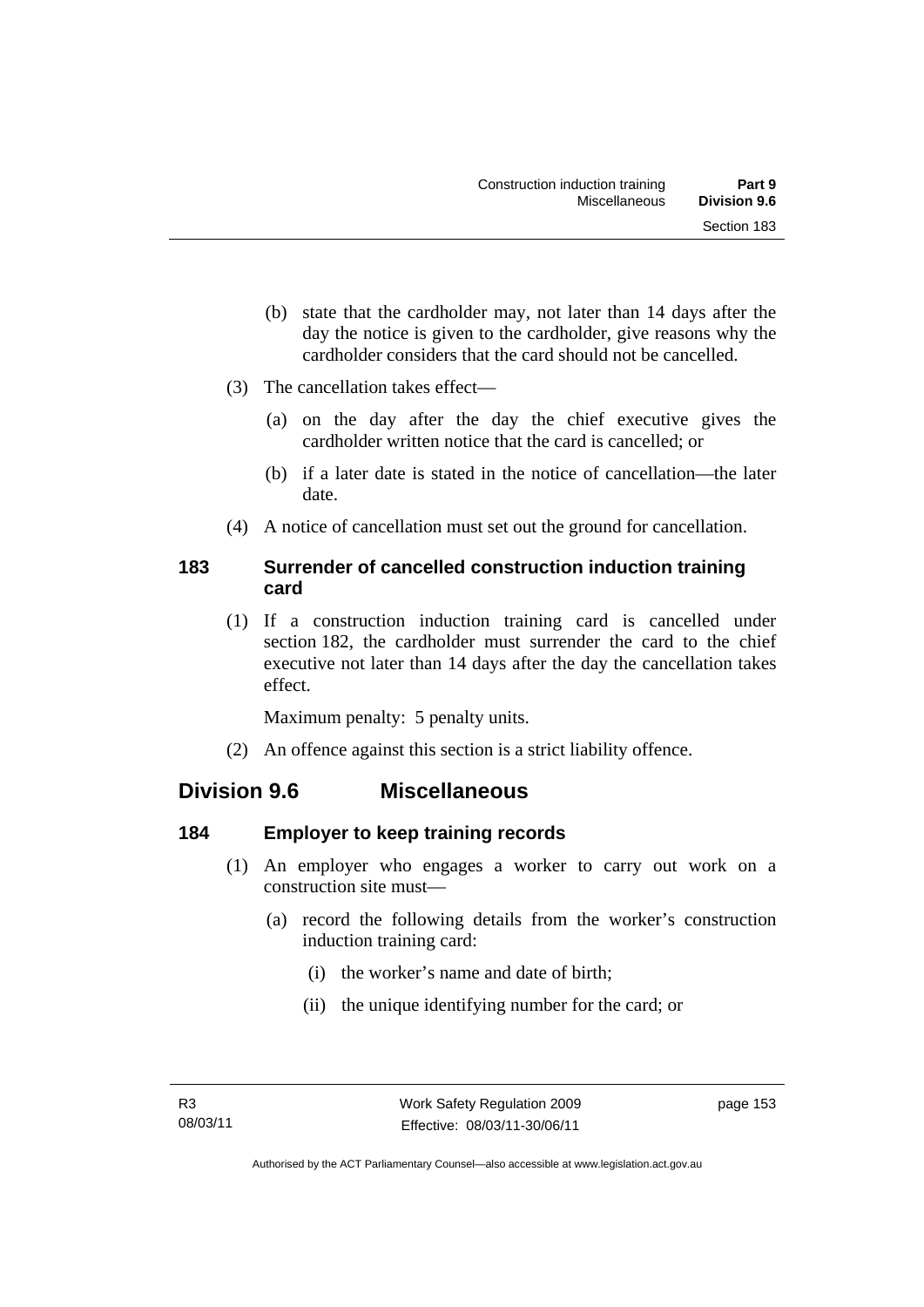(b) state that the cardholder may, not later than 14 days after the day the notice is given to the cardholder, give reasons why the cardholder considers that the card should not be cancelled.

(3) The cancellation takes effect—

(a) on the day after the day the chief executive gives the cardholder written notice that the card is cancelled; or

(b) if a later date is stated in the notice of cancellation—the later date.

(4) A notice of cancellation must set out the ground for cancellation.

### 183 Surrender of cancelled construction induction training card

(1) If a construction induction training card is cancelled under section 182, the cardholder must surrender the card to the chief executive not later than 14 days after the day the cancellation takes effect.

Maximum penalty: 5 penalty units.

(2) An offence against this section is a strict liability offence.

## Division 9.6 Miscellaneous

### 184 Employer to keep training records

(1) An employer who engages a worker to carry out work on a construction site must—

(a) record the following details from the worker's construction induction training card:

(i) the worker's name and date of birth;

(ii) the unique identifying number for the card; or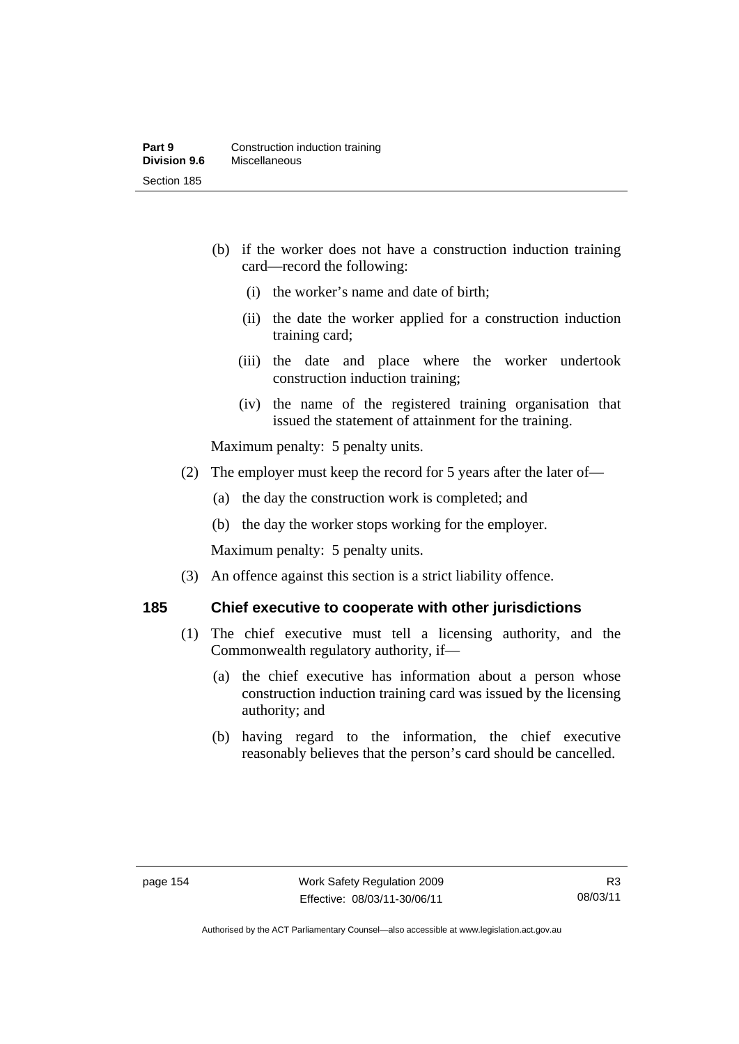(b) if the worker does not have a construction induction training card—record the following:

   (i) the worker's name and date of birth;

   (ii) the date the worker applied for a construction induction training card;

   (iii) the date and place where the worker undertook construction induction training;

   (iv) the name of the registered training organisation that issued the statement of attainment for the training.

Maximum penalty: 5 penalty units.

(2) The employer must keep the record for 5 years after the later of—

   (a) the day the construction work is completed; and

   (b) the day the worker stops working for the employer.

Maximum penalty: 5 penalty units.

(3) An offence against this section is a strict liability offence.

### 185 Chief executive to cooperate with other jurisdictions

(1) The chief executive must tell a licensing authority, and the Commonwealth regulatory authority, if—

   (a) the chief executive has information about a person whose construction induction training card was issued by the licensing authority; and

   (b) having regard to the information, the chief executive reasonably believes that the person's card should be cancelled.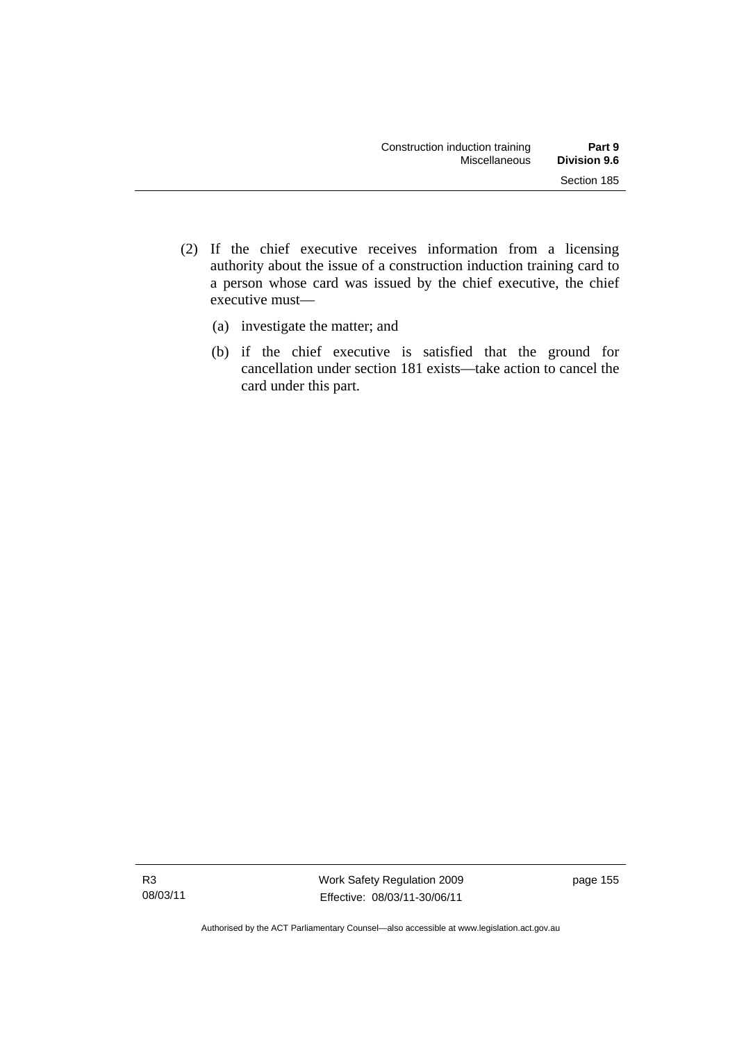(2) If the chief executive receives information from a licensing authority about the issue of a construction induction training card to a person whose card was issued by the chief executive, the chief executive must—

   (a) investigate the matter; and

   (b) if the chief executive is satisfied that the ground for cancellation under section 181 exists—take action to cancel the card under this part.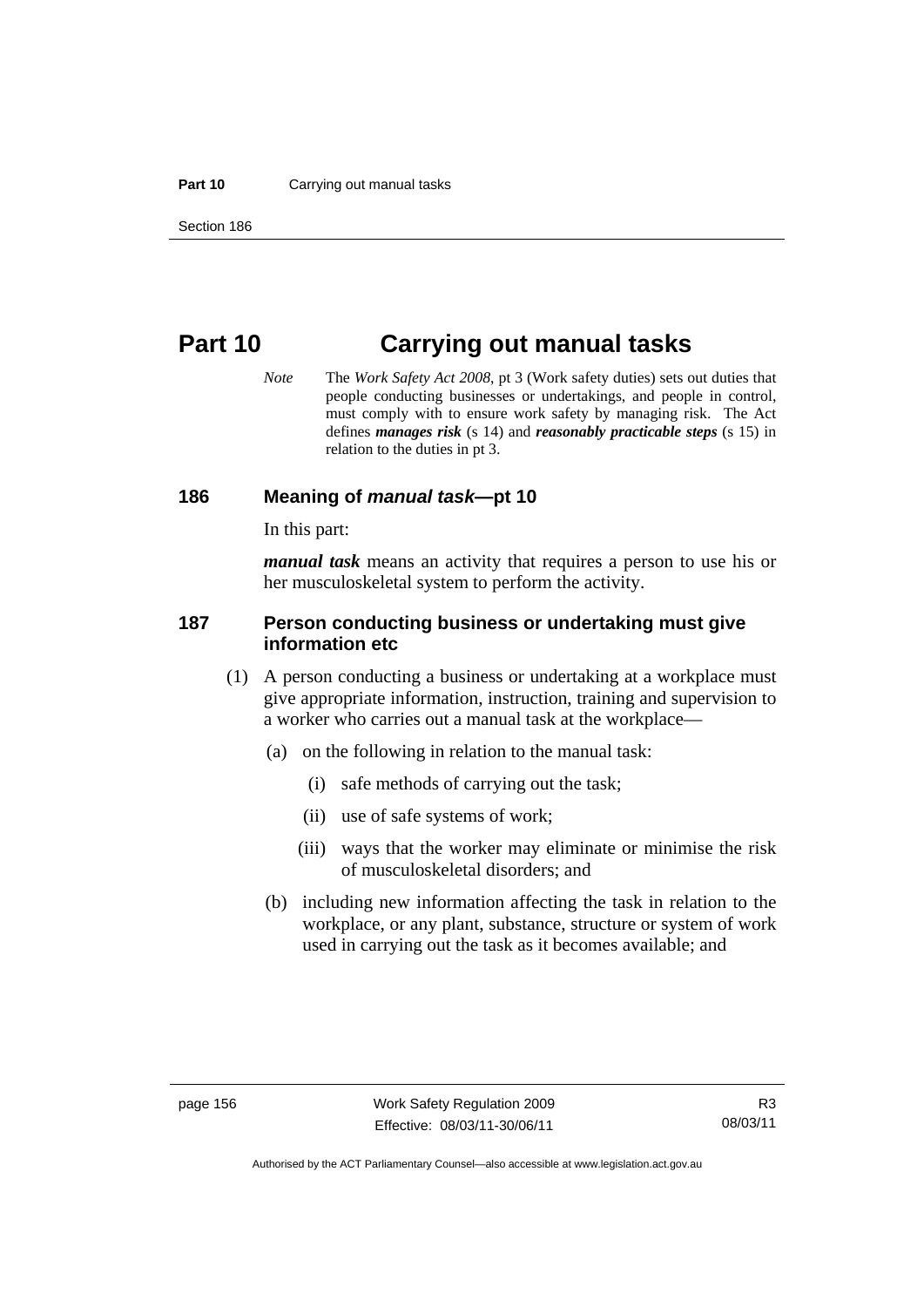# Part 10 Carrying out manual tasks

*Note* The *Work Safety Act 2008*, pt 3 (Work safety duties) sets out duties that people conducting businesses or undertakings, and people in control, must comply with to ensure work safety by managing risk. The Act defines ***manages risk*** (s 14) and ***reasonably practicable steps*** (s 15) in relation to the duties in pt 3.

## 186 Meaning of *manual task*—pt 10

In this part:

***manual task*** means an activity that requires a person to use his or her musculoskeletal system to perform the activity.

## 187 Person conducting business or undertaking must give information etc

(1) A person conducting a business or undertaking at a workplace must give appropriate information, instruction, training and supervision to a worker who carries out a manual task at the workplace—

(a) on the following in relation to the manual task:

(i) safe methods of carrying out the task;

(ii) use of safe systems of work;

(iii) ways that the worker may eliminate or minimise the risk of musculoskeletal disorders; and

(b) including new information affecting the task in relation to the workplace, or any plant, substance, structure or system of work used in carrying out the task as it becomes available; and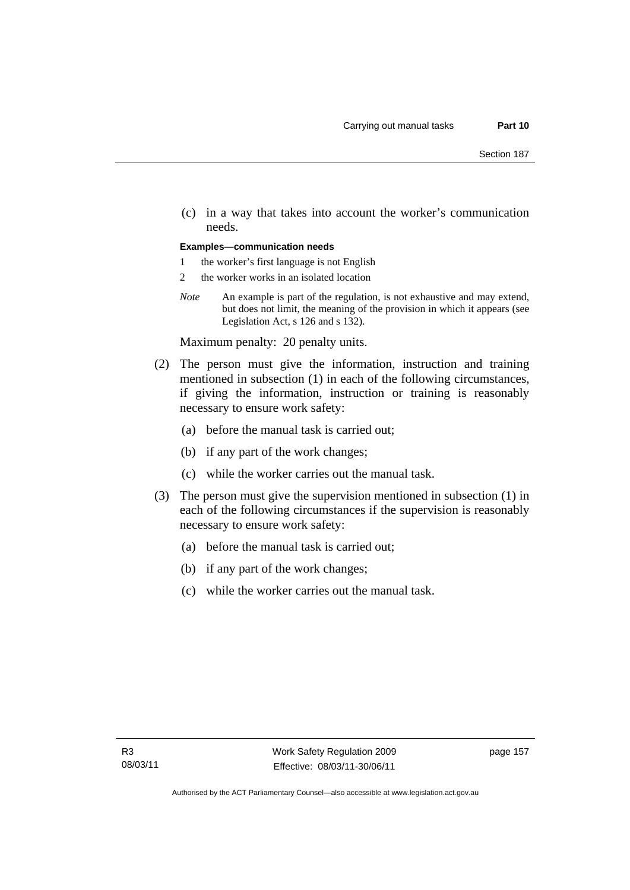(c) in a way that takes into account the worker's communication needs.

**Examples—communication needs**

1. the worker's first language is not English
2. the worker works in an isolated location

*Note* An example is part of the regulation, is not exhaustive and may extend, but does not limit, the meaning of the provision in which it appears (see Legislation Act, s 126 and s 132).

Maximum penalty: 20 penalty units.

(2) The person must give the information, instruction and training mentioned in subsection (1) in each of the following circumstances, if giving the information, instruction or training is reasonably necessary to ensure work safety:

(a) before the manual task is carried out;

(b) if any part of the work changes;

(c) while the worker carries out the manual task.

(3) The person must give the supervision mentioned in subsection (1) in each of the following circumstances if the supervision is reasonably necessary to ensure work safety:

(a) before the manual task is carried out;

(b) if any part of the work changes;

(c) while the worker carries out the manual task.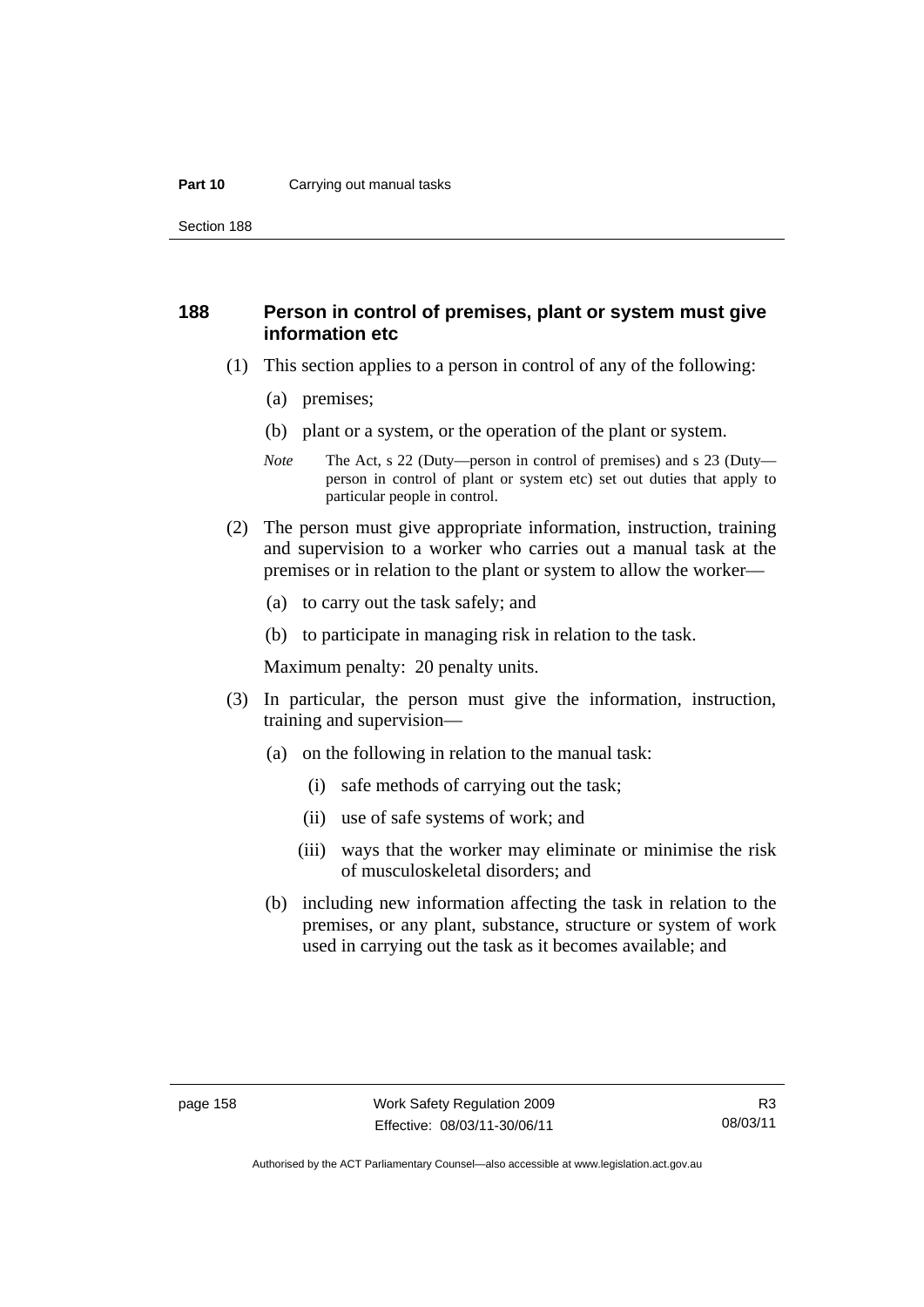## 188 Person in control of premises, plant or system must give information etc

(1) This section applies to a person in control of any of the following:

(a) premises;

(b) plant or a system, or the operation of the plant or system.

*Note* The Act, s 22 (Duty—person in control of premises) and s 23 (Duty—person in control of plant or system etc) set out duties that apply to particular people in control.

(2) The person must give appropriate information, instruction, training and supervision to a worker who carries out a manual task at the premises or in relation to the plant or system to allow the worker—

(a) to carry out the task safely; and

(b) to participate in managing risk in relation to the task.

Maximum penalty: 20 penalty units.

(3) In particular, the person must give the information, instruction, training and supervision—

(a) on the following in relation to the manual task:

(i) safe methods of carrying out the task;

(ii) use of safe systems of work; and

(iii) ways that the worker may eliminate or minimise the risk of musculoskeletal disorders; and

(b) including new information affecting the task in relation to the premises, or any plant, substance, structure or system of work used in carrying out the task as it becomes available; and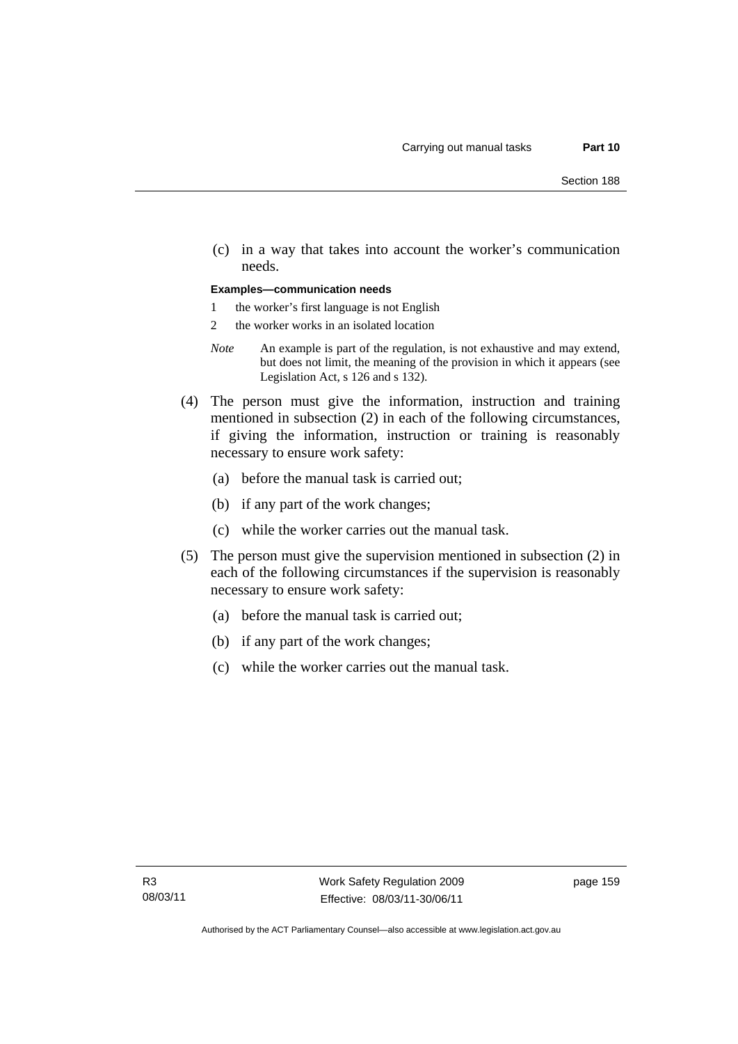(c) in a way that takes into account the worker's communication needs.

**Examples—communication needs**

1 the worker's first language is not English

2 the worker works in an isolated location

*Note* An example is part of the regulation, is not exhaustive and may extend, but does not limit, the meaning of the provision in which it appears (see Legislation Act, s 126 and s 132).

(4) The person must give the information, instruction and training mentioned in subsection (2) in each of the following circumstances, if giving the information, instruction or training is reasonably necessary to ensure work safety:

(a) before the manual task is carried out;

(b) if any part of the work changes;

(c) while the worker carries out the manual task.

(5) The person must give the supervision mentioned in subsection (2) in each of the following circumstances if the supervision is reasonably necessary to ensure work safety:

(a) before the manual task is carried out;

(b) if any part of the work changes;

(c) while the worker carries out the manual task.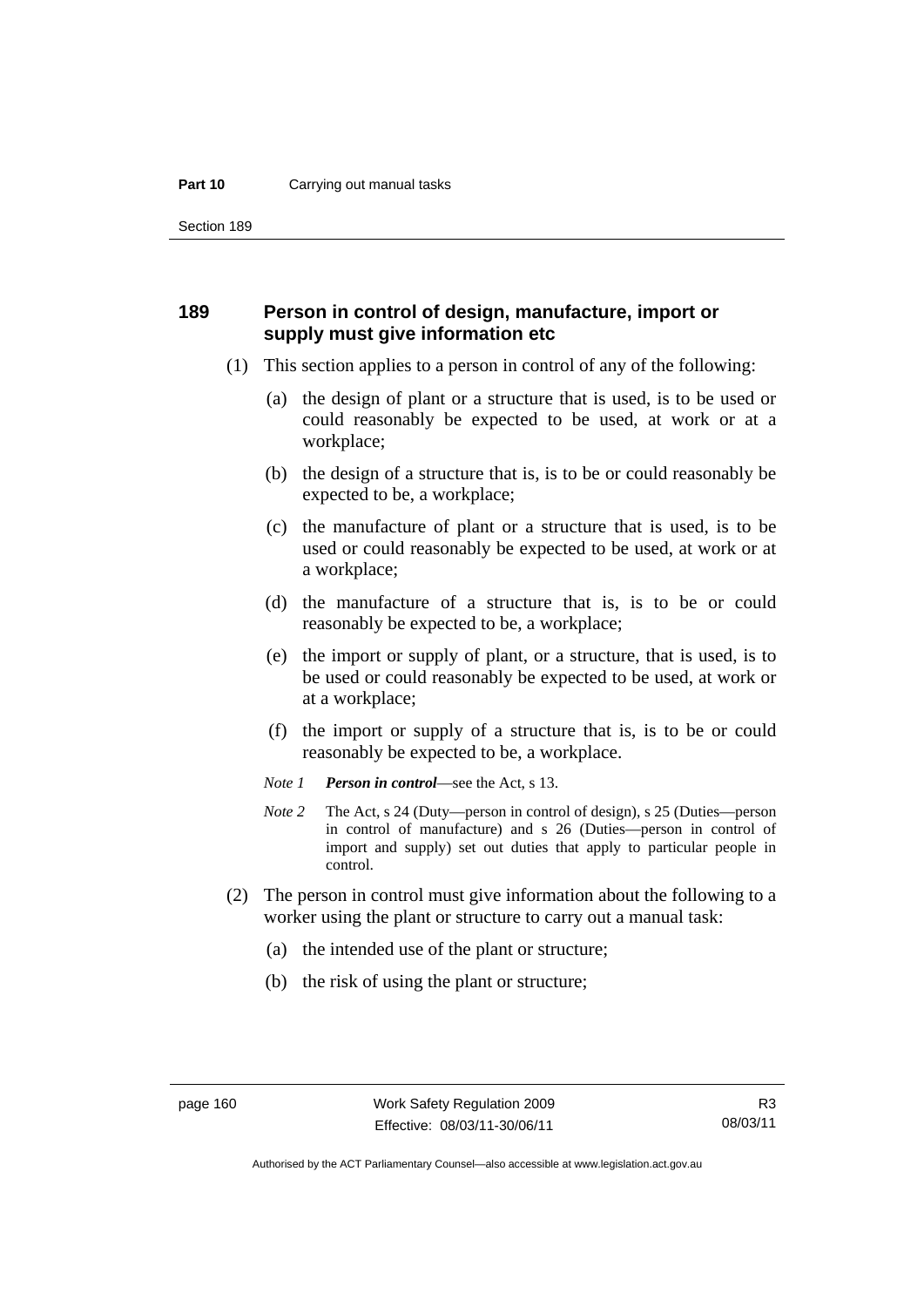### 189 Person in control of design, manufacture, import or supply must give information etc

(1) This section applies to a person in control of any of the following:

(a) the design of plant or a structure that is used, is to be used or could reasonably be expected to be used, at work or at a workplace;

(b) the design of a structure that is, is to be or could reasonably be expected to be, a workplace;

(c) the manufacture of plant or a structure that is used, is to be used or could reasonably be expected to be used, at work or at a workplace;

(d) the manufacture of a structure that is, is to be or could reasonably be expected to be, a workplace;

(e) the import or supply of plant, or a structure, that is used, is to be used or could reasonably be expected to be used, at work or at a workplace;

(f) the import or supply of a structure that is, is to be or could reasonably be expected to be, a workplace.

*Note 1* ***Person in control***—see the Act, s 13.

*Note 2* The Act, s 24 (Duty—person in control of design), s 25 (Duties—person in control of manufacture) and s 26 (Duties—person in control of import and supply) set out duties that apply to particular people in control.

(2) The person in control must give information about the following to a worker using the plant or structure to carry out a manual task:

(a) the intended use of the plant or structure;

(b) the risk of using the plant or structure;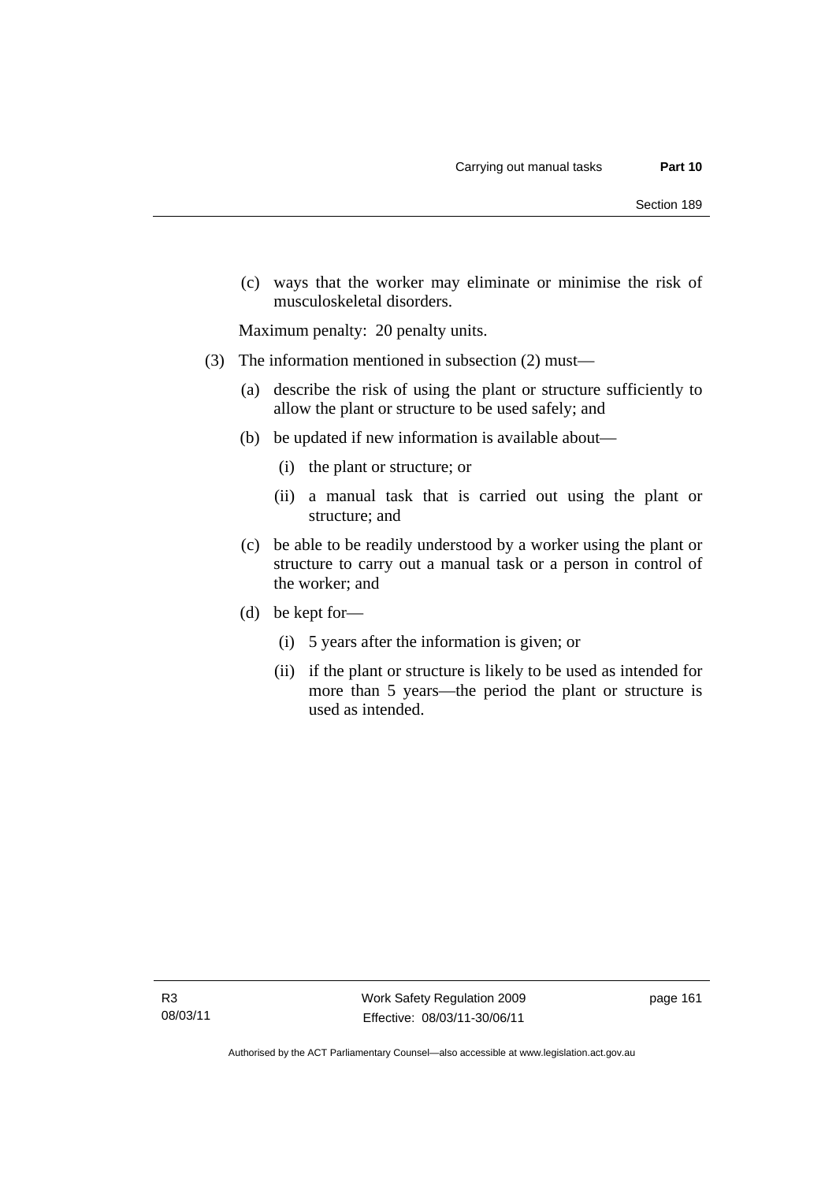(c) ways that the worker may eliminate or minimise the risk of musculoskeletal disorders.

Maximum penalty: 20 penalty units.

(3) The information mentioned in subsection (2) must—

(a) describe the risk of using the plant or structure sufficiently to allow the plant or structure to be used safely; and

(b) be updated if new information is available about—

(i) the plant or structure; or

(ii) a manual task that is carried out using the plant or structure; and

(c) be able to be readily understood by a worker using the plant or structure to carry out a manual task or a person in control of the worker; and

(d) be kept for—

(i) 5 years after the information is given; or

(ii) if the plant or structure is likely to be used as intended for more than 5 years—the period the plant or structure is used as intended.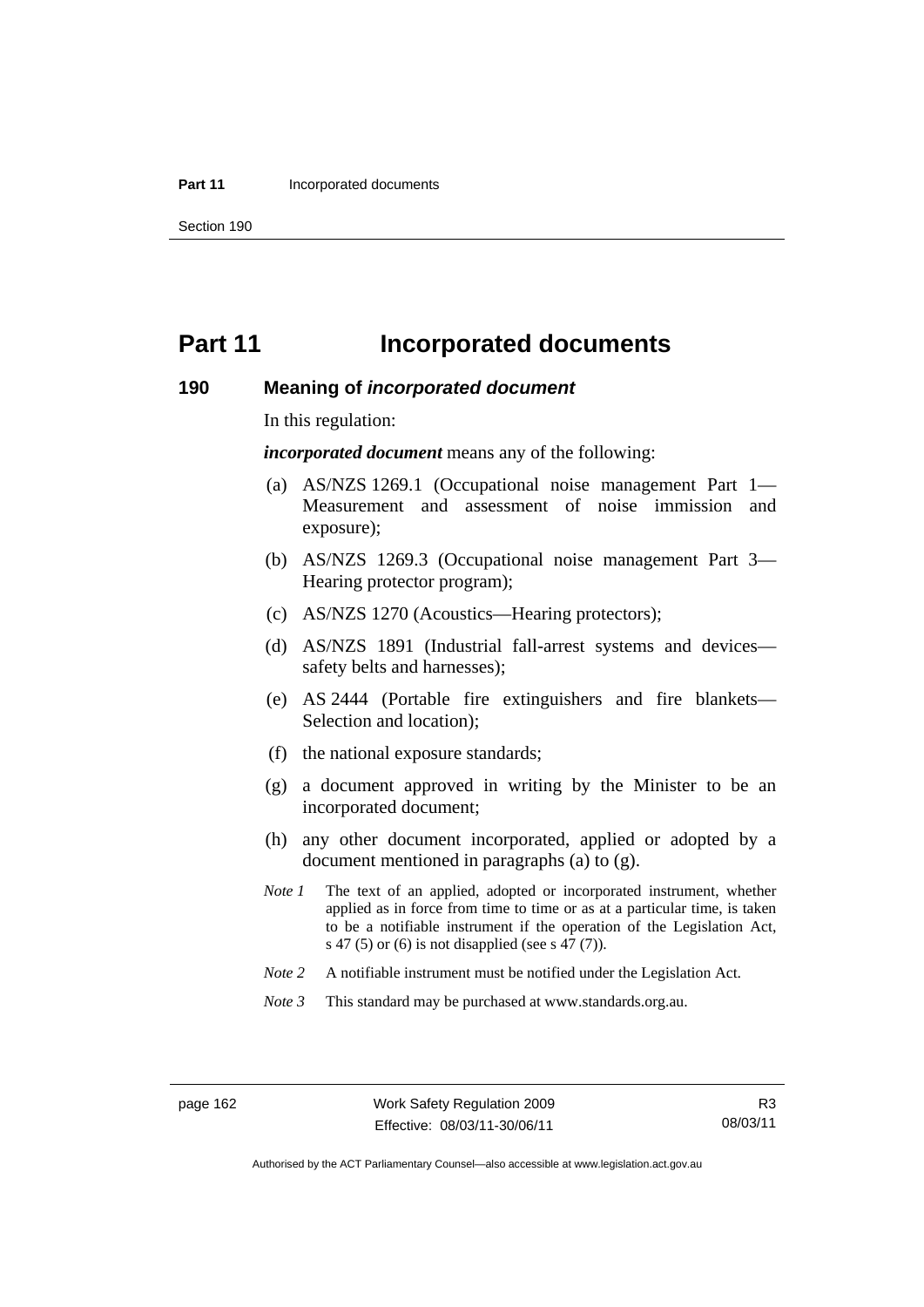# Part 11 Incorporated documents

## 190 Meaning of *incorporated document*

In this regulation:

***incorporated document*** means any of the following:

(a) AS/NZS 1269.1 (Occupational noise management Part 1—Measurement and assessment of noise immission and exposure);

(b) AS/NZS 1269.3 (Occupational noise management Part 3—Hearing protector program);

(c) AS/NZS 1270 (Acoustics—Hearing protectors);

(d) AS/NZS 1891 (Industrial fall-arrest systems and devices—safety belts and harnesses);

(e) AS 2444 (Portable fire extinguishers and fire blankets—Selection and location);

(f) the national exposure standards;

(g) a document approved in writing by the Minister to be an incorporated document;

(h) any other document incorporated, applied or adopted by a document mentioned in paragraphs (a) to (g).

*Note 1* The text of an applied, adopted or incorporated instrument, whether applied as in force from time to time or as at a particular time, is taken to be a notifiable instrument if the operation of the Legislation Act, s 47 (5) or (6) is not disapplied (see s 47 (7)).

*Note 2* A notifiable instrument must be notified under the Legislation Act.

*Note 3* This standard may be purchased at www.standards.org.au.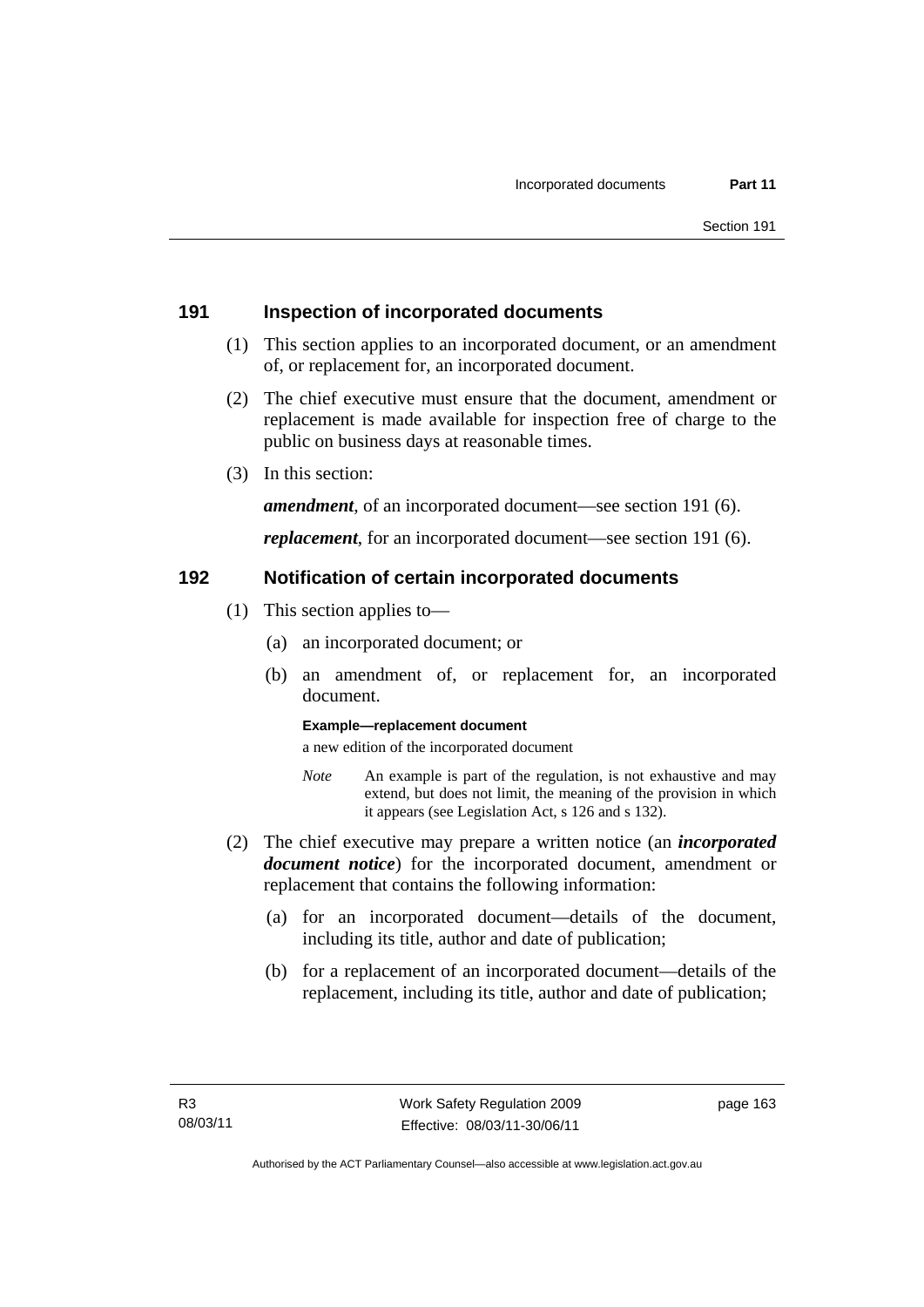## 191 Inspection of incorporated documents

(1) This section applies to an incorporated document, or an amendment of, or replacement for, an incorporated document.

(2) The chief executive must ensure that the document, amendment or replacement is made available for inspection free of charge to the public on business days at reasonable times.

(3) In this section:

***amendment***, of an incorporated document—see section 191 (6).

***replacement***, for an incorporated document—see section 191 (6).

## 192 Notification of certain incorporated documents

(1) This section applies to—

(a) an incorporated document; or

(b) an amendment of, or replacement for, an incorporated document.

**Example—replacement document**

a new edition of the incorporated document

*Note* An example is part of the regulation, is not exhaustive and may extend, but does not limit, the meaning of the provision in which it appears (see Legislation Act, s 126 and s 132).

(2) The chief executive may prepare a written notice (an ***incorporated document notice***) for the incorporated document, amendment or replacement that contains the following information:

(a) for an incorporated document—details of the document, including its title, author and date of publication;

(b) for a replacement of an incorporated document—details of the replacement, including its title, author and date of publication;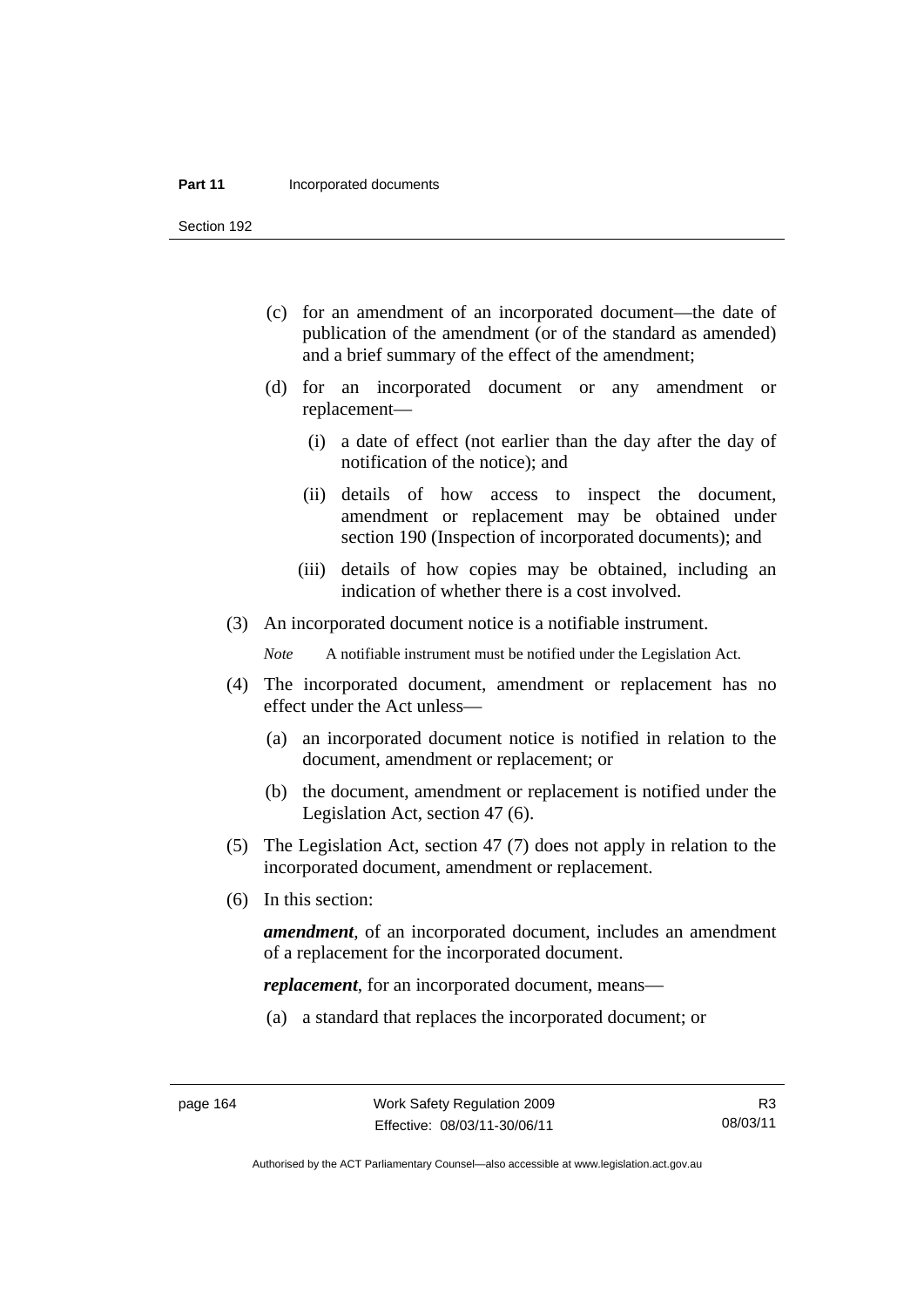(c) for an amendment of an incorporated document—the date of publication of the amendment (or of the standard as amended) and a brief summary of the effect of the amendment;

(d) for an incorporated document or any amendment or replacement—

(i) a date of effect (not earlier than the day after the day of notification of the notice); and

(ii) details of how access to inspect the document, amendment or replacement may be obtained under section 190 (Inspection of incorporated documents); and

(iii) details of how copies may be obtained, including an indication of whether there is a cost involved.

(3) An incorporated document notice is a notifiable instrument.

*Note* A notifiable instrument must be notified under the Legislation Act.

(4) The incorporated document, amendment or replacement has no effect under the Act unless—

(a) an incorporated document notice is notified in relation to the document, amendment or replacement; or

(b) the document, amendment or replacement is notified under the Legislation Act, section 47 (6).

(5) The Legislation Act, section 47 (7) does not apply in relation to the incorporated document, amendment or replacement.

(6) In this section:

***amendment***, of an incorporated document, includes an amendment of a replacement for the incorporated document.

***replacement***, for an incorporated document, means—

(a) a standard that replaces the incorporated document; or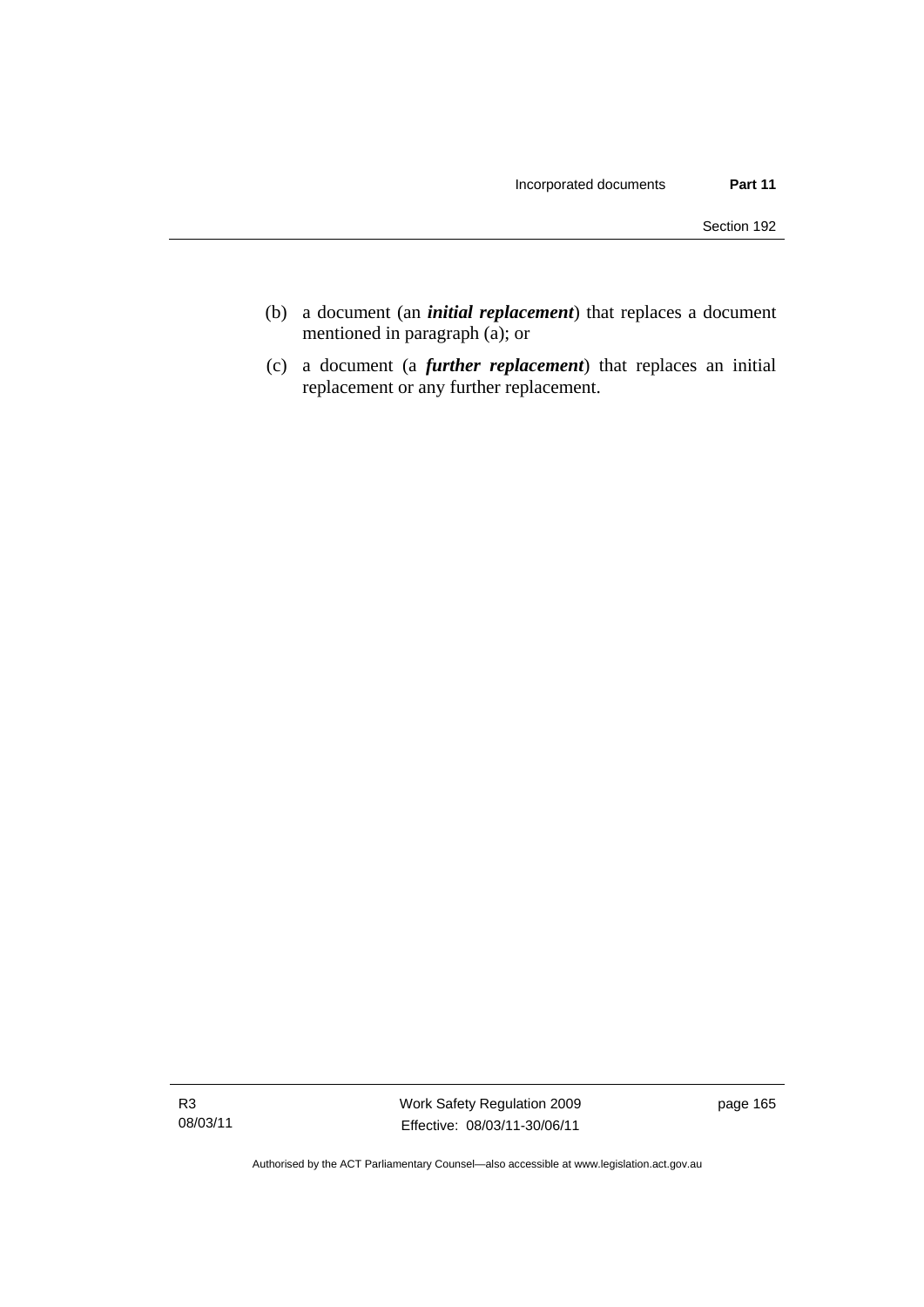(b) a document (an ***initial replacement***) that replaces a document mentioned in paragraph (a); or

(c) a document (a ***further replacement***) that replaces an initial replacement or any further replacement.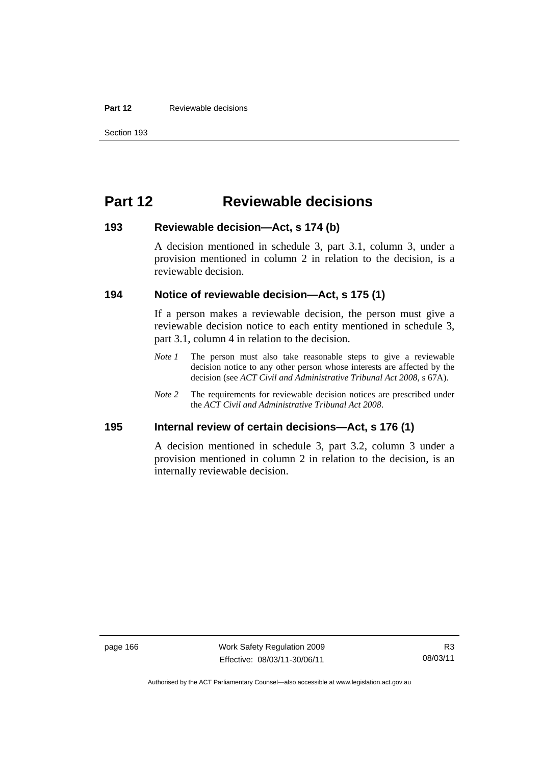# Part 12 Reviewable decisions

## 193 Reviewable decision—Act, s 174 (b)

A decision mentioned in schedule 3, part 3.1, column 3, under a provision mentioned in column 2 in relation to the decision, is a reviewable decision.

## 194 Notice of reviewable decision—Act, s 175 (1)

If a person makes a reviewable decision, the person must give a reviewable decision notice to each entity mentioned in schedule 3, part 3.1, column 4 in relation to the decision.

*Note 1* The person must also take reasonable steps to give a reviewable decision notice to any other person whose interests are affected by the decision (see *ACT Civil and Administrative Tribunal Act 2008*, s 67A).

*Note 2* The requirements for reviewable decision notices are prescribed under the *ACT Civil and Administrative Tribunal Act 2008*.

## 195 Internal review of certain decisions—Act, s 176 (1)

A decision mentioned in schedule 3, part 3.2, column 3 under a provision mentioned in column 2 in relation to the decision, is an internally reviewable decision.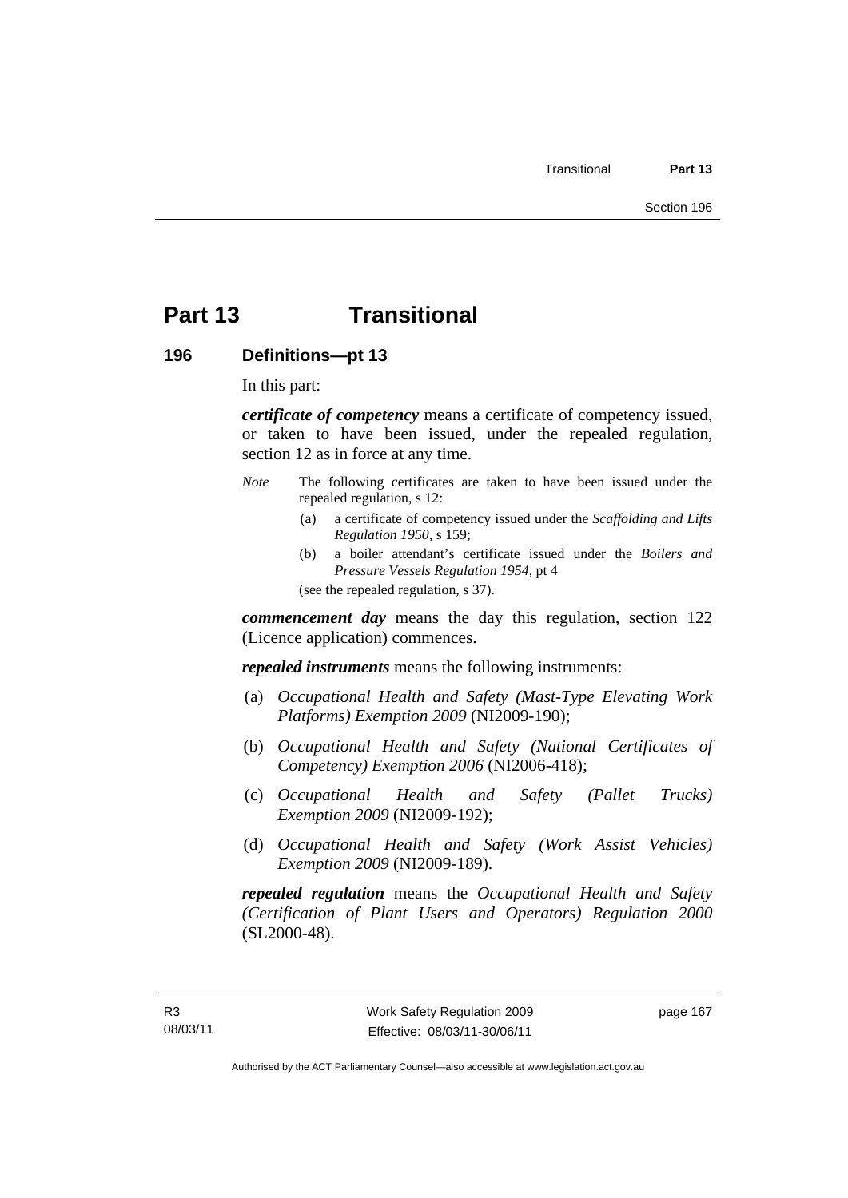# Part 13 Transitional

## 196 Definitions—pt 13

In this part:

***certificate of competency*** means a certificate of competency issued, or taken to have been issued, under the repealed regulation, section 12 as in force at any time.

*Note* The following certificates are taken to have been issued under the repealed regulation, s 12:

(a) a certificate of competency issued under the *Scaffolding and Lifts Regulation 1950*, s 159;

(b) a boiler attendant's certificate issued under the *Boilers and Pressure Vessels Regulation 1954*, pt 4

(see the repealed regulation, s 37).

***commencement day*** means the day this regulation, section 122 (Licence application) commences.

***repealed instruments*** means the following instruments:

(a) *Occupational Health and Safety (Mast-Type Elevating Work Platforms) Exemption 2009* (NI2009-190);

(b) *Occupational Health and Safety (National Certificates of Competency) Exemption 2006* (NI2006-418);

(c) *Occupational Health and Safety (Pallet Trucks) Exemption 2009* (NI2009-192);

(d) *Occupational Health and Safety (Work Assist Vehicles) Exemption 2009* (NI2009-189).

***repealed regulation*** means the *Occupational Health and Safety (Certification of Plant Users and Operators) Regulation 2000* (SL2000-48).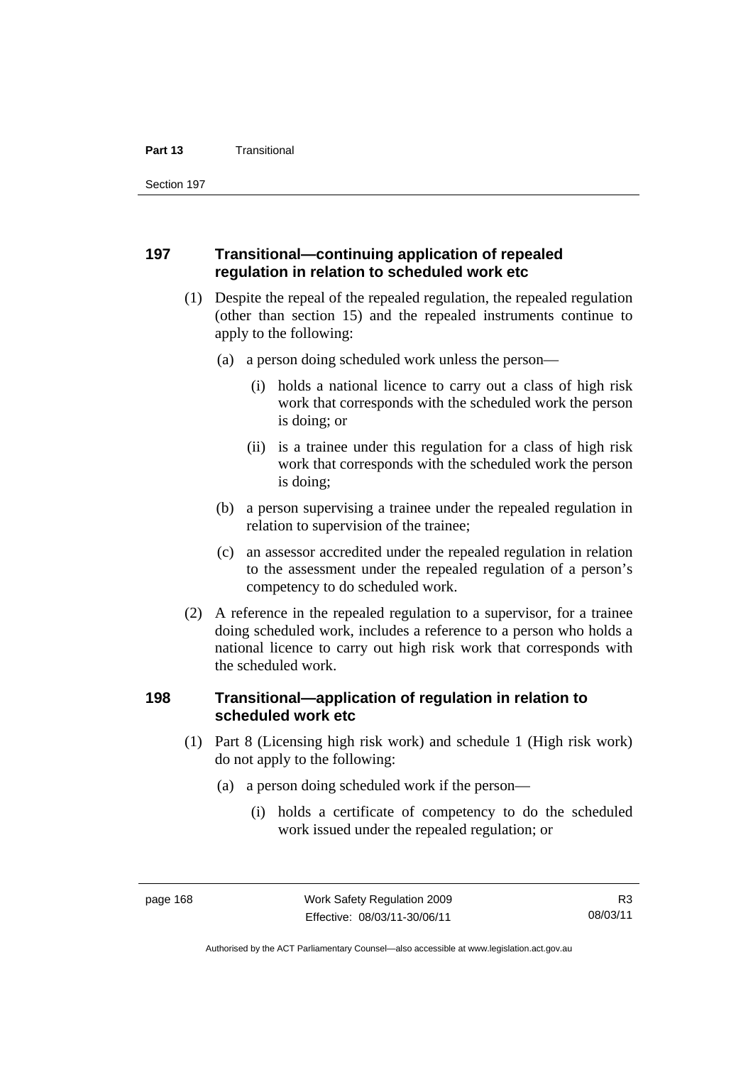## 197 Transitional—continuing application of repealed regulation in relation to scheduled work etc

(1) Despite the repeal of the repealed regulation, the repealed regulation (other than section 15) and the repealed instruments continue to apply to the following:

(a) a person doing scheduled work unless the person—

(i) holds a national licence to carry out a class of high risk work that corresponds with the scheduled work the person is doing; or

(ii) is a trainee under this regulation for a class of high risk work that corresponds with the scheduled work the person is doing;

(b) a person supervising a trainee under the repealed regulation in relation to supervision of the trainee;

(c) an assessor accredited under the repealed regulation in relation to the assessment under the repealed regulation of a person's competency to do scheduled work.

(2) A reference in the repealed regulation to a supervisor, for a trainee doing scheduled work, includes a reference to a person who holds a national licence to carry out high risk work that corresponds with the scheduled work.

## 198 Transitional—application of regulation in relation to scheduled work etc

(1) Part 8 (Licensing high risk work) and schedule 1 (High risk work) do not apply to the following:

(a) a person doing scheduled work if the person—

(i) holds a certificate of competency to do the scheduled work issued under the repealed regulation; or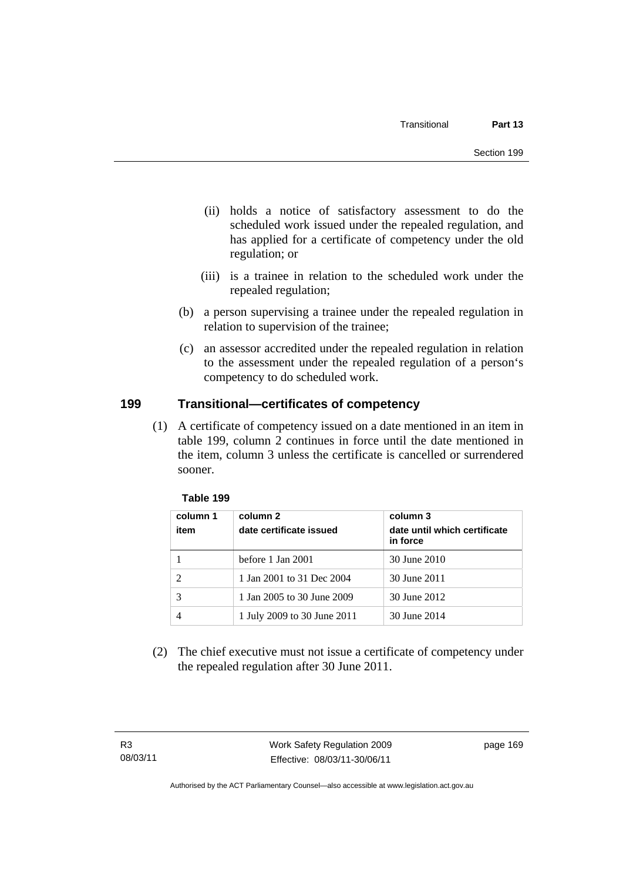(ii) holds a notice of satisfactory assessment to do the scheduled work issued under the repealed regulation, and has applied for a certificate of competency under the old regulation; or

(iii) is a trainee in relation to the scheduled work under the repealed regulation;

(b) a person supervising a trainee under the repealed regulation in relation to supervision of the trainee;

(c) an assessor accredited under the repealed regulation in relation to the assessment under the repealed regulation of a person‘s competency to do scheduled work.

## 199 Transitional—certificates of competency

(1) A certificate of competency issued on a date mentioned in an item in table 199, column 2 continues in force until the date mentioned in the item, column 3 unless the certificate is cancelled or surrendered sooner.

**Table 199**

| column 1 item | column 2 date certificate issued | column 3 date until which certificate in force |
|---|---|---|
| 1 | before 1 Jan 2001 | 30 June 2010 |
| 2 | 1 Jan 2001 to 31 Dec 2004 | 30 June 2011 |
| 3 | 1 Jan 2005 to 30 June 2009 | 30 June 2012 |
| 4 | 1 July 2009 to 30 June 2011 | 30 June 2014 |

(2) The chief executive must not issue a certificate of competency under the repealed regulation after 30 June 2011.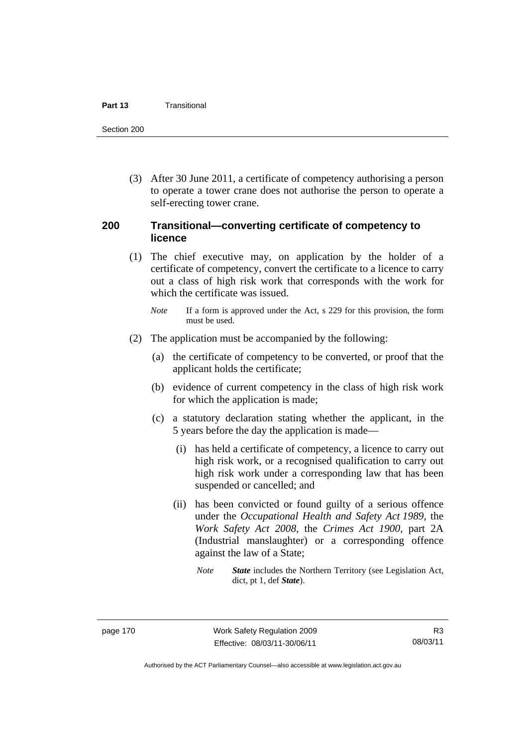(3) After 30 June 2011, a certificate of competency authorising a person to operate a tower crane does not authorise the person to operate a self-erecting tower crane.

### 200 Transitional—converting certificate of competency to licence

(1) The chief executive may, on application by the holder of a certificate of competency, convert the certificate to a licence to carry out a class of high risk work that corresponds with the work for which the certificate was issued.

*Note* If a form is approved under the Act, s 229 for this provision, the form must be used.

(2) The application must be accompanied by the following:

(a) the certificate of competency to be converted, or proof that the applicant holds the certificate;

(b) evidence of current competency in the class of high risk work for which the application is made;

(c) a statutory declaration stating whether the applicant, in the 5 years before the day the application is made—

(i) has held a certificate of competency, a licence to carry out high risk work, or a recognised qualification to carry out high risk work under a corresponding law that has been suspended or cancelled; and

(ii) has been convicted or found guilty of a serious offence under the *Occupational Health and Safety Act 1989*, the *Work Safety Act 2008*, the *Crimes Act 1900*, part 2A (Industrial manslaughter) or a corresponding offence against the law of a State;

*Note* ***State*** includes the Northern Territory (see Legislation Act, dict, pt 1, def ***State***).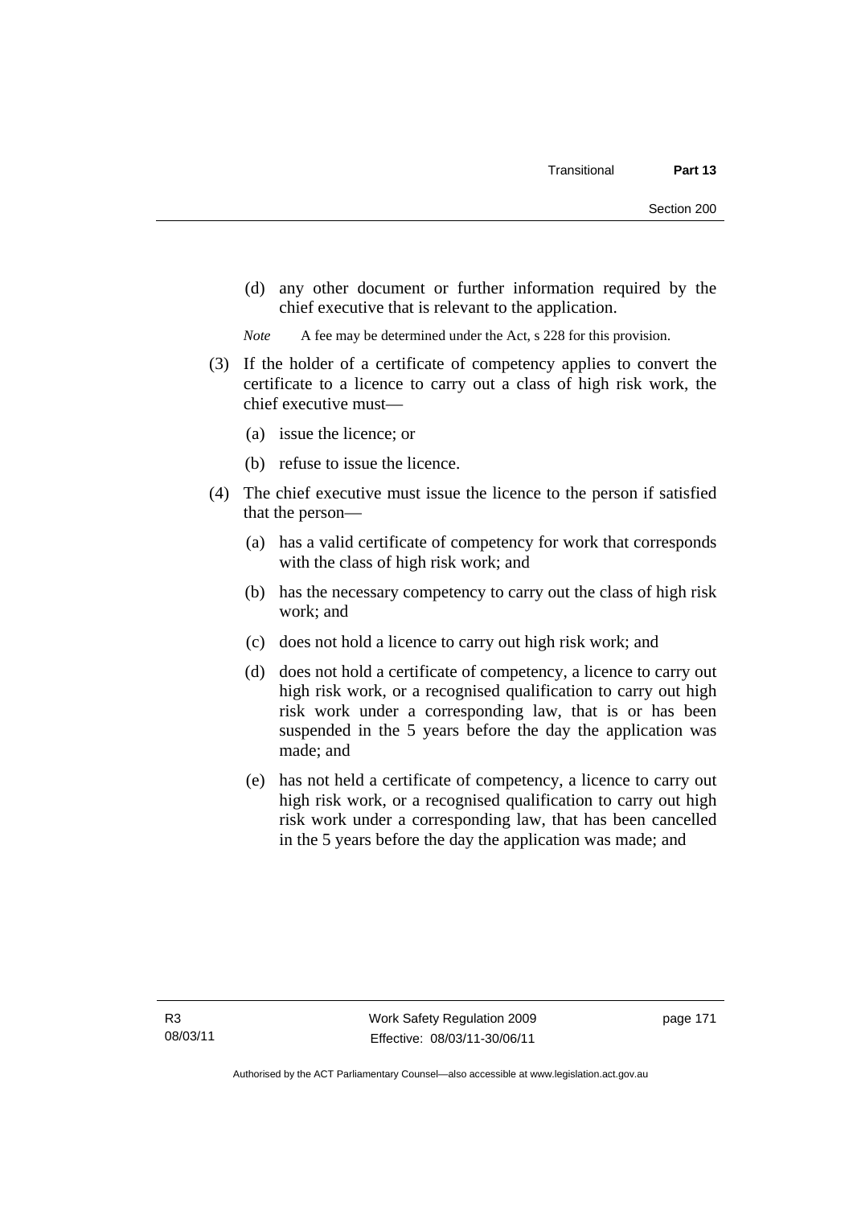(d) any other document or further information required by the chief executive that is relevant to the application.

*Note* A fee may be determined under the Act, s 228 for this provision.

(3) If the holder of a certificate of competency applies to convert the certificate to a licence to carry out a class of high risk work, the chief executive must—

(a) issue the licence; or

(b) refuse to issue the licence.

(4) The chief executive must issue the licence to the person if satisfied that the person—

(a) has a valid certificate of competency for work that corresponds with the class of high risk work; and

(b) has the necessary competency to carry out the class of high risk work; and

(c) does not hold a licence to carry out high risk work; and

(d) does not hold a certificate of competency, a licence to carry out high risk work, or a recognised qualification to carry out high risk work under a corresponding law, that is or has been suspended in the 5 years before the day the application was made; and

(e) has not held a certificate of competency, a licence to carry out high risk work, or a recognised qualification to carry out high risk work under a corresponding law, that has been cancelled in the 5 years before the day the application was made; and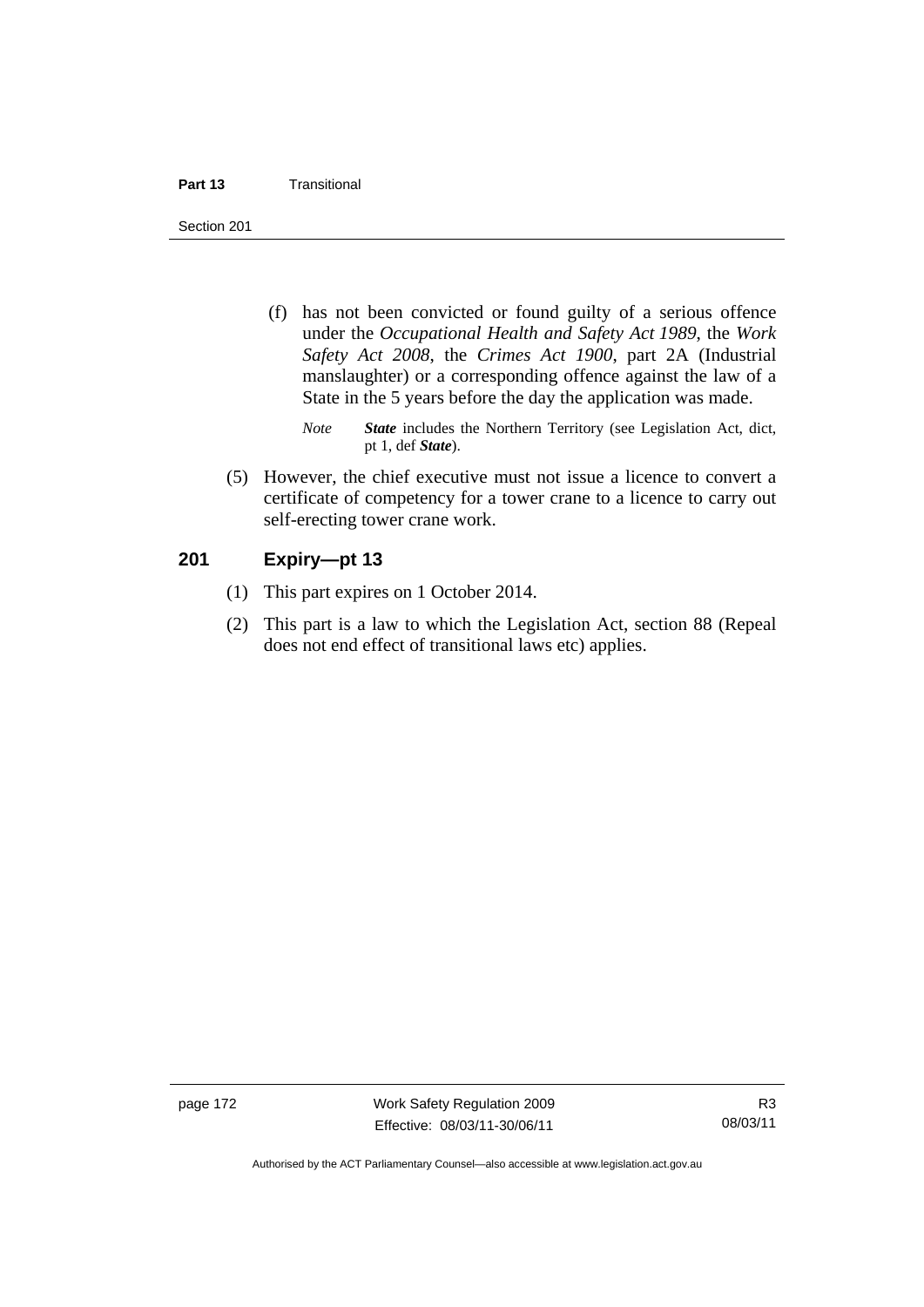(f) has not been convicted or found guilty of a serious offence under the *Occupational Health and Safety Act 1989*, the *Work Safety Act 2008*, the *Crimes Act 1900*, part 2A (Industrial manslaughter) or a corresponding offence against the law of a State in the 5 years before the day the application was made.

*Note* ***State*** includes the Northern Territory (see Legislation Act, dict, pt 1, def ***State***).

(5) However, the chief executive must not issue a licence to convert a certificate of competency for a tower crane to a licence to carry out self-erecting tower crane work.

## 201 Expiry—pt 13

(1) This part expires on 1 October 2014.

(2) This part is a law to which the Legislation Act, section 88 (Repeal does not end effect of transitional laws etc) applies.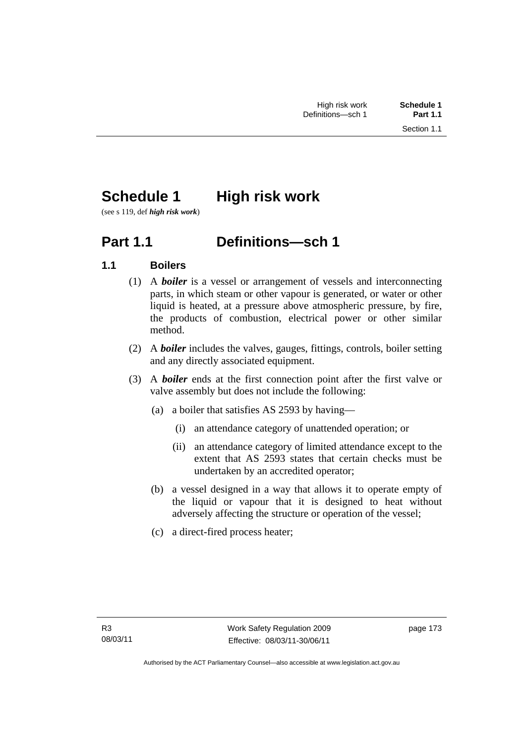# Schedule 1 High risk work

(see s 119, def ***high risk work***)

## Part 1.1 Definitions—sch 1

### 1.1 Boilers

(1) A ***boiler*** is a vessel or arrangement of vessels and interconnecting parts, in which steam or other vapour is generated, or water or other liquid is heated, at a pressure above atmospheric pressure, by fire, the products of combustion, electrical power or other similar method.

(2) A ***boiler*** includes the valves, gauges, fittings, controls, boiler setting and any directly associated equipment.

(3) A ***boiler*** ends at the first connection point after the first valve or valve assembly but does not include the following:

- (a) a boiler that satisfies AS 2593 by having—
  - (i) an attendance category of unattended operation; or
  - (ii) an attendance category of limited attendance except to the extent that AS 2593 states that certain checks must be undertaken by an accredited operator;
- (b) a vessel designed in a way that allows it to operate empty of the liquid or vapour that it is designed to heat without adversely affecting the structure or operation of the vessel;
- (c) a direct-fired process heater;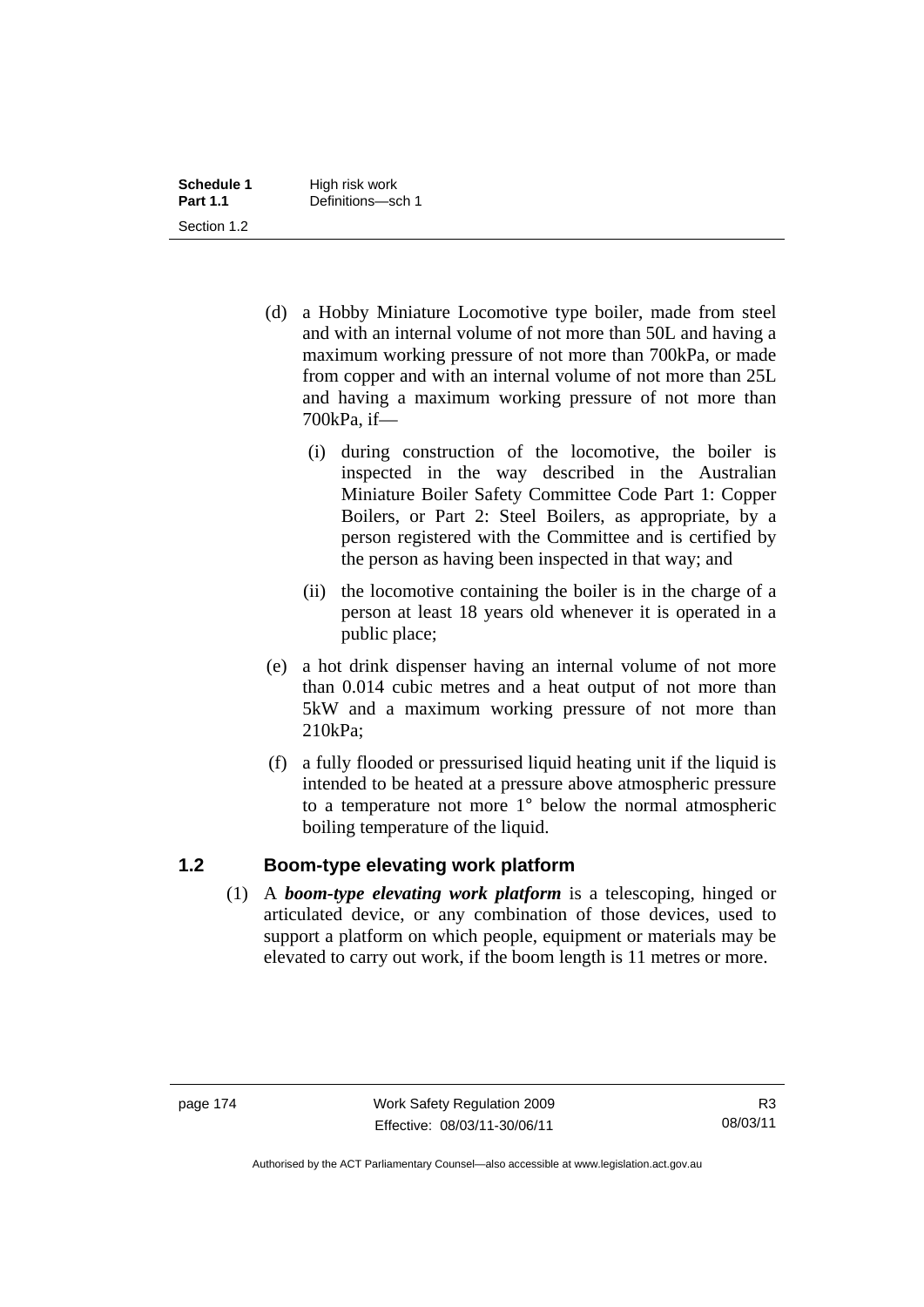(d) a Hobby Miniature Locomotive type boiler, made from steel and with an internal volume of not more than 50L and having a maximum working pressure of not more than 700kPa, or made from copper and with an internal volume of not more than 25L and having a maximum working pressure of not more than 700kPa, if—

(i) during construction of the locomotive, the boiler is inspected in the way described in the Australian Miniature Boiler Safety Committee Code Part 1: Copper Boilers, or Part 2: Steel Boilers, as appropriate, by a person registered with the Committee and is certified by the person as having been inspected in that way; and

(ii) the locomotive containing the boiler is in the charge of a person at least 18 years old whenever it is operated in a public place;

(e) a hot drink dispenser having an internal volume of not more than 0.014 cubic metres and a heat output of not more than 5kW and a maximum working pressure of not more than 210kPa;

(f) a fully flooded or pressurised liquid heating unit if the liquid is intended to be heated at a pressure above atmospheric pressure to a temperature not more 1° below the normal atmospheric boiling temperature of the liquid.

## 1.2 Boom-type elevating work platform

(1) A ***boom-type elevating work platform*** is a telescoping, hinged or articulated device, or any combination of those devices, used to support a platform on which people, equipment or materials may be elevated to carry out work, if the boom length is 11 metres or more.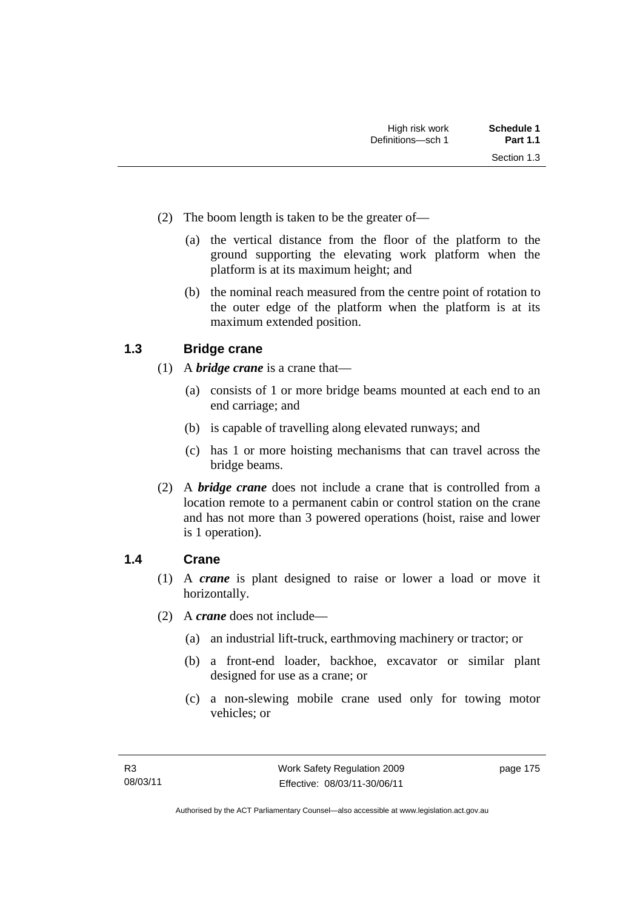(2) The boom length is taken to be the greater of—

(a) the vertical distance from the floor of the platform to the ground supporting the elevating work platform when the platform is at its maximum height; and

(b) the nominal reach measured from the centre point of rotation to the outer edge of the platform when the platform is at its maximum extended position.

### 1.3 Bridge crane

(1) A ***bridge crane*** is a crane that—

(a) consists of 1 or more bridge beams mounted at each end to an end carriage; and

(b) is capable of travelling along elevated runways; and

(c) has 1 or more hoisting mechanisms that can travel across the bridge beams.

(2) A ***bridge crane*** does not include a crane that is controlled from a location remote to a permanent cabin or control station on the crane and has not more than 3 powered operations (hoist, raise and lower is 1 operation).

### 1.4 Crane

(1) A ***crane*** is plant designed to raise or lower a load or move it horizontally.

(2) A ***crane*** does not include—

(a) an industrial lift-truck, earthmoving machinery or tractor; or

(b) a front-end loader, backhoe, excavator or similar plant designed for use as a crane; or

(c) a non-slewing mobile crane used only for towing motor vehicles; or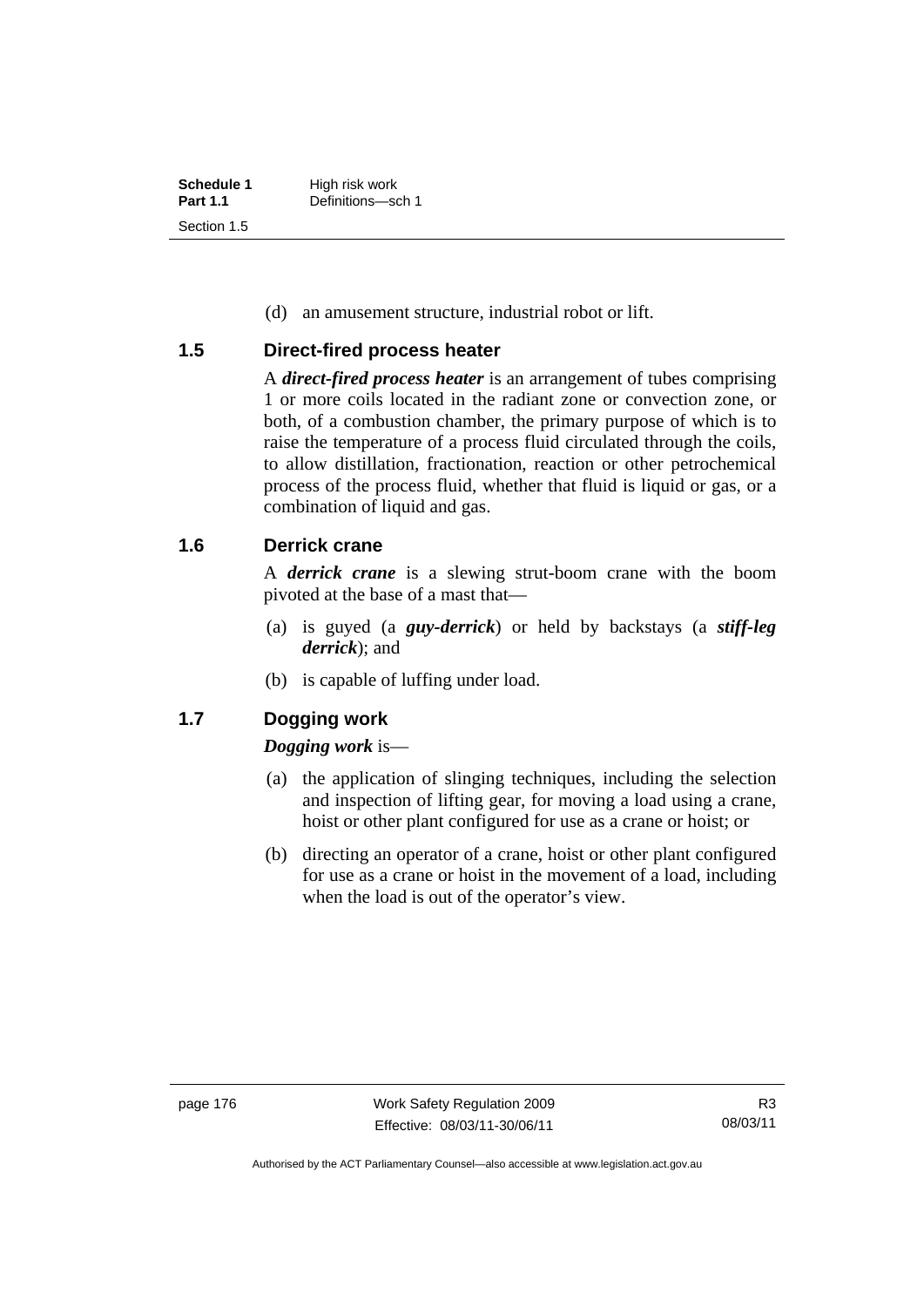(d) an amusement structure, industrial robot or lift.

## 1.5 Direct-fired process heater

A ***direct-fired process heater*** is an arrangement of tubes comprising 1 or more coils located in the radiant zone or convection zone, or both, of a combustion chamber, the primary purpose of which is to raise the temperature of a process fluid circulated through the coils, to allow distillation, fractionation, reaction or other petrochemical process of the process fluid, whether that fluid is liquid or gas, or a combination of liquid and gas.

## 1.6 Derrick crane

A ***derrick crane*** is a slewing strut-boom crane with the boom pivoted at the base of a mast that—

(a) is guyed (a ***guy-derrick***) or held by backstays (a ***stiff-leg derrick***); and

(b) is capable of luffing under load.

## 1.7 Dogging work

***Dogging work*** is—

(a) the application of slinging techniques, including the selection and inspection of lifting gear, for moving a load using a crane, hoist or other plant configured for use as a crane or hoist; or

(b) directing an operator of a crane, hoist or other plant configured for use as a crane or hoist in the movement of a load, including when the load is out of the operator's view.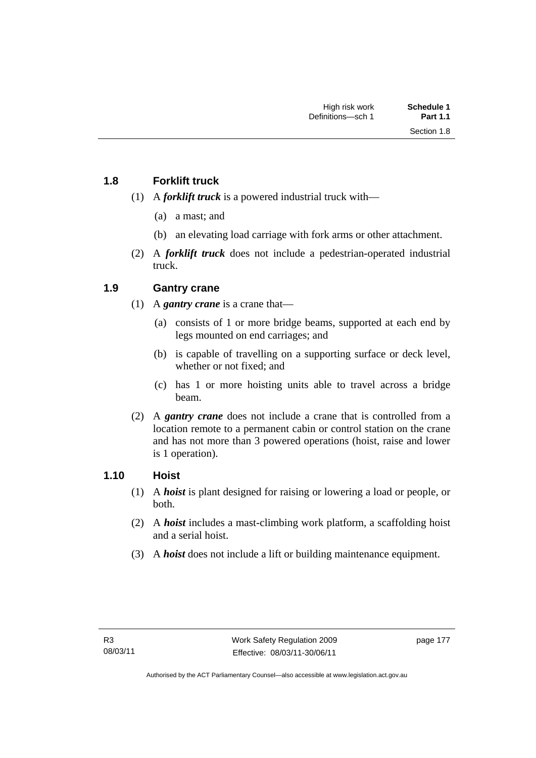## 1.8 Forklift truck

(1) A ***forklift truck*** is a powered industrial truck with—

(a) a mast; and

(b) an elevating load carriage with fork arms or other attachment.

(2) A ***forklift truck*** does not include a pedestrian-operated industrial truck.

## 1.9 Gantry crane

(1) A ***gantry crane*** is a crane that—

(a) consists of 1 or more bridge beams, supported at each end by legs mounted on end carriages; and

(b) is capable of travelling on a supporting surface or deck level, whether or not fixed; and

(c) has 1 or more hoisting units able to travel across a bridge beam.

(2) A ***gantry crane*** does not include a crane that is controlled from a location remote to a permanent cabin or control station on the crane and has not more than 3 powered operations (hoist, raise and lower is 1 operation).

## 1.10 Hoist

(1) A ***hoist*** is plant designed for raising or lowering a load or people, or both.

(2) A ***hoist*** includes a mast-climbing work platform, a scaffolding hoist and a serial hoist.

(3) A ***hoist*** does not include a lift or building maintenance equipment.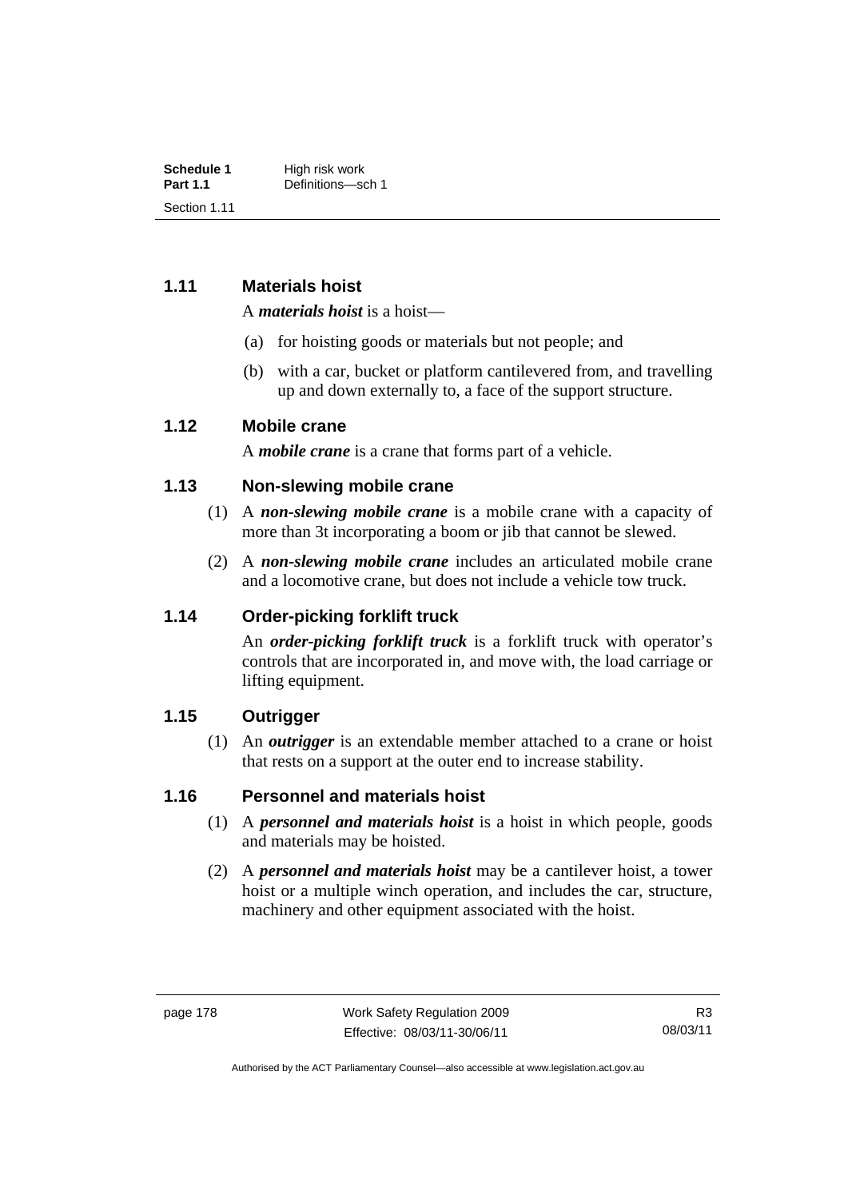## 1.11 Materials hoist

A ***materials hoist*** is a hoist—

(a) for hoisting goods or materials but not people; and

(b) with a car, bucket or platform cantilevered from, and travelling up and down externally to, a face of the support structure.

## 1.12 Mobile crane

A ***mobile crane*** is a crane that forms part of a vehicle.

## 1.13 Non-slewing mobile crane

(1) A ***non-slewing mobile crane*** is a mobile crane with a capacity of more than 3t incorporating a boom or jib that cannot be slewed.

(2) A ***non-slewing mobile crane*** includes an articulated mobile crane and a locomotive crane, but does not include a vehicle tow truck.

## 1.14 Order-picking forklift truck

An ***order-picking forklift truck*** is a forklift truck with operator's controls that are incorporated in, and move with, the load carriage or lifting equipment.

## 1.15 Outrigger

(1) An ***outrigger*** is an extendable member attached to a crane or hoist that rests on a support at the outer end to increase stability.

## 1.16 Personnel and materials hoist

(1) A ***personnel and materials hoist*** is a hoist in which people, goods and materials may be hoisted.

(2) A ***personnel and materials hoist*** may be a cantilever hoist, a tower hoist or a multiple winch operation, and includes the car, structure, machinery and other equipment associated with the hoist.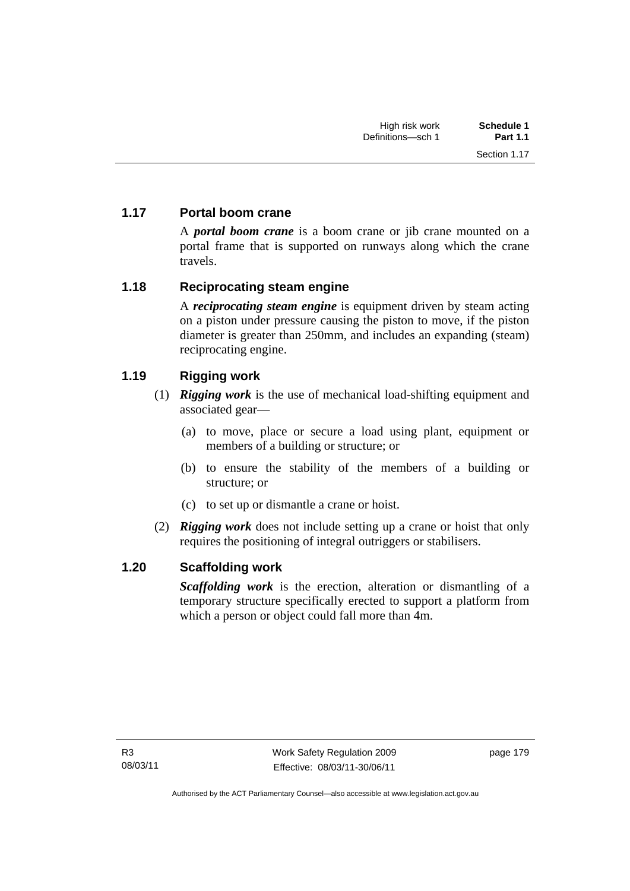### 1.17 Portal boom crane

A ***portal boom crane*** is a boom crane or jib crane mounted on a portal frame that is supported on runways along which the crane travels.

### 1.18 Reciprocating steam engine

A ***reciprocating steam engine*** is equipment driven by steam acting on a piston under pressure causing the piston to move, if the piston diameter is greater than 250mm, and includes an expanding (steam) reciprocating engine.

### 1.19 Rigging work

(1) ***Rigging work*** is the use of mechanical load-shifting equipment and associated gear—

(a) to move, place or secure a load using plant, equipment or members of a building or structure; or

(b) to ensure the stability of the members of a building or structure; or

(c) to set up or dismantle a crane or hoist.

(2) ***Rigging work*** does not include setting up a crane or hoist that only requires the positioning of integral outriggers or stabilisers.

### 1.20 Scaffolding work

***Scaffolding work*** is the erection, alteration or dismantling of a temporary structure specifically erected to support a platform from which a person or object could fall more than 4m.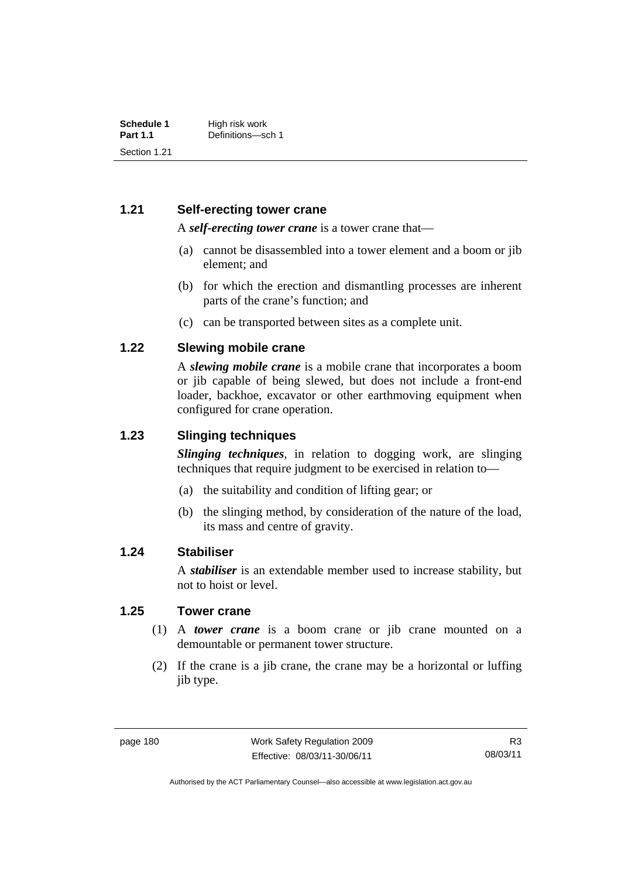## 1.21 Self-erecting tower crane

A ***self-erecting tower crane*** is a tower crane that—

(a) cannot be disassembled into a tower element and a boom or jib element; and

(b) for which the erection and dismantling processes are inherent parts of the crane's function; and

(c) can be transported between sites as a complete unit.

## 1.22 Slewing mobile crane

A ***slewing mobile crane*** is a mobile crane that incorporates a boom or jib capable of being slewed, but does not include a front-end loader, backhoe, excavator or other earthmoving equipment when configured for crane operation.

## 1.23 Slinging techniques

***Slinging techniques***, in relation to dogging work, are slinging techniques that require judgment to be exercised in relation to—

(a) the suitability and condition of lifting gear; or

(b) the slinging method, by consideration of the nature of the load, its mass and centre of gravity.

## 1.24 Stabiliser

A ***stabiliser*** is an extendable member used to increase stability, but not to hoist or level.

## 1.25 Tower crane

(1) A ***tower crane*** is a boom crane or jib crane mounted on a demountable or permanent tower structure.

(2) If the crane is a jib crane, the crane may be a horizontal or luffing jib type.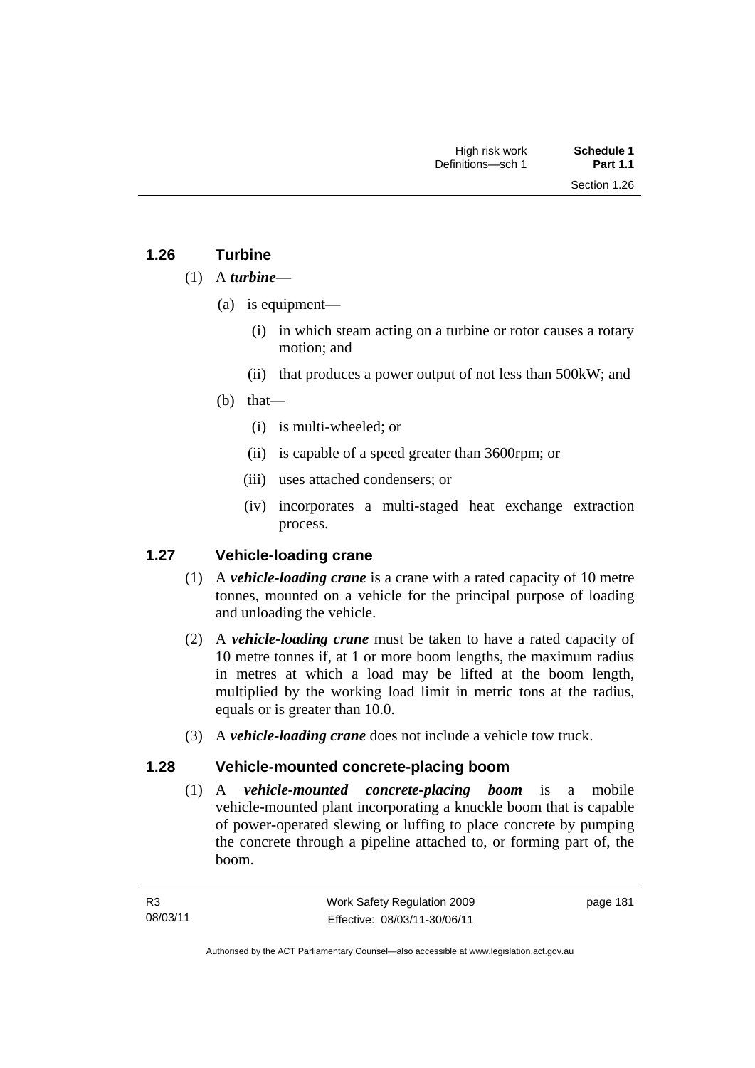## 1.26 Turbine

(1) A ***turbine***—

(a) is equipment—

(i) in which steam acting on a turbine or rotor causes a rotary motion; and

(ii) that produces a power output of not less than 500kW; and

(b) that—

(i) is multi-wheeled; or

(ii) is capable of a speed greater than 3600rpm; or

(iii) uses attached condensers; or

(iv) incorporates a multi-staged heat exchange extraction process.

## 1.27 Vehicle-loading crane

(1) A ***vehicle-loading crane*** is a crane with a rated capacity of 10 metre tonnes, mounted on a vehicle for the principal purpose of loading and unloading the vehicle.

(2) A ***vehicle-loading crane*** must be taken to have a rated capacity of 10 metre tonnes if, at 1 or more boom lengths, the maximum radius in metres at which a load may be lifted at the boom length, multiplied by the working load limit in metric tons at the radius, equals or is greater than 10.0.

(3) A ***vehicle-loading crane*** does not include a vehicle tow truck.

## 1.28 Vehicle-mounted concrete-placing boom

(1) A ***vehicle-mounted concrete-placing boom*** is a mobile vehicle-mounted plant incorporating a knuckle boom that is capable of power-operated slewing or luffing to place concrete by pumping the concrete through a pipeline attached to, or forming part of, the boom.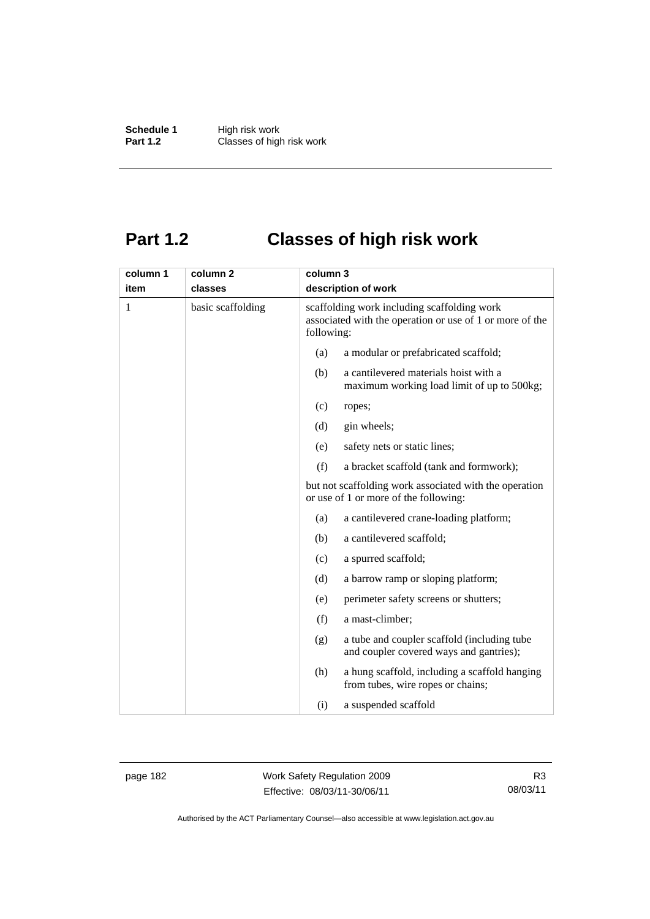# Part 1.2 Classes of high risk work

| column 1<br>item | column 2<br>classes | column 3<br>description of work |
|---|---|---|
| 1 | basic scaffolding | scaffolding work including scaffolding work associated with the operation or use of 1 or more of the following:<br>(a) a modular or prefabricated scaffold;<br>(b) a cantilevered materials hoist with a maximum working load limit of up to 500kg;<br>(c) ropes;<br>(d) gin wheels;<br>(e) safety nets or static lines;<br>(f) a bracket scaffold (tank and formwork);<br>but not scaffolding work associated with the operation or use of 1 or more of the following:<br>(a) a cantilevered crane-loading platform;<br>(b) a cantilevered scaffold;<br>(c) a spurred scaffold;<br>(d) a barrow ramp or sloping platform;<br>(e) perimeter safety screens or shutters;<br>(f) a mast-climber;<br>(g) a tube and coupler scaffold (including tube and coupler covered ways and gantries);<br>(h) a hung scaffold, including a scaffold hanging from tubes, wire ropes or chains;<br>(i) a suspended scaffold |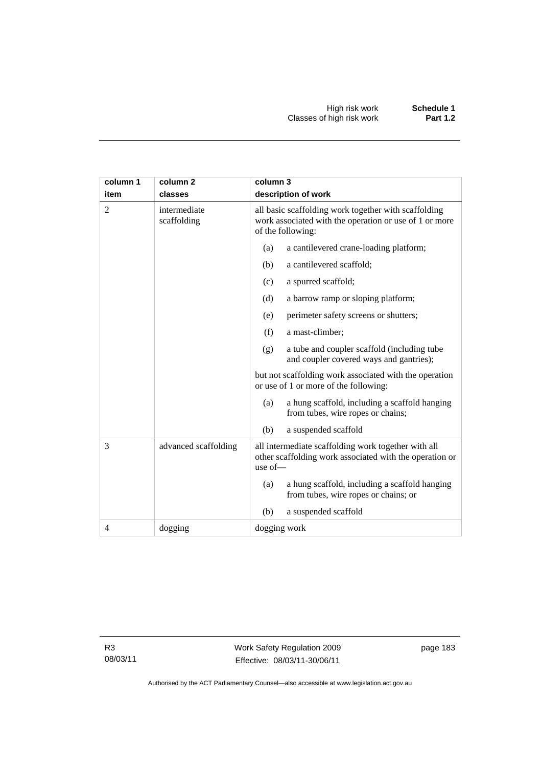| column 1<br>item | column 2<br>classes | column 3<br>description of work |
|---|---|---|
| 2 | intermediate scaffolding | all basic scaffolding work together with scaffolding work associated with the operation or use of 1 or more of the following:<br>(a) a cantilevered crane-loading platform;<br>(b) a cantilevered scaffold;<br>(c) a spurred scaffold;<br>(d) a barrow ramp or sloping platform;<br>(e) perimeter safety screens or shutters;<br>(f) a mast-climber;<br>(g) a tube and coupler scaffold (including tube and coupler covered ways and gantries);<br>but not scaffolding work associated with the operation or use of 1 or more of the following:<br>(a) a hung scaffold, including a scaffold hanging from tubes, wire ropes or chains;<br>(b) a suspended scaffold |
| 3 | advanced scaffolding | all intermediate scaffolding work together with all other scaffolding work associated with the operation or use of—<br>(a) a hung scaffold, including a scaffold hanging from tubes, wire ropes or chains; or<br>(b) a suspended scaffold |
| 4 | dogging | dogging work |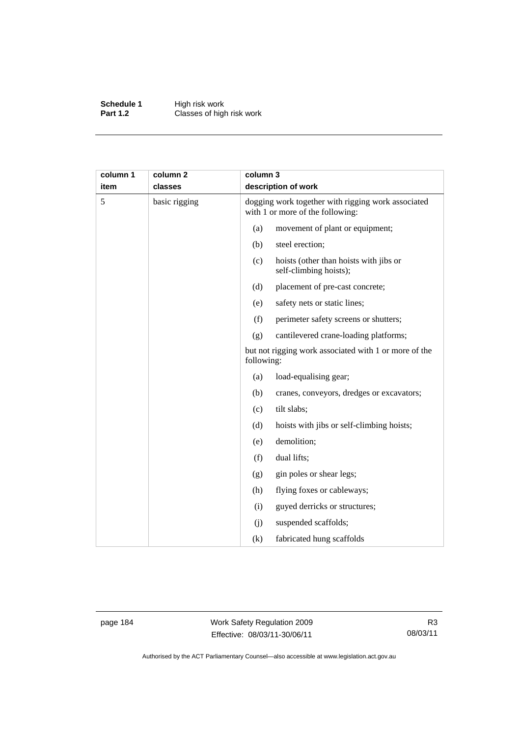| column 1 item | column 2 classes | column 3 description of work |
|---|---|---|
| 5 | basic rigging | dogging work together with rigging work associated with 1 or more of the following: |
| | | (a) movement of plant or equipment; |
| | | (b) steel erection; |
| | | (c) hoists (other than hoists with jibs or self-climbing hoists); |
| | | (d) placement of pre-cast concrete; |
| | | (e) safety nets or static lines; |
| | | (f) perimeter safety screens or shutters; |
| | | (g) cantilevered crane-loading platforms; |
| | | but not rigging work associated with 1 or more of the following: |
| | | (a) load-equalising gear; |
| | | (b) cranes, conveyors, dredges or excavators; |
| | | (c) tilt slabs; |
| | | (d) hoists with jibs or self-climbing hoists; |
| | | (e) demolition; |
| | | (f) dual lifts; |
| | | (g) gin poles or shear legs; |
| | | (h) flying foxes or cableways; |
| | | (i) guyed derricks or structures; |
| | | (j) suspended scaffolds; |
| | | (k) fabricated hung scaffolds |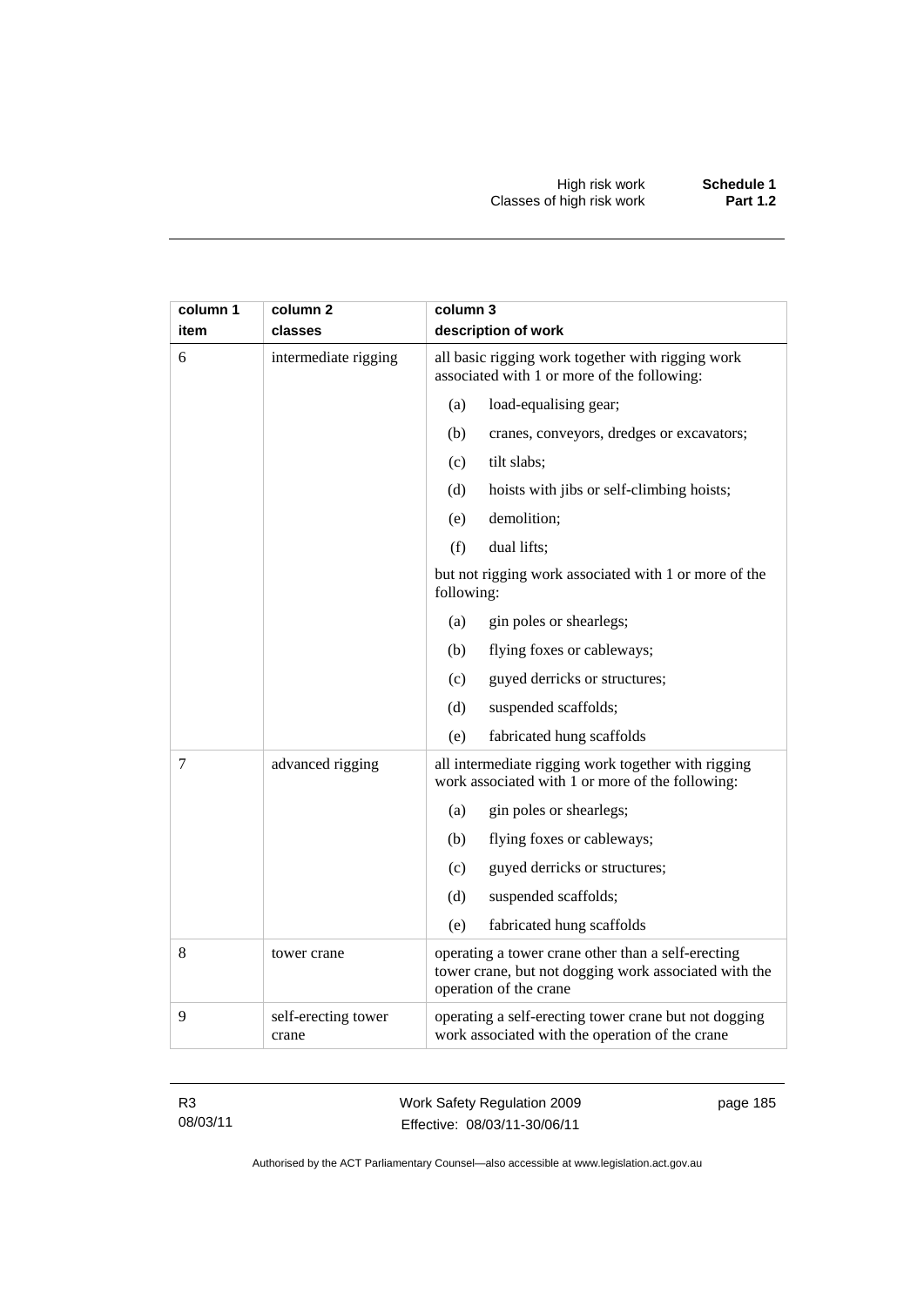| column 1 item | column 2 classes | column 3 description of work |
|---|---|---|
| 6 | intermediate rigging | all basic rigging work together with rigging work associated with 1 or more of the following:<br>(a) load-equalising gear;<br>(b) cranes, conveyors, dredges or excavators;<br>(c) tilt slabs;<br>(d) hoists with jibs or self-climbing hoists;<br>(e) demolition;<br>(f) dual lifts;<br>but not rigging work associated with 1 or more of the following:<br>(a) gin poles or shearlegs;<br>(b) flying foxes or cableways;<br>(c) guyed derricks or structures;<br>(d) suspended scaffolds;<br>(e) fabricated hung scaffolds |
| 7 | advanced rigging | all intermediate rigging work together with rigging work associated with 1 or more of the following:<br>(a) gin poles or shearlegs;<br>(b) flying foxes or cableways;<br>(c) guyed derricks or structures;<br>(d) suspended scaffolds;<br>(e) fabricated hung scaffolds |
| 8 | tower crane | operating a tower crane other than a self-erecting tower crane, but not dogging work associated with the operation of the crane |
| 9 | self-erecting tower crane | operating a self-erecting tower crane but not dogging work associated with the operation of the crane |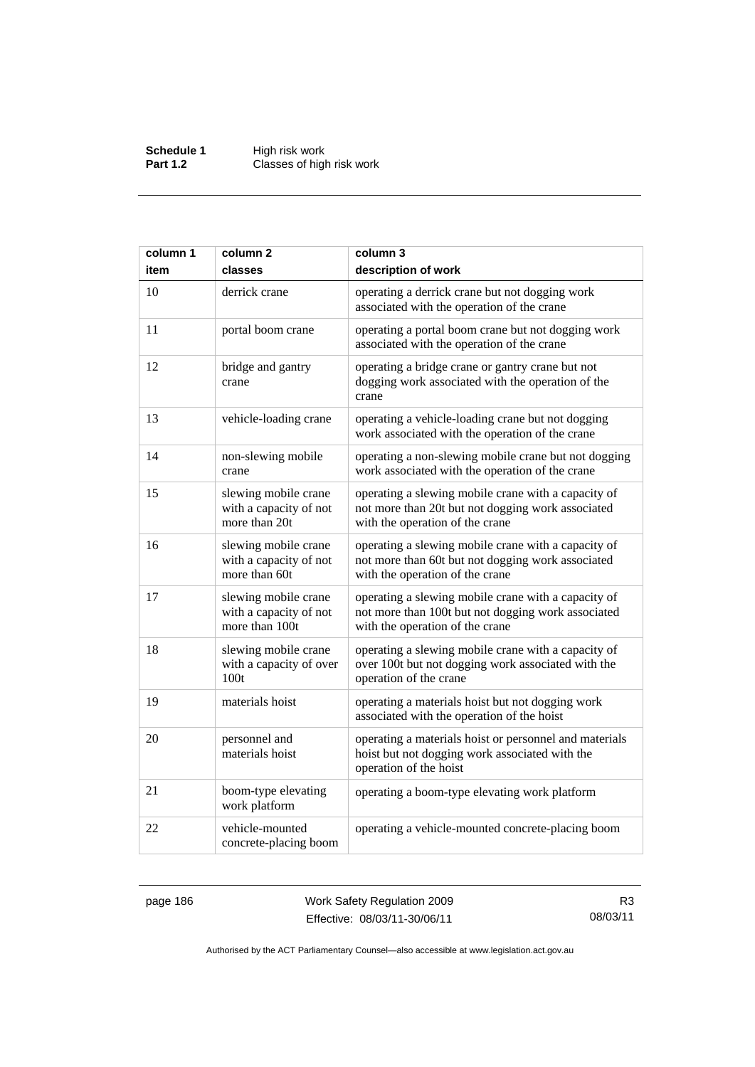| column 1 item | column 2 classes | column 3 description of work |
|---|---|---|
| 10 | derrick crane | operating a derrick crane but not dogging work associated with the operation of the crane |
| 11 | portal boom crane | operating a portal boom crane but not dogging work associated with the operation of the crane |
| 12 | bridge and gantry crane | operating a bridge crane or gantry crane but not dogging work associated with the operation of the crane |
| 13 | vehicle-loading crane | operating a vehicle-loading crane but not dogging work associated with the operation of the crane |
| 14 | non-slewing mobile crane | operating a non-slewing mobile crane but not dogging work associated with the operation of the crane |
| 15 | slewing mobile crane with a capacity of not more than 20t | operating a slewing mobile crane with a capacity of not more than 20t but not dogging work associated with the operation of the crane |
| 16 | slewing mobile crane with a capacity of not more than 60t | operating a slewing mobile crane with a capacity of not more than 60t but not dogging work associated with the operation of the crane |
| 17 | slewing mobile crane with a capacity of not more than 100t | operating a slewing mobile crane with a capacity of not more than 100t but not dogging work associated with the operation of the crane |
| 18 | slewing mobile crane with a capacity of over 100t | operating a slewing mobile crane with a capacity of over 100t but not dogging work associated with the operation of the crane |
| 19 | materials hoist | operating a materials hoist but not dogging work associated with the operation of the hoist |
| 20 | personnel and materials hoist | operating a materials hoist or personnel and materials hoist but not dogging work associated with the operation of the hoist |
| 21 | boom-type elevating work platform | operating a boom-type elevating work platform |
| 22 | vehicle-mounted concrete-placing boom | operating a vehicle-mounted concrete-placing boom |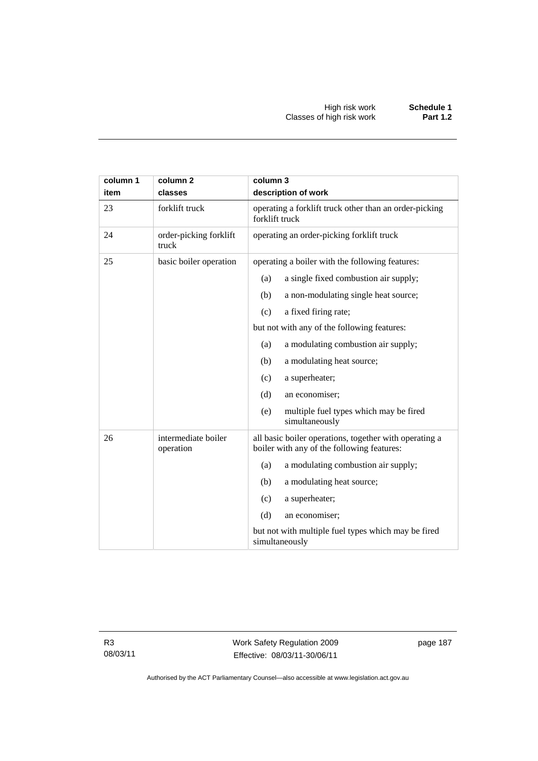| column 1<br>item | column 2<br>classes | column 3<br>description of work |
|---|---|---|
| 23 | forklift truck | operating a forklift truck other than an order-picking forklift truck |
| 24 | order-picking forklift truck | operating an order-picking forklift truck |
| 25 | basic boiler operation | operating a boiler with the following features:<br>(a) a single fixed combustion air supply;<br>(b) a non-modulating single heat source;<br>(c) a fixed firing rate;<br>but not with any of the following features:<br>(a) a modulating combustion air supply;<br>(b) a modulating heat source;<br>(c) a superheater;<br>(d) an economiser;<br>(e) multiple fuel types which may be fired simultaneously |
| 26 | intermediate boiler operation | all basic boiler operations, together with operating a boiler with any of the following features:<br>(a) a modulating combustion air supply;<br>(b) a modulating heat source;<br>(c) a superheater;<br>(d) an economiser;<br>but not with multiple fuel types which may be fired simultaneously |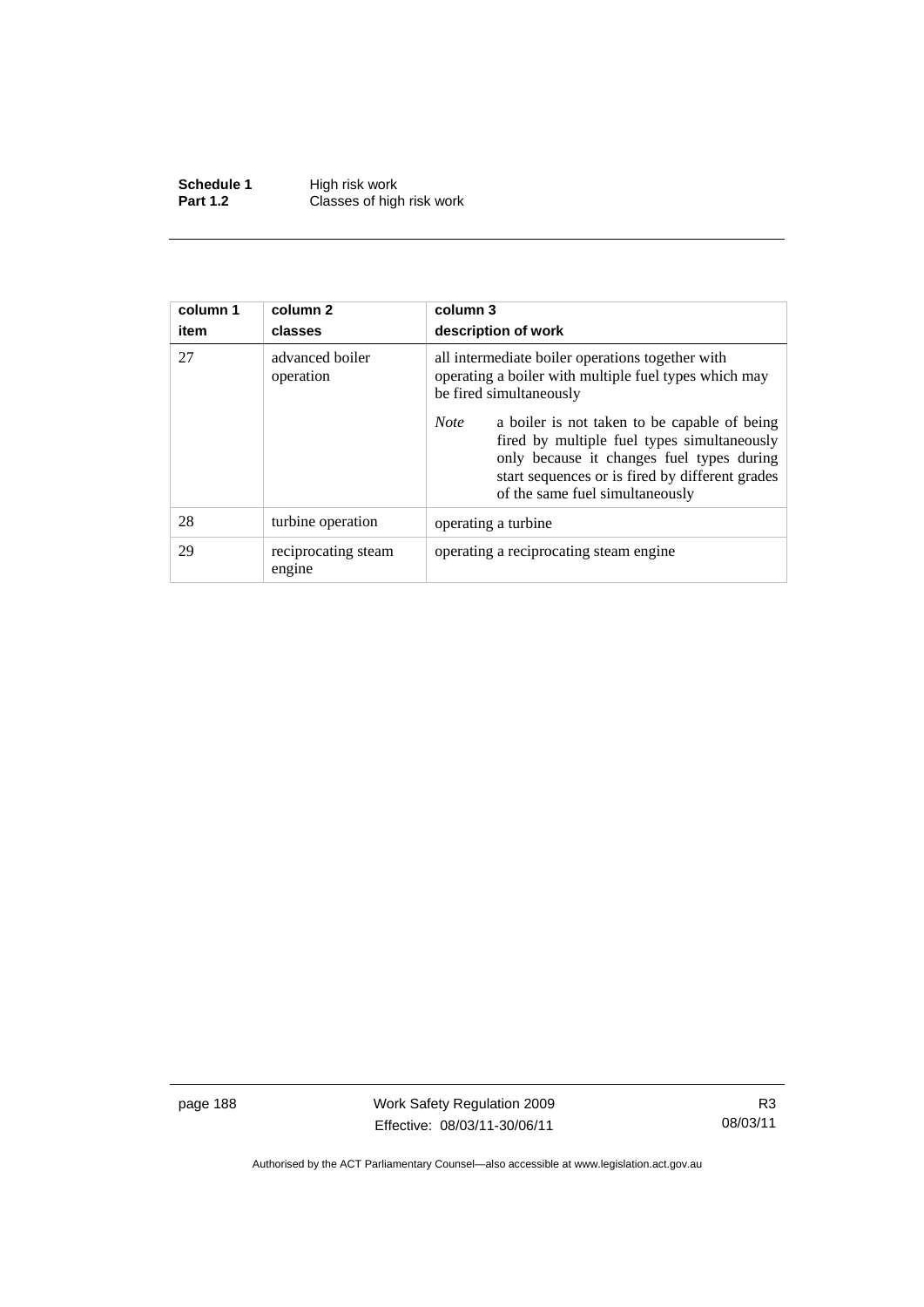| column 1<br>item | column 2<br>classes | column 3<br>description of work |
|---|---|---|
| 27 | advanced boiler operation | all intermediate boiler operations together with operating a boiler with multiple fuel types which may be fired simultaneously<br><br>*Note* a boiler is not taken to be capable of being fired by multiple fuel types simultaneously only because it changes fuel types during start sequences or is fired by different grades of the same fuel simultaneously |
| 28 | turbine operation | operating a turbine |
| 29 | reciprocating steam engine | operating a reciprocating steam engine |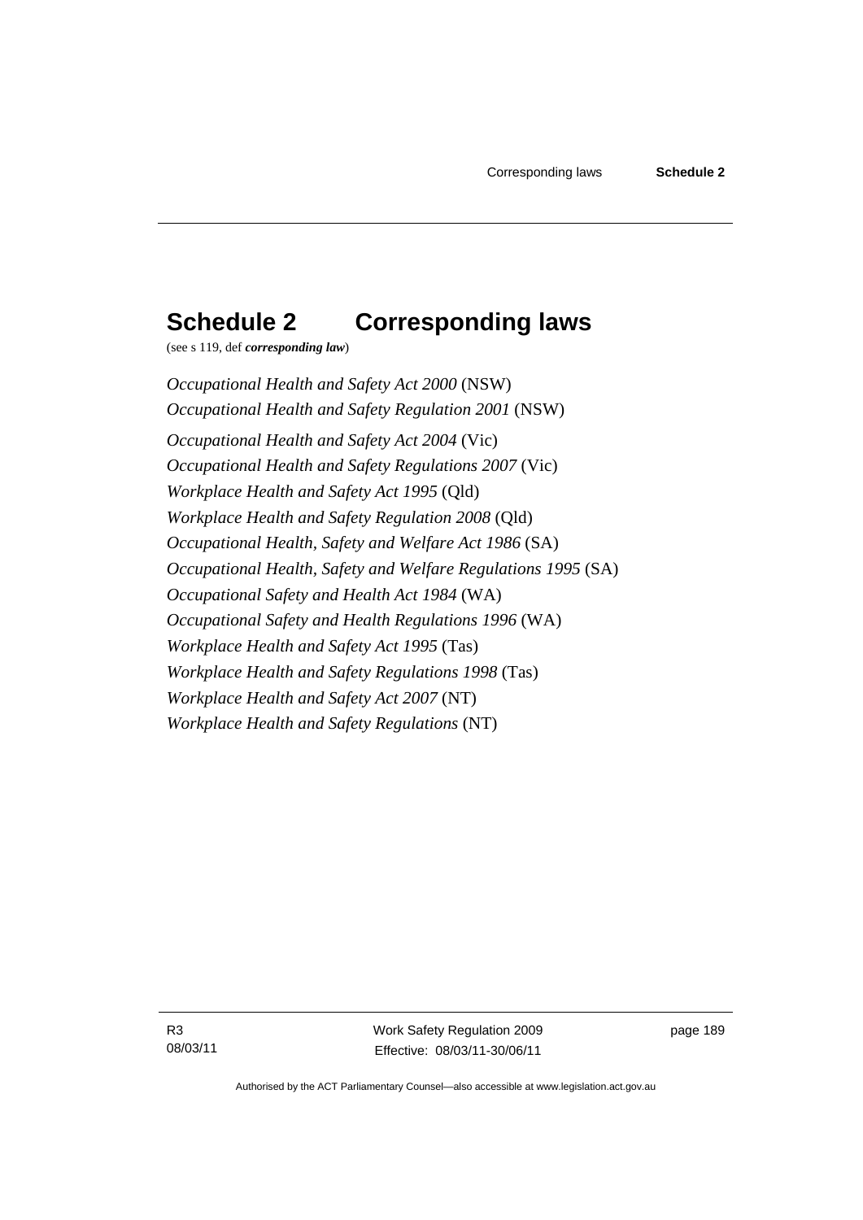# Schedule 2 Corresponding laws

(see s 119, def ***corresponding law***)

*Occupational Health and Safety Act 2000* (NSW)

*Occupational Health and Safety Regulation 2001* (NSW)

*Occupational Health and Safety Act 2004* (Vic)

*Occupational Health and Safety Regulations 2007* (Vic)

*Workplace Health and Safety Act 1995* (Qld)

*Workplace Health and Safety Regulation 2008* (Qld)

*Occupational Health, Safety and Welfare Act 1986* (SA)

*Occupational Health, Safety and Welfare Regulations 1995* (SA)

*Occupational Safety and Health Act 1984* (WA)

*Occupational Safety and Health Regulations 1996* (WA)

*Workplace Health and Safety Act 1995* (Tas)

*Workplace Health and Safety Regulations 1998* (Tas)

*Workplace Health and Safety Act 2007* (NT)

*Workplace Health and Safety Regulations* (NT)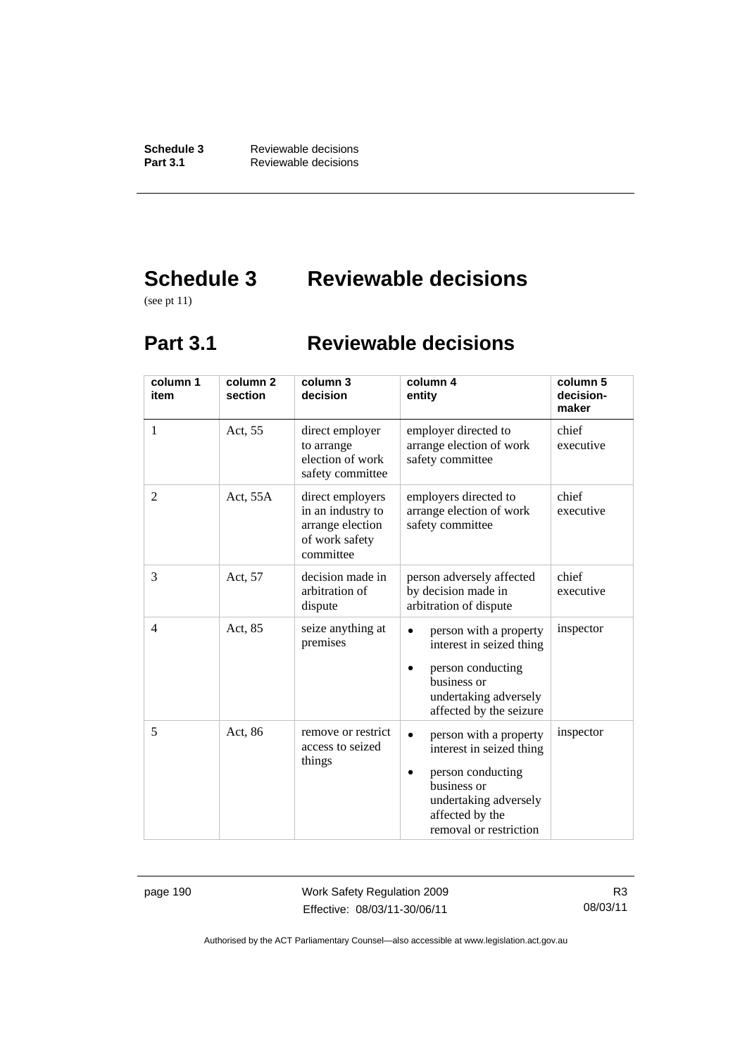# Schedule 3 Reviewable decisions

(see pt 11)

## Part 3.1 Reviewable decisions

| column 1 item | column 2 section | column 3 decision | column 4 entity | column 5 decision-maker |
|---|---|---|---|---|
| 1 | Act, 55 | direct employer to arrange election of work safety committee | employer directed to arrange election of work safety committee | chief executive |
| 2 | Act, 55A | direct employers in an industry to arrange election of work safety committee | employers directed to arrange election of work safety committee | chief executive |
| 3 | Act, 57 | decision made in arbitration of dispute | person adversely affected by decision made in arbitration of dispute | chief executive |
| 4 | Act, 85 | seize anything at premises | • person with a property interest in seized thing<br>• person conducting business or undertaking adversely affected by the seizure | inspector |
| 5 | Act, 86 | remove or restrict access to seized things | • person with a property interest in seized thing<br>• person conducting business or undertaking adversely affected by the removal or restriction | inspector |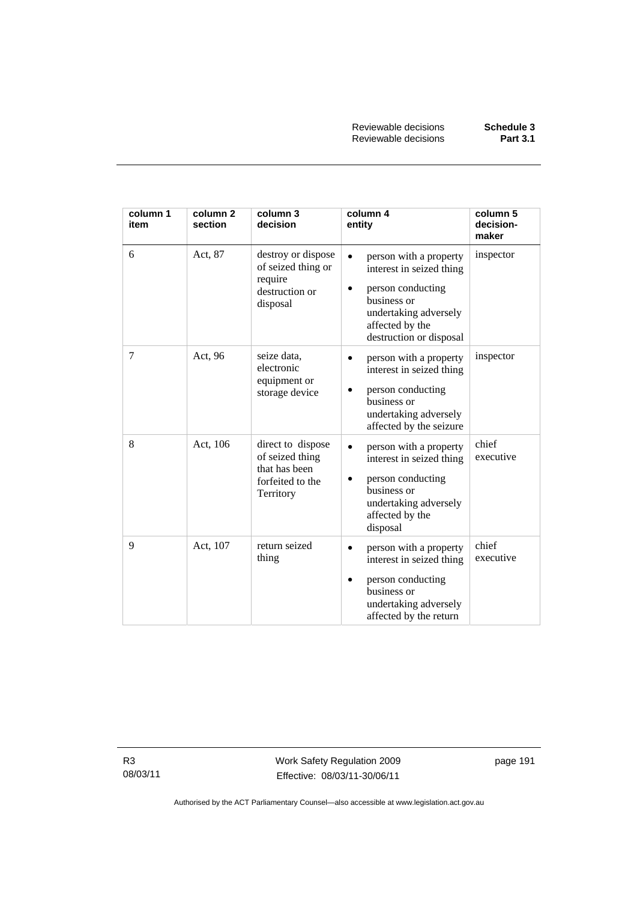| column 1 item | column 2 section | column 3 decision | column 4 entity | column 5 decision-maker |
|---|---|---|---|---|
| 6 | Act, 87 | destroy or dispose of seized thing or require destruction or disposal | • person with a property interest in seized thing<br>• person conducting business or undertaking adversely affected by the destruction or disposal | inspector |
| 7 | Act, 96 | seize data, electronic equipment or storage device | • person with a property interest in seized thing<br>• person conducting business or undertaking adversely affected by the seizure | inspector |
| 8 | Act, 106 | direct to dispose of seized thing that has been forfeited to the Territory | • person with a property interest in seized thing<br>• person conducting business or undertaking adversely affected by the disposal | chief executive |
| 9 | Act, 107 | return seized thing | • person with a property interest in seized thing<br>• person conducting business or undertaking adversely affected by the return | chief executive |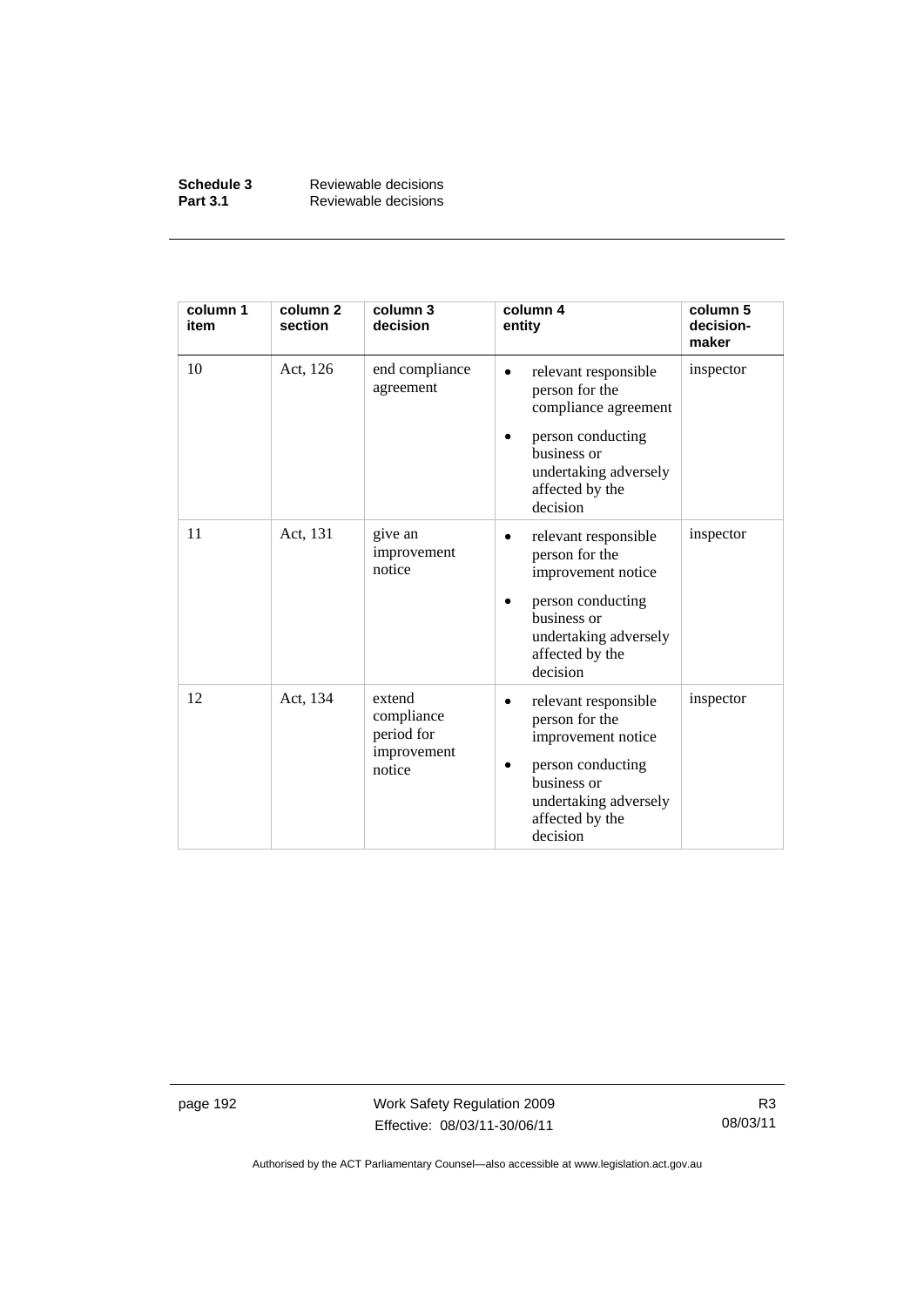| column 1 item | column 2 section | column 3 decision | column 4 entity | column 5 decision-maker |
|---|---|---|---|---|
| 10 | Act, 126 | end compliance agreement | • relevant responsible person for the compliance agreement<br>• person conducting business or undertaking adversely affected by the decision | inspector |
| 11 | Act, 131 | give an improvement notice | • relevant responsible person for the improvement notice<br>• person conducting business or undertaking adversely affected by the decision | inspector |
| 12 | Act, 134 | extend compliance period for improvement notice | • relevant responsible person for the improvement notice<br>• person conducting business or undertaking adversely affected by the decision | inspector |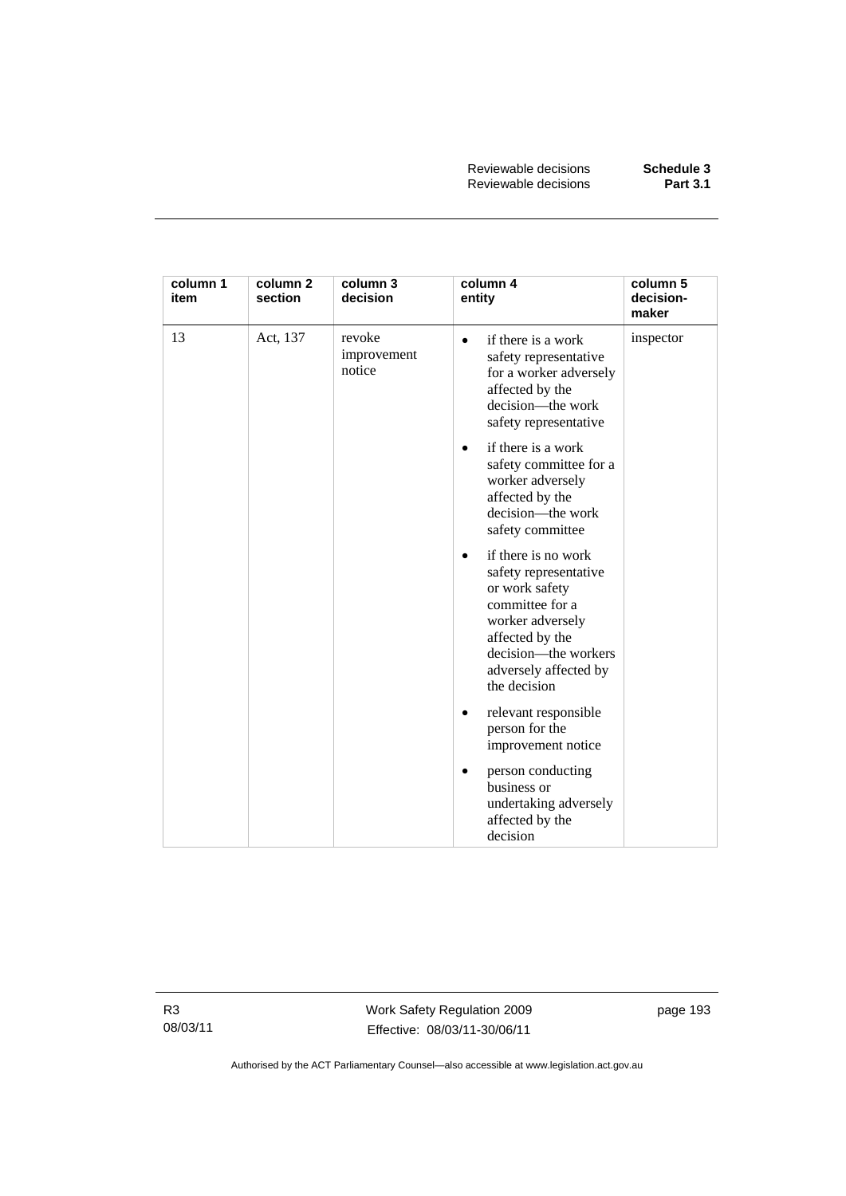| column 1 item | column 2 section | column 3 decision | column 4 entity | column 5 decision-maker |
|---|---|---|---|---|
| 13 | Act, 137 | revoke improvement notice | • if there is a work safety representative for a worker adversely affected by the decision—the work safety representative<br>• if there is a work safety committee for a worker adversely affected by the decision—the work safety committee<br>• if there is no work safety representative or work safety committee for a worker adversely affected by the decision—the workers adversely affected by the decision<br>• relevant responsible person for the improvement notice<br>• person conducting business or undertaking adversely affected by the decision | inspector |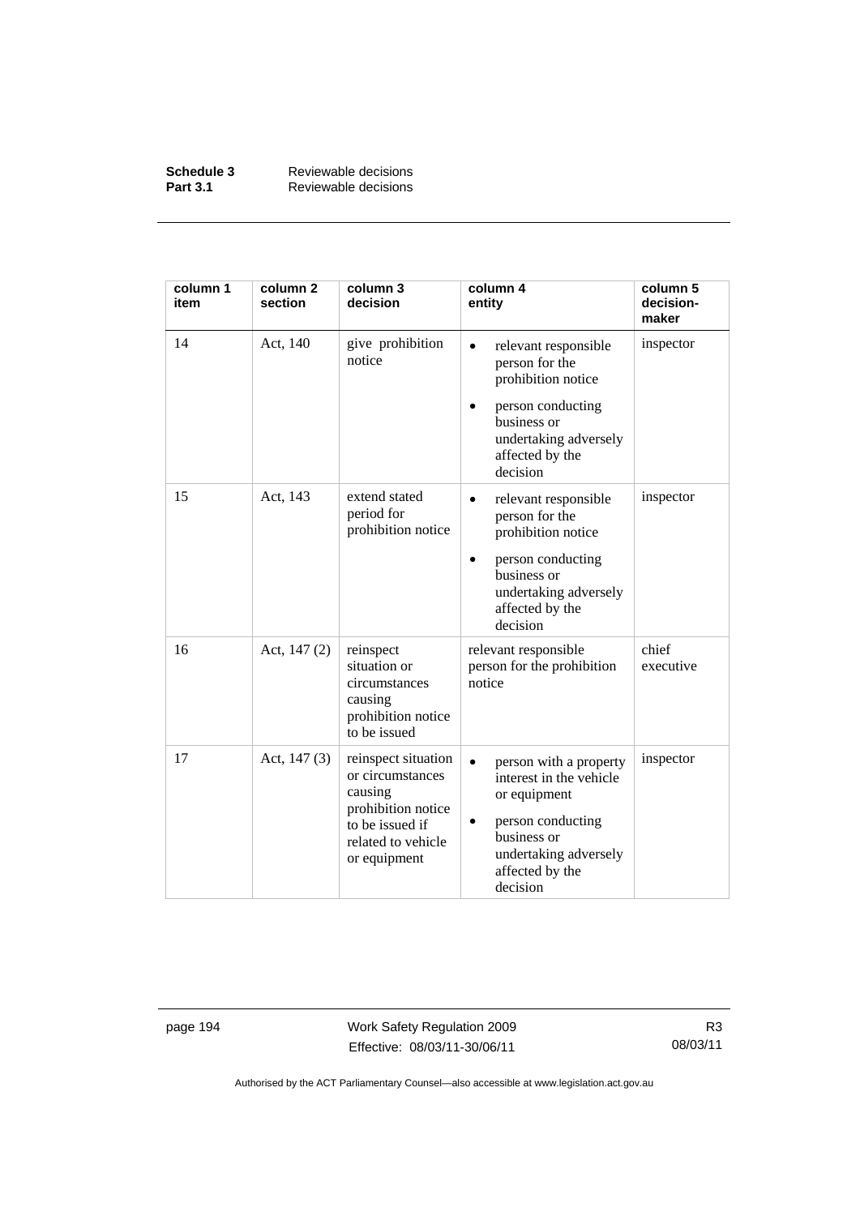| column 1 item | column 2 section | column 3 decision | column 4 entity | column 5 decision-maker |
|---|---|---|---|---|
| 14 | Act, 140 | give prohibition notice | • relevant responsible person for the prohibition notice<br>• person conducting business or undertaking adversely affected by the decision | inspector |
| 15 | Act, 143 | extend stated period for prohibition notice | • relevant responsible person for the prohibition notice<br>• person conducting business or undertaking adversely affected by the decision | inspector |
| 16 | Act, 147 (2) | reinspect situation or circumstances causing prohibition notice to be issued | relevant responsible person for the prohibition notice | chief executive |
| 17 | Act, 147 (3) | reinspect situation or circumstances causing prohibition notice to be issued if related to vehicle or equipment | • person with a property interest in the vehicle or equipment<br>• person conducting business or undertaking adversely affected by the decision | inspector |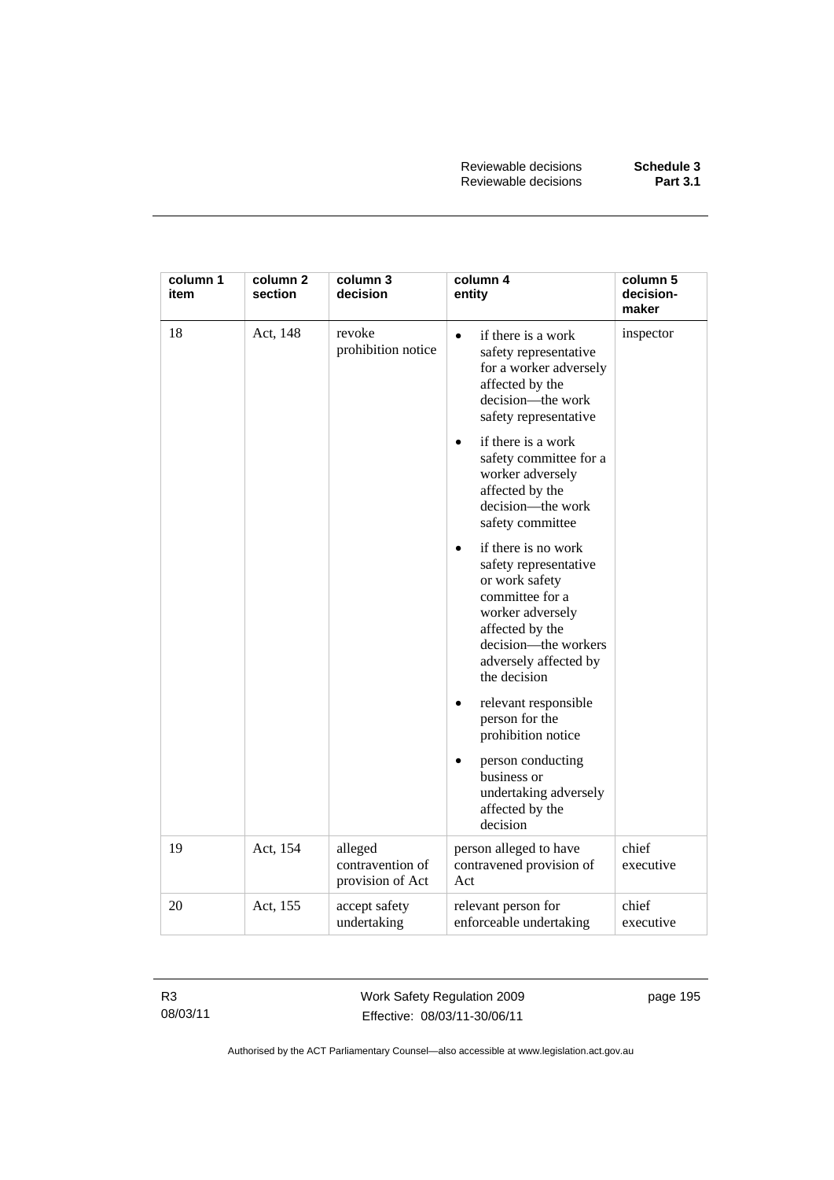| column 1 item | column 2 section | column 3 decision | column 4 entity | column 5 decision-maker |
|---|---|---|---|---|
| 18 | Act, 148 | revoke prohibition notice | • if there is a work safety representative for a worker adversely affected by the decision—the work safety representative<br>• if there is a work safety committee for a worker adversely affected by the decision—the work safety committee<br>• if there is no work safety representative or work safety committee for a worker adversely affected by the decision—the workers adversely affected by the decision<br>• relevant responsible person for the prohibition notice<br>• person conducting business or undertaking adversely affected by the decision | inspector |
| 19 | Act, 154 | alleged contravention of provision of Act | person alleged to have contravened provision of Act | chief executive |
| 20 | Act, 155 | accept safety undertaking | relevant person for enforceable undertaking | chief executive |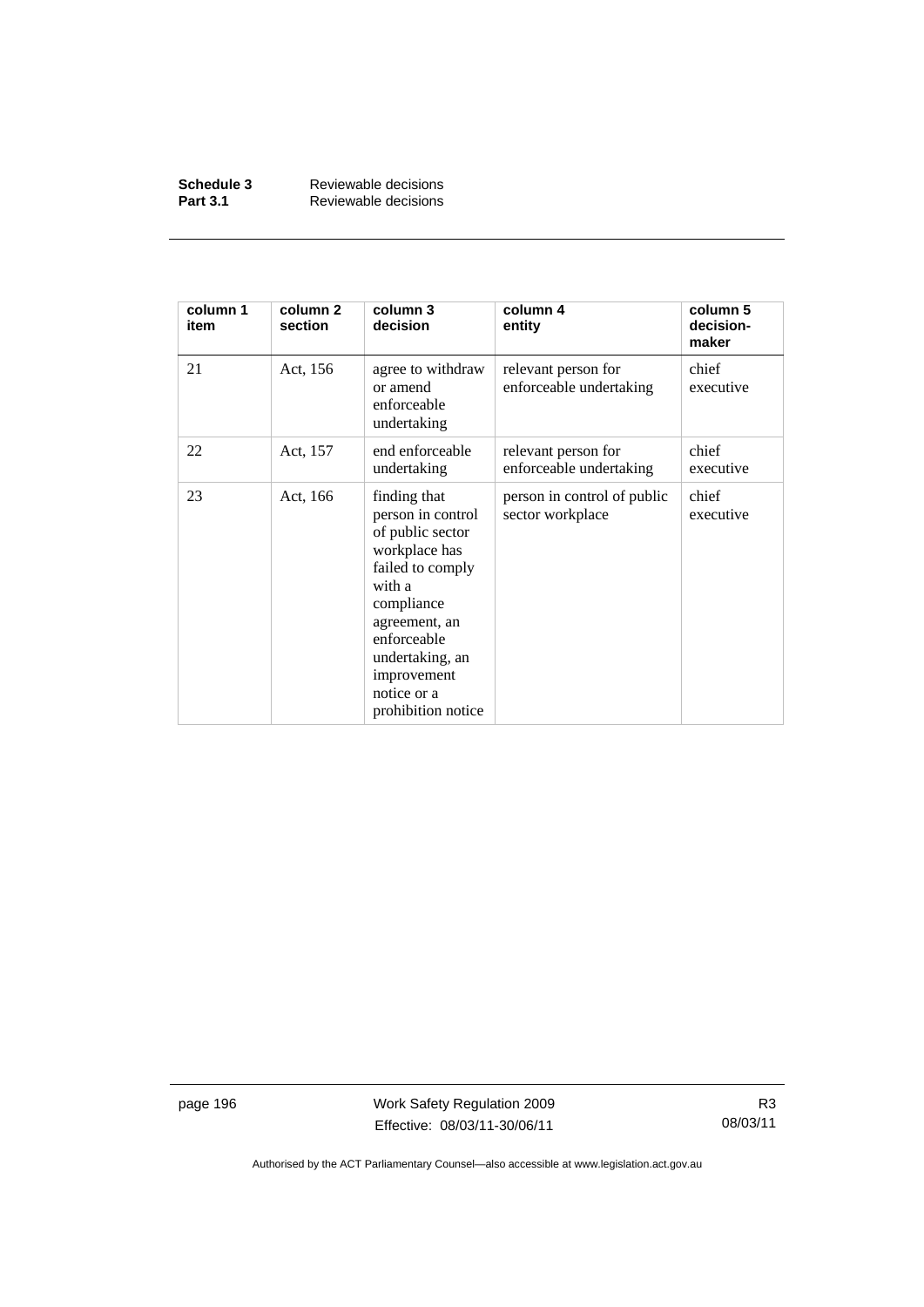| column 1 item | column 2 section | column 3 decision | column 4 entity | column 5 decision-maker |
|---|---|---|---|---|
| 21 | Act, 156 | agree to withdraw or amend enforceable undertaking | relevant person for enforceable undertaking | chief executive |
| 22 | Act, 157 | end enforceable undertaking | relevant person for enforceable undertaking | chief executive |
| 23 | Act, 166 | finding that person in control of public sector workplace has failed to comply with a compliance agreement, an enforceable undertaking, an improvement notice or a prohibition notice | person in control of public sector workplace | chief executive |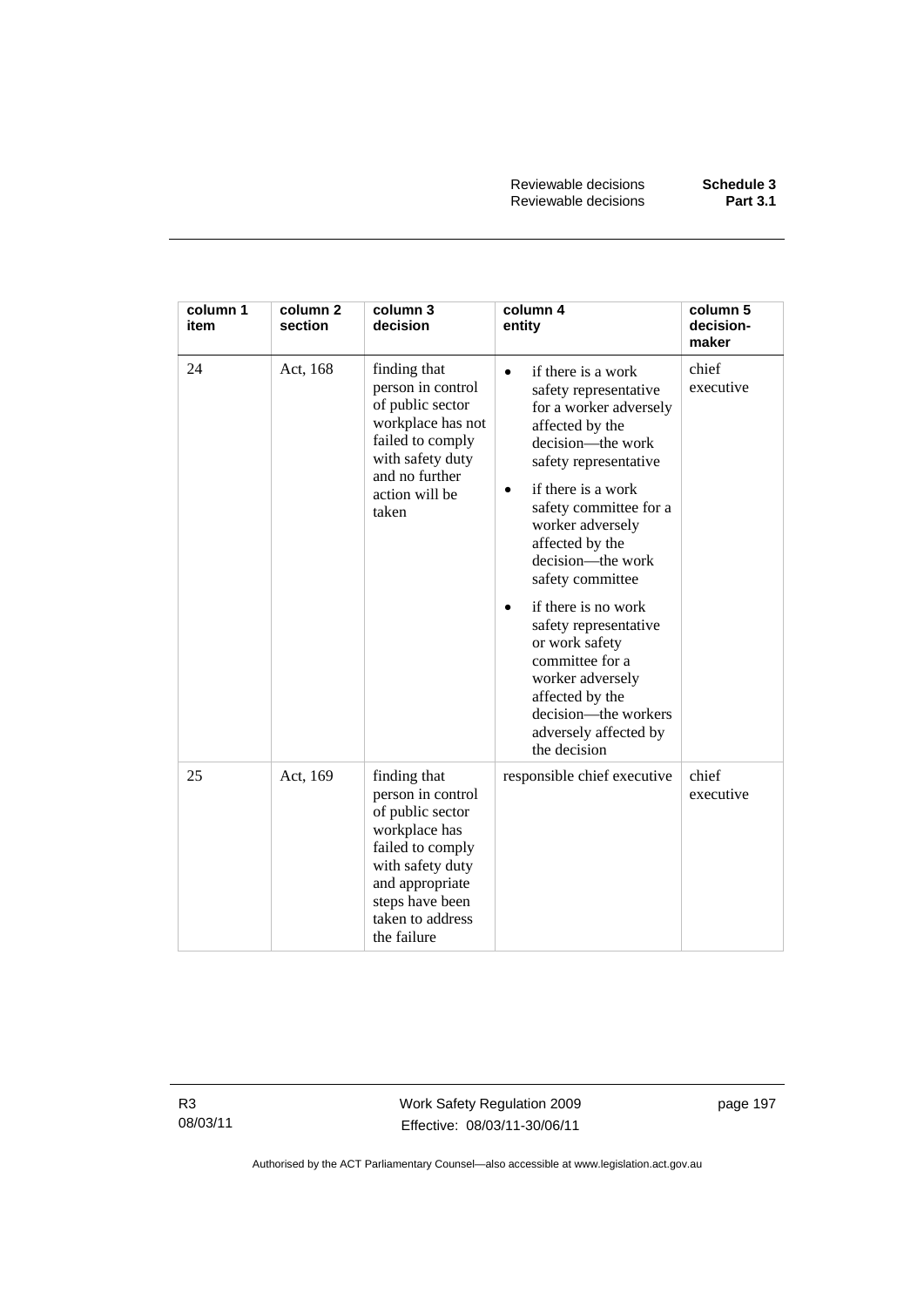| column 1 item | column 2 section | column 3 decision | column 4 entity | column 5 decision-maker |
|---|---|---|---|---|
| 24 | Act, 168 | finding that person in control of public sector workplace has not failed to comply with safety duty and no further action will be taken | • if there is a work safety representative for a worker adversely affected by the decision—the work safety representative<br>• if there is a work safety committee for a worker adversely affected by the decision—the work safety committee<br>• if there is no work safety representative or work safety committee for a worker adversely affected by the decision—the workers adversely affected by the decision | chief executive |
| 25 | Act, 169 | finding that person in control of public sector workplace has failed to comply with safety duty and appropriate steps have been taken to address the failure | responsible chief executive | chief executive |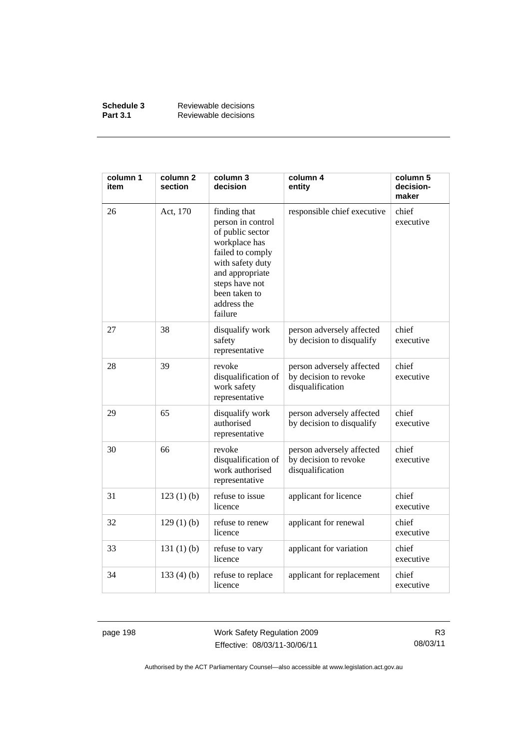| column 1 item | column 2 section | column 3 decision | column 4 entity | column 5 decision-maker |
|---|---|---|---|---|
| 26 | Act, 170 | finding that person in control of public sector workplace has failed to comply with safety duty and appropriate steps have not been taken to address the failure | responsible chief executive | chief executive |
| 27 | 38 | disqualify work safety representative | person adversely affected by decision to disqualify | chief executive |
| 28 | 39 | revoke disqualification of work safety representative | person adversely affected by decision to revoke disqualification | chief executive |
| 29 | 65 | disqualify work authorised representative | person adversely affected by decision to disqualify | chief executive |
| 30 | 66 | revoke disqualification of work authorised representative | person adversely affected by decision to revoke disqualification | chief executive |
| 31 | 123 (1) (b) | refuse to issue licence | applicant for licence | chief executive |
| 32 | 129 (1) (b) | refuse to renew licence | applicant for renewal | chief executive |
| 33 | 131 (1) (b) | refuse to vary licence | applicant for variation | chief executive |
| 34 | 133 (4) (b) | refuse to replace licence | applicant for replacement | chief executive |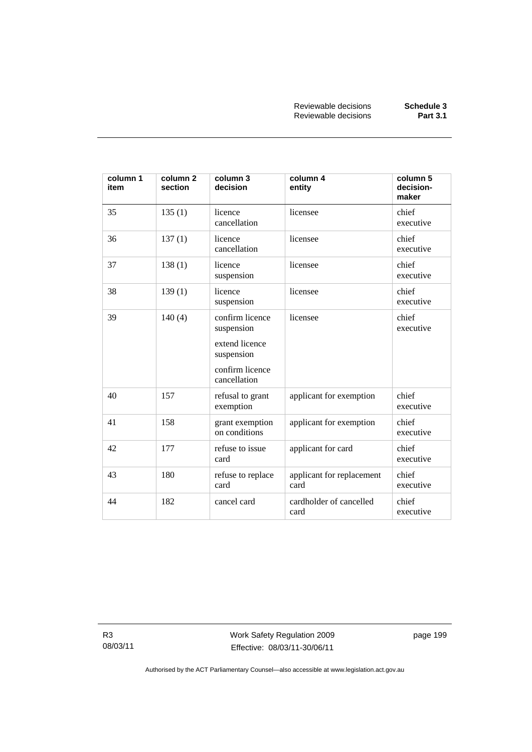| column 1 item | column 2 section | column 3 decision | column 4 entity | column 5 decision-maker |
|---|---|---|---|---|
| 35 | 135 (1) | licence cancellation | licensee | chief executive |
| 36 | 137 (1) | licence cancellation | licensee | chief executive |
| 37 | 138 (1) | licence suspension | licensee | chief executive |
| 38 | 139 (1) | licence suspension | licensee | chief executive |
| 39 | 140 (4) | confirm licence suspension<br><br>extend licence suspension<br><br>confirm licence cancellation | licensee | chief executive |
| 40 | 157 | refusal to grant exemption | applicant for exemption | chief executive |
| 41 | 158 | grant exemption on conditions | applicant for exemption | chief executive |
| 42 | 177 | refuse to issue card | applicant for card | chief executive |
| 43 | 180 | refuse to replace card | applicant for replacement card | chief executive |
| 44 | 182 | cancel card | cardholder of cancelled card | chief executive |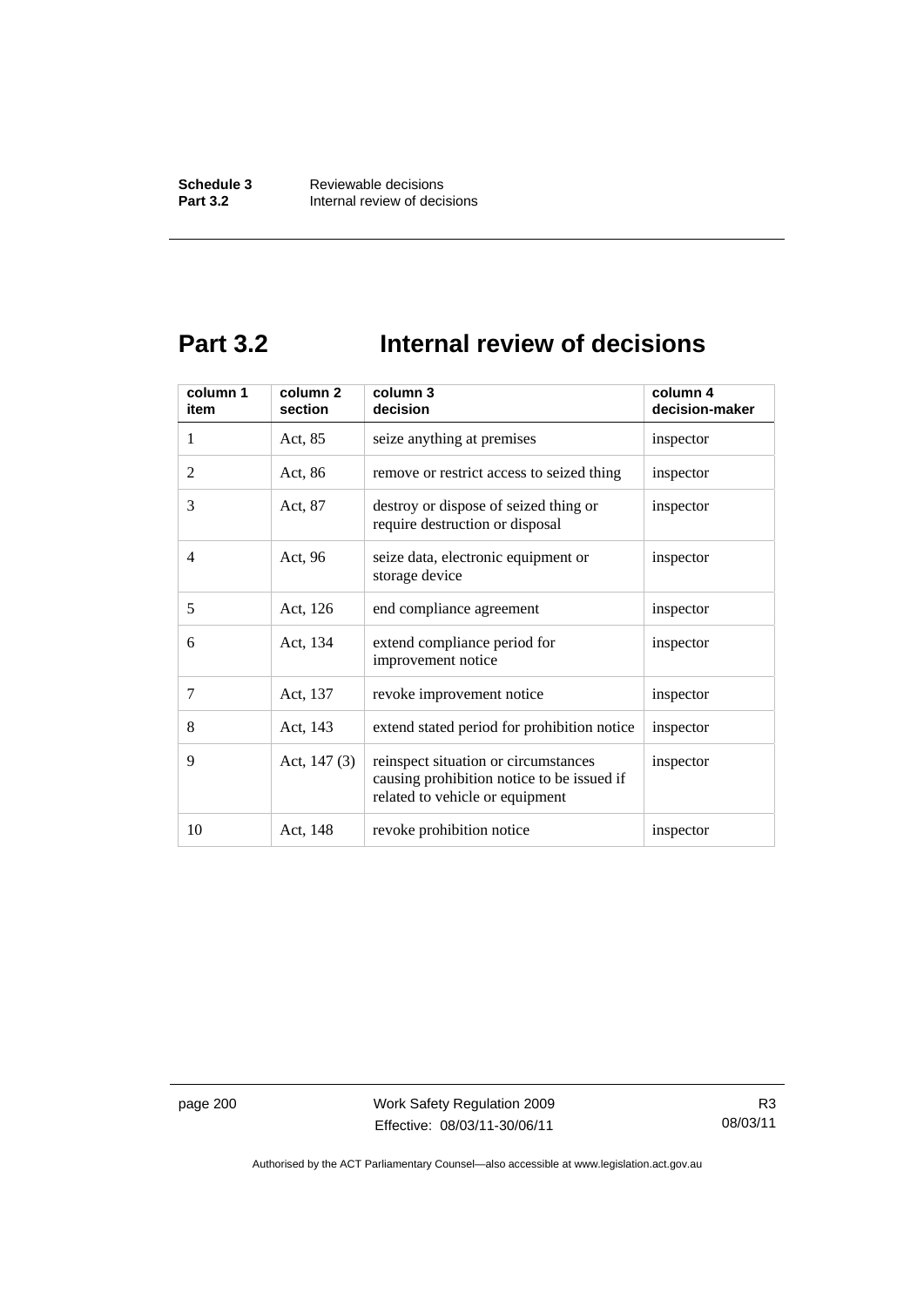## Part 3.2 Internal review of decisions

| column 1 item | column 2 section | column 3 decision | column 4 decision-maker |
|---|---|---|---|
| 1 | Act, 85 | seize anything at premises | inspector |
| 2 | Act, 86 | remove or restrict access to seized thing | inspector |
| 3 | Act, 87 | destroy or dispose of seized thing or require destruction or disposal | inspector |
| 4 | Act, 96 | seize data, electronic equipment or storage device | inspector |
| 5 | Act, 126 | end compliance agreement | inspector |
| 6 | Act, 134 | extend compliance period for improvement notice | inspector |
| 7 | Act, 137 | revoke improvement notice | inspector |
| 8 | Act, 143 | extend stated period for prohibition notice | inspector |
| 9 | Act, 147 (3) | reinspect situation or circumstances causing prohibition notice to be issued if related to vehicle or equipment | inspector |
| 10 | Act, 148 | revoke prohibition notice | inspector |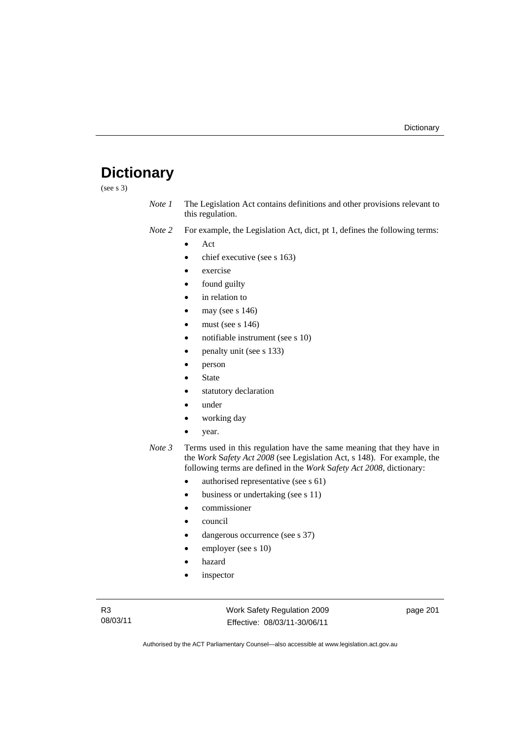# Dictionary

(see s 3)

*Note 1* The Legislation Act contains definitions and other provisions relevant to this regulation.

*Note 2* For example, the Legislation Act, dict, pt 1, defines the following terms:

- Act
- chief executive (see s 163)
- exercise
- found guilty
- in relation to
- may (see s 146)
- must (see s 146)
- notifiable instrument (see s 10)
- penalty unit (see s 133)
- person
- State
- statutory declaration
- under
- working day
- year.

*Note 3* Terms used in this regulation have the same meaning that they have in the *Work Safety Act 2008* (see Legislation Act, s 148). For example, the following terms are defined in the *Work Safety Act 2008*, dictionary:

- authorised representative (see s 61)
- business or undertaking (see s 11)
- commissioner
- council
- dangerous occurrence (see s 37)
- employer (see s 10)
- hazard
- inspector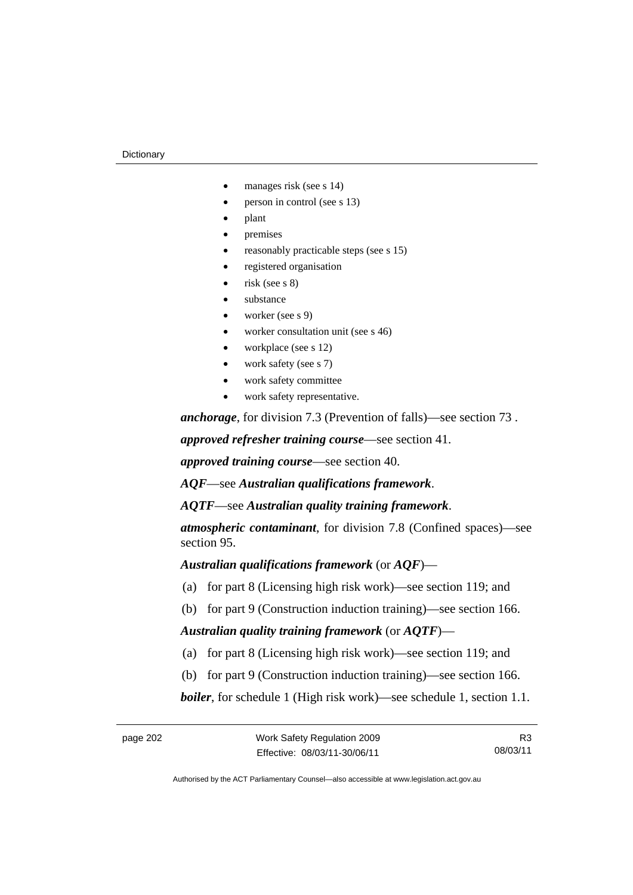- manages risk (see s 14)
- person in control (see s 13)
- plant
- premises
- reasonably practicable steps (see s 15)
- registered organisation
- risk (see s 8)
- substance
- worker (see s 9)
- worker consultation unit (see s 46)
- workplace (see s 12)
- work safety (see s 7)
- work safety committee
- work safety representative.

***anchorage***, for division 7.3 (Prevention of falls)—see section 73 .

***approved refresher training course***—see section 41.

***approved training course***—see section 40.

***AQF***—see ***Australian qualifications framework***.

***AQTF***—see ***Australian quality training framework***.

***atmospheric contaminant***, for division 7.8 (Confined spaces)—see section 95.

***Australian qualifications framework*** (or ***AQF***)—

(a) for part 8 (Licensing high risk work)—see section 119; and

(b) for part 9 (Construction induction training)—see section 166.

***Australian quality training framework*** (or ***AQTF***)—

(a) for part 8 (Licensing high risk work)—see section 119; and

(b) for part 9 (Construction induction training)—see section 166.

***boiler***, for schedule 1 (High risk work)—see schedule 1, section 1.1.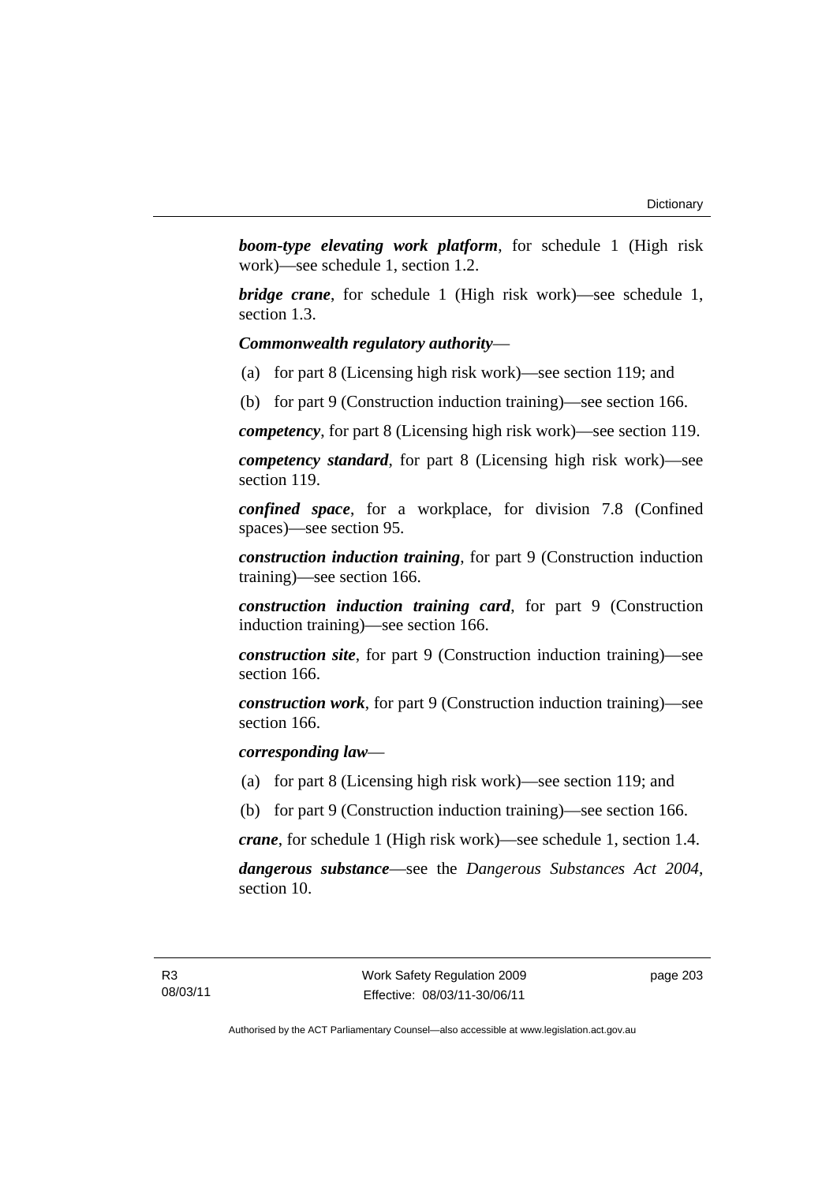***boom-type elevating work platform***, for schedule 1 (High risk work)—see schedule 1, section 1.2.

***bridge crane***, for schedule 1 (High risk work)—see schedule 1, section 1.3.

***Commonwealth regulatory authority***—

(a) for part 8 (Licensing high risk work)—see section 119; and

(b) for part 9 (Construction induction training)—see section 166.

***competency***, for part 8 (Licensing high risk work)—see section 119.

***competency standard***, for part 8 (Licensing high risk work)—see section 119.

***confined space***, for a workplace, for division 7.8 (Confined spaces)—see section 95.

***construction induction training***, for part 9 (Construction induction training)—see section 166.

***construction induction training card***, for part 9 (Construction induction training)—see section 166.

***construction site***, for part 9 (Construction induction training)—see section 166.

***construction work***, for part 9 (Construction induction training)—see section 166.

***corresponding law***—

(a) for part 8 (Licensing high risk work)—see section 119; and

(b) for part 9 (Construction induction training)—see section 166.

***crane***, for schedule 1 (High risk work)—see schedule 1, section 1.4.

***dangerous substance***—see the *Dangerous Substances Act 2004*, section 10.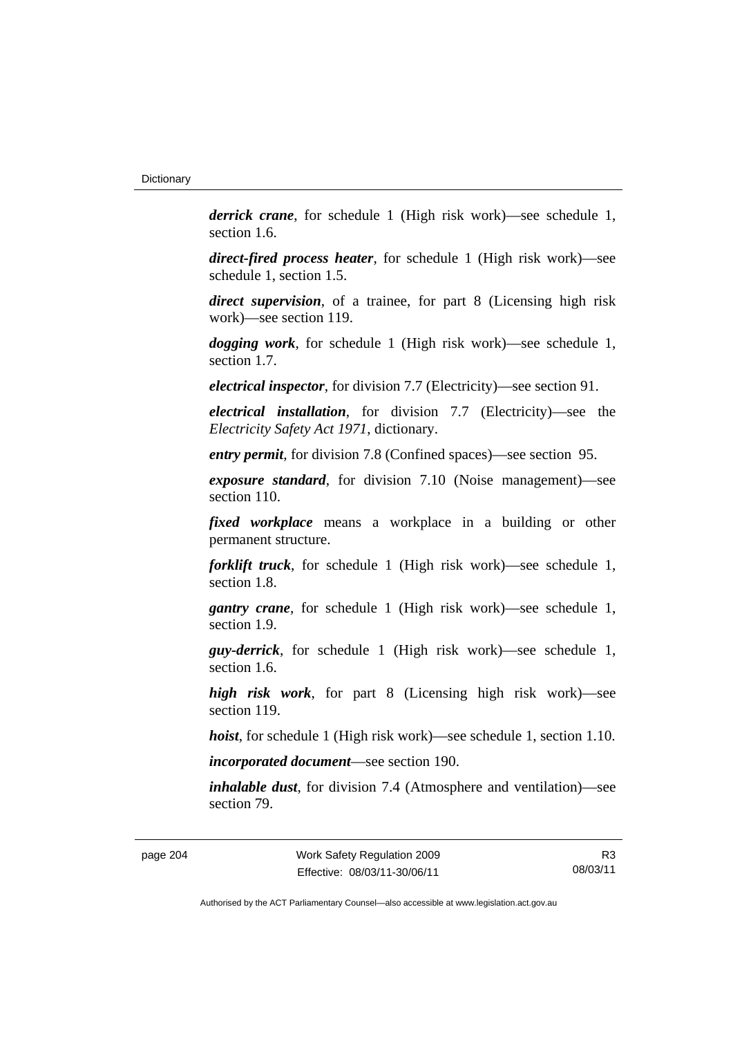***derrick crane***, for schedule 1 (High risk work)—see schedule 1, section 1.6.

***direct-fired process heater***, for schedule 1 (High risk work)—see schedule 1, section 1.5.

***direct supervision***, of a trainee, for part 8 (Licensing high risk work)—see section 119.

***dogging work***, for schedule 1 (High risk work)—see schedule 1, section 1.7.

***electrical inspector***, for division 7.7 (Electricity)—see section 91.

***electrical installation***, for division 7.7 (Electricity)—see the *Electricity Safety Act 1971*, dictionary.

***entry permit***, for division 7.8 (Confined spaces)—see section 95.

***exposure standard***, for division 7.10 (Noise management)—see section 110.

***fixed workplace*** means a workplace in a building or other permanent structure.

***forklift truck***, for schedule 1 (High risk work)—see schedule 1, section 1.8.

***gantry crane***, for schedule 1 (High risk work)—see schedule 1, section 1.9.

***guy-derrick***, for schedule 1 (High risk work)—see schedule 1, section 1.6.

***high risk work***, for part 8 (Licensing high risk work)—see section 119.

***hoist***, for schedule 1 (High risk work)—see schedule 1, section 1.10.

***incorporated document***—see section 190.

***inhalable dust***, for division 7.4 (Atmosphere and ventilation)—see section 79.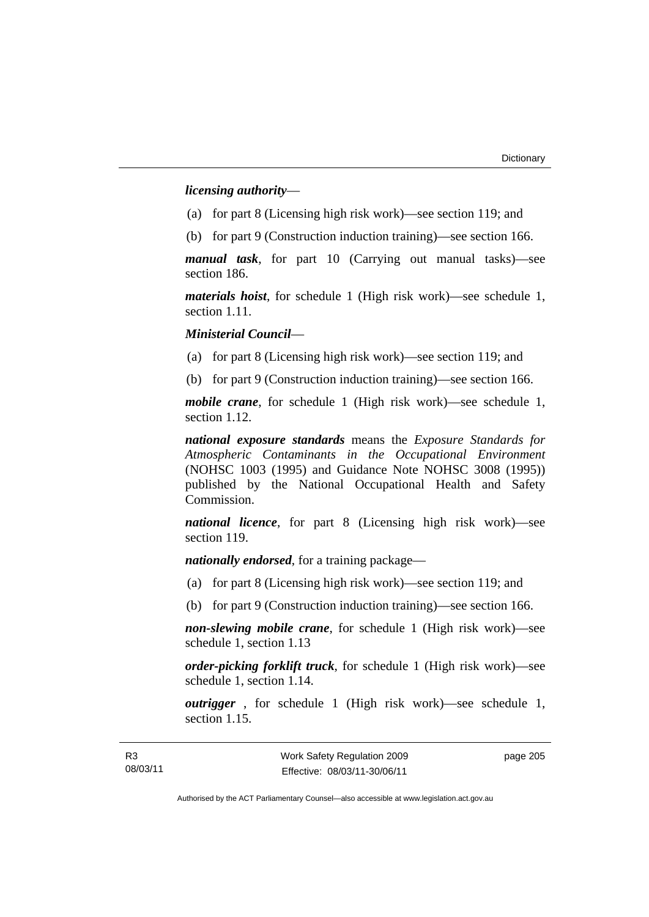***licensing authority***—

(a) for part 8 (Licensing high risk work)—see section 119; and

(b) for part 9 (Construction induction training)—see section 166.

***manual task***, for part 10 (Carrying out manual tasks)—see section 186.

***materials hoist***, for schedule 1 (High risk work)—see schedule 1, section 1.11.

***Ministerial Council***—

(a) for part 8 (Licensing high risk work)—see section 119; and

(b) for part 9 (Construction induction training)—see section 166.

***mobile crane***, for schedule 1 (High risk work)—see schedule 1, section 1.12.

***national exposure standards*** means the *Exposure Standards for Atmospheric Contaminants in the Occupational Environment* (NOHSC 1003 (1995) and Guidance Note NOHSC 3008 (1995)) published by the National Occupational Health and Safety Commission.

***national licence***, for part 8 (Licensing high risk work)—see section 119.

***nationally endorsed***, for a training package—

(a) for part 8 (Licensing high risk work)—see section 119; and

(b) for part 9 (Construction induction training)—see section 166.

***non-slewing mobile crane***, for schedule 1 (High risk work)—see schedule 1, section 1.13

***order-picking forklift truck***, for schedule 1 (High risk work)—see schedule 1, section 1.14.

***outrigger*** , for schedule 1 (High risk work)—see schedule 1, section 1.15.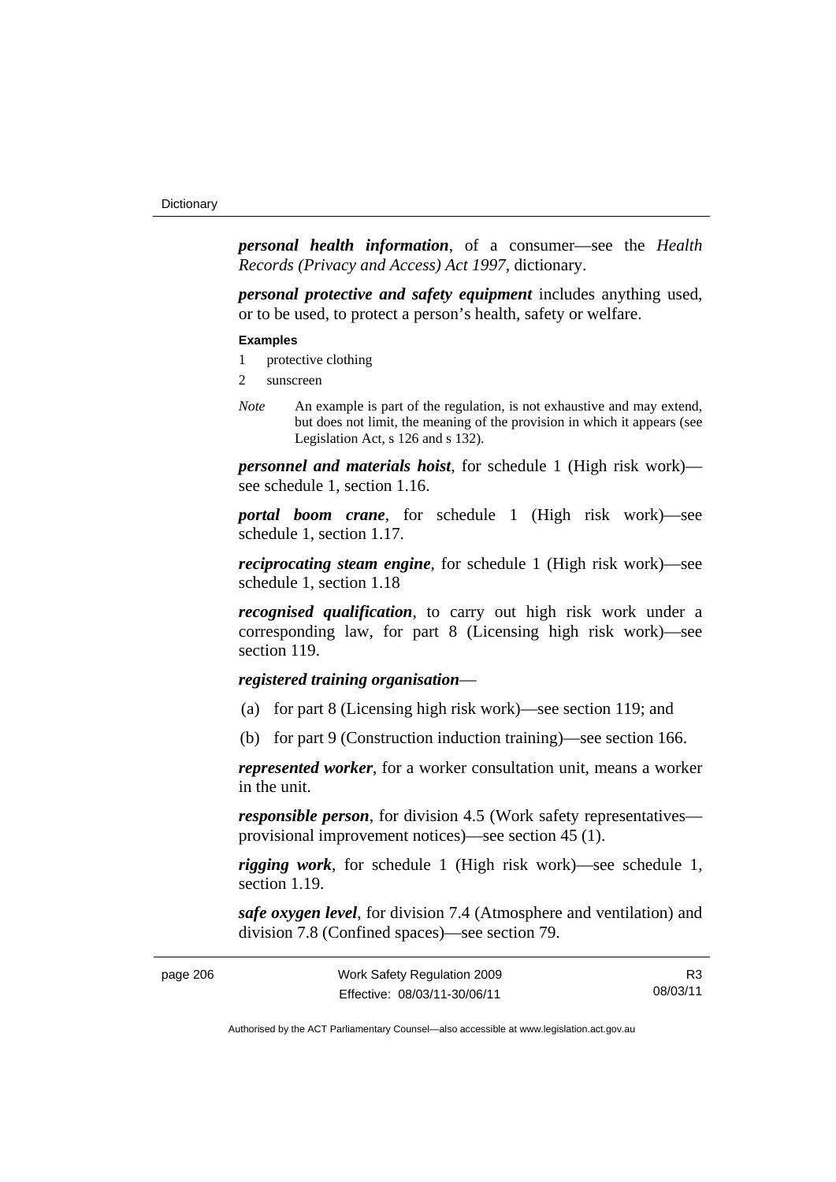***personal health information***, of a consumer—see the *Health Records (Privacy and Access) Act 1997*, dictionary.

***personal protective and safety equipment*** includes anything used, or to be used, to protect a person's health, safety or welfare.

**Examples**

1 protective clothing

2 sunscreen

*Note* An example is part of the regulation, is not exhaustive and may extend, but does not limit, the meaning of the provision in which it appears (see Legislation Act, s 126 and s 132).

***personnel and materials hoist***, for schedule 1 (High risk work)—see schedule 1, section 1.16.

***portal boom crane***, for schedule 1 (High risk work)—see schedule 1, section 1.17.

***reciprocating steam engine***, for schedule 1 (High risk work)—see schedule 1, section 1.18

***recognised qualification***, to carry out high risk work under a corresponding law, for part 8 (Licensing high risk work)—see section 119.

***registered training organisation***—

(a) for part 8 (Licensing high risk work)—see section 119; and

(b) for part 9 (Construction induction training)—see section 166.

***represented worker***, for a worker consultation unit, means a worker in the unit.

***responsible person***, for division 4.5 (Work safety representatives—provisional improvement notices)—see section 45 (1).

***rigging work***, for schedule 1 (High risk work)—see schedule 1, section 1.19.

***safe oxygen level***, for division 7.4 (Atmosphere and ventilation) and division 7.8 (Confined spaces)—see section 79.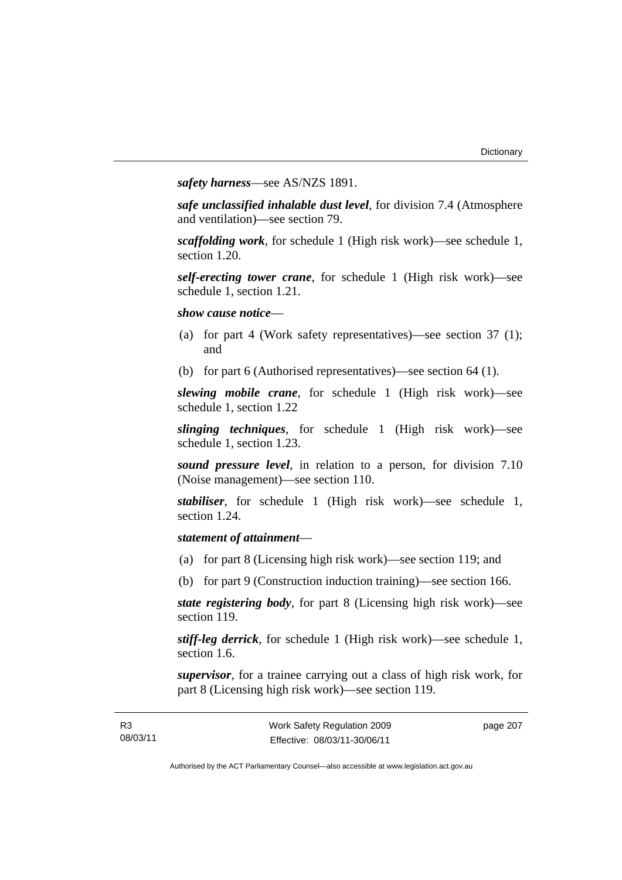***safety harness***—see AS/NZS 1891.

***safe unclassified inhalable dust level***, for division 7.4 (Atmosphere and ventilation)—see section 79.

***scaffolding work***, for schedule 1 (High risk work)—see schedule 1, section 1.20.

***self-erecting tower crane***, for schedule 1 (High risk work)—see schedule 1, section 1.21.

***show cause notice***—

(a) for part 4 (Work safety representatives)—see section 37 (1); and

(b) for part 6 (Authorised representatives)—see section 64 (1).

***slewing mobile crane***, for schedule 1 (High risk work)—see schedule 1, section 1.22

***slinging techniques***, for schedule 1 (High risk work)—see schedule 1, section 1.23.

***sound pressure level***, in relation to a person, for division 7.10 (Noise management)—see section 110.

***stabiliser***, for schedule 1 (High risk work)—see schedule 1, section 1.24.

***statement of attainment***—

(a) for part 8 (Licensing high risk work)—see section 119; and

(b) for part 9 (Construction induction training)—see section 166.

***state registering body***, for part 8 (Licensing high risk work)—see section 119.

***stiff-leg derrick***, for schedule 1 (High risk work)—see schedule 1, section 1.6.

***supervisor***, for a trainee carrying out a class of high risk work, for part 8 (Licensing high risk work)—see section 119.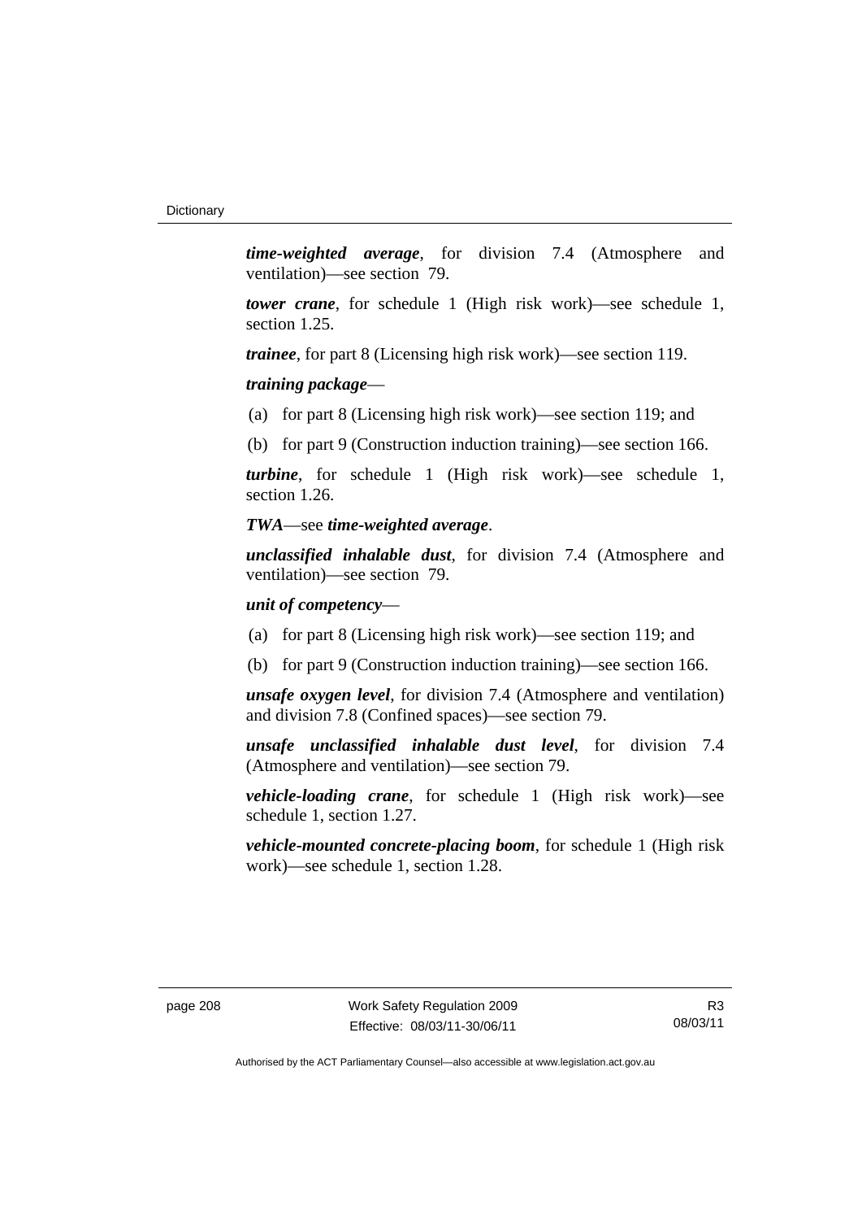***time-weighted average***, for division 7.4 (Atmosphere and ventilation)—see section 79.

***tower crane***, for schedule 1 (High risk work)—see schedule 1, section 1.25.

***trainee***, for part 8 (Licensing high risk work)—see section 119.

***training package***—

(a) for part 8 (Licensing high risk work)—see section 119; and

(b) for part 9 (Construction induction training)—see section 166.

***turbine***, for schedule 1 (High risk work)—see schedule 1, section 1.26.

***TWA***—see ***time-weighted average***.

***unclassified inhalable dust***, for division 7.4 (Atmosphere and ventilation)—see section 79.

***unit of competency***—

(a) for part 8 (Licensing high risk work)—see section 119; and

(b) for part 9 (Construction induction training)—see section 166.

***unsafe oxygen level***, for division 7.4 (Atmosphere and ventilation) and division 7.8 (Confined spaces)—see section 79.

***unsafe unclassified inhalable dust level***, for division 7.4 (Atmosphere and ventilation)—see section 79.

***vehicle-loading crane***, for schedule 1 (High risk work)—see schedule 1, section 1.27.

***vehicle-mounted concrete-placing boom***, for schedule 1 (High risk work)—see schedule 1, section 1.28.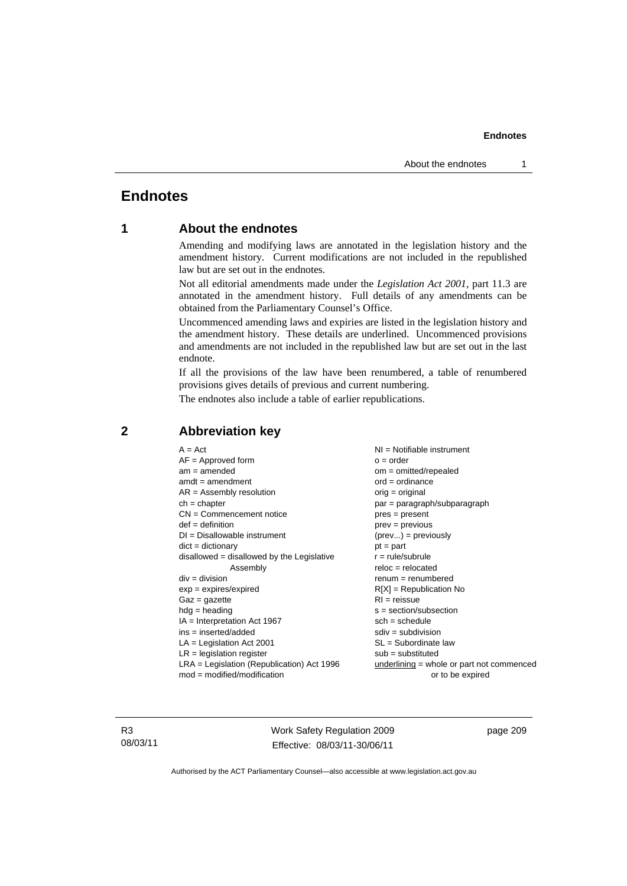# Endnotes

## 1 About the endnotes

Amending and modifying laws are annotated in the legislation history and the amendment history. Current modifications are not included in the republished law but are set out in the endnotes.

Not all editorial amendments made under the *Legislation Act 2001*, part 11.3 are annotated in the amendment history. Full details of any amendments can be obtained from the Parliamentary Counsel's Office.

Uncommenced amending laws and expiries are listed in the legislation history and the amendment history. These details are underlined. Uncommenced provisions and amendments are not included in the republished law but are set out in the last endnote.

If all the provisions of the law have been renumbered, a table of renumbered provisions gives details of previous and current numbering.

The endnotes also include a table of earlier republications.

## 2 Abbreviation key

A = Act
AF = Approved form
am = amended
amdt = amendment
AR = Assembly resolution
ch = chapter
CN = Commencement notice
def = definition
DI = Disallowable instrument
dict = dictionary
disallowed = disallowed by the Legislative Assembly
div = division
exp = expires/expired
Gaz = gazette
hdg = heading
IA = Interpretation Act 1967
ins = inserted/added
LA = Legislation Act 2001
LR = legislation register
LRA = Legislation (Republication) Act 1996
mod = modified/modification
NI = Notifiable instrument
o = order
om = omitted/repealed
ord = ordinance
orig = original
par = paragraph/subparagraph
pres = present
prev = previous
(prev...) = previously
pt = part
r = rule/subrule
reloc = relocated
renum = renumbered
R[X] = Republication No
RI = reissue
s = section/subsection
sch = schedule
sdiv = subdivision
SL = Subordinate law
sub = substituted
underlining = whole or part not commenced or to be expired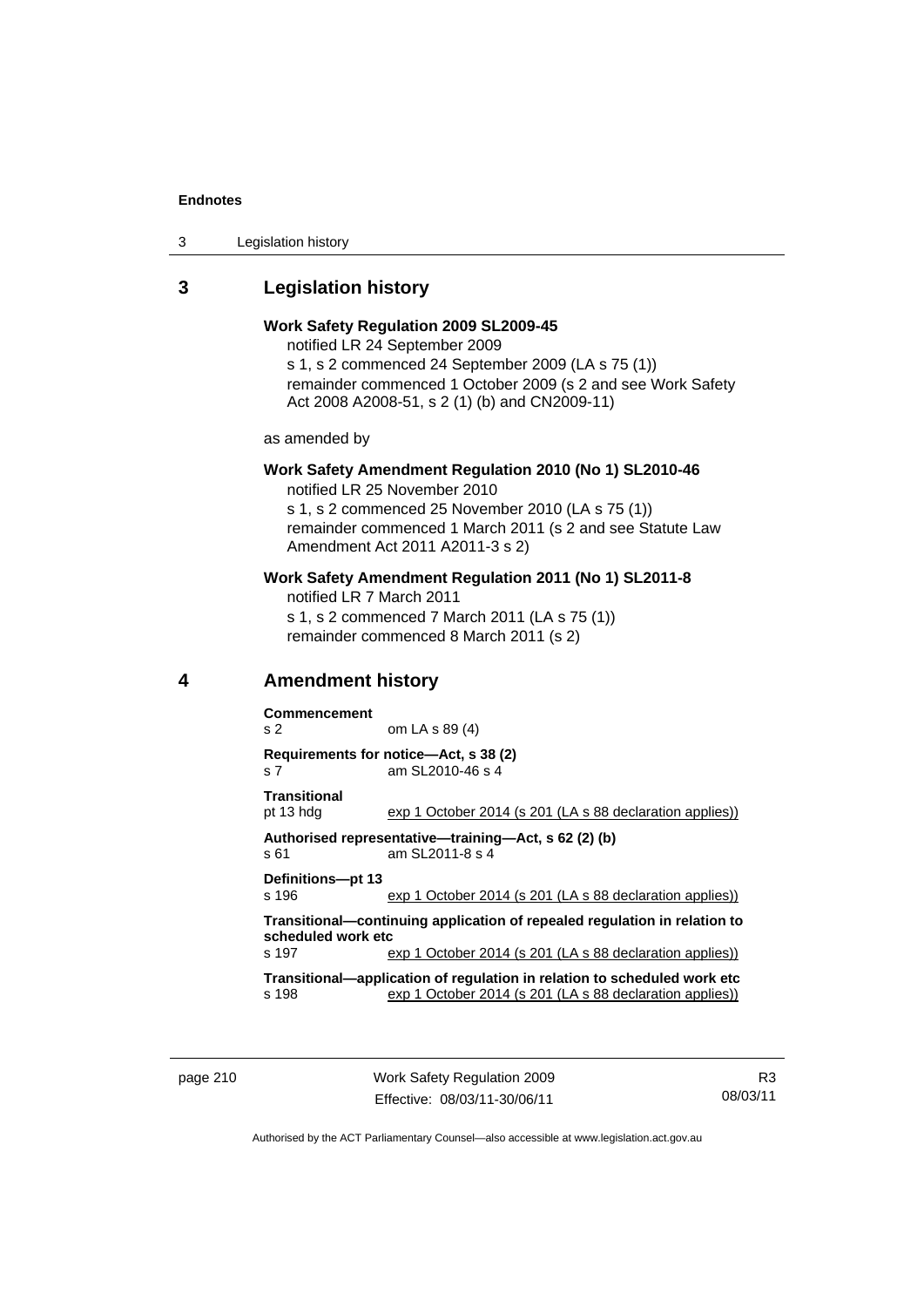## 3 Legislation history

**Work Safety Regulation 2009 SL2009-45**

notified LR 24 September 2009

s 1, s 2 commenced 24 September 2009 (LA s 75 (1))

remainder commenced 1 October 2009 (s 2 and see Work Safety Act 2008 A2008-51, s 2 (1) (b) and CN2009-11)

as amended by

**Work Safety Amendment Regulation 2010 (No 1) SL2010-46**

notified LR 25 November 2010

s 1, s 2 commenced 25 November 2010 (LA s 75 (1))

remainder commenced 1 March 2011 (s 2 and see Statute Law Amendment Act 2011 A2011-3 s 2)

**Work Safety Amendment Regulation 2011 (No 1) SL2011-8**

notified LR 7 March 2011

s 1, s 2 commenced 7 March 2011 (LA s 75 (1))

remainder commenced 8 March 2011 (s 2)

## 4 Amendment history

**Commencement**

s 2 om LA s 89 (4)

**Requirements for notice—Act, s 38 (2)**

s 7 am SL2010-46 s 4

**Transitional**

pt 13 hdg exp 1 October 2014 (s 201 (LA s 88 declaration applies))

**Authorised representative—training—Act, s 62 (2) (b)**

s 61 am SL2011-8 s 4

**Definitions—pt 13**

s 196 exp 1 October 2014 (s 201 (LA s 88 declaration applies))

**Transitional—continuing application of repealed regulation in relation to scheduled work etc**

s 197 exp 1 October 2014 (s 201 (LA s 88 declaration applies))

**Transitional—application of regulation in relation to scheduled work etc**

s 198 exp 1 October 2014 (s 201 (LA s 88 declaration applies))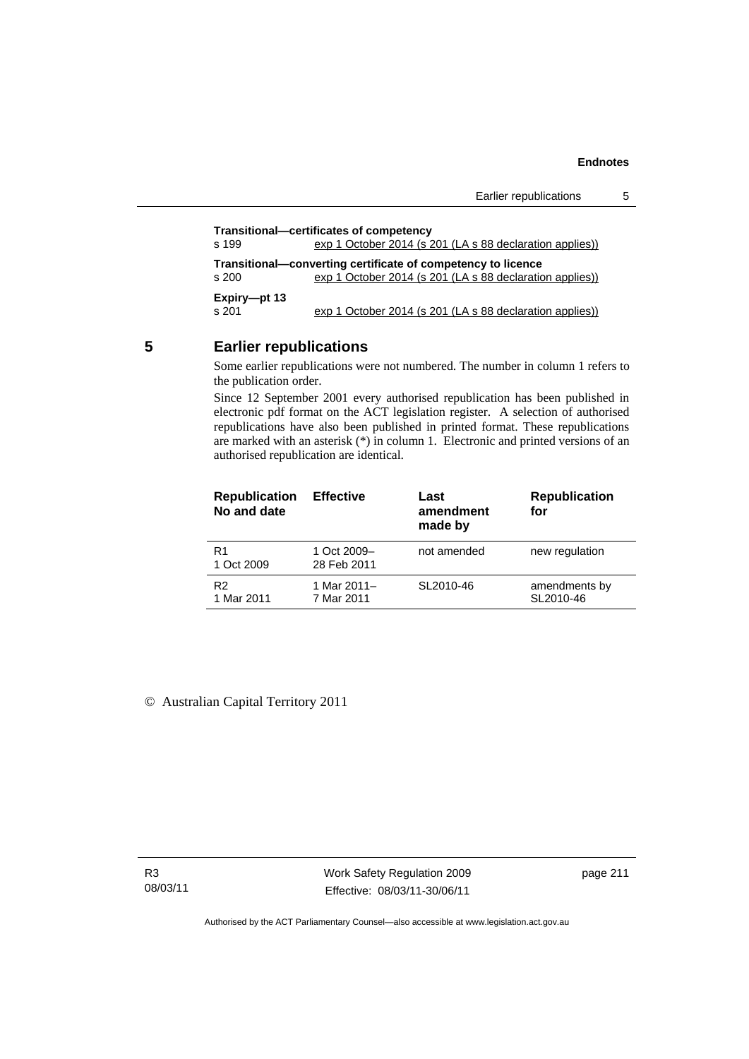**Transitional—certificates of competency**
s 199 exp 1 October 2014 (s 201 (LA s 88 declaration applies))

**Transitional—converting certificate of competency to licence**
s 200 exp 1 October 2014 (s 201 (LA s 88 declaration applies))

**Expiry—pt 13**
s 201 exp 1 October 2014 (s 201 (LA s 88 declaration applies))

## 5 Earlier republications

Some earlier republications were not numbered. The number in column 1 refers to the publication order.

Since 12 September 2001 every authorised republication has been published in electronic pdf format on the ACT legislation register. A selection of authorised republications have also been published in printed format. These republications are marked with an asterisk (*) in column 1. Electronic and printed versions of an authorised republication are identical.

| Republication No and date | Effective | Last amendment made by | Republication for |
|---|---|---|---|
| R1 1 Oct 2009 | 1 Oct 2009– 28 Feb 2011 | not amended | new regulation |
| R2 1 Mar 2011 | 1 Mar 2011– 7 Mar 2011 | SL2010-46 | amendments by SL2010-46 |

© Australian Capital Territory 2011